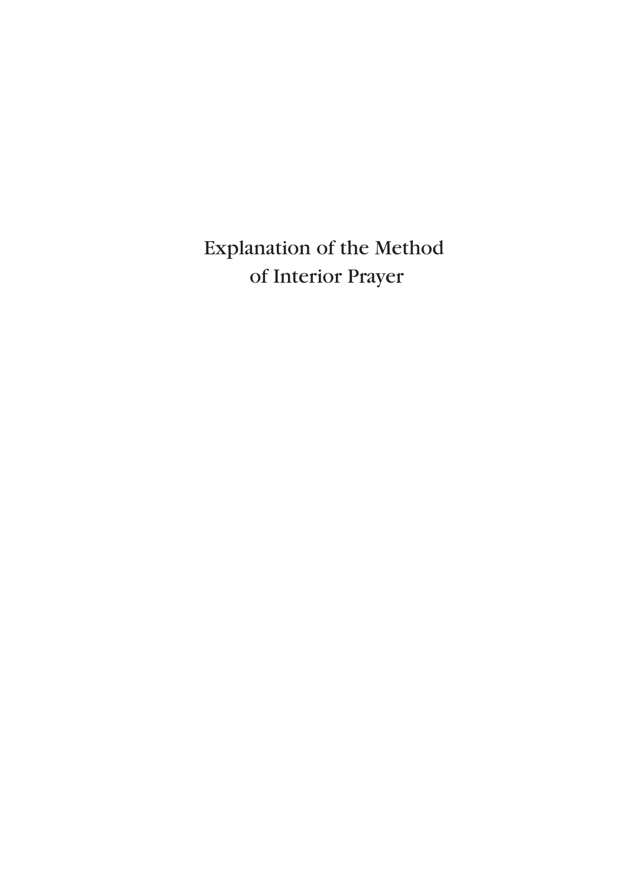# Explanation of the Method of Interior Prayer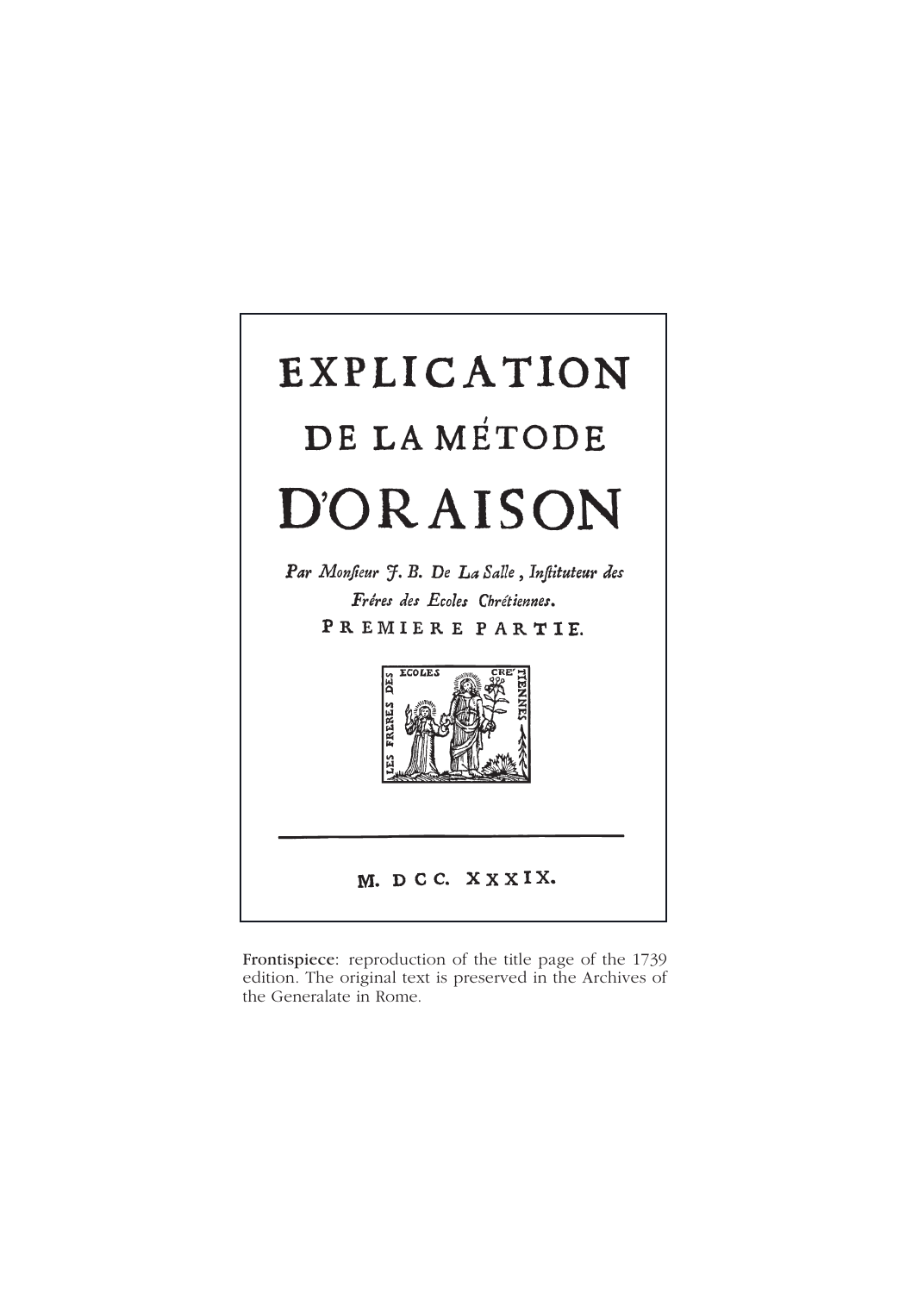# EXPLICATION

## DE LA MÉTODE

# D'ORAISON

*Par Monsieur J. B. De La Salle, Instituteur des Fréres des Ecoles Chrétiennes.*

PREMIERE PARTIE.

LES FRERES DES ECOLES CRE'TIENNES

M. DCC. XXXIX.

Frontispiece: reproduction of the title page of the 1739 edition. The original text is preserved in the Archives of the Generalate in Rome.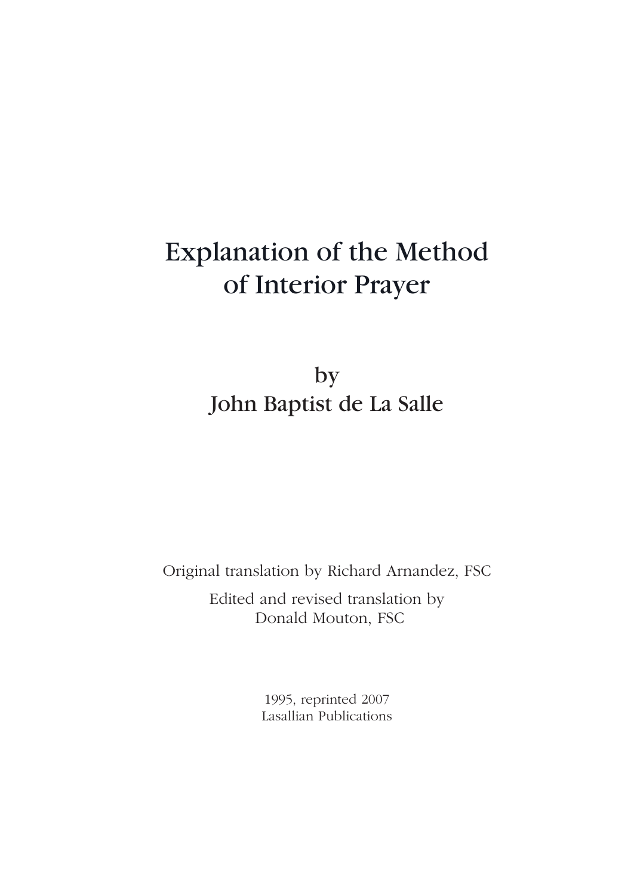# Explanation of the Method of Interior Prayer

by
John Baptist de La Salle

Original translation by Richard Arnandez, FSC

Edited and revised translation by
Donald Mouton, FSC

1995, reprinted 2007
Lasallian Publications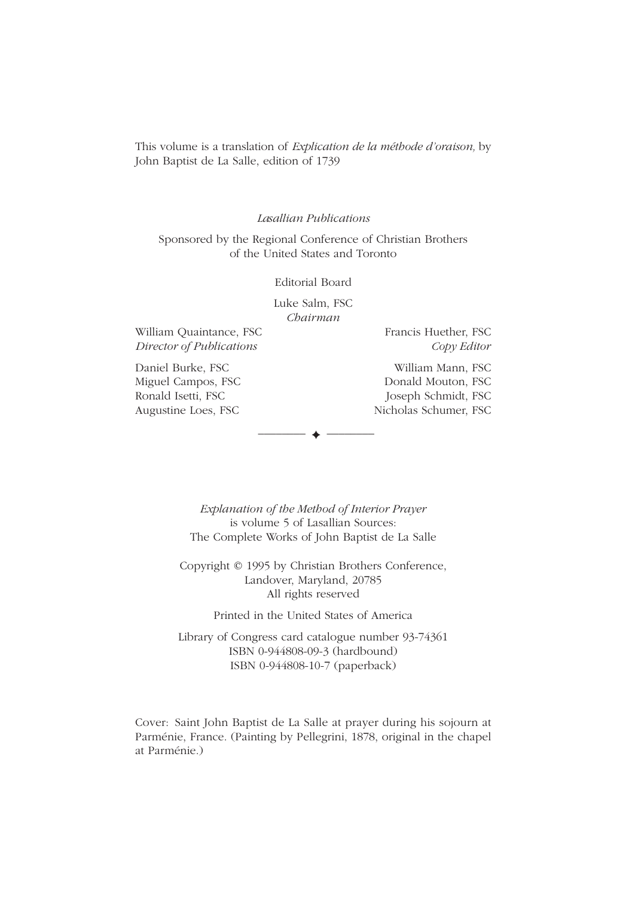This volume is a translation of *Explication de la méthode d'oraison,* by John Baptist de La Salle, edition of 1739

*Lasallian Publications*

Sponsored by the Regional Conference of Christian Brothers of the United States and Toronto

Editorial Board

Luke Salm, FSC
*Chairman*

William Quaintance, FSC
*Director of Publications*

Francis Huether, FSC
*Copy Editor*

Daniel Burke, FSC
Miguel Campos, FSC
Ronald Isetti, FSC
Augustine Loes, FSC

William Mann, FSC
Donald Mouton, FSC
Joseph Schmidt, FSC
Nicholas Schumer, FSC

---

*Explanation of the Method of Interior Prayer*
is volume 5 of Lasallian Sources:
The Complete Works of John Baptist de La Salle

Copyright © 1995 by Christian Brothers Conference,
Landover, Maryland, 20785
All rights reserved

Printed in the United States of America

Library of Congress card catalogue number 93-74361
ISBN 0-944808-09-3 (hardbound)
ISBN 0-944808-10-7 (paperback)

Cover: Saint John Baptist de La Salle at prayer during his sojourn at Parménie, France. (Painting by Pellegrini, 1878, original in the chapel at Parménie.)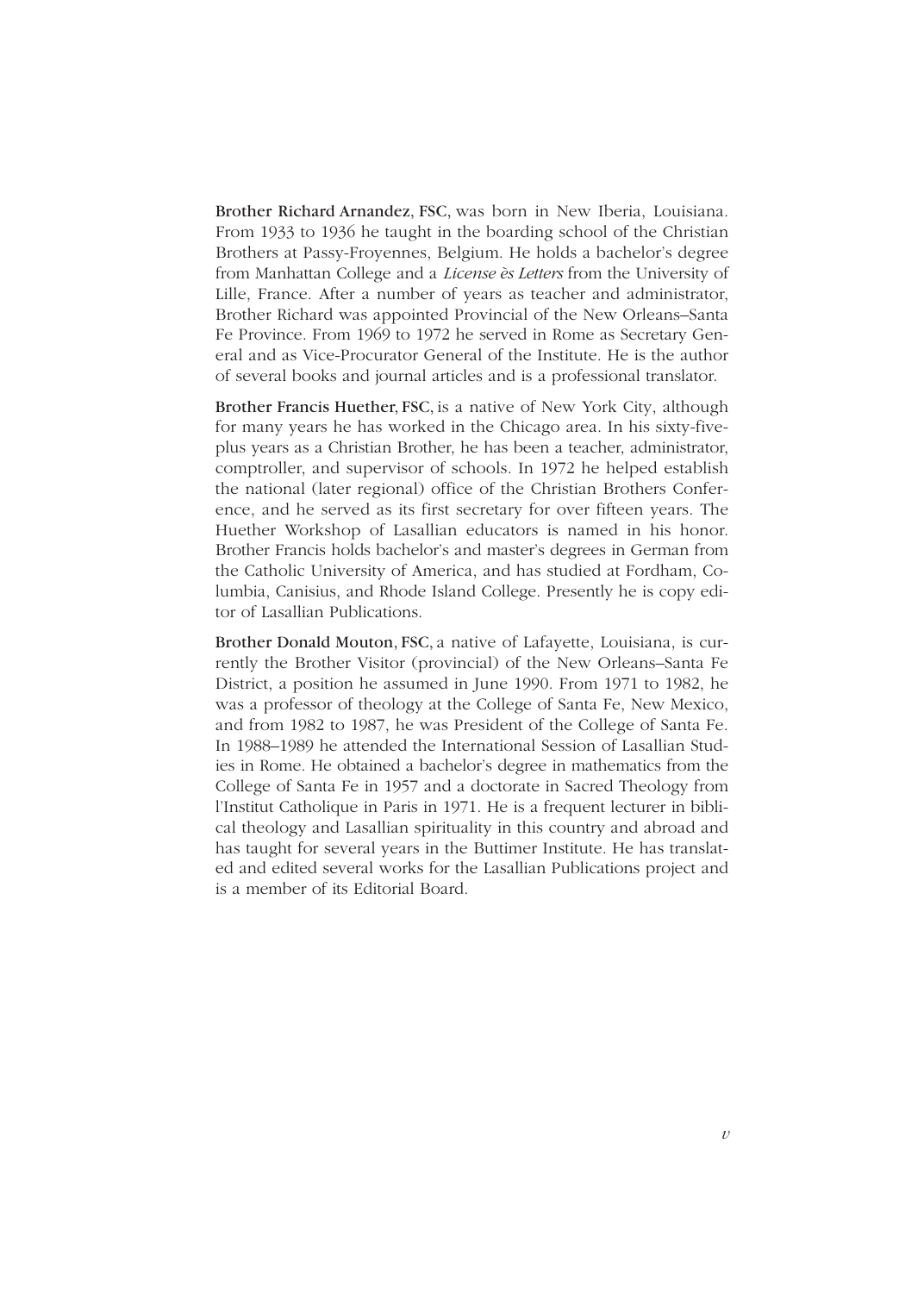**Brother Richard Arnandez, FSC,** was born in New Iberia, Louisiana. From 1933 to 1936 he taught in the boarding school of the Christian Brothers at Passy-Froyennes, Belgium. He holds a bachelor's degree from Manhattan College and a *License ès Letters* from the University of Lille, France. After a number of years as teacher and administrator, Brother Richard was appointed Provincial of the New Orleans–Santa Fe Province. From 1969 to 1972 he served in Rome as Secretary General and as Vice-Procurator General of the Institute. He is the author of several books and journal articles and is a professional translator.

**Brother Francis Huether, FSC,** is a native of New York City, although for many years he has worked in the Chicago area. In his sixty-five-plus years as a Christian Brother, he has been a teacher, administrator, comptroller, and supervisor of schools. In 1972 he helped establish the national (later regional) office of the Christian Brothers Conference, and he served as its first secretary for over fifteen years. The Huether Workshop of Lasallian educators is named in his honor. Brother Francis holds bachelor's and master's degrees in German from the Catholic University of America, and has studied at Fordham, Columbia, Canisius, and Rhode Island College. Presently he is copy editor of Lasallian Publications.

**Brother Donald Mouton, FSC,** a native of Lafayette, Louisiana, is currently the Brother Visitor (provincial) of the New Orleans–Santa Fe District, a position he assumed in June 1990. From 1971 to 1982, he was a professor of theology at the College of Santa Fe, New Mexico, and from 1982 to 1987, he was President of the College of Santa Fe. In 1988–1989 he attended the International Session of Lasallian Studies in Rome. He obtained a bachelor's degree in mathematics from the College of Santa Fe in 1957 and a doctorate in Sacred Theology from l'Institut Catholique in Paris in 1971. He is a frequent lecturer in biblical theology and Lasallian spirituality in this country and abroad and has taught for several years in the Buttimer Institute. He has translated and edited several works for the Lasallian Publications project and is a member of its Editorial Board.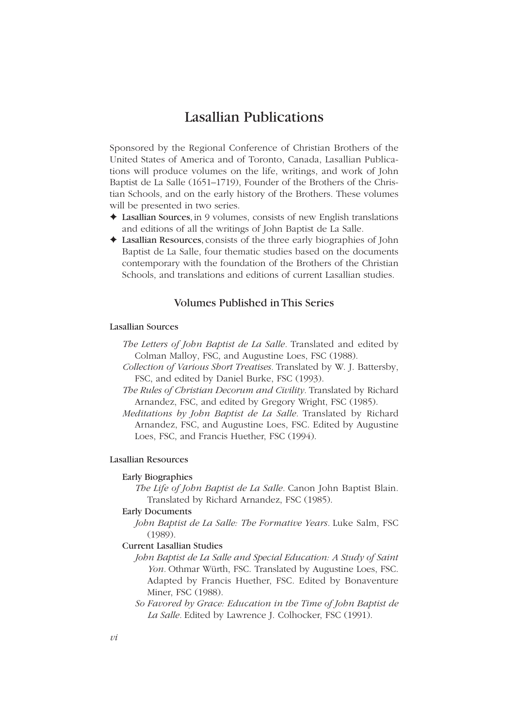# Lasallian Publications

Sponsored by the Regional Conference of Christian Brothers of the United States of America and of Toronto, Canada, Lasallian Publications will produce volumes on the life, writings, and work of John Baptist de La Salle (1651–1719), Founder of the Brothers of the Christian Schools, and on the early history of the Brothers. These volumes will be presented in two series.

- ✦ **Lasallian Sources**, in 9 volumes, consists of new English translations and editions of all the writings of John Baptist de La Salle.
- ✦ **Lasallian Resources**, consists of the three early biographies of John Baptist de La Salle, four thematic studies based on the documents contemporary with the foundation of the Brothers of the Christian Schools, and translations and editions of current Lasallian studies.

## Volumes Published in This Series

### Lasallian Sources

*The Letters of John Baptist de La Salle*. Translated and edited by Colman Malloy, FSC, and Augustine Loes, FSC (1988).

*Collection of Various Short Treatises*. Translated by W. J. Battersby, FSC, and edited by Daniel Burke, FSC (1993).

*The Rules of Christian Decorum and Civility*. Translated by Richard Arnandez, FSC, and edited by Gregory Wright, FSC (1985).

*Meditations by John Baptist de La Salle.* Translated by Richard Arnandez, FSC, and Augustine Loes, FSC. Edited by Augustine Loes, FSC, and Francis Huether, FSC (1994).

### Lasallian Resources

#### Early Biographies

*The Life of John Baptist de La Salle*. Canon John Baptist Blain. Translated by Richard Arnandez, FSC (1985).

#### Early Documents

*John Baptist de La Salle: The Formative Years*. Luke Salm, FSC (1989).

#### Current Lasallian Studies

*John Baptist de La Salle and Special Education: A Study of Saint Yon*. Othmar Würth, FSC. Translated by Augustine Loes, FSC. Adapted by Francis Huether, FSC. Edited by Bonaventure Miner, FSC (1988).

*So Favored by Grace: Education in the Time of John Baptist de La Salle*. Edited by Lawrence J. Colhocker, FSC (1991).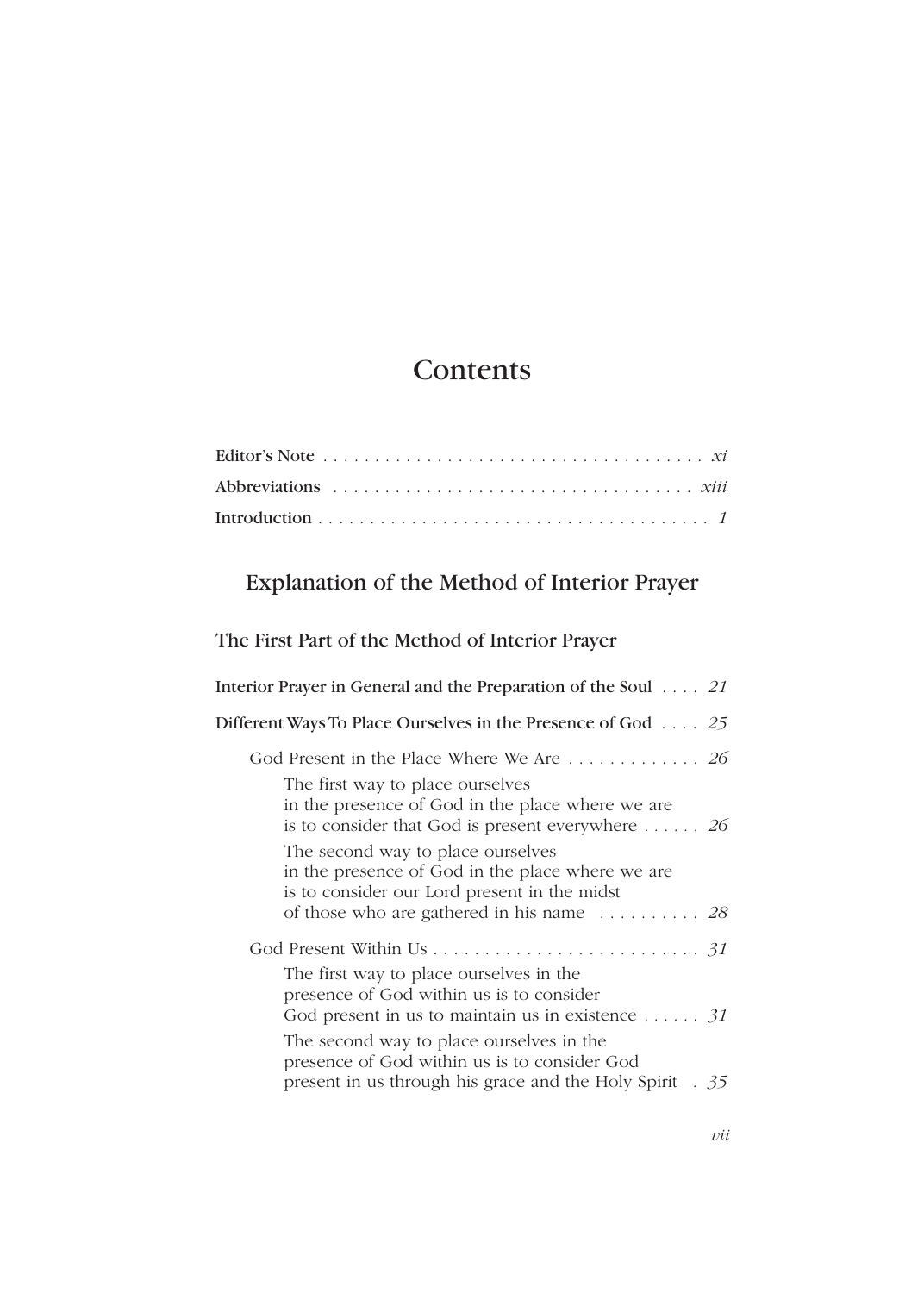# Contents

Editor's Note . . . . . . . . . . . . . . . . . . . . . . . . . . . . . . . . . . . . . *xi*

Abbreviations . . . . . . . . . . . . . . . . . . . . . . . . . . . . . . . . . . . *xiii*

Introduction . . . . . . . . . . . . . . . . . . . . . . . . . . . . . . . . . . . . . . *1*

## Explanation of the Method of Interior Prayer

### The First Part of the Method of Interior Prayer

Interior Prayer in General and the Preparation of the Soul . . . . *21*

Different Ways To Place Ourselves in the Presence of God . . . . *25*

- God Present in the Place Where We Are . . . . . . . . . . . . . *26*
  - The first way to place ourselves in the presence of God in the place where we are is to consider that God is present everywhere . . . . . . *26*
  - The second way to place ourselves in the presence of God in the place where we are is to consider our Lord present in the midst of those who are gathered in his name . . . . . . . . . . *28*
- God Present Within Us . . . . . . . . . . . . . . . . . . . . . . . . . . *31*
  - The first way to place ourselves in the presence of God within us is to consider God present in us to maintain us in existence . . . . . . *31*
  - The second way to place ourselves in the presence of God within us is to consider God present in us through his grace and the Holy Spirit . *35*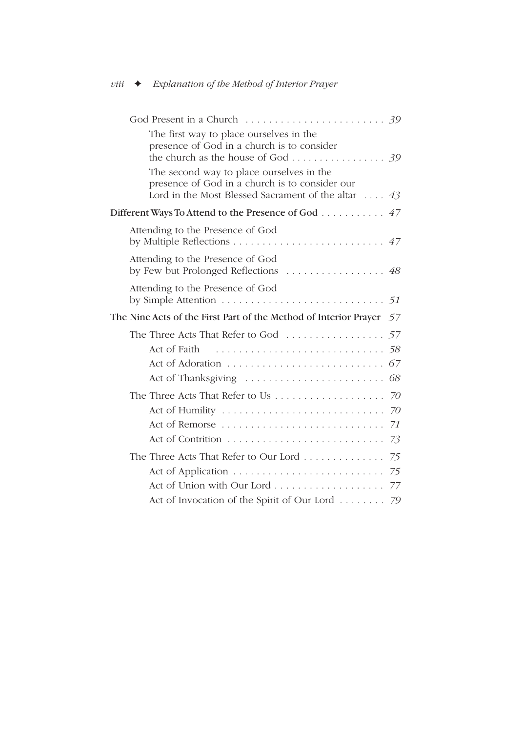- God Present in a Church ... 39
    - The first way to place ourselves in the presence of God in a church is to consider the church as the house of God ... 39
    - The second way to place ourselves in the presence of God in a church is to consider our Lord in the Most Blessed Sacrament of the altar ... 43

**Different Ways To Attend to the Presence of God** ... 47

- Attending to the Presence of God by Multiple Reflections ... 47
- Attending to the Presence of God by Few but Prolonged Reflections ... 48
- Attending to the Presence of God by Simple Attention ... 51

**The Nine Acts of the First Part of the Method of Interior Prayer** 57

- The Three Acts That Refer to God ... 57
    - Act of Faith ... 58
    - Act of Adoration ... 67
    - Act of Thanksgiving ... 68
- The Three Acts That Refer to Us ... 70
    - Act of Humility ... 70
    - Act of Remorse ... 71
    - Act of Contrition ... 73
- The Three Acts That Refer to Our Lord ... 75
    - Act of Application ... 75
    - Act of Union with Our Lord ... 77
    - Act of Invocation of the Spirit of Our Lord ... 79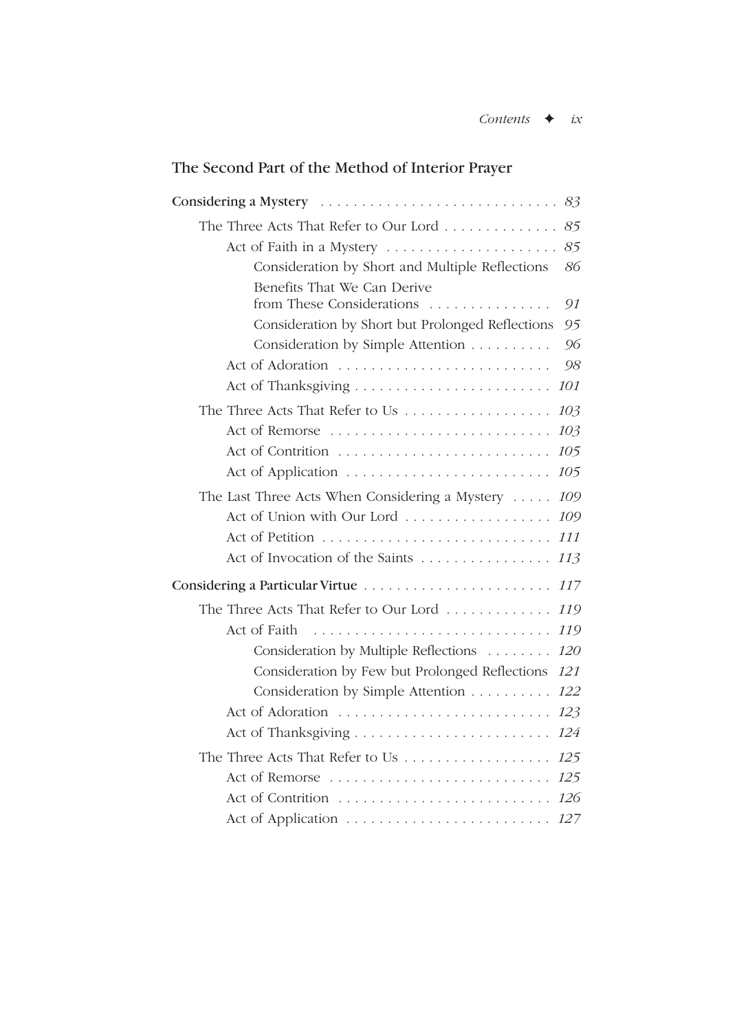## The Second Part of the Method of Interior Prayer

**Considering a Mystery** ... *83*

- The Three Acts That Refer to Our Lord ... *85*
  - Act of Faith in a Mystery ... *85*
    - Consideration by Short and Multiple Reflections *86*
    - Benefits That We Can Derive from These Considerations ... *91*
    - Consideration by Short but Prolonged Reflections *95*
    - Consideration by Simple Attention ... *96*
  - Act of Adoration ... *98*
  - Act of Thanksgiving ... *101*
- The Three Acts That Refer to Us ... *103*
  - Act of Remorse ... *103*
  - Act of Contrition ... *105*
  - Act of Application ... *105*
- The Last Three Acts When Considering a Mystery ... *109*
  - Act of Union with Our Lord ... *109*
  - Act of Petition ... *111*
  - Act of Invocation of the Saints ... *113*

**Considering a Particular Virtue** ... *117*

- The Three Acts That Refer to Our Lord ... *119*
  - Act of Faith ... *119*
    - Consideration by Multiple Reflections ... *120*
    - Consideration by Few but Prolonged Reflections *121*
    - Consideration by Simple Attention ... *122*
  - Act of Adoration ... *123*
  - Act of Thanksgiving ... *124*
- The Three Acts That Refer to Us ... *125*
  - Act of Remorse ... *125*
  - Act of Contrition ... *126*
  - Act of Application ... *127*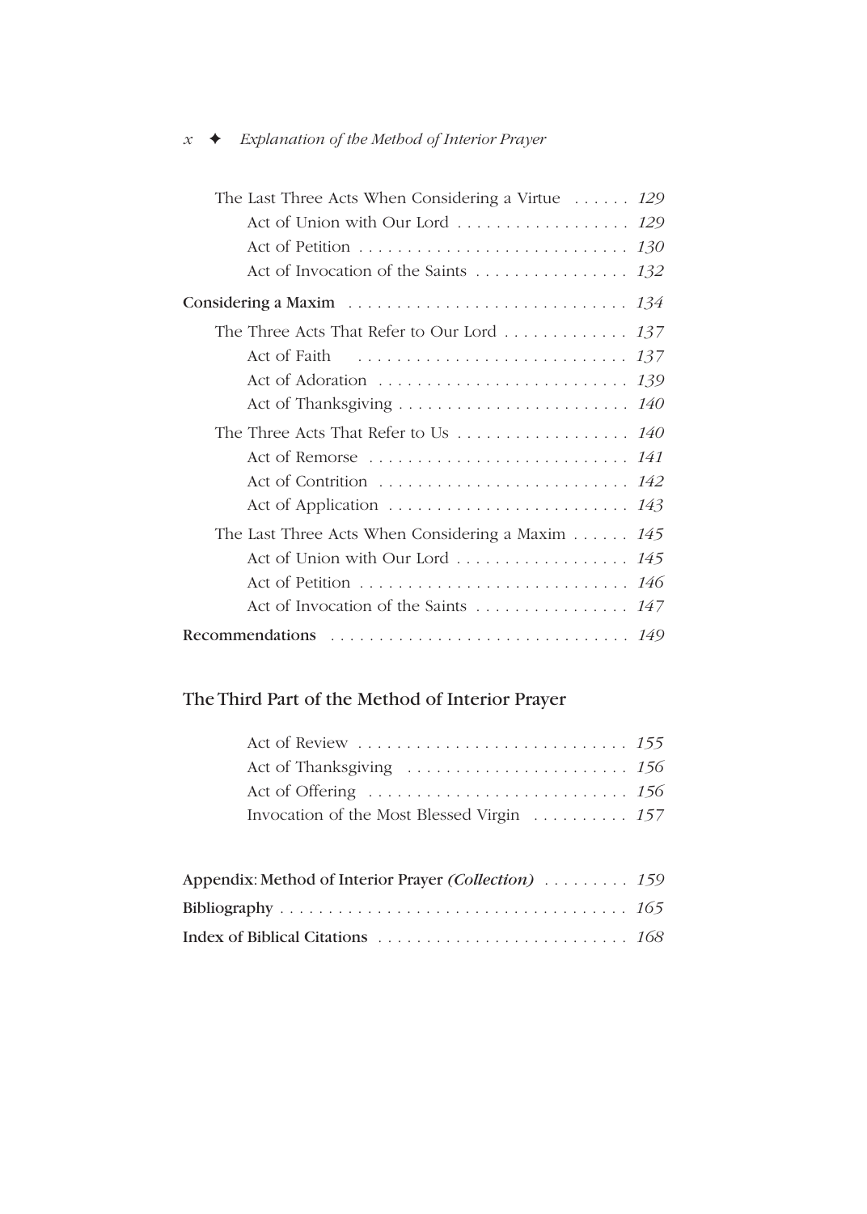- The Last Three Acts When Considering a Virtue . . . . . . *129*
  - Act of Union with Our Lord . . . . . . . . . . . . . . . . . . *129*
  - Act of Petition . . . . . . . . . . . . . . . . . . . . . . . . . . . . *130*
  - Act of Invocation of the Saints . . . . . . . . . . . . . . . . *132*

**Considering a Maxim** . . . . . . . . . . . . . . . . . . . . . . . . . . . . *134*

- The Three Acts That Refer to Our Lord . . . . . . . . . . . . . *137*
  - Act of Faith . . . . . . . . . . . . . . . . . . . . . . . . . . . . *137*
  - Act of Adoration . . . . . . . . . . . . . . . . . . . . . . . . . . *139*
  - Act of Thanksgiving . . . . . . . . . . . . . . . . . . . . . . . . *140*
- The Three Acts That Refer to Us . . . . . . . . . . . . . . . . . . *140*
  - Act of Remorse . . . . . . . . . . . . . . . . . . . . . . . . . . . *141*
  - Act of Contrition . . . . . . . . . . . . . . . . . . . . . . . . . . *142*
  - Act of Application . . . . . . . . . . . . . . . . . . . . . . . . . *143*
- The Last Three Acts When Considering a Maxim . . . . . . *145*
  - Act of Union with Our Lord . . . . . . . . . . . . . . . . . . *145*
  - Act of Petition . . . . . . . . . . . . . . . . . . . . . . . . . . . . *146*
  - Act of Invocation of the Saints . . . . . . . . . . . . . . . . *147*

**Recommendations** . . . . . . . . . . . . . . . . . . . . . . . . . . . . . . *149*

## The Third Part of the Method of Interior Prayer

- Act of Review . . . . . . . . . . . . . . . . . . . . . . . . . . . . *155*
- Act of Thanksgiving . . . . . . . . . . . . . . . . . . . . . . . *156*
- Act of Offering . . . . . . . . . . . . . . . . . . . . . . . . . . . *156*
- Invocation of the Most Blessed Virgin . . . . . . . . . . *157*

**Appendix: Method of Interior Prayer *(Collection)*** . . . . . . . . . *159*

**Bibliography** . . . . . . . . . . . . . . . . . . . . . . . . . . . . . . . . . . . *165*

**Index of Biblical Citations** . . . . . . . . . . . . . . . . . . . . . . . . . . *168*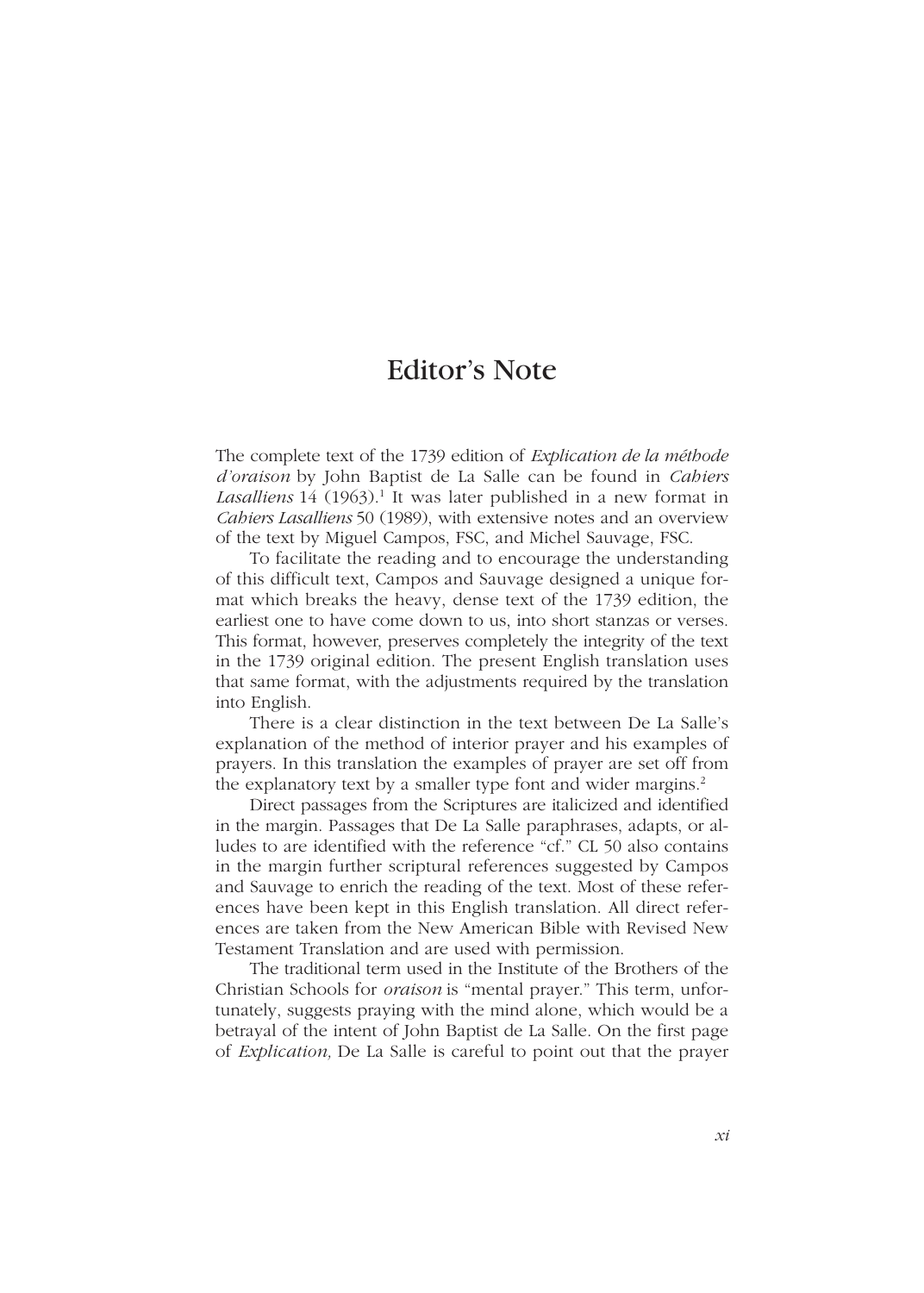# Editor's Note

The complete text of the 1739 edition of *Explication de la méthode d'oraison* by John Baptist de La Salle can be found in *Cahiers Lasalliens* 14 (1963).[1] It was later published in a new format in *Cahiers Lasalliens* 50 (1989), with extensive notes and an overview of the text by Miguel Campos, FSC, and Michel Sauvage, FSC.

To facilitate the reading and to encourage the understanding of this difficult text, Campos and Sauvage designed a unique format which breaks the heavy, dense text of the 1739 edition, the earliest one to have come down to us, into short stanzas or verses. This format, however, preserves completely the integrity of the text in the 1739 original edition. The present English translation uses that same format, with the adjustments required by the translation into English.

There is a clear distinction in the text between De La Salle's explanation of the method of interior prayer and his examples of prayers. In this translation the examples of prayer are set off from the explanatory text by a smaller type font and wider margins.[2]

Direct passages from the Scriptures are italicized and identified in the margin. Passages that De La Salle paraphrases, adapts, or alludes to are identified with the reference "cf." CL 50 also contains in the margin further scriptural references suggested by Campos and Sauvage to enrich the reading of the text. Most of these references have been kept in this English translation. All direct references are taken from the New American Bible with Revised New Testament Translation and are used with permission.

The traditional term used in the Institute of the Brothers of the Christian Schools for *oraison* is "mental prayer." This term, unfortunately, suggests praying with the mind alone, which would be a betrayal of the intent of John Baptist de La Salle. On the first page of *Explication,* De La Salle is careful to point out that the prayer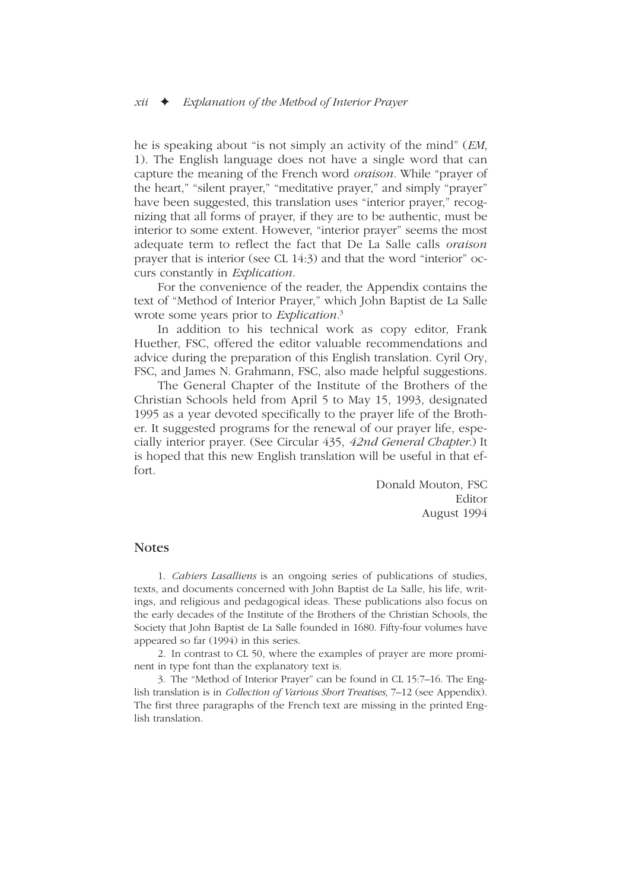he is speaking about "is not simply an activity of the mind" (*EM*, 1). The English language does not have a single word that can capture the meaning of the French word *oraison*. While "prayer of the heart," "silent prayer," "meditative prayer," and simply "prayer" have been suggested, this translation uses "interior prayer," recognizing that all forms of prayer, if they are to be authentic, must be interior to some extent. However, "interior prayer" seems the most adequate term to reflect the fact that De La Salle calls *oraison* prayer that is interior (see CL 14:3) and that the word "interior" occurs constantly in *Explication*.

For the convenience of the reader, the Appendix contains the text of "Method of Interior Prayer," which John Baptist de La Salle wrote some years prior to *Explication*.[3]

In addition to his technical work as copy editor, Frank Huether, FSC, offered the editor valuable recommendations and advice during the preparation of this English translation. Cyril Ory, FSC, and James N. Grahmann, FSC, also made helpful suggestions.

The General Chapter of the Institute of the Brothers of the Christian Schools held from April 5 to May 15, 1993, designated 1995 as a year devoted specifically to the prayer life of the Brother. It suggested programs for the renewal of our prayer life, especially interior prayer. (See Circular 435, *42nd General Chapter*.) It is hoped that this new English translation will be useful in that effort.

Donald Mouton, FSC
Editor
August 1994

## Notes

1. *Cahiers Lasalliens* is an ongoing series of publications of studies, texts, and documents concerned with John Baptist de La Salle, his life, writings, and religious and pedagogical ideas. These publications also focus on the early decades of the Institute of the Brothers of the Christian Schools, the Society that John Baptist de La Salle founded in 1680. Fifty-four volumes have appeared so far (1994) in this series.

2. In contrast to CL 50, where the examples of prayer are more prominent in type font than the explanatory text is.

3. The "Method of Interior Prayer" can be found in CL 15:7–16. The English translation is in *Collection of Various Short Treatises,* 7–12 (see Appendix). The first three paragraphs of the French text are missing in the printed English translation.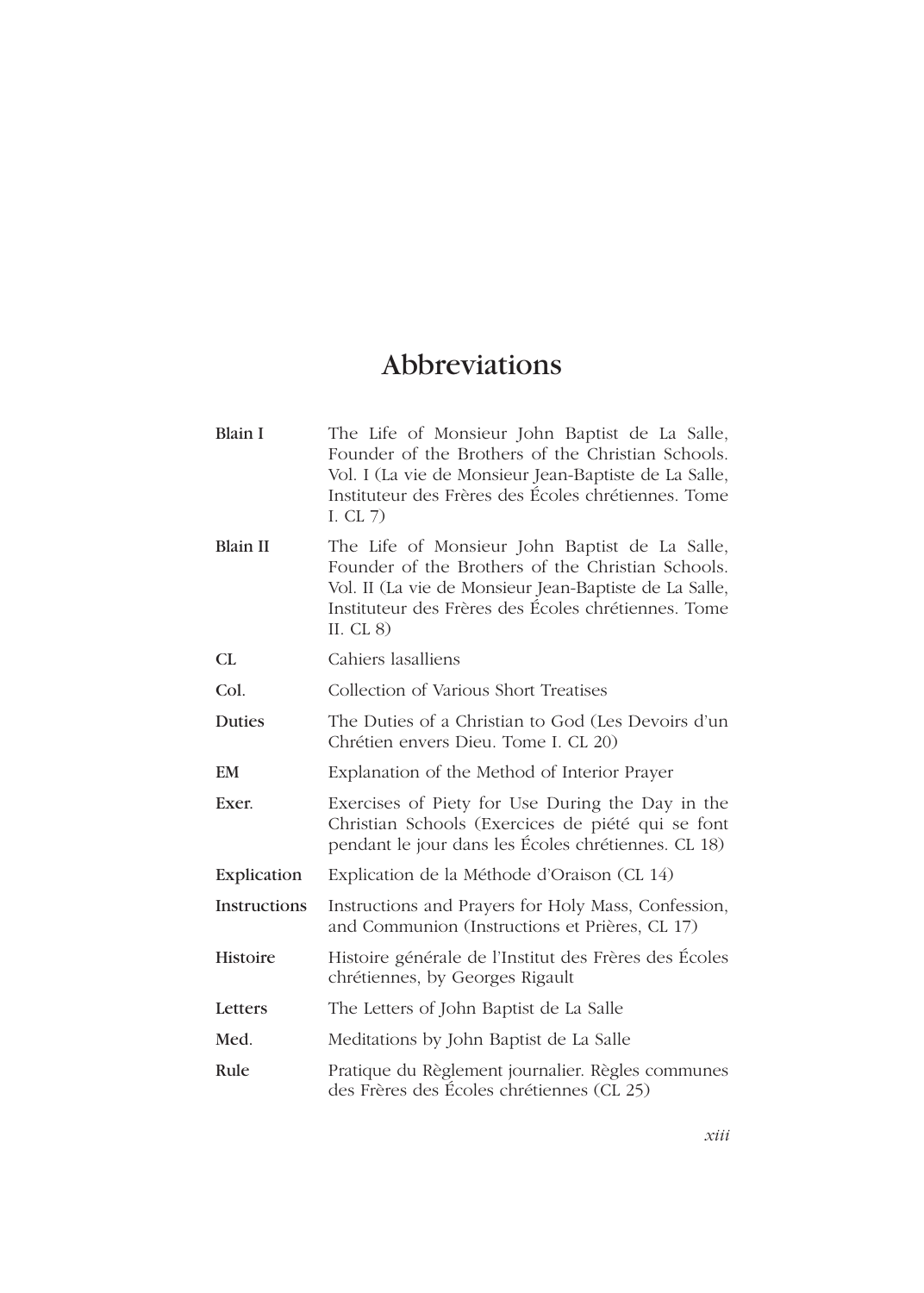# Abbreviations

**Blain I** The Life of Monsieur John Baptist de La Salle, Founder of the Brothers of the Christian Schools. Vol. I (La vie de Monsieur Jean-Baptiste de La Salle, Instituteur des Frères des Écoles chrétiennes. Tome I. CL 7)

**Blain II** The Life of Monsieur John Baptist de La Salle, Founder of the Brothers of the Christian Schools. Vol. II (La vie de Monsieur Jean-Baptiste de La Salle, Instituteur des Frères des Écoles chrétiennes. Tome II. CL 8)

**CL** Cahiers lasalliens

**Col.** Collection of Various Short Treatises

**Duties** The Duties of a Christian to God (Les Devoirs d'un Chrétien envers Dieu. Tome I. CL 20)

**EM** Explanation of the Method of Interior Prayer

**Exer.** Exercises of Piety for Use During the Day in the Christian Schools (Exercices de piété qui se font pendant le jour dans les Écoles chrétiennes. CL 18)

**Explication** Explication de la Méthode d'Oraison (CL 14)

**Instructions** Instructions and Prayers for Holy Mass, Confession, and Communion (Instructions et Prières, CL 17)

**Histoire** Histoire générale de l'Institut des Frères des Écoles chrétiennes, by Georges Rigault

**Letters** The Letters of John Baptist de La Salle

**Med.** Meditations by John Baptist de La Salle

**Rule** Pratique du Règlement journalier. Règles communes des Frères des Écoles chrétiennes (CL 25)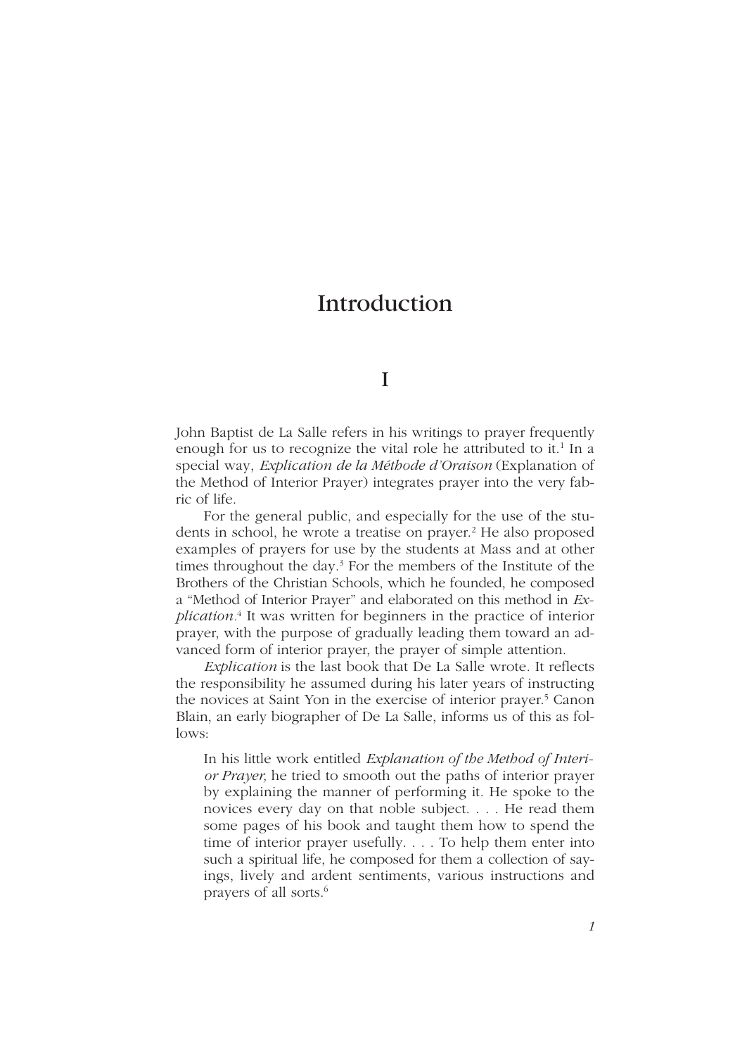# Introduction

## I

John Baptist de La Salle refers in his writings to prayer frequently enough for us to recognize the vital role he attributed to it.[1] In a special way, *Explication de la Méthode d'Oraison* (Explanation of the Method of Interior Prayer) integrates prayer into the very fabric of life.

For the general public, and especially for the use of the students in school, he wrote a treatise on prayer.[2] He also proposed examples of prayers for use by the students at Mass and at other times throughout the day.[3] For the members of the Institute of the Brothers of the Christian Schools, which he founded, he composed a "Method of Interior Prayer" and elaborated on this method in *Explication*.[4] It was written for beginners in the practice of interior prayer, with the purpose of gradually leading them toward an advanced form of interior prayer, the prayer of simple attention.

*Explication* is the last book that De La Salle wrote. It reflects the responsibility he assumed during his later years of instructing the novices at Saint Yon in the exercise of interior prayer.[5] Canon Blain, an early biographer of De La Salle, informs us of this as follows:

> In his little work entitled *Explanation of the Method of Interior Prayer,* he tried to smooth out the paths of interior prayer by explaining the manner of performing it. He spoke to the novices every day on that noble subject. . . . He read them some pages of his book and taught them how to spend the time of interior prayer usefully. . . . To help them enter into such a spiritual life, he composed for them a collection of sayings, lively and ardent sentiments, various instructions and prayers of all sorts.[6]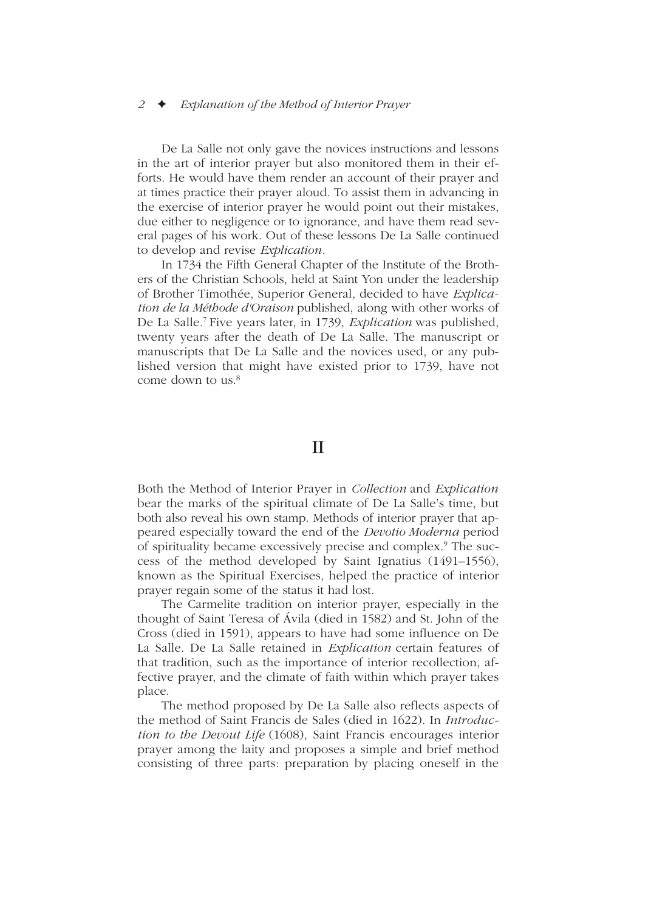De La Salle not only gave the novices instructions and lessons in the art of interior prayer but also monitored them in their efforts. He would have them render an account of their prayer and at times practice their prayer aloud. To assist them in advancing in the exercise of interior prayer he would point out their mistakes, due either to negligence or to ignorance, and have them read several pages of his work. Out of these lessons De La Salle continued to develop and revise *Explication*.

In 1734 the Fifth General Chapter of the Institute of the Brothers of the Christian Schools, held at Saint Yon under the leadership of Brother Timothée, Superior General, decided to have *Explication de la Méthode d'Oraison* published, along with other works of De La Salle.[7] Five years later, in 1739, *Explication* was published, twenty years after the death of De La Salle. The manuscript or manuscripts that De La Salle and the novices used, or any published version that might have existed prior to 1739, have not come down to us.[8]

## II

Both the Method of Interior Prayer in *Collection* and *Explication* bear the marks of the spiritual climate of De La Salle's time, but both also reveal his own stamp. Methods of interior prayer that appeared especially toward the end of the *Devotio Moderna* period of spirituality became excessively precise and complex.[9] The success of the method developed by Saint Ignatius (1491–1556), known as the Spiritual Exercises, helped the practice of interior prayer regain some of the status it had lost.

The Carmelite tradition on interior prayer, especially in the thought of Saint Teresa of Ávila (died in 1582) and St. John of the Cross (died in 1591), appears to have had some influence on De La Salle. De La Salle retained in *Explication* certain features of that tradition, such as the importance of interior recollection, affective prayer, and the climate of faith within which prayer takes place.

The method proposed by De La Salle also reflects aspects of the method of Saint Francis de Sales (died in 1622). In *Introduction to the Devout Life* (1608), Saint Francis encourages interior prayer among the laity and proposes a simple and brief method consisting of three parts: preparation by placing oneself in the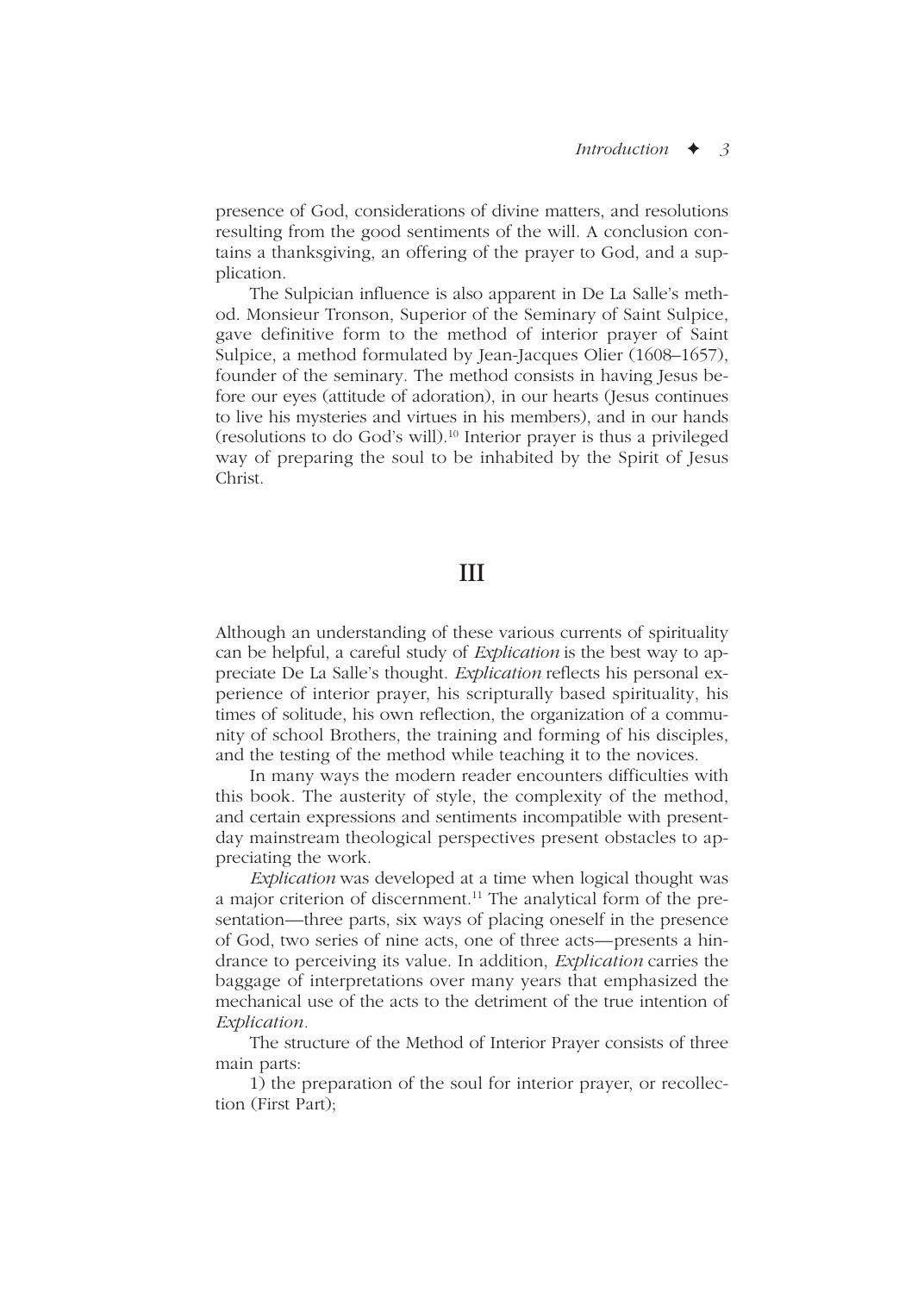presence of God, considerations of divine matters, and resolutions resulting from the good sentiments of the will. A conclusion contains a thanksgiving, an offering of the prayer to God, and a supplication.

The Sulpician influence is also apparent in De La Salle's method. Monsieur Tronson, Superior of the Seminary of Saint Sulpice, gave definitive form to the method of interior prayer of Saint Sulpice, a method formulated by Jean-Jacques Olier (1608–1657), founder of the seminary. The method consists in having Jesus before our eyes (attitude of adoration), in our hearts (Jesus continues to live his mysteries and virtues in his members), and in our hands (resolutions to do God's will).[10] Interior prayer is thus a privileged way of preparing the soul to be inhabited by the Spirit of Jesus Christ.

## III

Although an understanding of these various currents of spirituality can be helpful, a careful study of *Explication* is the best way to appreciate De La Salle's thought. *Explication* reflects his personal experience of interior prayer, his scripturally based spirituality, his times of solitude, his own reflection, the organization of a community of school Brothers, the training and forming of his disciples, and the testing of the method while teaching it to the novices.

In many ways the modern reader encounters difficulties with this book. The austerity of style, the complexity of the method, and certain expressions and sentiments incompatible with present-day mainstream theological perspectives present obstacles to appreciating the work.

*Explication* was developed at a time when logical thought was a major criterion of discernment.[11] The analytical form of the presentation—three parts, six ways of placing oneself in the presence of God, two series of nine acts, one of three acts—presents a hindrance to perceiving its value. In addition, *Explication* carries the baggage of interpretations over many years that emphasized the mechanical use of the acts to the detriment of the true intention of *Explication*.

The structure of the Method of Interior Prayer consists of three main parts:

1) the preparation of the soul for interior prayer, or recollection (First Part);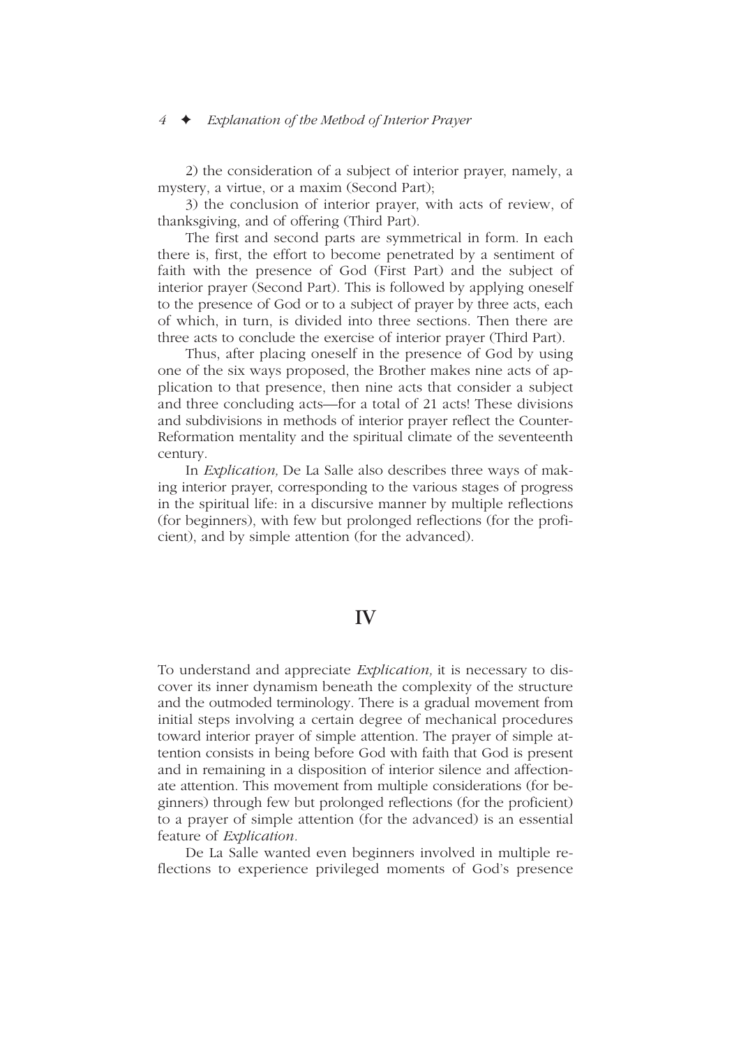2) the consideration of a subject of interior prayer, namely, a mystery, a virtue, or a maxim (Second Part);

3) the conclusion of interior prayer, with acts of review, of thanksgiving, and of offering (Third Part).

The first and second parts are symmetrical in form. In each there is, first, the effort to become penetrated by a sentiment of faith with the presence of God (First Part) and the subject of interior prayer (Second Part). This is followed by applying oneself to the presence of God or to a subject of prayer by three acts, each of which, in turn, is divided into three sections. Then there are three acts to conclude the exercise of interior prayer (Third Part).

Thus, after placing oneself in the presence of God by using one of the six ways proposed, the Brother makes nine acts of application to that presence, then nine acts that consider a subject and three concluding acts—for a total of 21 acts! These divisions and subdivisions in methods of interior prayer reflect the Counter-Reformation mentality and the spiritual climate of the seventeenth century.

In *Explication,* De La Salle also describes three ways of making interior prayer, corresponding to the various stages of progress in the spiritual life: in a discursive manner by multiple reflections (for beginners), with few but prolonged reflections (for the proficient), and by simple attention (for the advanced).

## IV

To understand and appreciate *Explication,* it is necessary to discover its inner dynamism beneath the complexity of the structure and the outmoded terminology. There is a gradual movement from initial steps involving a certain degree of mechanical procedures toward interior prayer of simple attention. The prayer of simple attention consists in being before God with faith that God is present and in remaining in a disposition of interior silence and affectionate attention. This movement from multiple considerations (for beginners) through few but prolonged reflections (for the proficient) to a prayer of simple attention (for the advanced) is an essential feature of *Explication.*

De La Salle wanted even beginners involved in multiple reflections to experience privileged moments of God's presence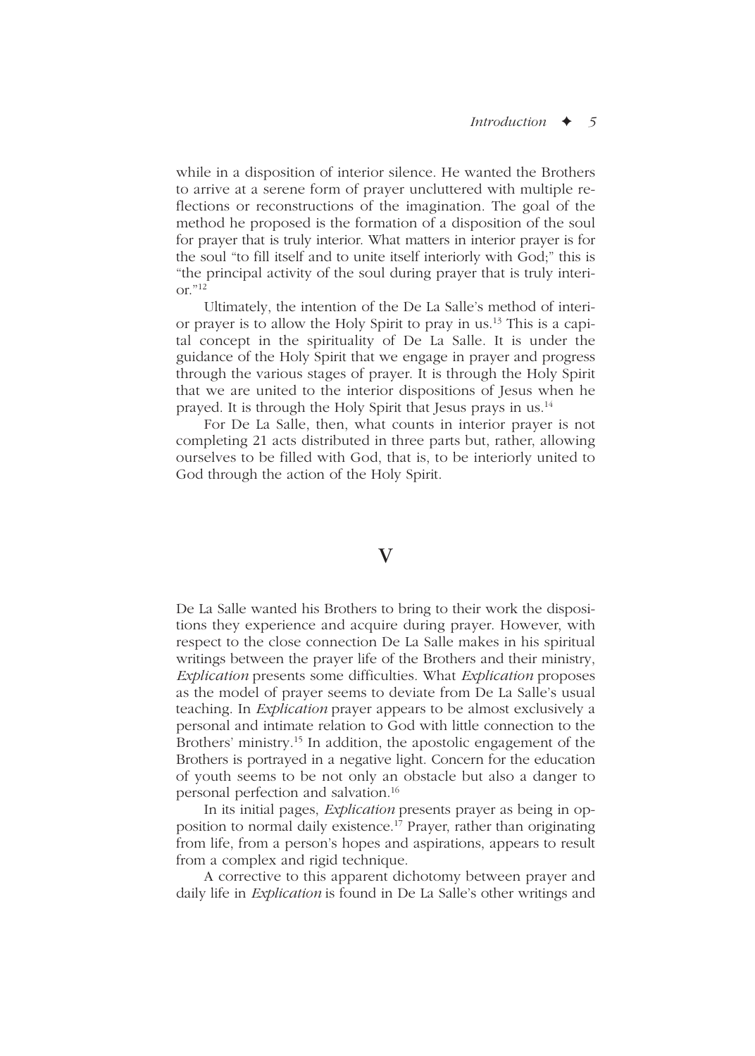while in a disposition of interior silence. He wanted the Brothers to arrive at a serene form of prayer uncluttered with multiple reflections or reconstructions of the imagination. The goal of the method he proposed is the formation of a disposition of the soul for prayer that is truly interior. What matters in interior prayer is for the soul "to fill itself and to unite itself interiorly with God;" this is "the principal activity of the soul during prayer that is truly interior."[12]

Ultimately, the intention of the De La Salle's method of interior prayer is to allow the Holy Spirit to pray in us.[13] This is a capital concept in the spirituality of De La Salle. It is under the guidance of the Holy Spirit that we engage in prayer and progress through the various stages of prayer. It is through the Holy Spirit that we are united to the interior dispositions of Jesus when he prayed. It is through the Holy Spirit that Jesus prays in us.[14]

For De La Salle, then, what counts in interior prayer is not completing 21 acts distributed in three parts but, rather, allowing ourselves to be filled with God, that is, to be interiorly united to God through the action of the Holy Spirit.

## V

De La Salle wanted his Brothers to bring to their work the dispositions they experience and acquire during prayer. However, with respect to the close connection De La Salle makes in his spiritual writings between the prayer life of the Brothers and their ministry, *Explication* presents some difficulties. What *Explication* proposes as the model of prayer seems to deviate from De La Salle's usual teaching. In *Explication* prayer appears to be almost exclusively a personal and intimate relation to God with little connection to the Brothers' ministry.[15] In addition, the apostolic engagement of the Brothers is portrayed in a negative light. Concern for the education of youth seems to be not only an obstacle but also a danger to personal perfection and salvation.[16]

In its initial pages, *Explication* presents prayer as being in opposition to normal daily existence.[17] Prayer, rather than originating from life, from a person's hopes and aspirations, appears to result from a complex and rigid technique.

A corrective to this apparent dichotomy between prayer and daily life in *Explication* is found in De La Salle's other writings and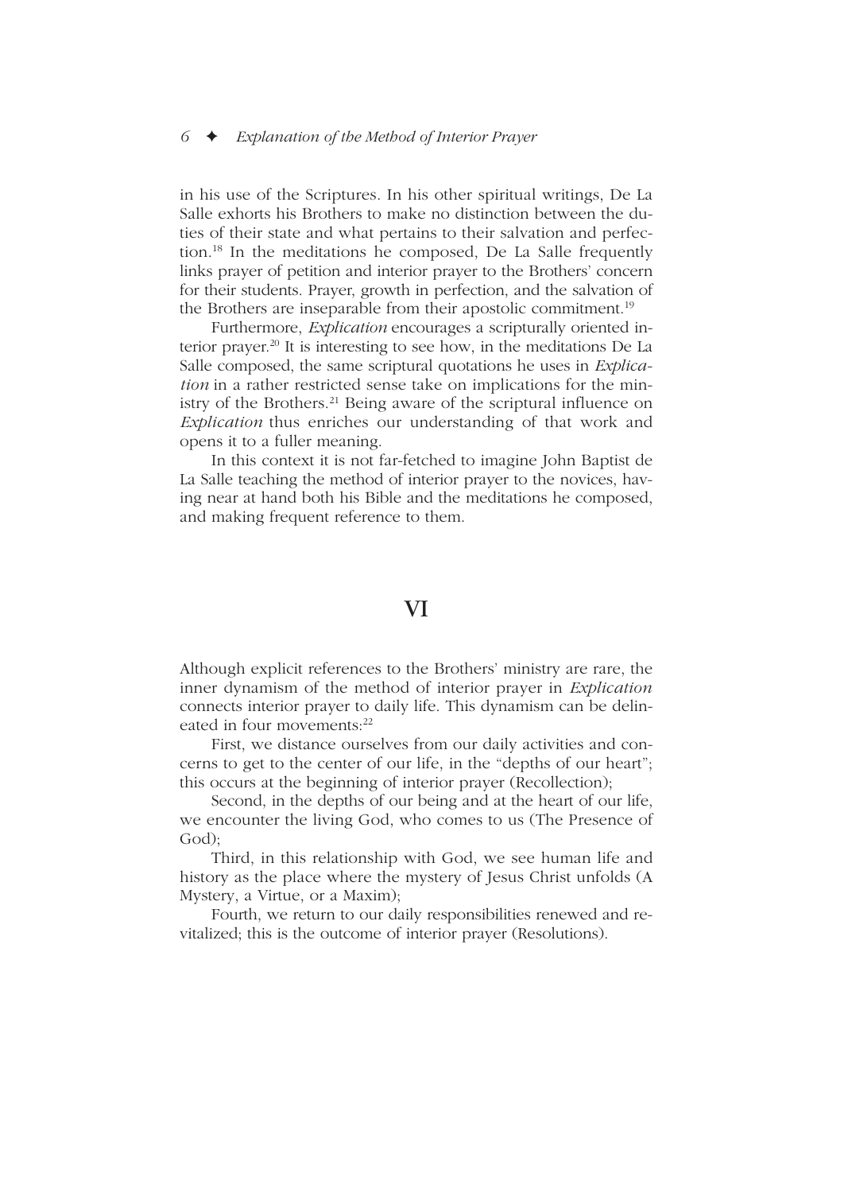in his use of the Scriptures. In his other spiritual writings, De La Salle exhorts his Brothers to make no distinction between the duties of their state and what pertains to their salvation and perfection.[18] In the meditations he composed, De La Salle frequently links prayer of petition and interior prayer to the Brothers' concern for their students. Prayer, growth in perfection, and the salvation of the Brothers are inseparable from their apostolic commitment.[19]

Furthermore, *Explication* encourages a scripturally oriented interior prayer.[20] It is interesting to see how, in the meditations De La Salle composed, the same scriptural quotations he uses in *Explication* in a rather restricted sense take on implications for the ministry of the Brothers.[21] Being aware of the scriptural influence on *Explication* thus enriches our understanding of that work and opens it to a fuller meaning.

In this context it is not far-fetched to imagine John Baptist de La Salle teaching the method of interior prayer to the novices, having near at hand both his Bible and the meditations he composed, and making frequent reference to them.

## VI

Although explicit references to the Brothers' ministry are rare, the inner dynamism of the method of interior prayer in *Explication* connects interior prayer to daily life. This dynamism can be delineated in four movements:[22]

First, we distance ourselves from our daily activities and concerns to get to the center of our life, in the "depths of our heart"; this occurs at the beginning of interior prayer (Recollection);

Second, in the depths of our being and at the heart of our life, we encounter the living God, who comes to us (The Presence of God);

Third, in this relationship with God, we see human life and history as the place where the mystery of Jesus Christ unfolds (A Mystery, a Virtue, or a Maxim);

Fourth, we return to our daily responsibilities renewed and revitalized; this is the outcome of interior prayer (Resolutions).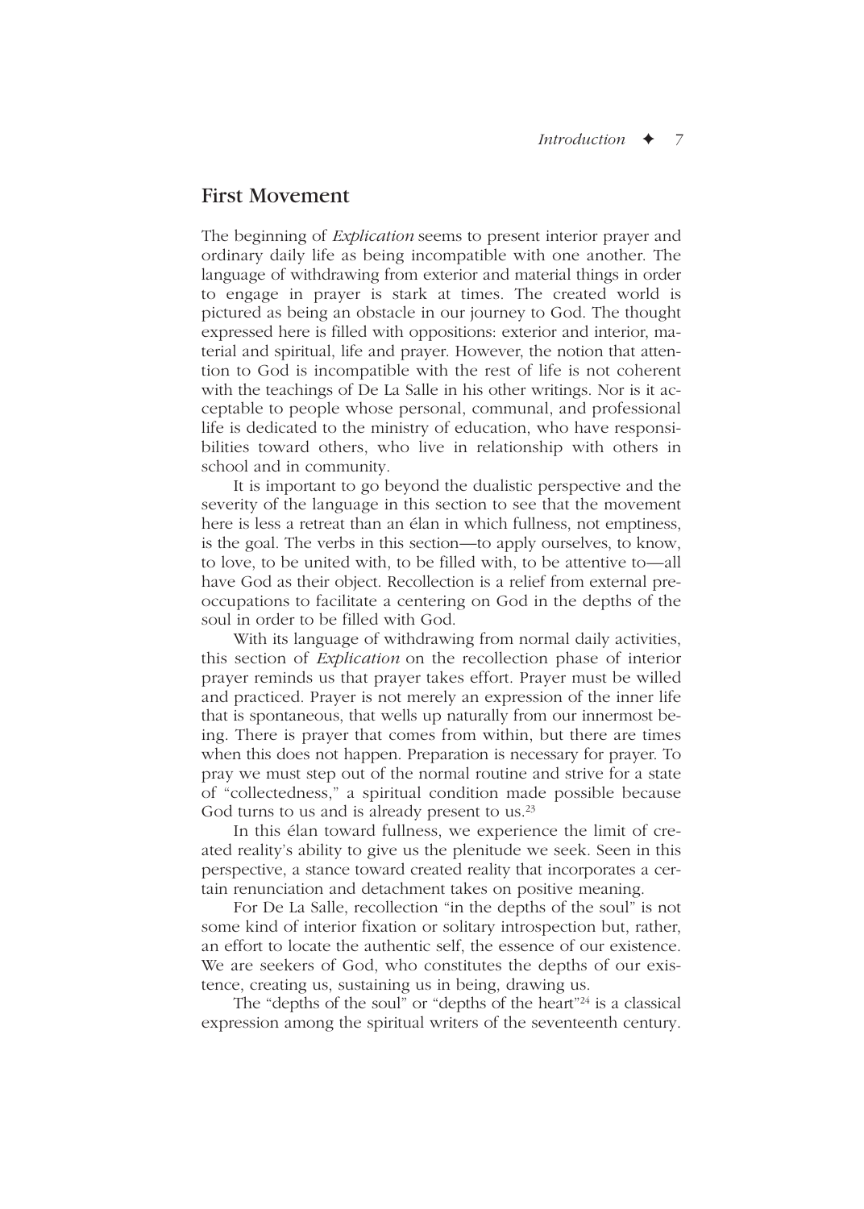## First Movement

The beginning of *Explication* seems to present interior prayer and ordinary daily life as being incompatible with one another. The language of withdrawing from exterior and material things in order to engage in prayer is stark at times. The created world is pictured as being an obstacle in our journey to God. The thought expressed here is filled with oppositions: exterior and interior, material and spiritual, life and prayer. However, the notion that attention to God is incompatible with the rest of life is not coherent with the teachings of De La Salle in his other writings. Nor is it acceptable to people whose personal, communal, and professional life is dedicated to the ministry of education, who have responsibilities toward others, who live in relationship with others in school and in community.

It is important to go beyond the dualistic perspective and the severity of the language in this section to see that the movement here is less a retreat than an élan in which fullness, not emptiness, is the goal. The verbs in this section—to apply ourselves, to know, to love, to be united with, to be filled with, to be attentive to—all have God as their object. Recollection is a relief from external preoccupations to facilitate a centering on God in the depths of the soul in order to be filled with God.

With its language of withdrawing from normal daily activities, this section of *Explication* on the recollection phase of interior prayer reminds us that prayer takes effort. Prayer must be willed and practiced. Prayer is not merely an expression of the inner life that is spontaneous, that wells up naturally from our innermost being. There is prayer that comes from within, but there are times when this does not happen. Preparation is necessary for prayer. To pray we must step out of the normal routine and strive for a state of "collectedness," a spiritual condition made possible because God turns to us and is already present to us.[23]

In this élan toward fullness, we experience the limit of created reality's ability to give us the plenitude we seek. Seen in this perspective, a stance toward created reality that incorporates a certain renunciation and detachment takes on positive meaning.

For De La Salle, recollection "in the depths of the soul" is not some kind of interior fixation or solitary introspection but, rather, an effort to locate the authentic self, the essence of our existence. We are seekers of God, who constitutes the depths of our existence, creating us, sustaining us in being, drawing us.

The "depths of the soul" or "depths of the heart"[24] is a classical expression among the spiritual writers of the seventeenth century.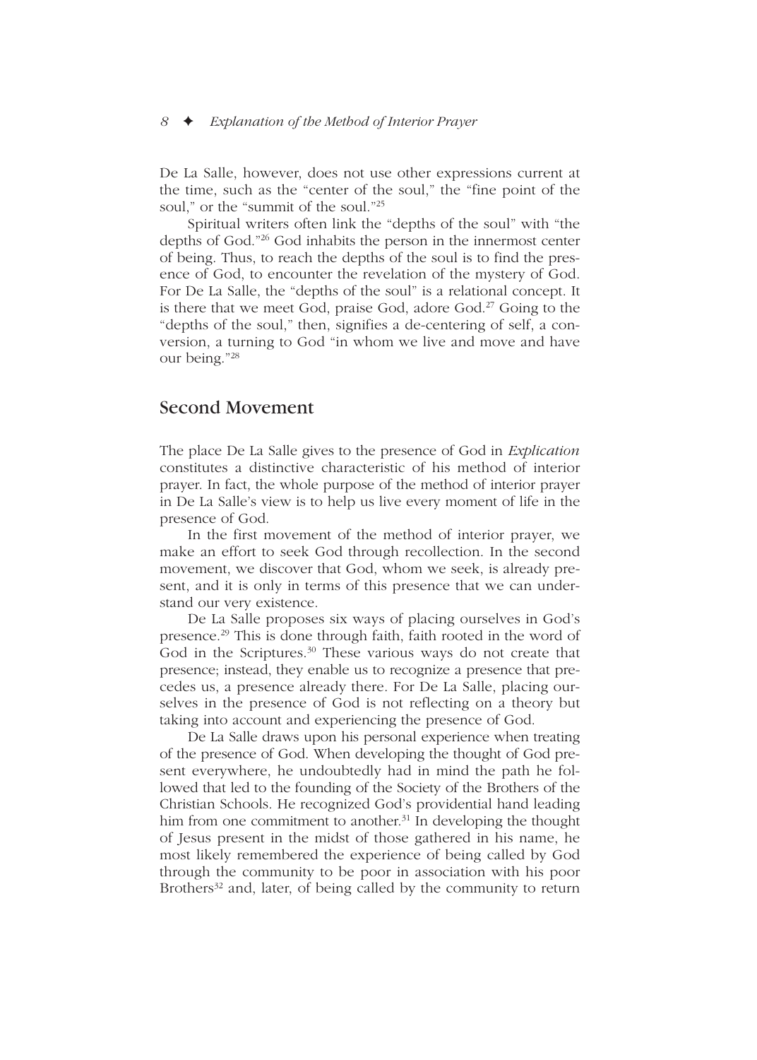De La Salle, however, does not use other expressions current at the time, such as the "center of the soul," the "fine point of the soul," or the "summit of the soul."[25]

Spiritual writers often link the "depths of the soul" with "the depths of God."[26] God inhabits the person in the innermost center of being. Thus, to reach the depths of the soul is to find the presence of God, to encounter the revelation of the mystery of God. For De La Salle, the "depths of the soul" is a relational concept. It is there that we meet God, praise God, adore God.[27] Going to the "depths of the soul," then, signifies a de-centering of self, a conversion, a turning to God "in whom we live and move and have our being."[28]

## Second Movement

The place De La Salle gives to the presence of God in *Explication* constitutes a distinctive characteristic of his method of interior prayer. In fact, the whole purpose of the method of interior prayer in De La Salle's view is to help us live every moment of life in the presence of God.

In the first movement of the method of interior prayer, we make an effort to seek God through recollection. In the second movement, we discover that God, whom we seek, is already present, and it is only in terms of this presence that we can understand our very existence.

De La Salle proposes six ways of placing ourselves in God's presence.[29] This is done through faith, faith rooted in the word of God in the Scriptures.[30] These various ways do not create that presence; instead, they enable us to recognize a presence that precedes us, a presence already there. For De La Salle, placing ourselves in the presence of God is not reflecting on a theory but taking into account and experiencing the presence of God.

De La Salle draws upon his personal experience when treating of the presence of God. When developing the thought of God present everywhere, he undoubtedly had in mind the path he followed that led to the founding of the Society of the Brothers of the Christian Schools. He recognized God's providential hand leading him from one commitment to another.[31] In developing the thought of Jesus present in the midst of those gathered in his name, he most likely remembered the experience of being called by God through the community to be poor in association with his poor Brothers[32] and, later, of being called by the community to return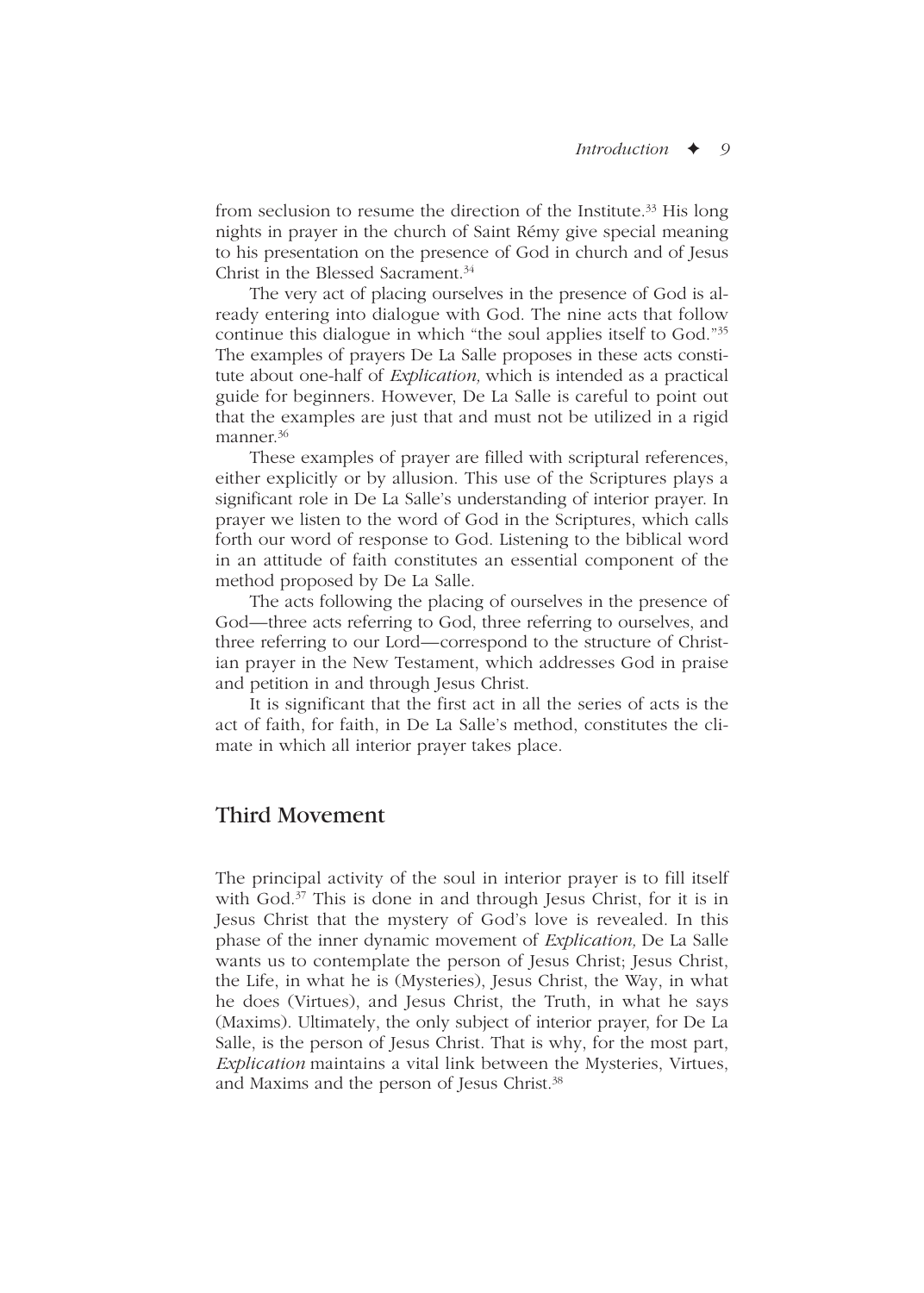from seclusion to resume the direction of the Institute.[33] His long nights in prayer in the church of Saint Rémy give special meaning to his presentation on the presence of God in church and of Jesus Christ in the Blessed Sacrament.[34]

The very act of placing ourselves in the presence of God is already entering into dialogue with God. The nine acts that follow continue this dialogue in which "the soul applies itself to God."[35] The examples of prayers De La Salle proposes in these acts constitute about one-half of *Explication,* which is intended as a practical guide for beginners. However, De La Salle is careful to point out that the examples are just that and must not be utilized in a rigid manner.[36]

These examples of prayer are filled with scriptural references, either explicitly or by allusion. This use of the Scriptures plays a significant role in De La Salle's understanding of interior prayer. In prayer we listen to the word of God in the Scriptures, which calls forth our word of response to God. Listening to the biblical word in an attitude of faith constitutes an essential component of the method proposed by De La Salle.

The acts following the placing of ourselves in the presence of God—three acts referring to God, three referring to ourselves, and three referring to our Lord—correspond to the structure of Christian prayer in the New Testament, which addresses God in praise and petition in and through Jesus Christ.

It is significant that the first act in all the series of acts is the act of faith, for faith, in De La Salle's method, constitutes the climate in which all interior prayer takes place.

## Third Movement

The principal activity of the soul in interior prayer is to fill itself with God.[37] This is done in and through Jesus Christ, for it is in Jesus Christ that the mystery of God's love is revealed. In this phase of the inner dynamic movement of *Explication,* De La Salle wants us to contemplate the person of Jesus Christ; Jesus Christ, the Life, in what he is (Mysteries), Jesus Christ, the Way, in what he does (Virtues), and Jesus Christ, the Truth, in what he says (Maxims). Ultimately, the only subject of interior prayer, for De La Salle, is the person of Jesus Christ. That is why, for the most part, *Explication* maintains a vital link between the Mysteries, Virtues, and Maxims and the person of Jesus Christ.[38]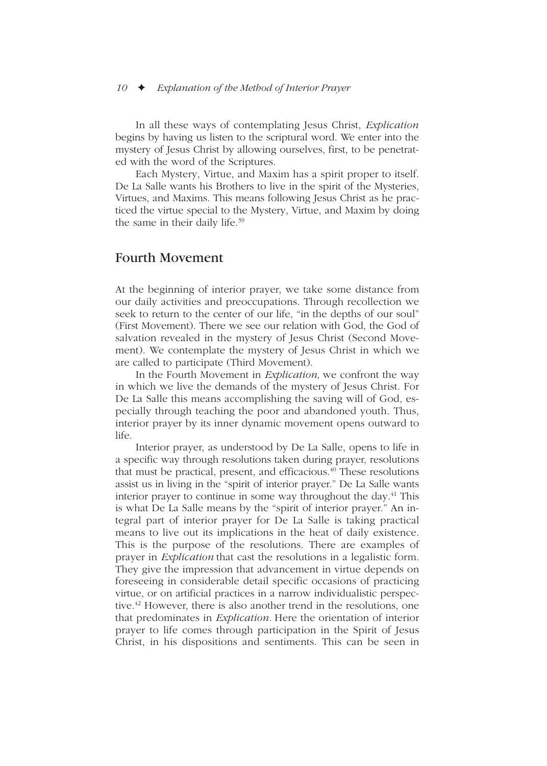In all these ways of contemplating Jesus Christ, *Explication* begins by having us listen to the scriptural word. We enter into the mystery of Jesus Christ by allowing ourselves, first, to be penetrated with the word of the Scriptures.

Each Mystery, Virtue, and Maxim has a spirit proper to itself. De La Salle wants his Brothers to live in the spirit of the Mysteries, Virtues, and Maxims. This means following Jesus Christ as he practiced the virtue special to the Mystery, Virtue, and Maxim by doing the same in their daily life.[39]

## Fourth Movement

At the beginning of interior prayer, we take some distance from our daily activities and preoccupations. Through recollection we seek to return to the center of our life, "in the depths of our soul" (First Movement). There we see our relation with God, the God of salvation revealed in the mystery of Jesus Christ (Second Movement). We contemplate the mystery of Jesus Christ in which we are called to participate (Third Movement).

In the Fourth Movement in *Explication,* we confront the way in which we live the demands of the mystery of Jesus Christ. For De La Salle this means accomplishing the saving will of God, especially through teaching the poor and abandoned youth. Thus, interior prayer by its inner dynamic movement opens outward to life.

Interior prayer, as understood by De La Salle, opens to life in a specific way through resolutions taken during prayer, resolutions that must be practical, present, and efficacious.[40] These resolutions assist us in living in the "spirit of interior prayer." De La Salle wants interior prayer to continue in some way throughout the day.[41] This is what De La Salle means by the "spirit of interior prayer." An integral part of interior prayer for De La Salle is taking practical means to live out its implications in the heat of daily existence. This is the purpose of the resolutions. There are examples of prayer in *Explication* that cast the resolutions in a legalistic form. They give the impression that advancement in virtue depends on foreseeing in considerable detail specific occasions of practicing virtue, or on artificial practices in a narrow individualistic perspective.[42] However, there is also another trend in the resolutions, one that predominates in *Explication*. Here the orientation of interior prayer to life comes through participation in the Spirit of Jesus Christ, in his dispositions and sentiments. This can be seen in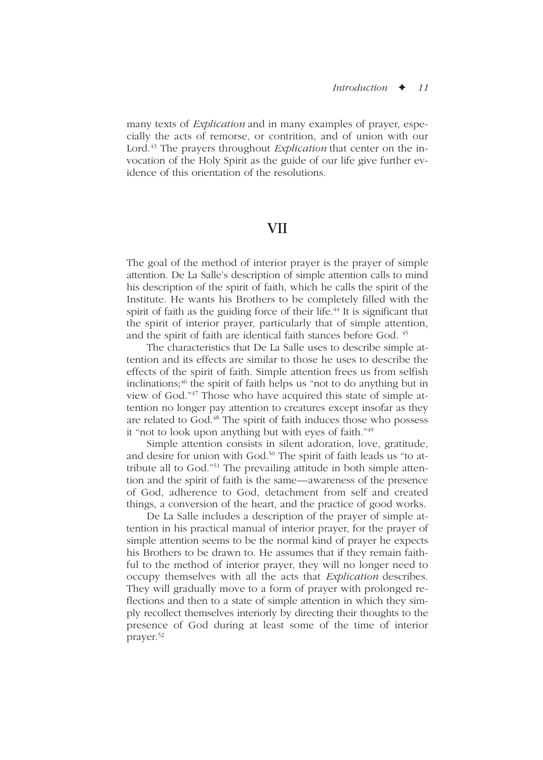many texts of *Explication* and in many examples of prayer, especially the acts of remorse, or contrition, and of union with our Lord.[43] The prayers throughout *Explication* that center on the invocation of the Holy Spirit as the guide of our life give further evidence of this orientation of the resolutions.

## VII

The goal of the method of interior prayer is the prayer of simple attention. De La Salle's description of simple attention calls to mind his description of the spirit of faith, which he calls the spirit of the Institute. He wants his Brothers to be completely filled with the spirit of faith as the guiding force of their life.[44] It is significant that the spirit of interior prayer, particularly that of simple attention, and the spirit of faith are identical faith stances before God.[45]

The characteristics that De La Salle uses to describe simple attention and its effects are similar to those he uses to describe the effects of the spirit of faith. Simple attention frees us from selfish inclinations;[46] the spirit of faith helps us "not to do anything but in view of God."[47] Those who have acquired this state of simple attention no longer pay attention to creatures except insofar as they are related to God.[48] The spirit of faith induces those who possess it "not to look upon anything but with eyes of faith."[49]

Simple attention consists in silent adoration, love, gratitude, and desire for union with God.[50] The spirit of faith leads us "to attribute all to God."[51] The prevailing attitude in both simple attention and the spirit of faith is the same—awareness of the presence of God, adherence to God, detachment from self and created things, a conversion of the heart, and the practice of good works.

De La Salle includes a description of the prayer of simple attention in his practical manual of interior prayer, for the prayer of simple attention seems to be the normal kind of prayer he expects his Brothers to be drawn to. He assumes that if they remain faithful to the method of interior prayer, they will no longer need to occupy themselves with all the acts that *Explication* describes. They will gradually move to a form of prayer with prolonged reflections and then to a state of simple attention in which they simply recollect themselves interiorly by directing their thoughts to the presence of God during at least some of the time of interior prayer.[52]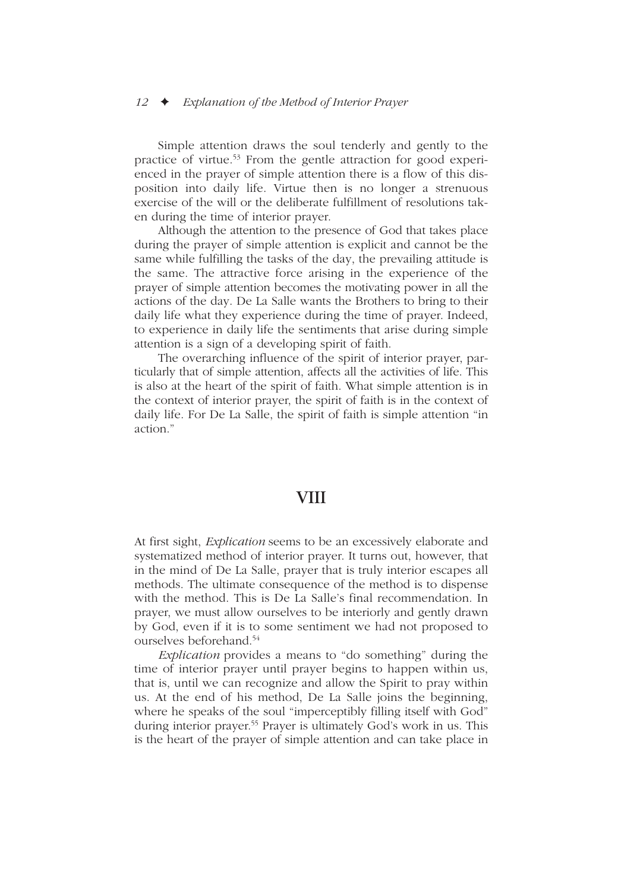Simple attention draws the soul tenderly and gently to the practice of virtue.[53] From the gentle attraction for good experienced in the prayer of simple attention there is a flow of this disposition into daily life. Virtue then is no longer a strenuous exercise of the will or the deliberate fulfillment of resolutions taken during the time of interior prayer.

Although the attention to the presence of God that takes place during the prayer of simple attention is explicit and cannot be the same while fulfilling the tasks of the day, the prevailing attitude is the same. The attractive force arising in the experience of the prayer of simple attention becomes the motivating power in all the actions of the day. De La Salle wants the Brothers to bring to their daily life what they experience during the time of prayer. Indeed, to experience in daily life the sentiments that arise during simple attention is a sign of a developing spirit of faith.

The overarching influence of the spirit of interior prayer, particularly that of simple attention, affects all the activities of life. This is also at the heart of the spirit of faith. What simple attention is in the context of interior prayer, the spirit of faith is in the context of daily life. For De La Salle, the spirit of faith is simple attention "in action."

## VIII

At first sight, *Explication* seems to be an excessively elaborate and systematized method of interior prayer. It turns out, however, that in the mind of De La Salle, prayer that is truly interior escapes all methods. The ultimate consequence of the method is to dispense with the method. This is De La Salle's final recommendation. In prayer, we must allow ourselves to be interiorly and gently drawn by God, even if it is to some sentiment we had not proposed to ourselves beforehand.[54]

*Explication* provides a means to "do something" during the time of interior prayer until prayer begins to happen within us, that is, until we can recognize and allow the Spirit to pray within us. At the end of his method, De La Salle joins the beginning, where he speaks of the soul "imperceptibly filling itself with God" during interior prayer.[55] Prayer is ultimately God's work in us. This is the heart of the prayer of simple attention and can take place in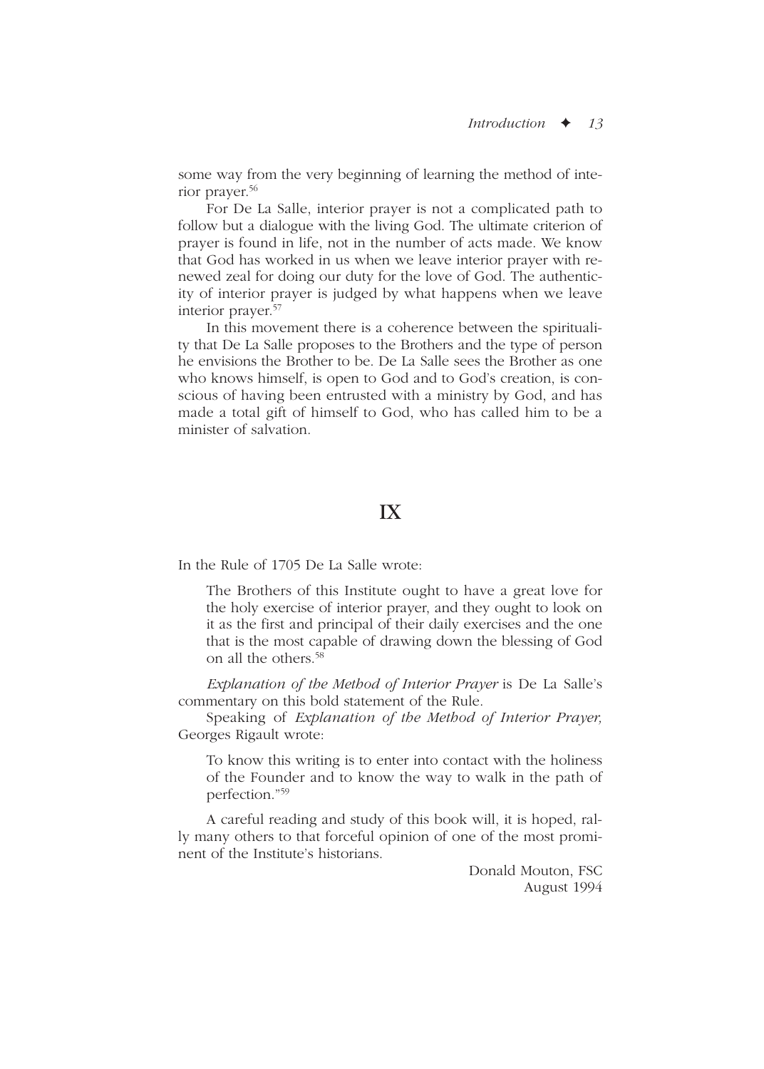some way from the very beginning of learning the method of interior prayer.[56]

For De La Salle, interior prayer is not a complicated path to follow but a dialogue with the living God. The ultimate criterion of prayer is found in life, not in the number of acts made. We know that God has worked in us when we leave interior prayer with renewed zeal for doing our duty for the love of God. The authenticity of interior prayer is judged by what happens when we leave interior prayer.[57]

In this movement there is a coherence between the spirituality that De La Salle proposes to the Brothers and the type of person he envisions the Brother to be. De La Salle sees the Brother as one who knows himself, is open to God and to God's creation, is conscious of having been entrusted with a ministry by God, and has made a total gift of himself to God, who has called him to be a minister of salvation.

## IX

In the Rule of 1705 De La Salle wrote:

> The Brothers of this Institute ought to have a great love for the holy exercise of interior prayer, and they ought to look on it as the first and principal of their daily exercises and the one that is the most capable of drawing down the blessing of God on all the others.[58]

*Explanation of the Method of Interior Prayer* is De La Salle's commentary on this bold statement of the Rule.

Speaking of *Explanation of the Method of Interior Prayer,* Georges Rigault wrote:

> To know this writing is to enter into contact with the holiness of the Founder and to know the way to walk in the path of perfection."[59]

A careful reading and study of this book will, it is hoped, rally many others to that forceful opinion of one of the most prominent of the Institute's historians.

Donald Mouton, FSC
August 1994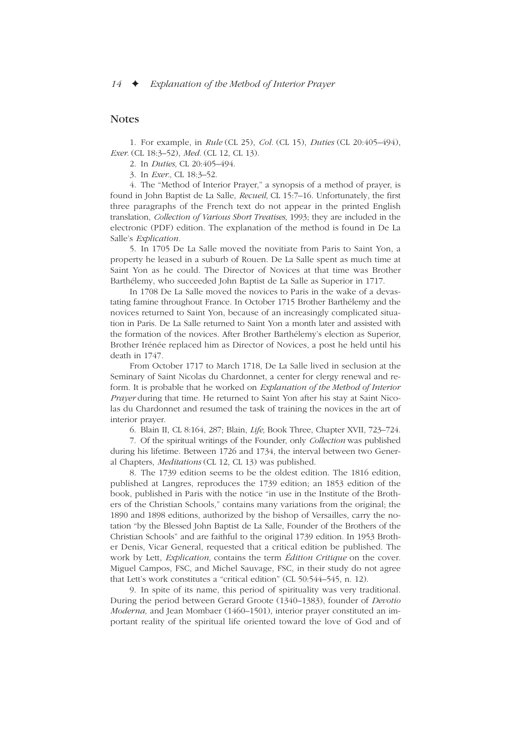## Notes

1. For example, in *Rule* (CL 25), *Col*. (CL 15), *Duties* (CL 20:405–494), *Exer*. (CL 18:3–52), *Med*. (CL 12, CL 13).

2. In *Duties,* CL 20:405–494.

3. In *Exer.,* CL 18:3–52.

4. The "Method of Interior Prayer," a synopsis of a method of prayer, is found in John Baptist de La Salle, *Recueil,* CL 15:7–16. Unfortunately, the first three paragraphs of the French text do not appear in the printed English translation, *Collection of Various Short Treatises,* 1993; they are included in the electronic (PDF) edition. The explanation of the method is found in De La Salle's *Explication*.

5. In 1705 De La Salle moved the novitiate from Paris to Saint Yon, a property he leased in a suburb of Rouen. De La Salle spent as much time at Saint Yon as he could. The Director of Novices at that time was Brother Barthélemy, who succeeded John Baptist de La Salle as Superior in 1717.

In 1708 De La Salle moved the novices to Paris in the wake of a devastating famine throughout France. In October 1715 Brother Barthélemy and the novices returned to Saint Yon, because of an increasingly complicated situation in Paris. De La Salle returned to Saint Yon a month later and assisted with the formation of the novices. After Brother Barthélemy's election as Superior, Brother Irénée replaced him as Director of Novices, a post he held until his death in 1747.

From October 1717 to March 1718, De La Salle lived in seclusion at the Seminary of Saint Nicolas du Chardonnet, a center for clergy renewal and reform. It is probable that he worked on *Explanation of the Method of Interior Prayer* during that time. He returned to Saint Yon after his stay at Saint Nicolas du Chardonnet and resumed the task of training the novices in the art of interior prayer.

6. Blain II, CL 8:164, 287; Blain, *Life,* Book Three, Chapter XVII, 723–724.

7. Of the spiritual writings of the Founder, only *Collection* was published during his lifetime. Between 1726 and 1734, the interval between two General Chapters, *Meditations* (CL 12, CL 13) was published.

8. The 1739 edition seems to be the oldest edition. The 1816 edition, published at Langres, reproduces the 1739 edition; an 1853 edition of the book, published in Paris with the notice "in use in the Institute of the Brothers of the Christian Schools," contains many variations from the original; the 1890 and 1898 editions, authorized by the bishop of Versailles, carry the notation "by the Blessed John Baptist de La Salle, Founder of the Brothers of the Christian Schools" and are faithful to the original 1739 edition. In 1953 Brother Denis, Vicar General, requested that a critical edition be published. The work by Lett, *Explication,* contains the term *Édition Critique* on the cover. Miguel Campos, FSC, and Michel Sauvage, FSC, in their study do not agree that Lett's work constitutes a "critical edition" (CL 50:544–545, n. 12).

9. In spite of its name, this period of spirituality was very traditional. During the period between Gerard Groote (1340–1383), founder of *Devotio Moderna,* and Jean Mombaer (1460–1501), interior prayer constituted an important reality of the spiritual life oriented toward the love of God and of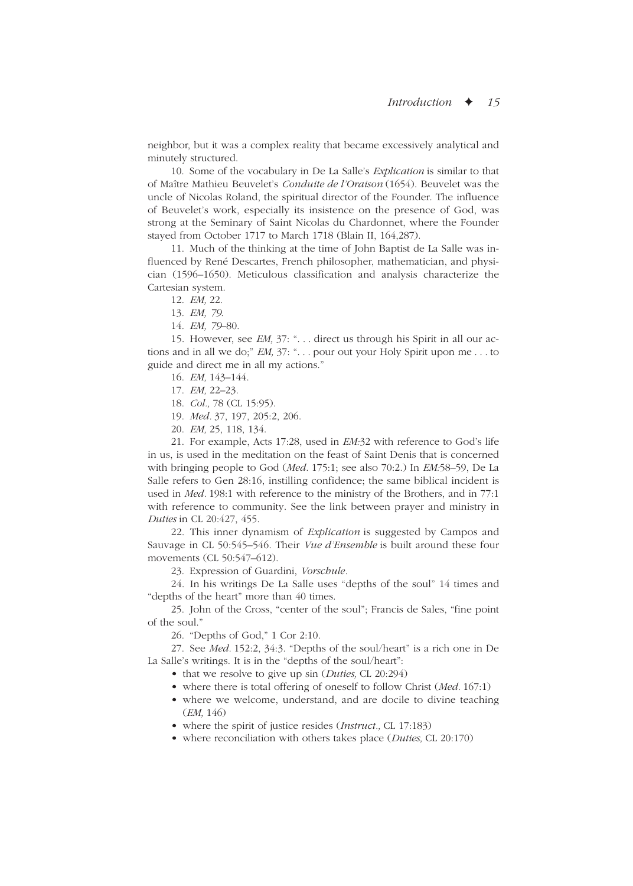neighbor, but it was a complex reality that became excessively analytical and minutely structured.

10. Some of the vocabulary in De La Salle's *Explication* is similar to that of Maître Mathieu Beuvelet's *Conduite de l'Oraison* (1654). Beuvelet was the uncle of Nicolas Roland, the spiritual director of the Founder. The influence of Beuvelet's work, especially its insistence on the presence of God, was strong at the Seminary of Saint Nicolas du Chardonnet, where the Founder stayed from October 1717 to March 1718 (Blain II, 164,287).

11. Much of the thinking at the time of John Baptist de La Salle was influenced by René Descartes, French philosopher, mathematician, and physician (1596–1650). Meticulous classification and analysis characterize the Cartesian system.

12. *EM,* 22.

13. *EM, 79.*

14. *EM, 79*–80.

15. However, see *EM,* 37: ". . . direct us through his Spirit in all our actions and in all we do;" *EM,* 37: ". . . pour out your Holy Spirit upon me . . . to guide and direct me in all my actions."

16. *EM,* 143–144.

17. *EM,* 22–23.

18. *Col.,* 78 (CL 15:95).

19. *Med.* 37, 197, 205:2, 206.

20. *EM,* 25, 118, 134.

21. For example, Acts 17:28, used in *EM*:32 with reference to God's life in us, is used in the meditation on the feast of Saint Denis that is concerned with bringing people to God (*Med.* 175:1; see also 70:2.) In *EM*:58–59, De La Salle refers to Gen 28:16, instilling confidence; the same biblical incident is used in *Med.* 198:1 with reference to the ministry of the Brothers, and in 77:1 with reference to community. See the link between prayer and ministry in *Duties* in CL 20:427, 455.

22. This inner dynamism of *Explication* is suggested by Campos and Sauvage in CL 50:545–546. Their *Vue d'Ensemble* is built around these four movements (CL 50:547–612).

23. Expression of Guardini, *Vorschule.*

24. In his writings De La Salle uses "depths of the soul" 14 times and "depths of the heart" more than 40 times.

25. John of the Cross, "center of the soul"; Francis de Sales, "fine point of the soul."

26. "Depths of God," 1 Cor 2:10.

27. See *Med.* 152:2, 34:3. "Depths of the soul/heart" is a rich one in De La Salle's writings. It is in the "depths of the soul/heart":

- that we resolve to give up sin (*Duties*, CL 20:294)
- where there is total offering of oneself to follow Christ (*Med.* 167:1)
- where we welcome, understand, and are docile to divine teaching (*EM,* 146)
- where the spirit of justice resides (*Instruct.,* CL 17:183)
- where reconciliation with others takes place (*Duties,* CL 20:170)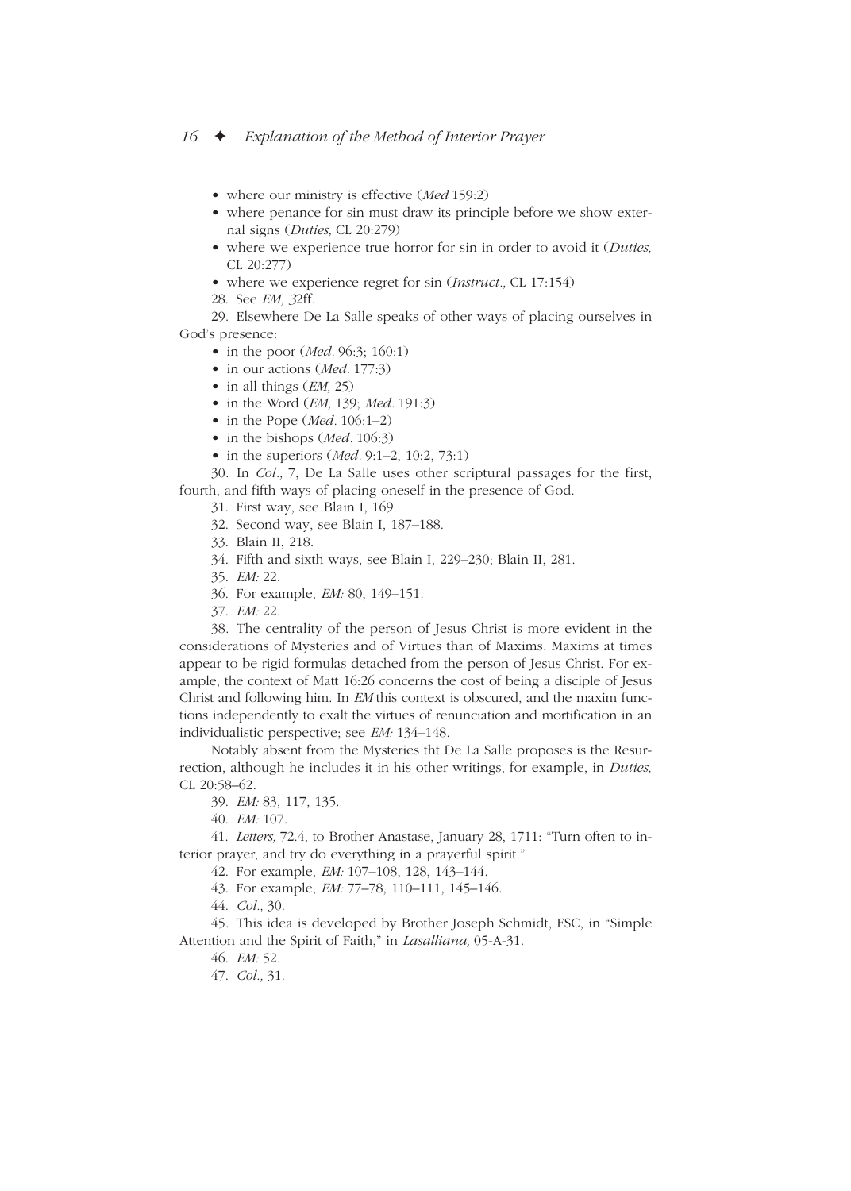- where our ministry is effective (*Med* 159:2)
- where penance for sin must draw its principle before we show external signs (*Duties,* CL 20:279)
- where we experience true horror for sin in order to avoid it (*Duties,* CL 20:277)
- where we experience regret for sin (*Instruct.,* CL 17:154)

28. See *EM, 32*ff.

29. Elsewhere De La Salle speaks of other ways of placing ourselves in God's presence:

- in the poor (*Med*. 96:3; 160:1)
- in our actions (*Med*. 177:3)
- in all things (*EM,* 25)
- in the Word (*EM,* 139; *Med*. 191:3)
- in the Pope (*Med*. 106:1–2)
- in the bishops (*Med*. 106:3)
- in the superiors (*Med*. 9:1–2, 10:2, 73:1)

30. In *Col.,* 7, De La Salle uses other scriptural passages for the first, fourth, and fifth ways of placing oneself in the presence of God.

31. First way, see Blain I, 169.

32. Second way, see Blain I, 187–188.

33. Blain II, 218.

34. Fifth and sixth ways, see Blain I, 229–230; Blain II, 281.

35. *EM:* 22.

36. For example, *EM:* 80, 149–151.

37. *EM:* 22.

38. The centrality of the person of Jesus Christ is more evident in the considerations of Mysteries and of Virtues than of Maxims. Maxims at times appear to be rigid formulas detached from the person of Jesus Christ. For example, the context of Matt 16:26 concerns the cost of being a disciple of Jesus Christ and following him. In *EM* this context is obscured, and the maxim functions independently to exalt the virtues of renunciation and mortification in an individualistic perspective; see *EM:* 134–148.

Notably absent from the Mysteries tht De La Salle proposes is the Resurrection, although he includes it in his other writings, for example, in *Duties,* CL 20:58–62.

39. *EM:* 83, 117, 135.

40. *EM:* 107.

41. *Letters,* 72.4, to Brother Anastase, January 28, 1711: "Turn often to interior prayer, and try do everything in a prayerful spirit."

42. For example, *EM:* 107–108, 128, 143–144.

43. For example, *EM:* 77–78, 110–111, 145–146.

44. *Col.,* 30.

45. This idea is developed by Brother Joseph Schmidt, FSC, in "Simple Attention and the Spirit of Faith," in *Lasalliana,* 05-A-31.

46. *EM:* 52.

47. *Col.,* 31.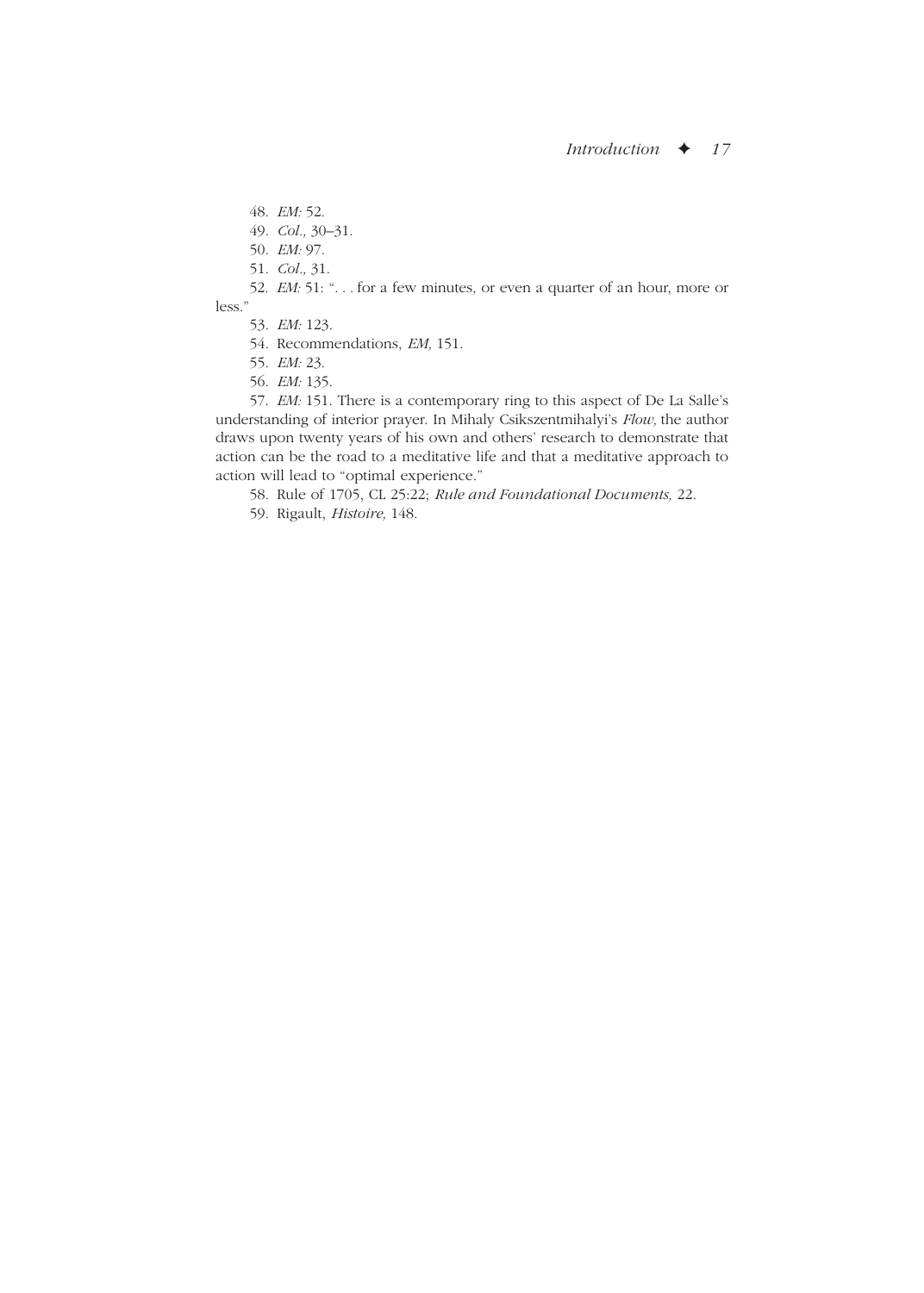48. *EM:* 52.

49. *Col.,* 30–31.

50. *EM:* 97.

51. *Col.,* 31.

52. *EM:* 51: ". . . for a few minutes, or even a quarter of an hour, more or less."

53. *EM:* 123.

54. Recommendations, *EM,* 151.

55. *EM:* 23.

56. *EM:* 135.

57. *EM:* 151. There is a contemporary ring to this aspect of De La Salle's understanding of interior prayer. In Mihaly Csikszentmihalyi's *Flow,* the author draws upon twenty years of his own and others' research to demonstrate that action can be the road to a meditative life and that a meditative approach to action will lead to "optimal experience."

58. Rule of 1705, CL 25:22; *Rule and Foundational Documents,* 22.

59. Rigault, *Histoire,* 148.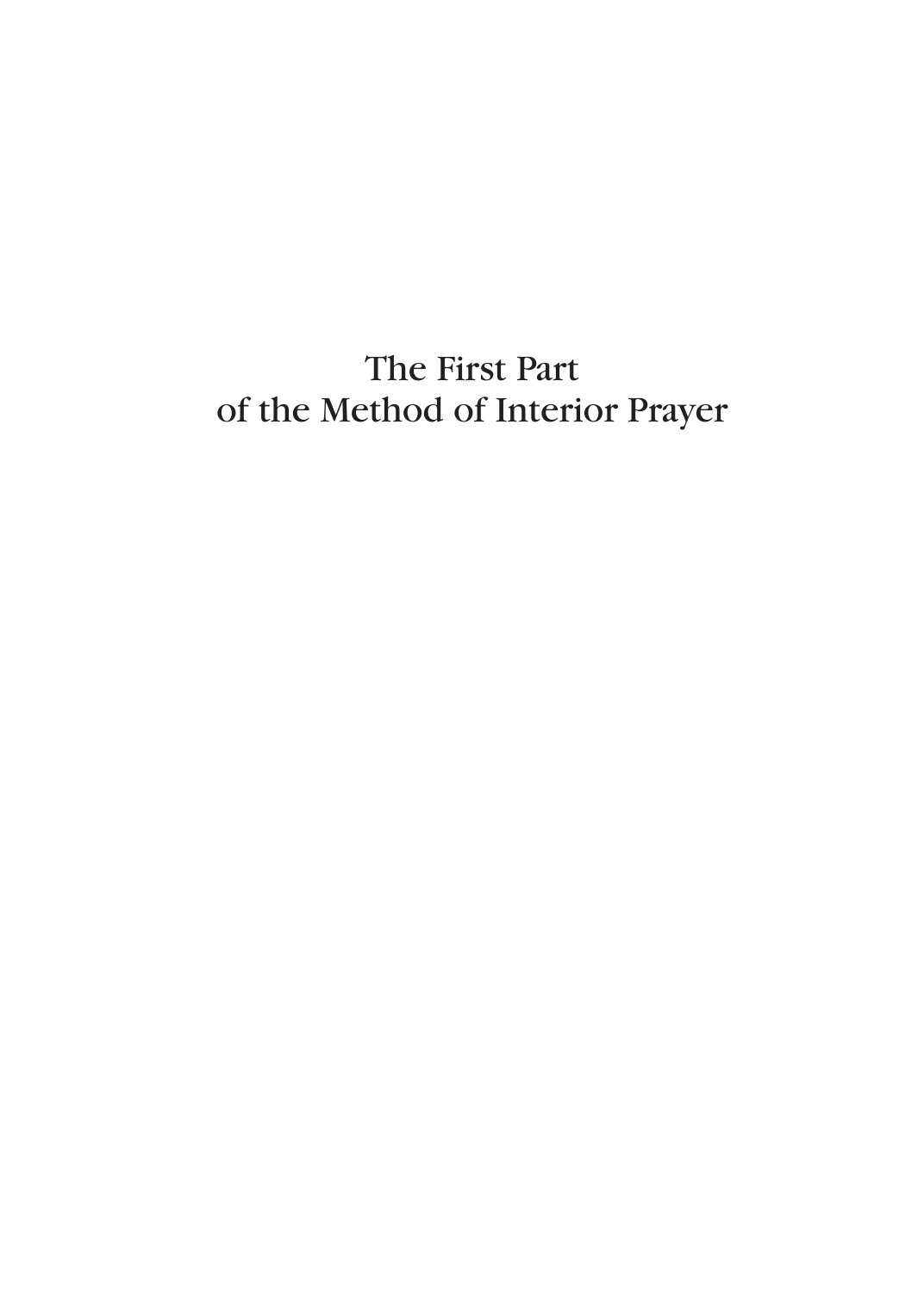# The First Part of the Method of Interior Prayer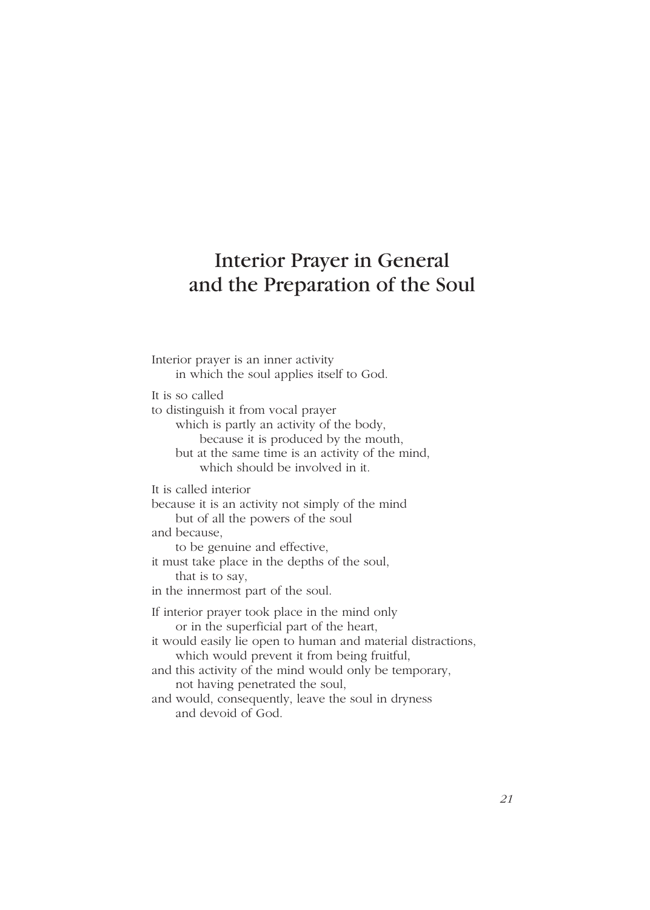# Interior Prayer in General and the Preparation of the Soul

Interior prayer is an inner activity
in which the soul applies itself to God.

It is so called
to distinguish it from vocal prayer
which is partly an activity of the body,
because it is produced by the mouth,
but at the same time is an activity of the mind,
which should be involved in it.

It is called interior
because it is an activity not simply of the mind
but of all the powers of the soul
and because,
to be genuine and effective,
it must take place in the depths of the soul,
that is to say,
in the innermost part of the soul.

If interior prayer took place in the mind only
or in the superficial part of the heart,
it would easily lie open to human and material distractions,
which would prevent it from being fruitful,
and this activity of the mind would only be temporary,
not having penetrated the soul,
and would, consequently, leave the soul in dryness
and devoid of God.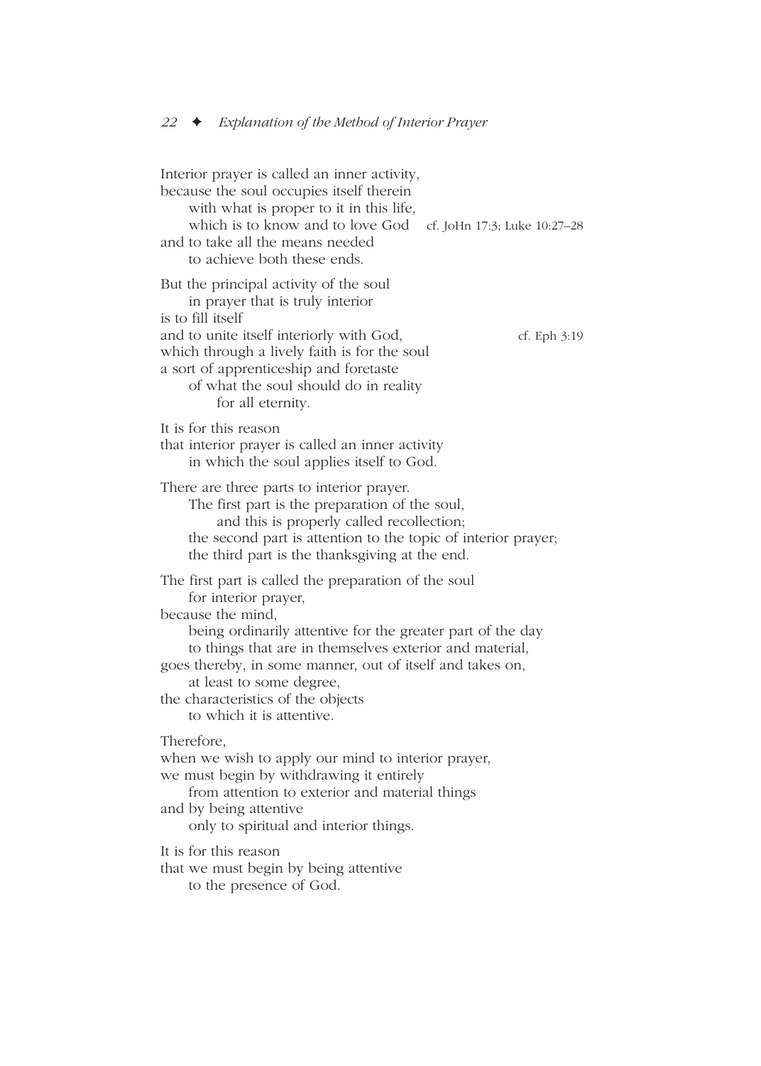Interior prayer is called an inner activity,
because the soul occupies itself therein
with what is proper to it in this life,
which is to know and to love God — cf. JoHn 17:3; Luke 10:27–28
and to take all the means needed
to achieve both these ends.

But the principal activity of the soul
in prayer that is truly interior
is to fill itself
and to unite itself interiorly with God, — cf. Eph 3:19
which through a lively faith is for the soul
a sort of apprenticeship and foretaste
of what the soul should do in reality
for all eternity.

It is for this reason
that interior prayer is called an inner activity
in which the soul applies itself to God.

There are three parts to interior prayer.
The first part is the preparation of the soul,
and this is properly called recollection;
the second part is attention to the topic of interior prayer;
the third part is the thanksgiving at the end.

The first part is called the preparation of the soul
for interior prayer,
because the mind,
being ordinarily attentive for the greater part of the day
to things that are in themselves exterior and material,
goes thereby, in some manner, out of itself and takes on,
at least to some degree,
the characteristics of the objects
to which it is attentive.

Therefore,
when we wish to apply our mind to interior prayer,
we must begin by withdrawing it entirely
from attention to exterior and material things
and by being attentive
only to spiritual and interior things.

It is for this reason
that we must begin by being attentive
to the presence of God.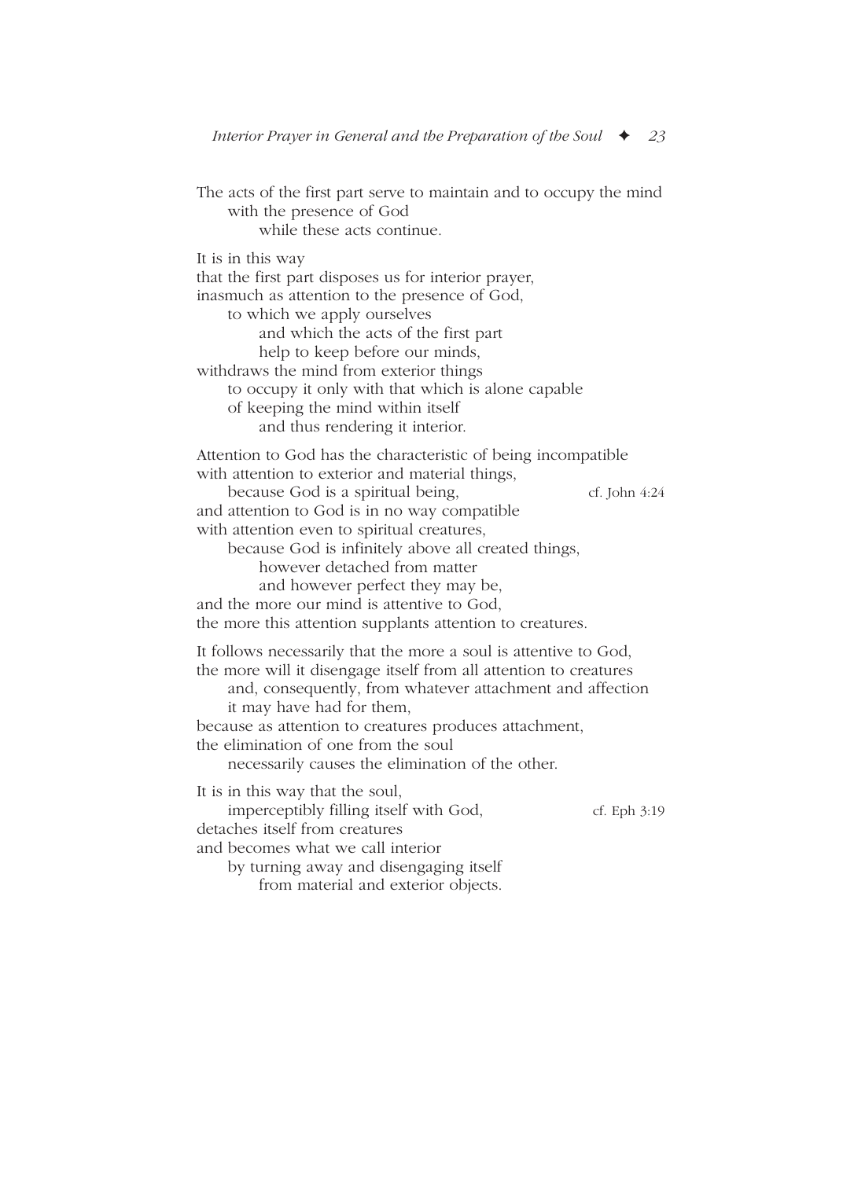The acts of the first part serve to maintain and to occupy the mind
with the presence of God
while these acts continue.

It is in this way
that the first part disposes us for interior prayer,
inasmuch as attention to the presence of God,
to which we apply ourselves
and which the acts of the first part
help to keep before our minds,
withdraws the mind from exterior things
to occupy it only with that which is alone capable
of keeping the mind within itself
and thus rendering it interior.

Attention to God has the characteristic of being incompatible
with attention to exterior and material things,
because God is a spiritual being, *cf. John 4:24*
and attention to God is in no way compatible
with attention even to spiritual creatures,
because God is infinitely above all created things,
however detached from matter
and however perfect they may be,
and the more our mind is attentive to God,
the more this attention supplants attention to creatures.

It follows necessarily that the more a soul is attentive to God,
the more will it disengage itself from all attention to creatures
and, consequently, from whatever attachment and affection
it may have had for them,
because as attention to creatures produces attachment,
the elimination of one from the soul
necessarily causes the elimination of the other.

It is in this way that the soul,
imperceptibly filling itself with God, *cf. Eph 3:19*
detaches itself from creatures
and becomes what we call interior
by turning away and disengaging itself
from material and exterior objects.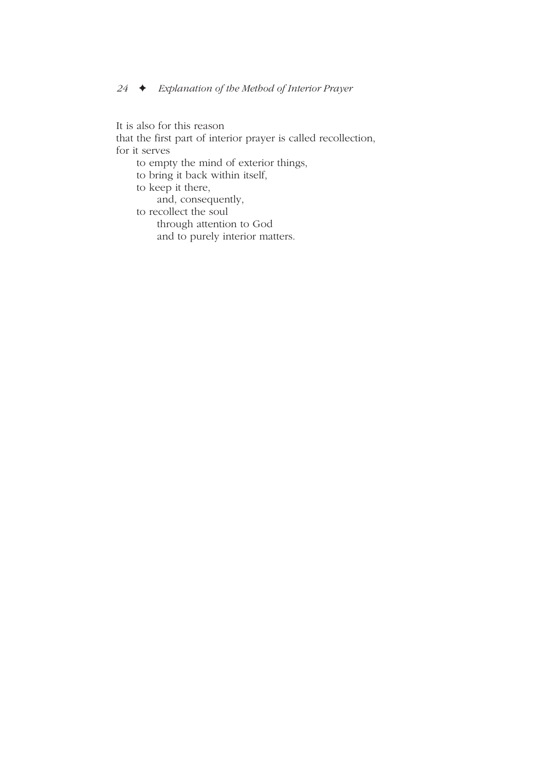It is also for this reason
that the first part of interior prayer is called recollection,
for it serves

    to empty the mind of exterior things,
    to bring it back within itself,
    to keep it there,
        and, consequently,
    to recollect the soul
        through attention to God
        and to purely interior matters.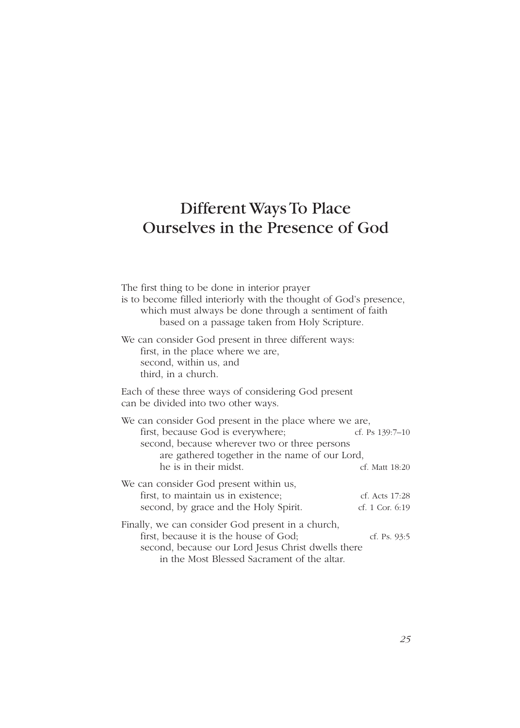# Different Ways To Place Ourselves in the Presence of God

The first thing to be done in interior prayer
is to become filled interiorly with the thought of God's presence,
which must always be done through a sentiment of faith
based on a passage taken from Holy Scripture.

We can consider God present in three different ways:
first, in the place where we are,
second, within us, and
third, in a church.

Each of these three ways of considering God present
can be divided into two other ways.

We can consider God present in the place where we are,
first, because God is everywhere; cf. Ps 139:7–10
second, because wherever two or three persons
are gathered together in the name of our Lord,
he is in their midst. cf. Matt 18:20

We can consider God present within us,
first, to maintain us in existence; cf. Acts 17:28
second, by grace and the Holy Spirit. cf. 1 Cor. 6:19

Finally, we can consider God present in a church,
first, because it is the house of God; cf. Ps. 93:5
second, because our Lord Jesus Christ dwells there
in the Most Blessed Sacrament of the altar.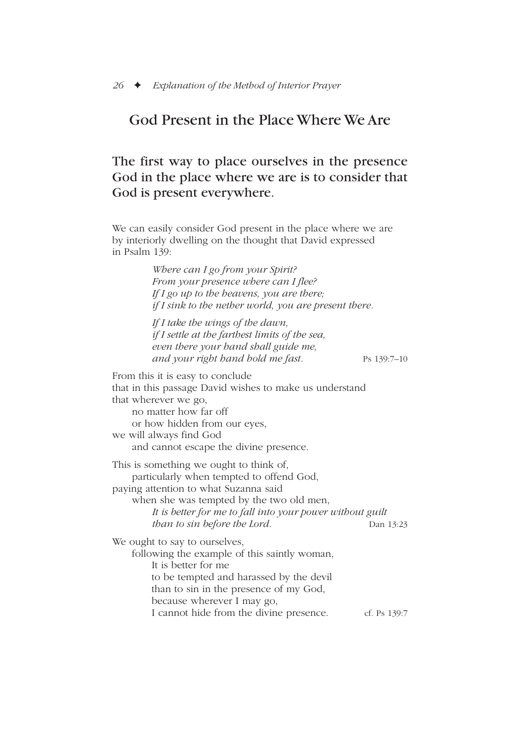## God Present in the Place Where We Are

### The first way to place ourselves in the presence God in the place where we are is to consider that God is present everywhere.

We can easily consider God present in the place where we are by interiorly dwelling on the thought that David expressed in Psalm 139:

> *Where can I go from your Spirit?*
> *From your presence where can I flee?*
> *If I go up to the heavens, you are there;*
> *if I sink to the nether world, you are present there.*
>
> *If I take the wings of the dawn,*
> *if I settle at the farthest limits of the sea,*
> *even there your hand shall guide me,*
> *and your right hand hold me fast.* Ps 139:7–10

From this it is easy to conclude
that in this passage David wishes to make us understand
that wherever we go,
no matter how far off
or how hidden from our eyes,
we will always find God
and cannot escape the divine presence.

This is something we ought to think of,
particularly when tempted to offend God,
paying attention to what Suzanna said
when she was tempted by the two old men,
*It is better for me to fall into your power without guilt*
*than to sin before the Lord.* Dan 13:23

We ought to say to ourselves,
following the example of this saintly woman,
It is better for me
to be tempted and harassed by the devil
than to sin in the presence of my God,
because wherever I may go,
I cannot hide from the divine presence. cf. Ps 139:7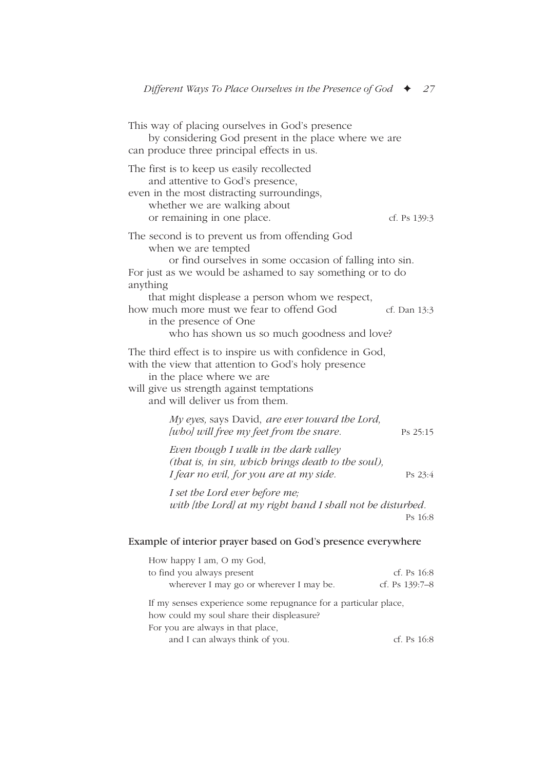This way of placing ourselves in God's presence
by considering God present in the place where we are
can produce three principal effects in us.

The first is to keep us easily recollected
and attentive to God's presence,
even in the most distracting surroundings,
whether we are walking about
or remaining in one place. cf. Ps 139:3

The second is to prevent us from offending God
when we are tempted
or find ourselves in some occasion of falling into sin.
For just as we would be ashamed to say something or to do anything
that might displease a person whom we respect,
how much more must we fear to offend God cf. Dan 13:3
in the presence of One
who has shown us so much goodness and love?

The third effect is to inspire us with confidence in God,
with the view that attention to God's holy presence
in the place where we are
will give us strength against temptations
and will deliver us from them.

> *My eyes,* says David, *are ever toward the Lord,*
> *[who] will free my feet from the snare.* Ps 25:15
>
> *Even though I walk in the dark valley*
> *(that is, in sin, which brings death to the soul),*
> *I fear no evil, for you are at my side.* Ps 23:4
>
> *I set the Lord ever before me;*
> *with [the Lord] at my right hand I shall not be disturbed.* Ps 16:8

### Example of interior prayer based on God's presence everywhere

How happy I am, O my God,
to find you always present cf. Ps 16:8
wherever I may go or wherever I may be. cf. Ps 139:7–8

If my senses experience some repugnance for a particular place,
how could my soul share their displeasure?
For you are always in that place,
and I can always think of you. cf. Ps 16:8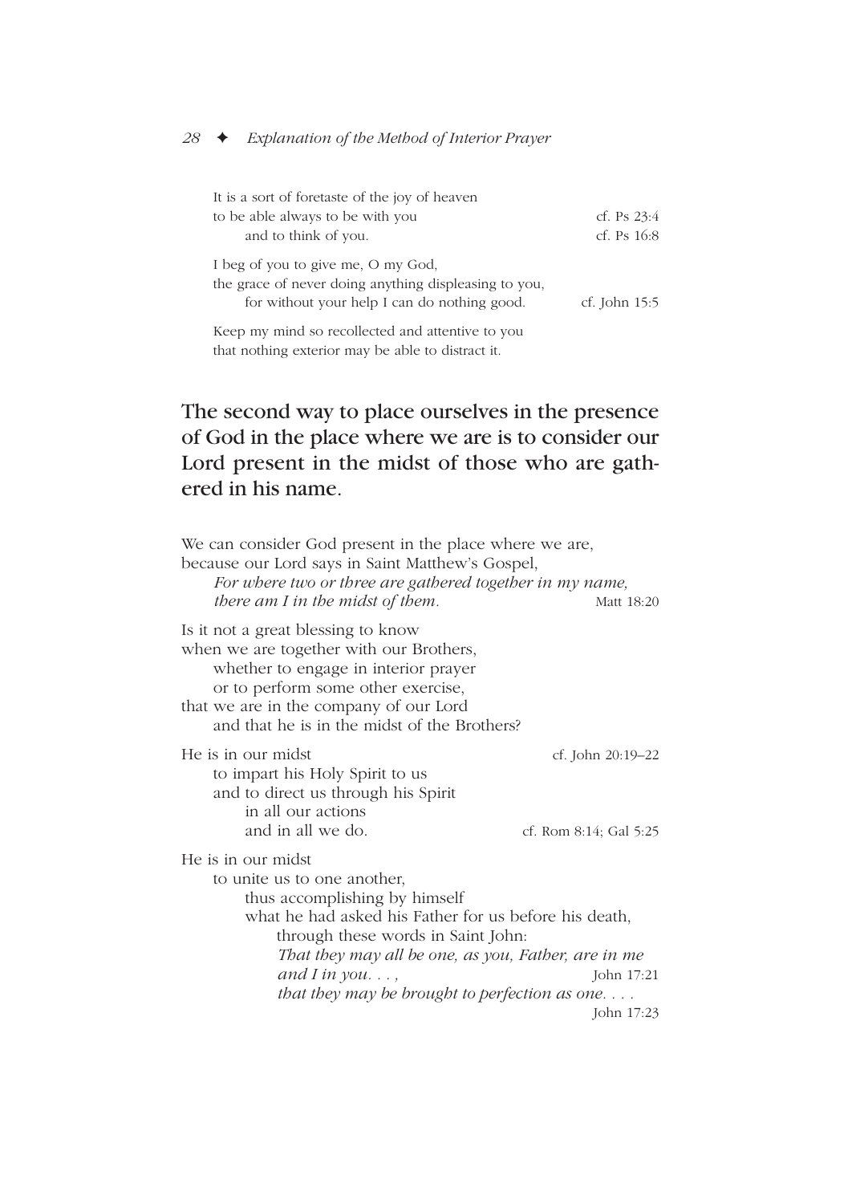It is a sort of foretaste of the joy of heaven
to be able always to be with you — cf. Ps 23:4
and to think of you. — cf. Ps 16:8

I beg of you to give me, O my God,
the grace of never doing anything displeasing to you,
for without your help I can do nothing good. — cf. John 15:5

Keep my mind so recollected and attentive to you
that nothing exterior may be able to distract it.

## The second way to place ourselves in the presence of God in the place where we are is to consider our Lord present in the midst of those who are gathered in his name.

We can consider God present in the place where we are,
because our Lord says in Saint Matthew's Gospel,
*For where two or three are gathered together in my name,*
*there am I in the midst of them.* — Matt 18:20

Is it not a great blessing to know
when we are together with our Brothers,
whether to engage in interior prayer
or to perform some other exercise,
that we are in the company of our Lord
and that he is in the midst of the Brothers?

He is in our midst — cf. John 20:19–22
to impart his Holy Spirit to us
and to direct us through his Spirit
in all our actions
and in all we do. — cf. Rom 8:14; Gal 5:25

He is in our midst
to unite us to one another,
thus accomplishing by himself
what he had asked his Father for us before his death,
through these words in Saint John:
*That they may all be one, as you, Father, are in me*
*and I in you. . . ,* — John 17:21
*that they may be brought to perfection as one. . . .* — John 17:23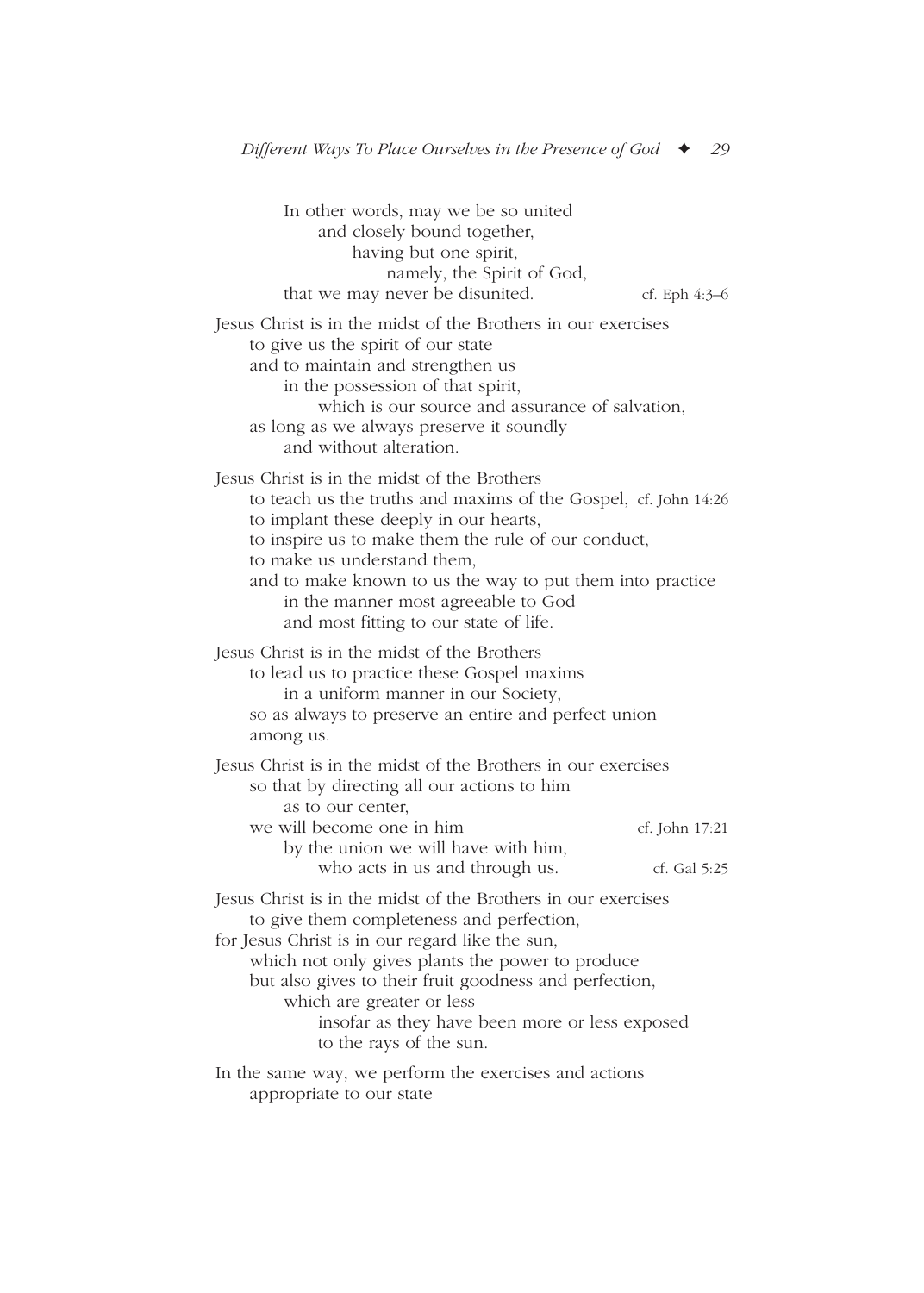In other words, may we be so united
 and closely bound together,
  having but one spirit,
   namely, the Spirit of God,
that we may never be disunited. cf. Eph 4:3–6

Jesus Christ is in the midst of the Brothers in our exercises
 to give us the spirit of our state
 and to maintain and strengthen us
  in the possession of that spirit,
   which is our source and assurance of salvation,
 as long as we always preserve it soundly
  and without alteration.

Jesus Christ is in the midst of the Brothers
 to teach us the truths and maxims of the Gospel, cf. John 14:26
 to implant these deeply in our hearts,
 to inspire us to make them the rule of our conduct,
 to make us understand them,
 and to make known to us the way to put them into practice
  in the manner most agreeable to God
  and most fitting to our state of life.

Jesus Christ is in the midst of the Brothers
 to lead us to practice these Gospel maxims
  in a uniform manner in our Society,
 so as always to preserve an entire and perfect union
 among us.

Jesus Christ is in the midst of the Brothers in our exercises
 so that by directing all our actions to him
  as to our center,
 we will become one in him cf. John 17:21
  by the union we will have with him,
   who acts in us and through us. cf. Gal 5:25

Jesus Christ is in the midst of the Brothers in our exercises
 to give them completeness and perfection,
for Jesus Christ is in our regard like the sun,
 which not only gives plants the power to produce
 but also gives to their fruit goodness and perfection,
  which are greater or less
   insofar as they have been more or less exposed
   to the rays of the sun.

In the same way, we perform the exercises and actions
 appropriate to our state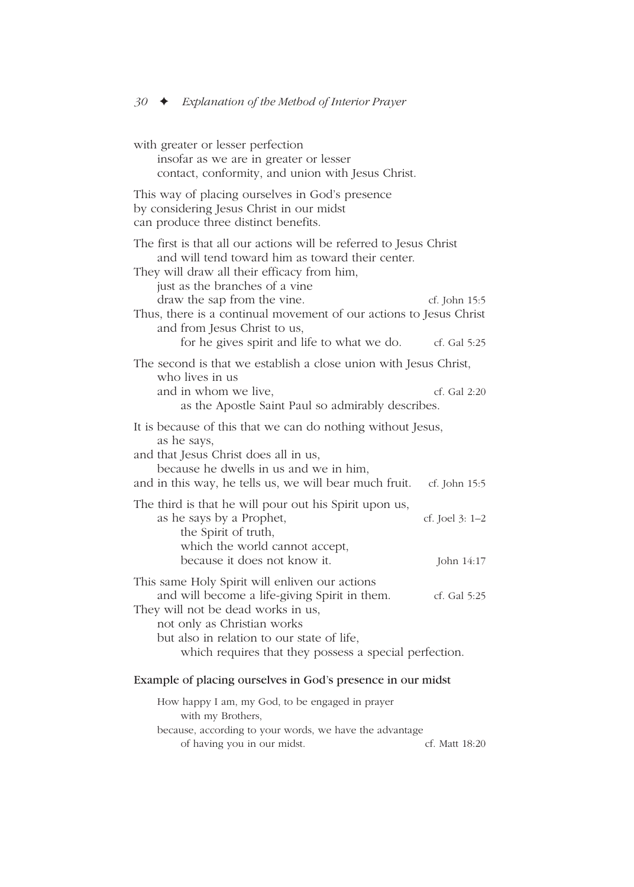with greater or lesser perfection
insofar as we are in greater or lesser
contact, conformity, and union with Jesus Christ.

This way of placing ourselves in God's presence
by considering Jesus Christ in our midst
can produce three distinct benefits.

The first is that all our actions will be referred to Jesus Christ
and will tend toward him as toward their center.
They will draw all their efficacy from him,
just as the branches of a vine
draw the sap from the vine. cf. John 15:5
Thus, there is a continual movement of our actions to Jesus Christ
and from Jesus Christ to us,
for he gives spirit and life to what we do. cf. Gal 5:25

The second is that we establish a close union with Jesus Christ,
who lives in us
and in whom we live, cf. Gal 2:20
as the Apostle Saint Paul so admirably describes.

It is because of this that we can do nothing without Jesus,
as he says,
and that Jesus Christ does all in us,
because he dwells in us and we in him,
and in this way, he tells us, we will bear much fruit. cf. John 15:5

The third is that he will pour out his Spirit upon us,
as he says by a Prophet, cf. Joel 3: 1–2
the Spirit of truth,
which the world cannot accept,
because it does not know it. John 14:17

This same Holy Spirit will enliven our actions
and will become a life-giving Spirit in them. cf. Gal 5:25
They will not be dead works in us,
not only as Christian works
but also in relation to our state of life,
which requires that they possess a special perfection.

### Example of placing ourselves in God's presence in our midst

How happy I am, my God, to be engaged in prayer
with my Brothers,
because, according to your words, we have the advantage
of having you in our midst. cf. Matt 18:20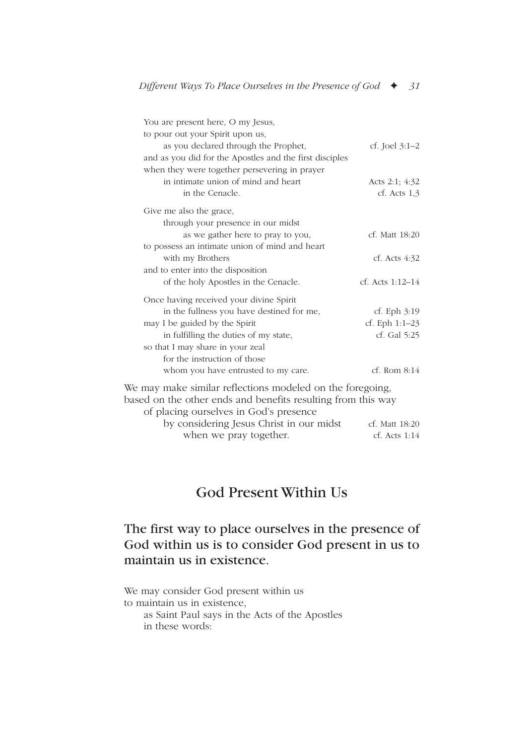You are present here, O my Jesus,
to pour out your Spirit upon us,
as you declared through the Prophet, — cf. Joel 3:1–2
and as you did for the Apostles and the first disciples
when they were together persevering in prayer
in intimate union of mind and heart — Acts 2:1; 4:32
in the Cenacle. — cf. Acts 1,3

Give me also the grace,
through your presence in our midst
as we gather here to pray to you, — cf. Matt 18:20
to possess an intimate union of mind and heart
with my Brothers — cf. Acts 4:32
and to enter into the disposition
of the holy Apostles in the Cenacle. — cf. Acts 1:12–14

Once having received your divine Spirit
in the fullness you have destined for me, — cf. Eph 3:19
may I be guided by the Spirit — cf. Eph 1:1–23
in fulfilling the duties of my state, — cf. Gal 5:25
so that I may share in your zeal
for the instruction of those
whom you have entrusted to my care. — cf. Rom 8:14

We may make similar reflections modeled on the foregoing,
based on the other ends and benefits resulting from this way
of placing ourselves in God's presence
by considering Jesus Christ in our midst — cf. Matt 18:20
when we pray together. — cf. Acts 1:14

## God Present Within Us

### The first way to place ourselves in the presence of God within us is to consider God present in us to maintain us in existence.

We may consider God present within us
to maintain us in existence,
as Saint Paul says in the Acts of the Apostles
in these words: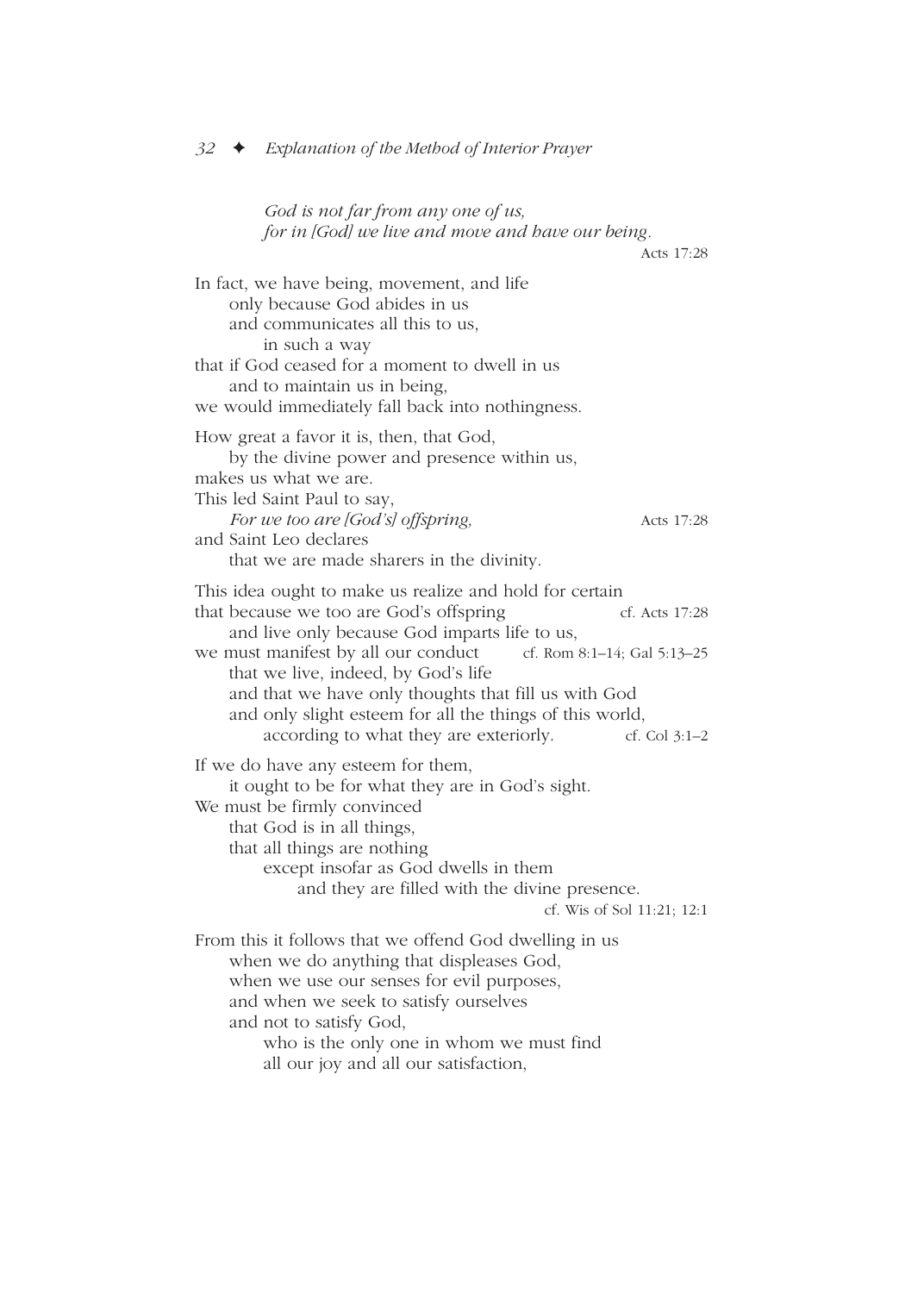*God is not far from any one of us,*
*for in [God] we live and move and have our being.*
Acts 17:28

In fact, we have being, movement, and life
only because God abides in us
and communicates all this to us,
in such a way
that if God ceased for a moment to dwell in us
and to maintain us in being,
we would immediately fall back into nothingness.

How great a favor it is, then, that God,
by the divine power and presence within us,
makes us what we are.
This led Saint Paul to say,
*For we too are [God's] offspring,* Acts 17:28
and Saint Leo declares
that we are made sharers in the divinity.

This idea ought to make us realize and hold for certain
that because we too are God's offspring cf. Acts 17:28
and live only because God imparts life to us,
we must manifest by all our conduct cf. Rom 8:1–14; Gal 5:13–25
that we live, indeed, by God's life
and that we have only thoughts that fill us with God
and only slight esteem for all the things of this world,
according to what they are exteriorly. cf. Col 3:1–2

If we do have any esteem for them,
it ought to be for what they are in God's sight.
We must be firmly convinced
that God is in all things,
that all things are nothing
except insofar as God dwells in them
and they are filled with the divine presence.
cf. Wis of Sol 11:21; 12:1

From this it follows that we offend God dwelling in us
when we do anything that displeases God,
when we use our senses for evil purposes,
and when we seek to satisfy ourselves
and not to satisfy God,
who is the only one in whom we must find
all our joy and all our satisfaction,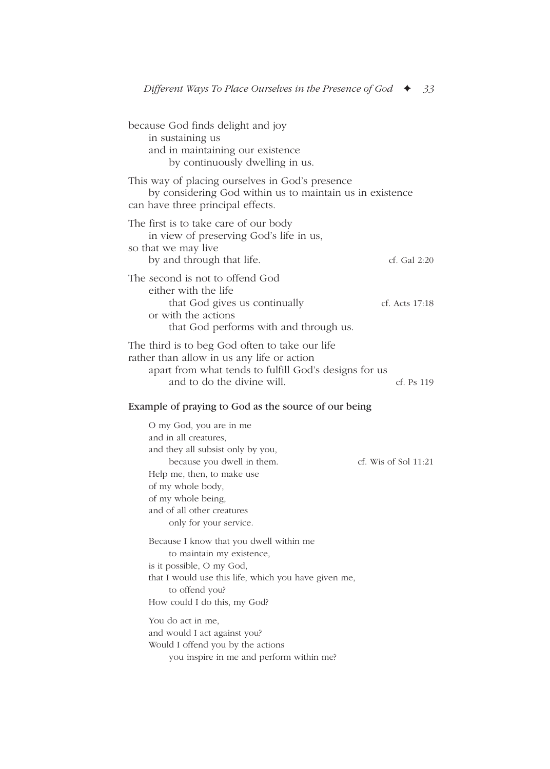because God finds delight and joy
in sustaining us
and in maintaining our existence
by continuously dwelling in us.

This way of placing ourselves in God's presence
by considering God within us to maintain us in existence
can have three principal effects.

The first is to take care of our body
in view of preserving God's life in us,
so that we may live
by and through that life. — cf. Gal 2:20

The second is not to offend God
either with the life
that God gives us continually — cf. Acts 17:18
or with the actions
that God performs with and through us.

The third is to beg God often to take our life
rather than allow in us any life or action
apart from what tends to fulfill God's designs for us
and to do the divine will. — cf. Ps 119

### Example of praying to God as the source of our being

O my God, you are in me
and in all creatures,
and they all subsist only by you,
because you dwell in them. — cf. Wis of Sol 11:21
Help me, then, to make use
of my whole body,
of my whole being,
and of all other creatures
only for your service.

Because I know that you dwell within me
to maintain my existence,
is it possible, O my God,
that I would use this life, which you have given me,
to offend you?
How could I do this, my God?

You do act in me,
and would I act against you?
Would I offend you by the actions
you inspire in me and perform within me?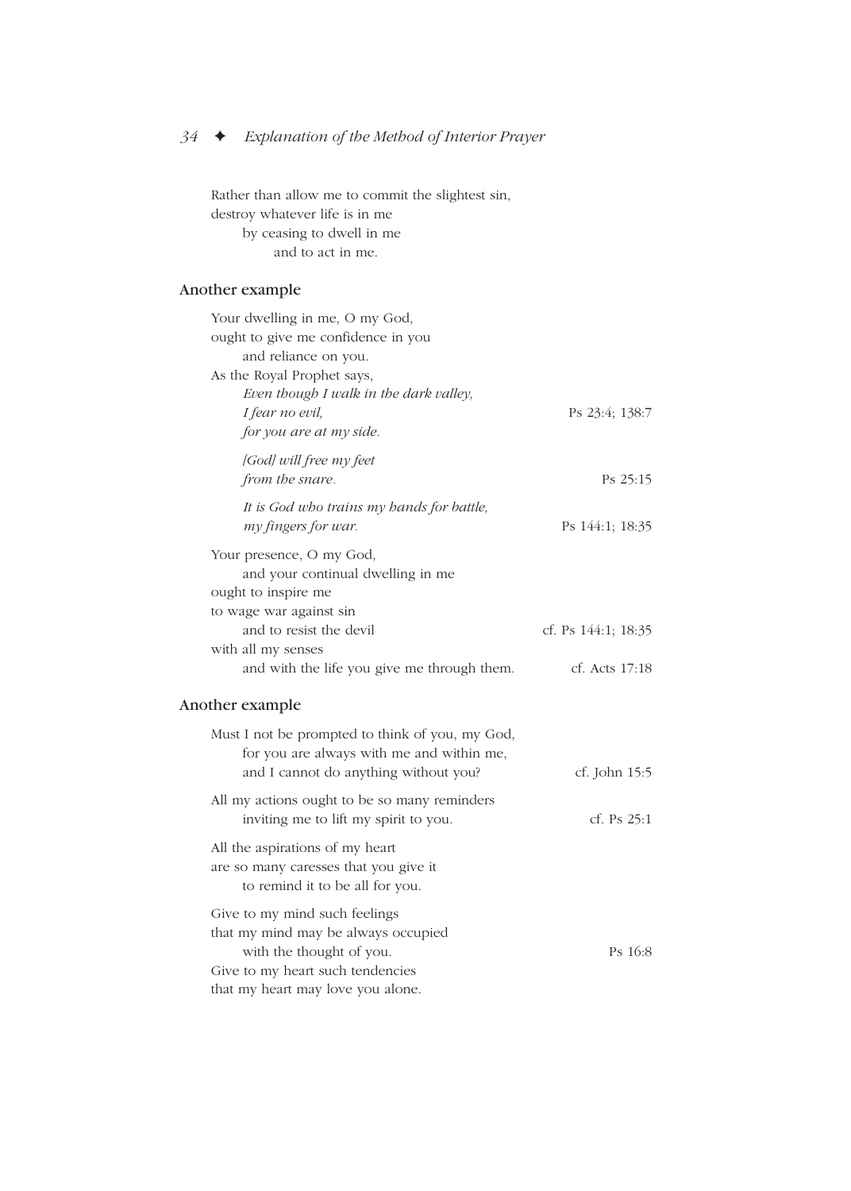Rather than allow me to commit the slightest sin,  
destroy whatever life is in me  
  by ceasing to dwell in me  
    and to act in me.

### Another example

Your dwelling in me, O my God,  
ought to give me confidence in you  
  and reliance on you.  
As the Royal Prophet says,  
  *Even though I walk in the dark valley,*  
  *I fear no evil,* — Ps 23:4; 138:7  
  *for you are at my side.*

  *[God] will free my feet*  
  *from the snare.* — Ps 25:15

  *It is God who trains my hands for battle,*  
  *my fingers for war.* — Ps 144:1; 18:35

Your presence, O my God,  
  and your continual dwelling in me  
ought to inspire me  
to wage war against sin  
  and to resist the devil — cf. Ps 144:1; 18:35  
with all my senses  
  and with the life you give me through them. — cf. Acts 17:18

### Another example

Must I not be prompted to think of you, my God,  
  for you are always with me and within me,  
  and I cannot do anything without you? — cf. John 15:5

All my actions ought to be so many reminders  
  inviting me to lift my spirit to you. — cf. Ps 25:1

All the aspirations of my heart  
are so many caresses that you give it  
  to remind it to be all for you.

Give to my mind such feelings  
that my mind may be always occupied  
  with the thought of you. — Ps 16:8  
Give to my heart such tendencies  
that my heart may love you alone.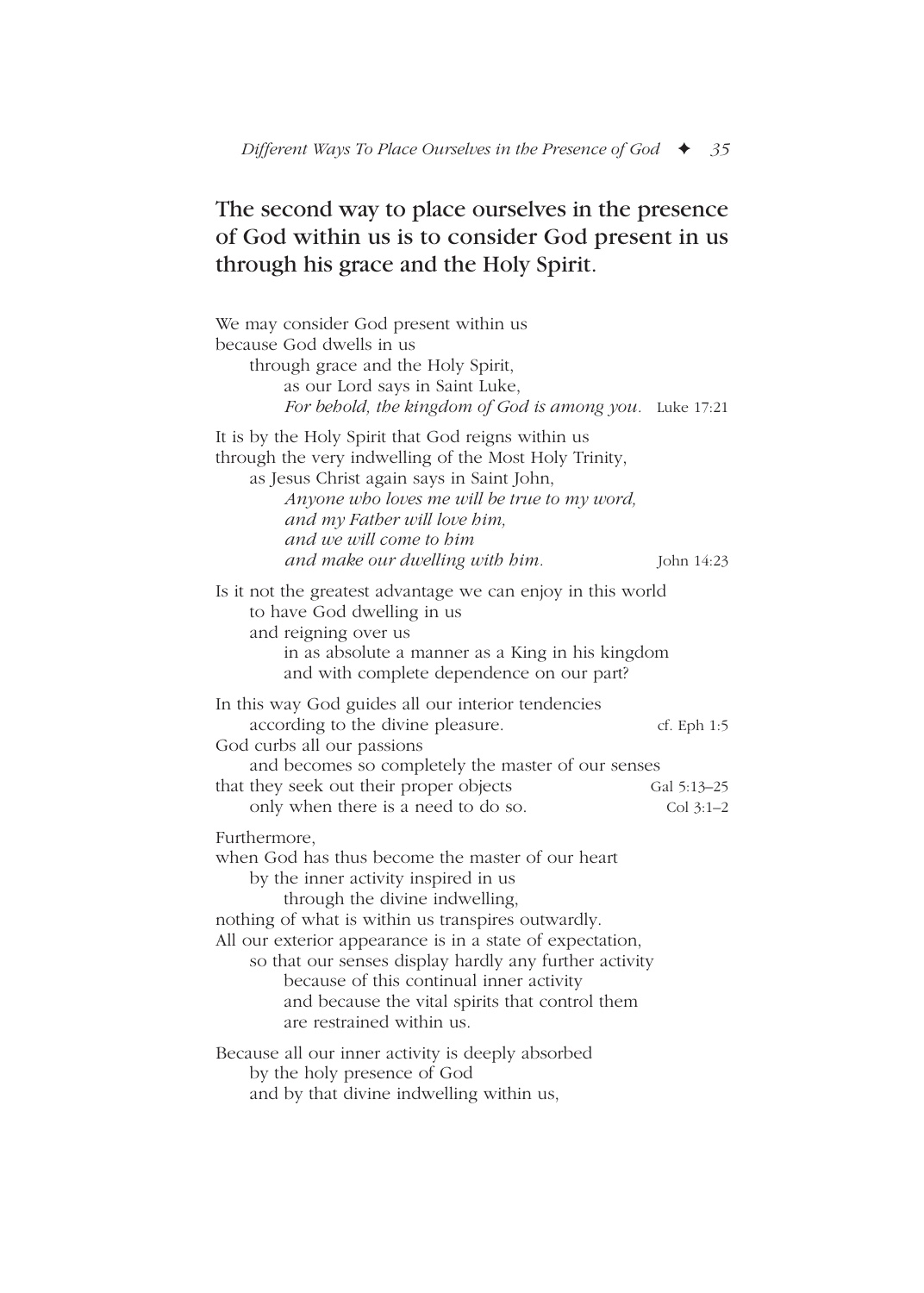## The second way to place ourselves in the presence of God within us is to consider God present in us through his grace and the Holy Spirit.

We may consider God present within us
because God dwells in us
through grace and the Holy Spirit,
as our Lord says in Saint Luke,
*For behold, the kingdom of God is among you.* Luke 17:21

It is by the Holy Spirit that God reigns within us
through the very indwelling of the Most Holy Trinity,
as Jesus Christ again says in Saint John,
*Anyone who loves me will be true to my word,*
*and my Father will love him,*
*and we will come to him*
*and make our dwelling with him.* John 14:23

Is it not the greatest advantage we can enjoy in this world
to have God dwelling in us
and reigning over us
in as absolute a manner as a King in his kingdom
and with complete dependence on our part?

In this way God guides all our interior tendencies
according to the divine pleasure. cf. Eph 1:5
God curbs all our passions
and becomes so completely the master of our senses
that they seek out their proper objects Gal 5:13–25
only when there is a need to do so. Col 3:1–2

Furthermore,
when God has thus become the master of our heart
by the inner activity inspired in us
through the divine indwelling,
nothing of what is within us transpires outwardly.
All our exterior appearance is in a state of expectation,
so that our senses display hardly any further activity
because of this continual inner activity
and because the vital spirits that control them
are restrained within us.

Because all our inner activity is deeply absorbed
by the holy presence of God
and by that divine indwelling within us,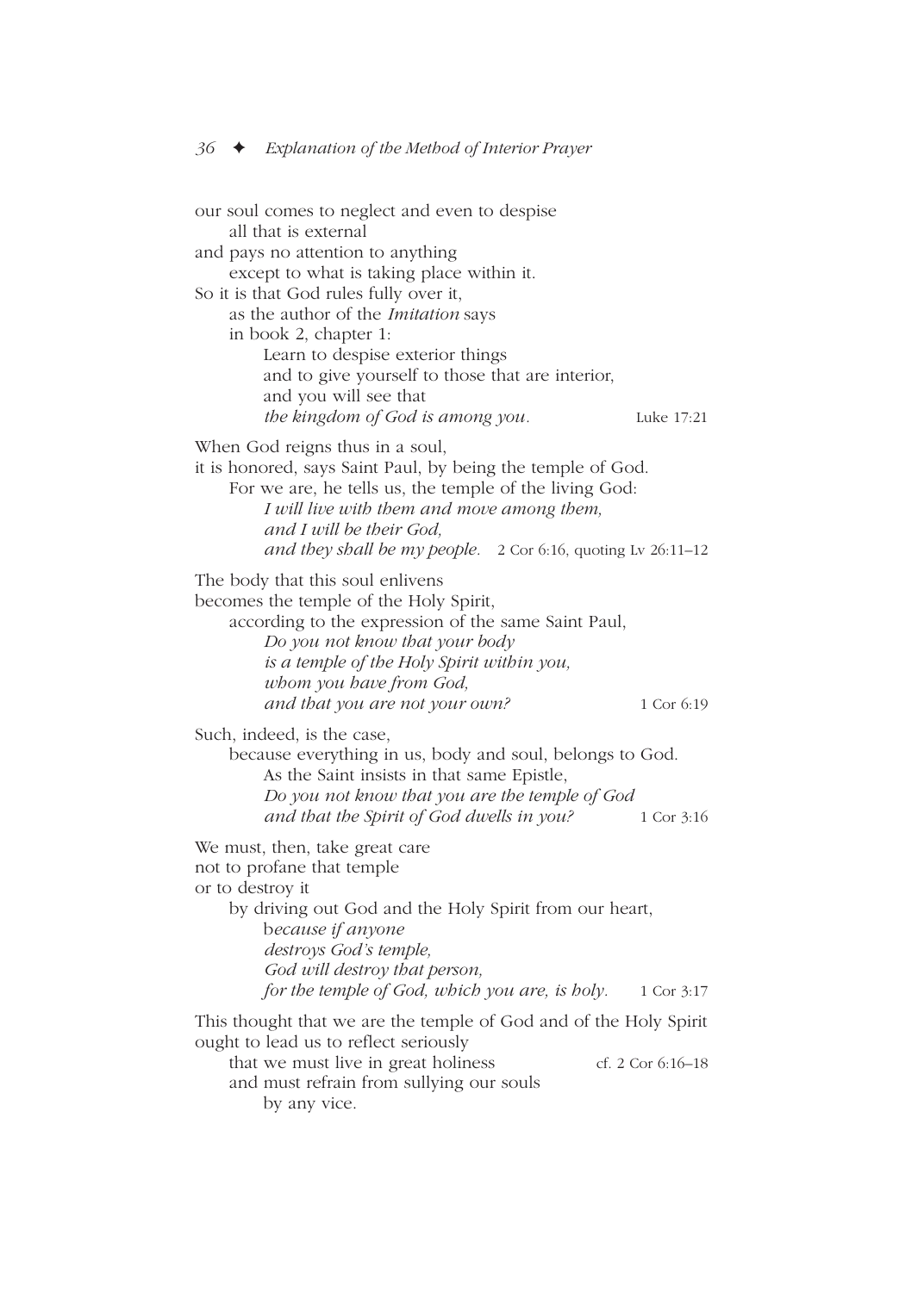our soul comes to neglect and even to despise
all that is external
and pays no attention to anything
except to what is taking place within it.
So it is that God rules fully over it,
as the author of the *Imitation* says
in book 2, chapter 1:
Learn to despise exterior things
and to give yourself to those that are interior,
and you will see that
*the kingdom of God is among you.* Luke 17:21

When God reigns thus in a soul,
it is honored, says Saint Paul, by being the temple of God.
For we are, he tells us, the temple of the living God:
*I will live with them and move among them,*
*and I will be their God,*
*and they shall be my people.* 2 Cor 6:16, quoting Lv 26:11–12

The body that this soul enlivens
becomes the temple of the Holy Spirit,
according to the expression of the same Saint Paul,
*Do you not know that your body*
*is a temple of the Holy Spirit within you,*
*whom you have from God,*
*and that you are not your own?* 1 Cor 6:19

Such, indeed, is the case,
because everything in us, body and soul, belongs to God.
As the Saint insists in that same Epistle,
*Do you not know that you are the temple of God*
*and that the Spirit of God dwells in you?* 1 Cor 3:16

We must, then, take great care
not to profane that temple
or to destroy it
by driving out God and the Holy Spirit from our heart,
b*ecause if anyone*
*destroys God's temple,*
*God will destroy that person,*
*for the temple of God, which you are, is holy.* 1 Cor 3:17

This thought that we are the temple of God and of the Holy Spirit
ought to lead us to reflect seriously
that we must live in great holiness cf. 2 Cor 6:16–18
and must refrain from sullying our souls
by any vice.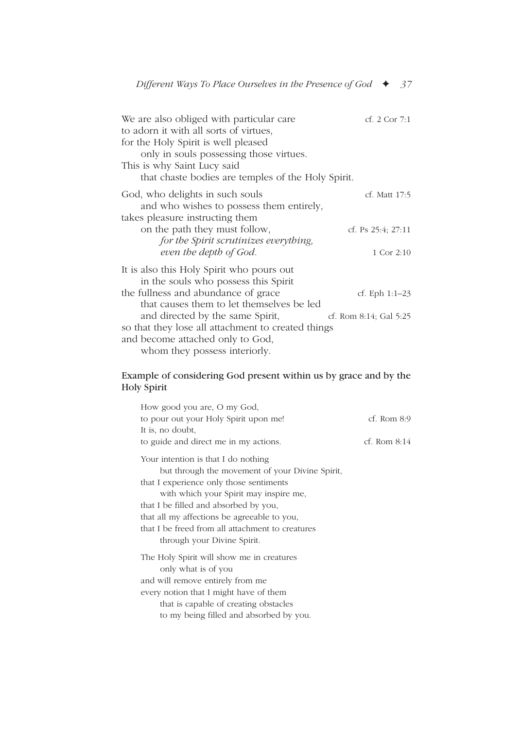We are also obliged with particular care — cf. 2 Cor 7:1
to adorn it with all sorts of virtues,
for the Holy Spirit is well pleased
only in souls possessing those virtues.
This is why Saint Lucy said
that chaste bodies are temples of the Holy Spirit.

God, who delights in such souls — cf. Matt 17:5
and who wishes to possess them entirely,
takes pleasure instructing them
on the path they must follow, — cf. Ps 25:4; 27:11
*for the Spirit scrutinizes everything,*
*even the depth of God.* — 1 Cor 2:10

It is also this Holy Spirit who pours out
in the souls who possess this Spirit
the fullness and abundance of grace — cf. Eph 1:1–23
that causes them to let themselves be led
and directed by the same Spirit, — cf. Rom 8:14; Gal 5:25
so that they lose all attachment to created things
and become attached only to God,
whom they possess interiorly.

### Example of considering God present within us by grace and by the Holy Spirit

How good you are, O my God,
to pour out your Holy Spirit upon me! — cf. Rom 8:9
It is, no doubt,
to guide and direct me in my actions. — cf. Rom 8:14

Your intention is that I do nothing
but through the movement of your Divine Spirit,
that I experience only those sentiments
with which your Spirit may inspire me,
that I be filled and absorbed by you,
that all my affections be agreeable to you,
that I be freed from all attachment to creatures
through your Divine Spirit.

The Holy Spirit will show me in creatures
only what is of you
and will remove entirely from me
every notion that I might have of them
that is capable of creating obstacles
to my being filled and absorbed by you.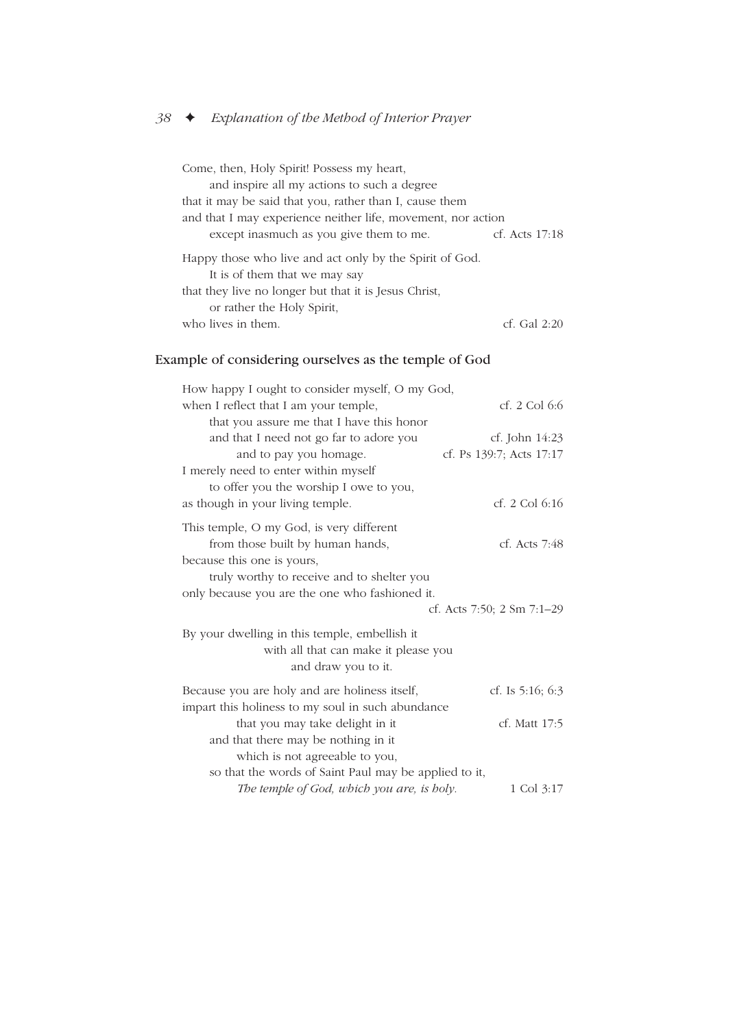Come, then, Holy Spirit! Possess my heart,
and inspire all my actions to such a degree
that it may be said that you, rather than I, cause them
and that I may experience neither life, movement, nor action
except inasmuch as you give them to me. cf. Acts 17:18

Happy those who live and act only by the Spirit of God.
It is of them that we may say
that they live no longer but that it is Jesus Christ,
or rather the Holy Spirit,
who lives in them. cf. Gal 2:20

### Example of considering ourselves as the temple of God

How happy I ought to consider myself, O my God,
when I reflect that I am your temple, cf. 2 Col 6:6
that you assure me that I have this honor
and that I need not go far to adore you cf. John 14:23
and to pay you homage. cf. Ps 139:7; Acts 17:17
I merely need to enter within myself
to offer you the worship I owe to you,
as though in your living temple. cf. 2 Col 6:16

This temple, O my God, is very different
from those built by human hands, cf. Acts 7:48
because this one is yours,
truly worthy to receive and to shelter you
only because you are the one who fashioned it.
cf. Acts 7:50; 2 Sm 7:1–29

By your dwelling in this temple, embellish it
with all that can make it please you
and draw you to it.

Because you are holy and are holiness itself, cf. Is 5:16; 6:3
impart this holiness to my soul in such abundance
that you may take delight in it cf. Matt 17:5
and that there may be nothing in it
which is not agreeable to you,
so that the words of Saint Paul may be applied to it,
*The temple of God, which you are, is holy.* 1 Col 3:17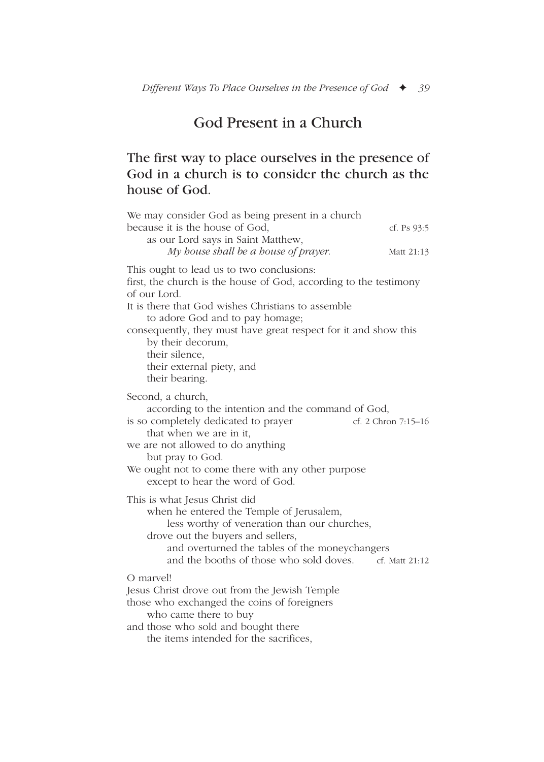## God Present in a Church

### The first way to place ourselves in the presence of God in a church is to consider the church as the house of God.

We may consider God as being present in a church
because it is the house of God, cf. Ps 93:5
as our Lord says in Saint Matthew,
*My house shall be a house of prayer.* Matt 21:13

This ought to lead us to two conclusions:
first, the church is the house of God, according to the testimony of our Lord.
It is there that God wishes Christians to assemble
to adore God and to pay homage;
consequently, they must have great respect for it and show this
by their decorum,
their silence,
their external piety, and
their bearing.

Second, a church,
according to the intention and the command of God,
is so completely dedicated to prayer cf. 2 Chron 7:15–16
that when we are in it,
we are not allowed to do anything
but pray to God.
We ought not to come there with any other purpose
except to hear the word of God.

This is what Jesus Christ did
when he entered the Temple of Jerusalem,
less worthy of veneration than our churches,
drove out the buyers and sellers,
and overturned the tables of the moneychangers
and the booths of those who sold doves. cf. Matt 21:12

O marvel!
Jesus Christ drove out from the Jewish Temple
those who exchanged the coins of foreigners
who came there to buy
and those who sold and bought there
the items intended for the sacrifices,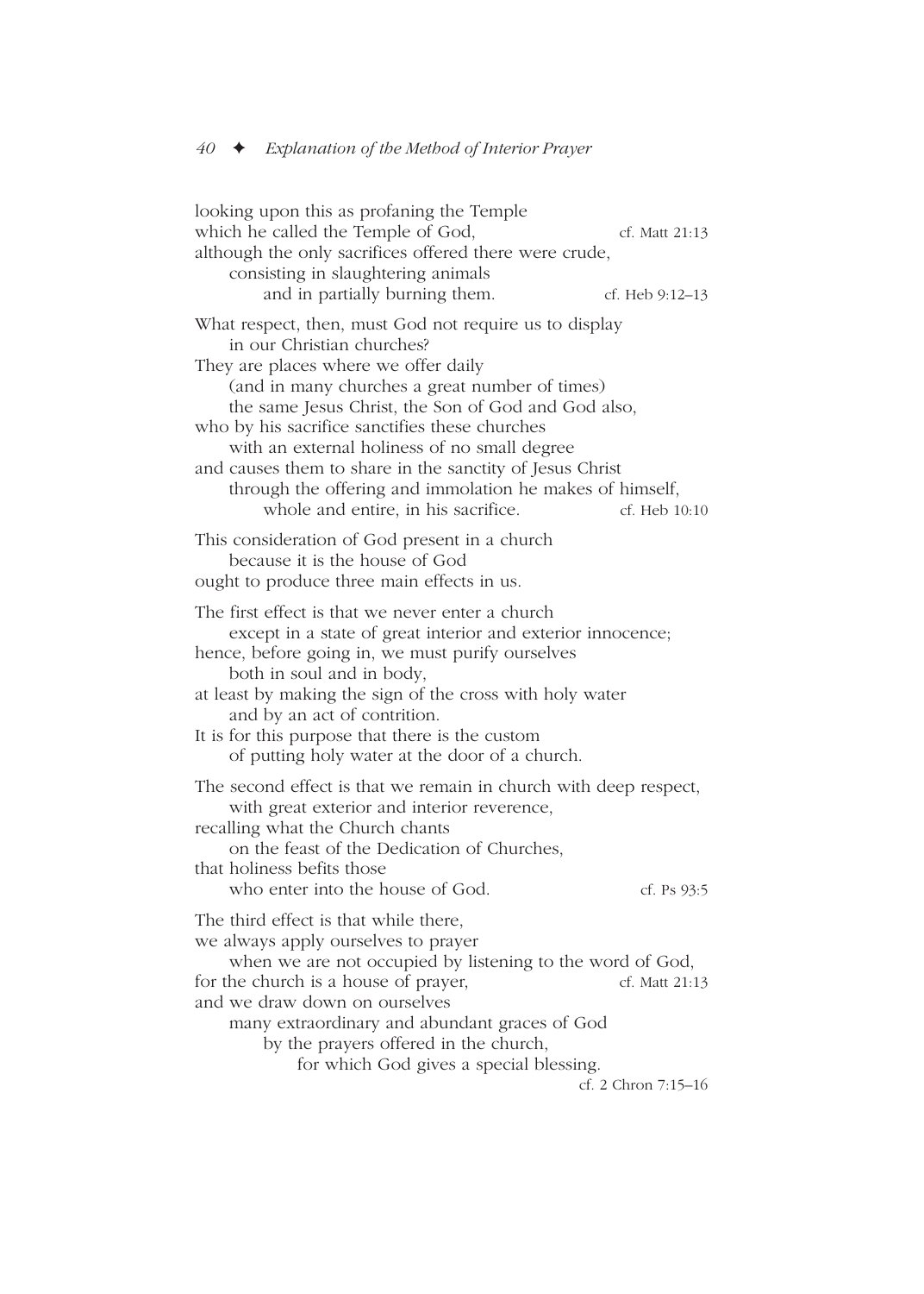looking upon this as profaning the Temple
which he called the Temple of God, cf. Matt 21:13
although the only sacrifices offered there were crude,
consisting in slaughtering animals
and in partially burning them. cf. Heb 9:12–13

What respect, then, must God not require us to display
in our Christian churches?
They are places where we offer daily
(and in many churches a great number of times)
the same Jesus Christ, the Son of God and God also,
who by his sacrifice sanctifies these churches
with an external holiness of no small degree
and causes them to share in the sanctity of Jesus Christ
through the offering and immolation he makes of himself,
whole and entire, in his sacrifice. cf. Heb 10:10

This consideration of God present in a church
because it is the house of God
ought to produce three main effects in us.

The first effect is that we never enter a church
except in a state of great interior and exterior innocence;
hence, before going in, we must purify ourselves
both in soul and in body,
at least by making the sign of the cross with holy water
and by an act of contrition.
It is for this purpose that there is the custom
of putting holy water at the door of a church.

The second effect is that we remain in church with deep respect,
with great exterior and interior reverence,
recalling what the Church chants
on the feast of the Dedication of Churches,
that holiness befits those
who enter into the house of God. cf. Ps 93:5

The third effect is that while there,
we always apply ourselves to prayer
when we are not occupied by listening to the word of God,
for the church is a house of prayer, cf. Matt 21:13
and we draw down on ourselves
many extraordinary and abundant graces of God
by the prayers offered in the church,
for which God gives a special blessing.
cf. 2 Chron 7:15–16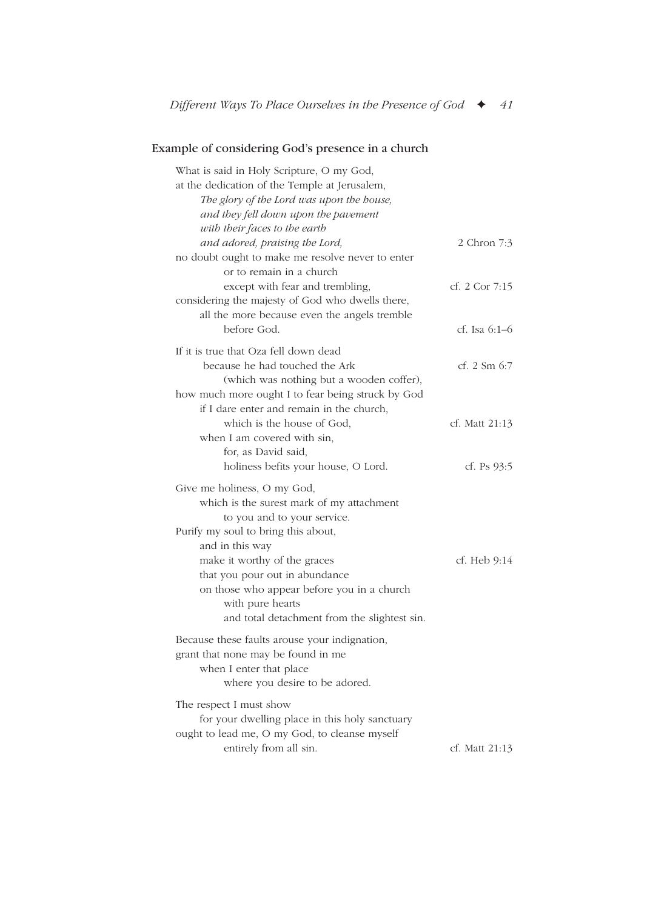### Example of considering God's presence in a church

What is said in Holy Scripture, O my God,
at the dedication of the Temple at Jerusalem,
*The glory of the Lord was upon the house,*
*and they fell down upon the pavement*
*with their faces to the earth*
*and adored, praising the Lord,* — 2 Chron 7:3
no doubt ought to make me resolve never to enter
or to remain in a church
except with fear and trembling, — cf. 2 Cor 7:15
considering the majesty of God who dwells there,
all the more because even the angels tremble
before God. — cf. Isa 6:1–6

If it is true that Oza fell down dead
because he had touched the Ark — cf. 2 Sm 6:7
(which was nothing but a wooden coffer),
how much more ought I to fear being struck by God
if I dare enter and remain in the church,
which is the house of God, — cf. Matt 21:13
when I am covered with sin,
for, as David said,
holiness befits your house, O Lord. — cf. Ps 93:5

Give me holiness, O my God,
which is the surest mark of my attachment
to you and to your service.
Purify my soul to bring this about,
and in this way
make it worthy of the graces — cf. Heb 9:14
that you pour out in abundance
on those who appear before you in a church
with pure hearts
and total detachment from the slightest sin.

Because these faults arouse your indignation,
grant that none may be found in me
when I enter that place
where you desire to be adored.

The respect I must show
for your dwelling place in this holy sanctuary
ought to lead me, O my God, to cleanse myself
entirely from all sin. — cf. Matt 21:13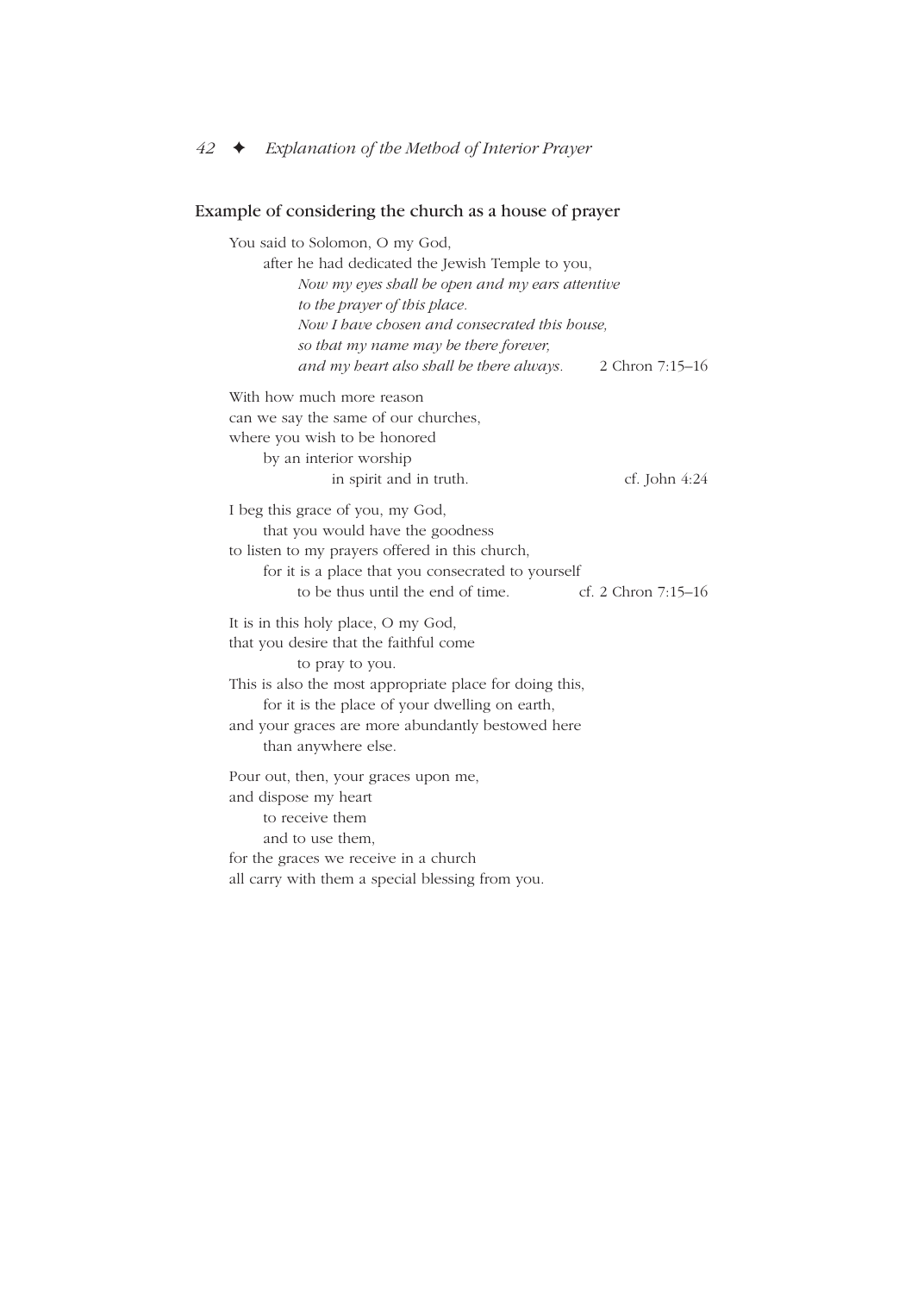### Example of considering the church as a house of prayer

You said to Solomon, O my God,
after he had dedicated the Jewish Temple to you,
*Now my eyes shall be open and my ears attentive*
*to the prayer of this place.*
*Now I have chosen and consecrated this house,*
*so that my name may be there forever,*
*and my heart also shall be there always.* 2 Chron 7:15–16

With how much more reason
can we say the same of our churches,
where you wish to be honored
by an interior worship
in spirit and in truth. cf. John 4:24

I beg this grace of you, my God,
that you would have the goodness
to listen to my prayers offered in this church,
for it is a place that you consecrated to yourself
to be thus until the end of time. cf. 2 Chron 7:15–16

It is in this holy place, O my God,
that you desire that the faithful come
to pray to you.
This is also the most appropriate place for doing this,
for it is the place of your dwelling on earth,
and your graces are more abundantly bestowed here
than anywhere else.

Pour out, then, your graces upon me,
and dispose my heart
to receive them
and to use them,
for the graces we receive in a church
all carry with them a special blessing from you.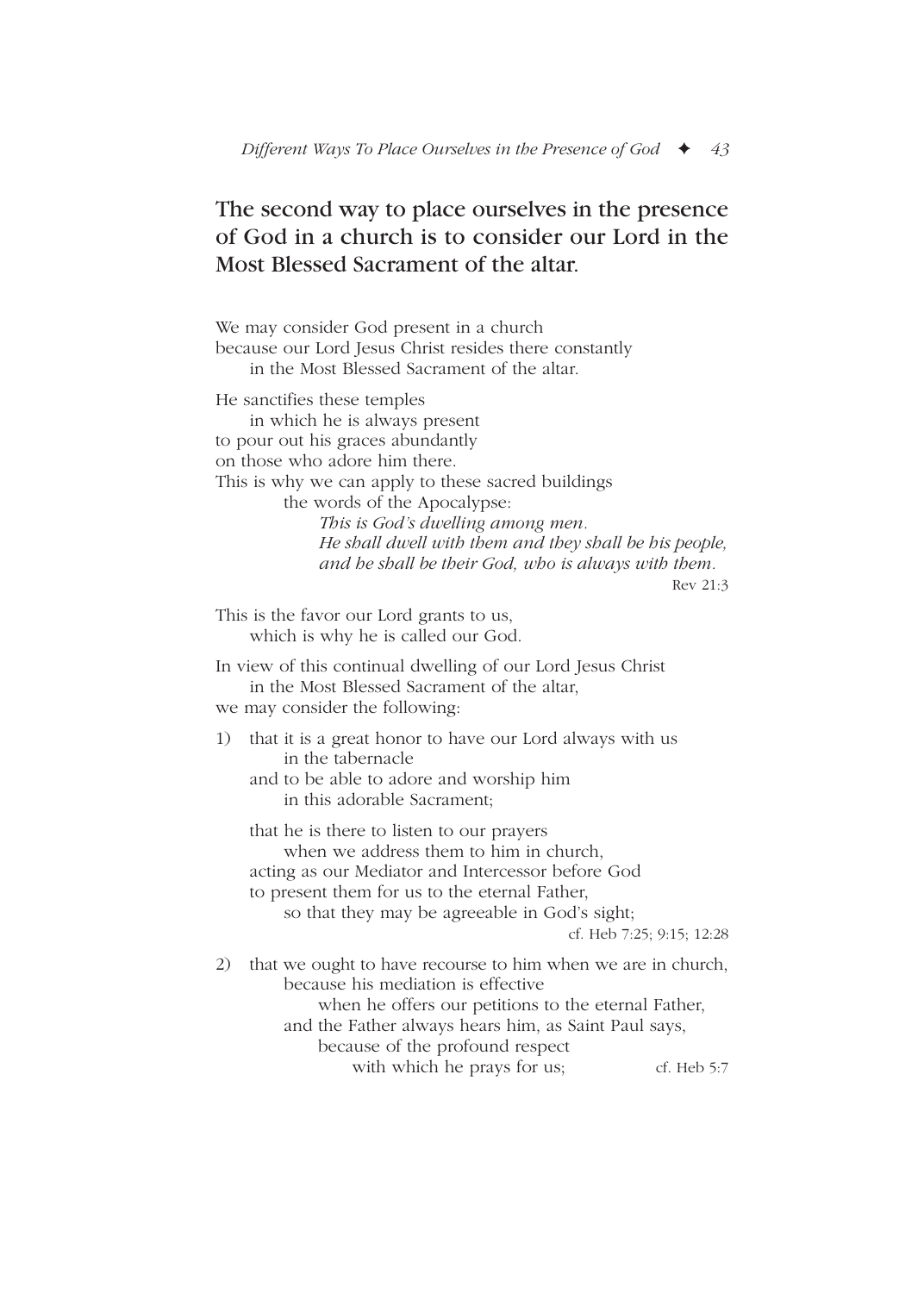## The second way to place ourselves in the presence of God in a church is to consider our Lord in the Most Blessed Sacrament of the altar.

We may consider God present in a church
because our Lord Jesus Christ resides there constantly
in the Most Blessed Sacrament of the altar.

He sanctifies these temples
in which he is always present
to pour out his graces abundantly
on those who adore him there.
This is why we can apply to these sacred buildings
the words of the Apocalypse:

*This is God's dwelling among men.*
*He shall dwell with them and they shall be his people,*
*and he shall be their God, who is always with them.*

Rev 21:3

This is the favor our Lord grants to us,
which is why he is called our God.

In view of this continual dwelling of our Lord Jesus Christ
in the Most Blessed Sacrament of the altar,
we may consider the following:

1) that it is a great honor to have our Lord always with us
in the tabernacle
and to be able to adore and worship him
in this adorable Sacrament;

that he is there to listen to our prayers
when we address them to him in church,
acting as our Mediator and Intercessor before God
to present them for us to the eternal Father,
so that they may be agreeable in God's sight;

cf. Heb 7:25; 9:15; 12:28

2) that we ought to have recourse to him when we are in church,
because his mediation is effective
when he offers our petitions to the eternal Father,
and the Father always hears him, as Saint Paul says,
because of the profound respect
with which he prays for us;

cf. Heb 5:7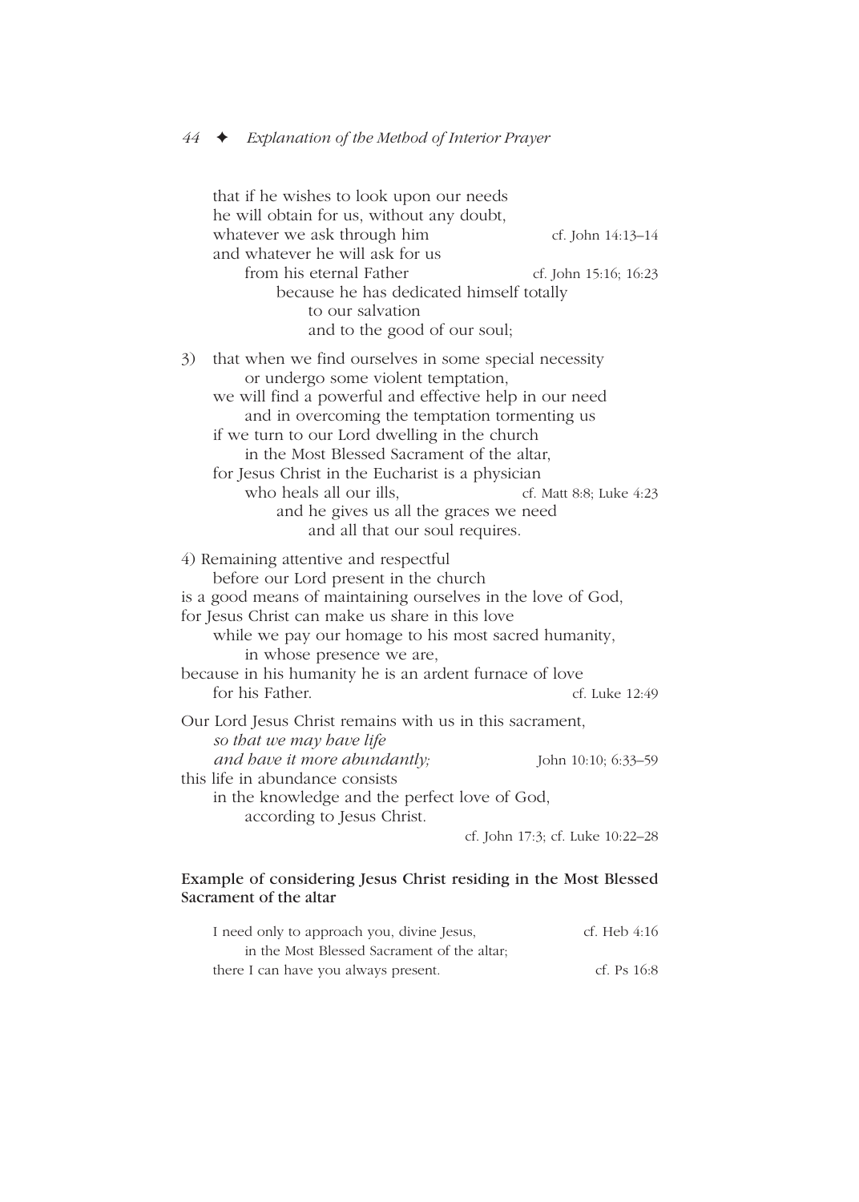that if he wishes to look upon our needs
he will obtain for us, without any doubt,
whatever we ask through him — cf. John 14:13–14
and whatever he will ask for us
from his eternal Father — cf. John 15:16; 16:23
because he has dedicated himself totally
to our salvation
and to the good of our soul;

3) that when we find ourselves in some special necessity
or undergo some violent temptation,
we will find a powerful and effective help in our need
and in overcoming the temptation tormenting us
if we turn to our Lord dwelling in the church
in the Most Blessed Sacrament of the altar,
for Jesus Christ in the Eucharist is a physician
who heals all our ills, — cf. Matt 8:8; Luke 4:23
and he gives us all the graces we need
and all that our soul requires.

4) Remaining attentive and respectful
before our Lord present in the church
is a good means of maintaining ourselves in the love of God,
for Jesus Christ can make us share in this love
while we pay our homage to his most sacred humanity,
in whose presence we are,
because in his humanity he is an ardent furnace of love
for his Father. — cf. Luke 12:49

Our Lord Jesus Christ remains with us in this sacrament,
*so that we may have life*
*and have it more abundantly;* — John 10:10; 6:33–59
this life in abundance consists
in the knowledge and the perfect love of God,
according to Jesus Christ.
— cf. John 17:3; cf. Luke 10:22–28

### Example of considering Jesus Christ residing in the Most Blessed Sacrament of the altar

I need only to approach you, divine Jesus, — cf. Heb 4:16
in the Most Blessed Sacrament of the altar;
there I can have you always present. — cf. Ps 16:8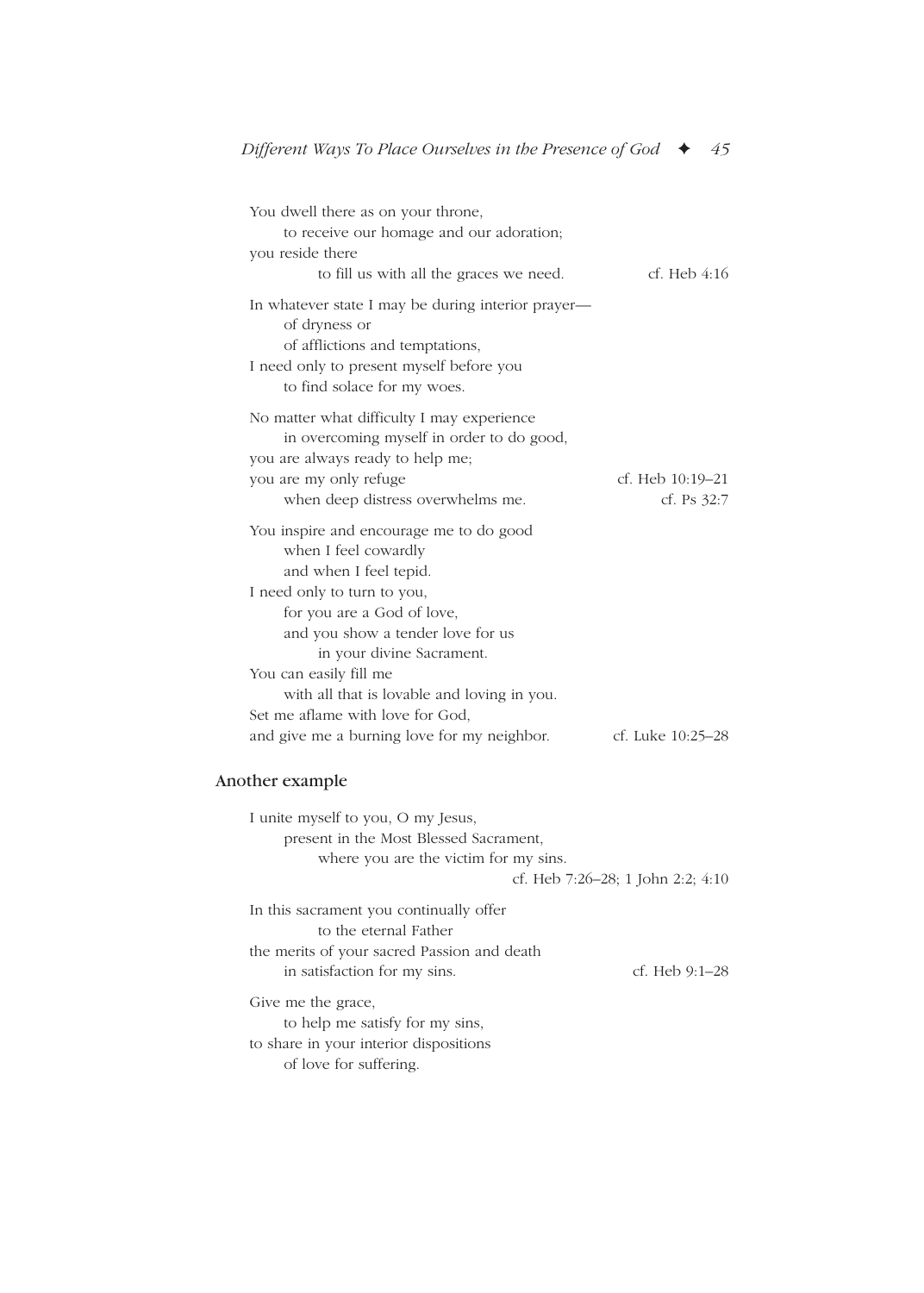You dwell there as on your throne,
  to receive our homage and our adoration;
you reside there
  to fill us with all the graces we need. — cf. Heb 4:16

In whatever state I may be during interior prayer—
  of dryness or
  of afflictions and temptations,
I need only to present myself before you
  to find solace for my woes.

No matter what difficulty I may experience
  in overcoming myself in order to do good,
you are always ready to help me;
you are my only refuge — cf. Heb 10:19–21
  when deep distress overwhelms me. — cf. Ps 32:7

You inspire and encourage me to do good
  when I feel cowardly
  and when I feel tepid.
I need only to turn to you,
  for you are a God of love,
  and you show a tender love for us
    in your divine Sacrament.
You can easily fill me
  with all that is lovable and loving in you.
Set me aflame with love for God,
and give me a burning love for my neighbor. — cf. Luke 10:25–28

### Another example

I unite myself to you, O my Jesus,
  present in the Most Blessed Sacrament,
    where you are the victim for my sins.
— cf. Heb 7:26–28; 1 John 2:2; 4:10

In this sacrament you continually offer
  to the eternal Father
the merits of your sacred Passion and death
  in satisfaction for my sins. — cf. Heb 9:1–28

Give me the grace,
  to help me satisfy for my sins,
to share in your interior dispositions
  of love for suffering.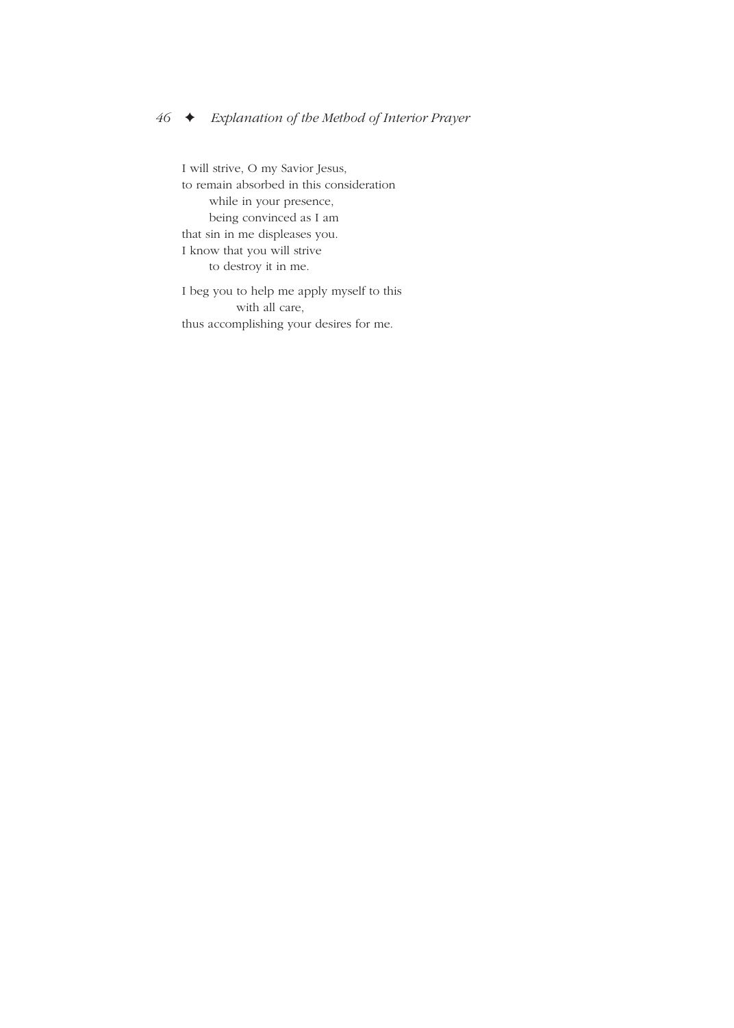I will strive, O my Savior Jesus,
to remain absorbed in this consideration
while in your presence,
being convinced as I am
that sin in me displeases you.
I know that you will strive
to destroy it in me.

I beg you to help me apply myself to this
with all care,
thus accomplishing your desires for me.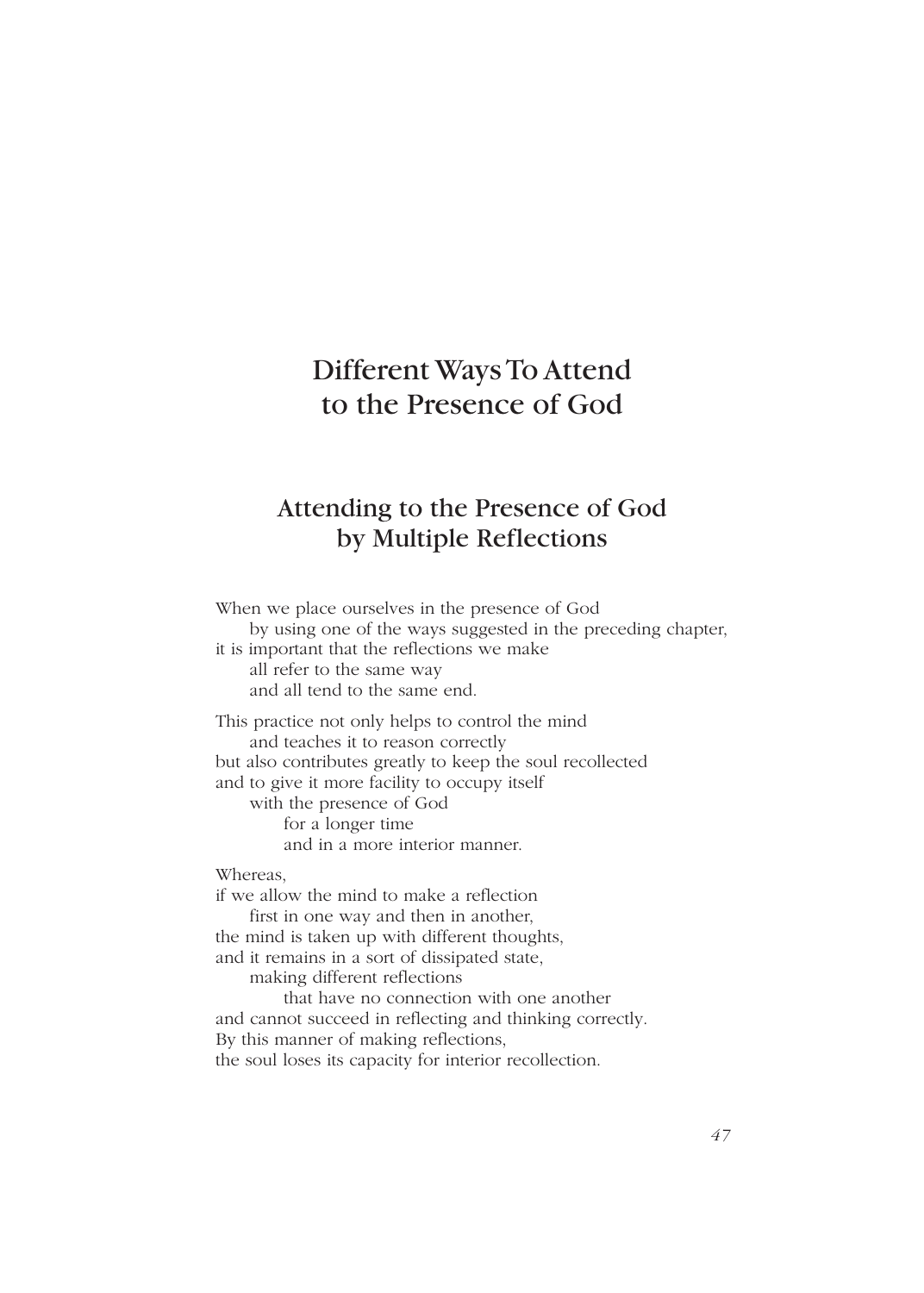# Different Ways To Attend to the Presence of God

## Attending to the Presence of God by Multiple Reflections

When we place ourselves in the presence of God
by using one of the ways suggested in the preceding chapter,
it is important that the reflections we make
all refer to the same way
and all tend to the same end.

This practice not only helps to control the mind
and teaches it to reason correctly
but also contributes greatly to keep the soul recollected
and to give it more facility to occupy itself
with the presence of God
for a longer time
and in a more interior manner.

Whereas,
if we allow the mind to make a reflection
first in one way and then in another,
the mind is taken up with different thoughts,
and it remains in a sort of dissipated state,
making different reflections
that have no connection with one another
and cannot succeed in reflecting and thinking correctly.
By this manner of making reflections,
the soul loses its capacity for interior recollection.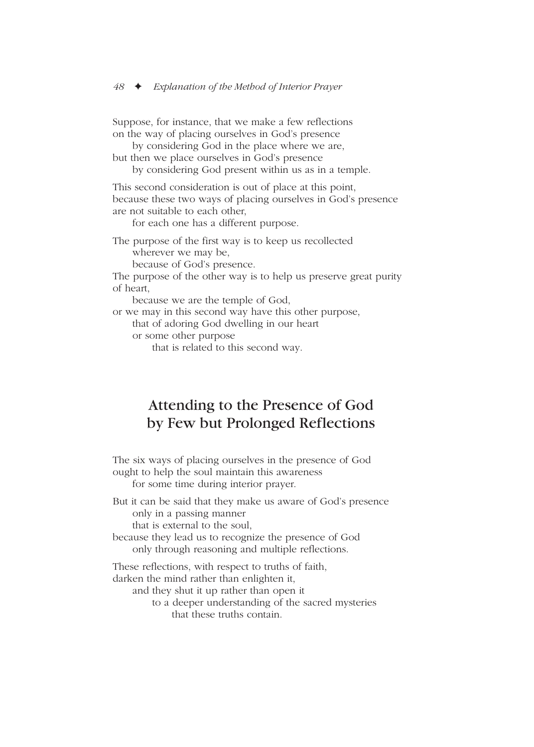Suppose, for instance, that we make a few reflections
on the way of placing ourselves in God's presence
by considering God in the place where we are,
but then we place ourselves in God's presence
by considering God present within us as in a temple.

This second consideration is out of place at this point,
because these two ways of placing ourselves in God's presence
are not suitable to each other,
for each one has a different purpose.

The purpose of the first way is to keep us recollected
wherever we may be,
because of God's presence.
The purpose of the other way is to help us preserve great purity
of heart,
because we are the temple of God,
or we may in this second way have this other purpose,
that of adoring God dwelling in our heart
or some other purpose
that is related to this second way.

## Attending to the Presence of God by Few but Prolonged Reflections

The six ways of placing ourselves in the presence of God
ought to help the soul maintain this awareness
for some time during interior prayer.

But it can be said that they make us aware of God's presence
only in a passing manner
that is external to the soul,
because they lead us to recognize the presence of God
only through reasoning and multiple reflections.

These reflections, with respect to truths of faith,
darken the mind rather than enlighten it,
and they shut it up rather than open it
to a deeper understanding of the sacred mysteries
that these truths contain.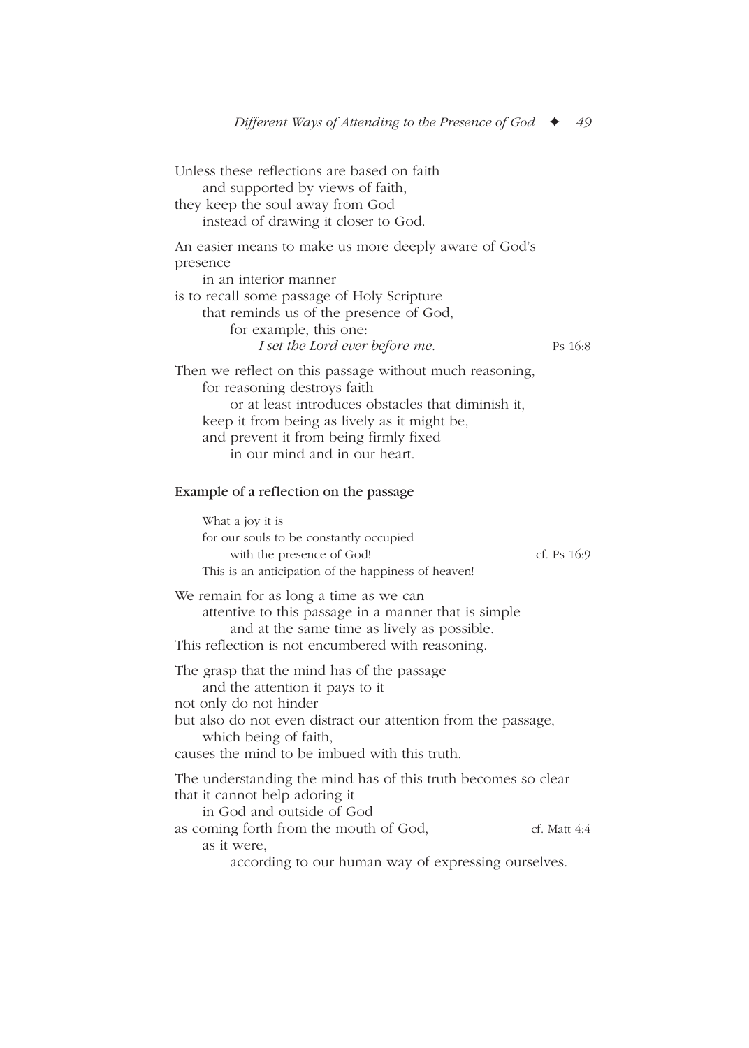Unless these reflections are based on faith
and supported by views of faith,
they keep the soul away from God
instead of drawing it closer to God.

An easier means to make us more deeply aware of God's presence
in an interior manner
is to recall some passage of Holy Scripture
that reminds us of the presence of God,
for example, this one:
*I set the Lord ever before me.* Ps 16:8

Then we reflect on this passage without much reasoning,
for reasoning destroys faith
or at least introduces obstacles that diminish it,
keep it from being as lively as it might be,
and prevent it from being firmly fixed
in our mind and in our heart.

### Example of a reflection on the passage

What a joy it is
for our souls to be constantly occupied
with the presence of God! cf. Ps 16:9
This is an anticipation of the happiness of heaven!

We remain for as long a time as we can
attentive to this passage in a manner that is simple
and at the same time as lively as possible.
This reflection is not encumbered with reasoning.

The grasp that the mind has of the passage
and the attention it pays to it
not only do not hinder
but also do not even distract our attention from the passage,
which being of faith,
causes the mind to be imbued with this truth.

The understanding the mind has of this truth becomes so clear
that it cannot help adoring it
in God and outside of God
as coming forth from the mouth of God, cf. Matt 4:4
as it were,
according to our human way of expressing ourselves.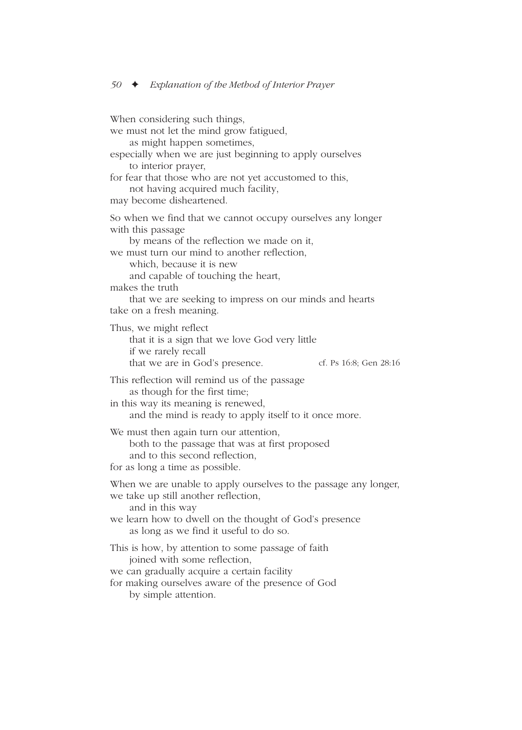When considering such things,
we must not let the mind grow fatigued,
as might happen sometimes,
especially when we are just beginning to apply ourselves
to interior prayer,
for fear that those who are not yet accustomed to this,
not having acquired much facility,
may become disheartened.

So when we find that we cannot occupy ourselves any longer
with this passage
by means of the reflection we made on it,
we must turn our mind to another reflection,
which, because it is new
and capable of touching the heart,
makes the truth
that we are seeking to impress on our minds and hearts
take on a fresh meaning.

Thus, we might reflect
that it is a sign that we love God very little
if we rarely recall
that we are in God's presence. cf. Ps 16:8; Gen 28:16

This reflection will remind us of the passage
as though for the first time;
in this way its meaning is renewed,
and the mind is ready to apply itself to it once more.

We must then again turn our attention,
both to the passage that was at first proposed
and to this second reflection,
for as long a time as possible.

When we are unable to apply ourselves to the passage any longer,
we take up still another reflection,
and in this way
we learn how to dwell on the thought of God's presence
as long as we find it useful to do so.

This is how, by attention to some passage of faith
joined with some reflection,
we can gradually acquire a certain facility
for making ourselves aware of the presence of God
by simple attention.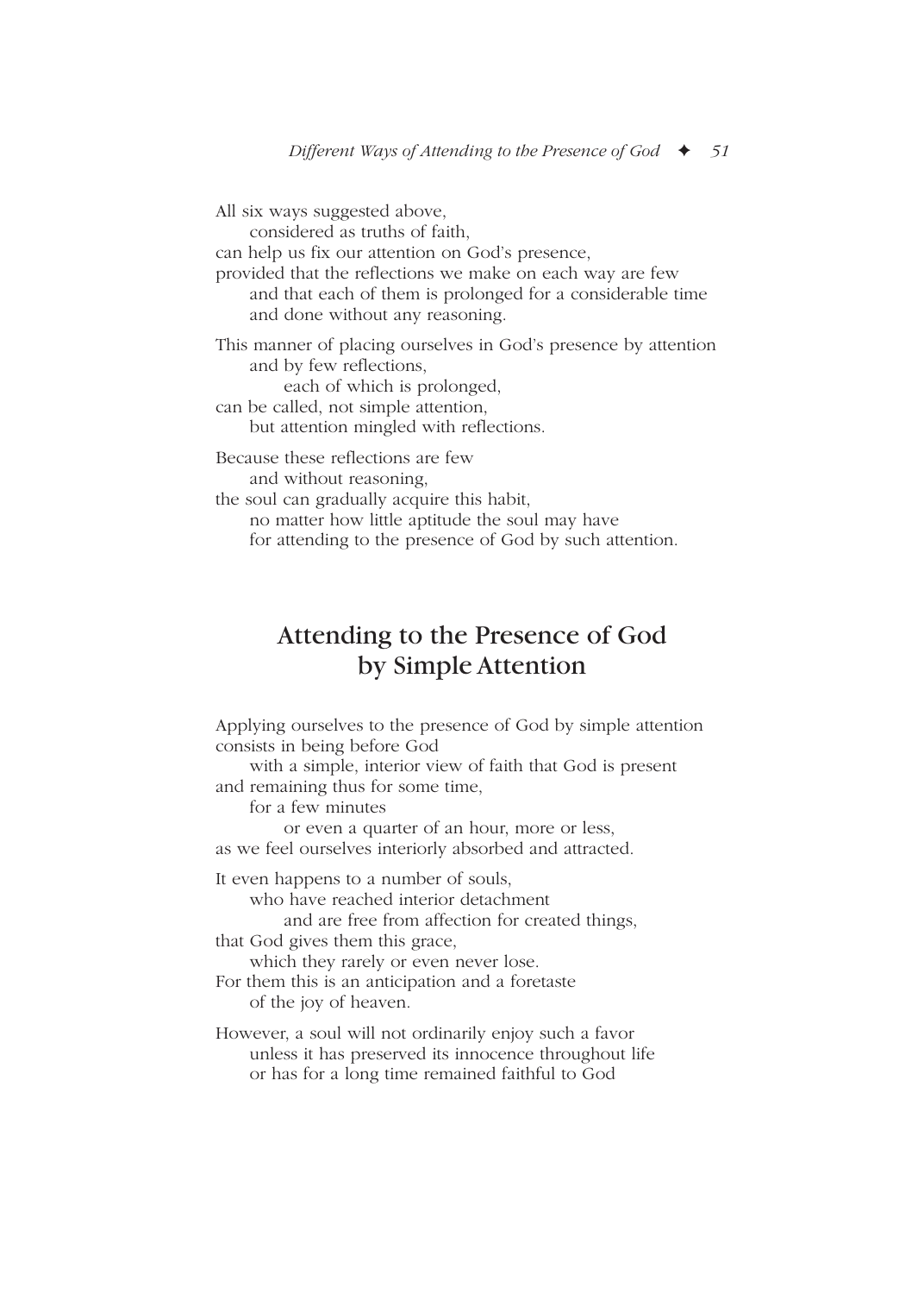All six ways suggested above,
considered as truths of faith,
can help us fix our attention on God's presence,
provided that the reflections we make on each way are few
and that each of them is prolonged for a considerable time
and done without any reasoning.

This manner of placing ourselves in God's presence by attention
and by few reflections,
each of which is prolonged,
can be called, not simple attention,
but attention mingled with reflections.

Because these reflections are few
and without reasoning,
the soul can gradually acquire this habit,
no matter how little aptitude the soul may have
for attending to the presence of God by such attention.

## Attending to the Presence of God by Simple Attention

Applying ourselves to the presence of God by simple attention
consists in being before God
with a simple, interior view of faith that God is present
and remaining thus for some time,
for a few minutes
or even a quarter of an hour, more or less,
as we feel ourselves interiorly absorbed and attracted.

It even happens to a number of souls,
who have reached interior detachment
and are free from affection for created things,
that God gives them this grace,
which they rarely or even never lose.
For them this is an anticipation and a foretaste
of the joy of heaven.

However, a soul will not ordinarily enjoy such a favor
unless it has preserved its innocence throughout life
or has for a long time remained faithful to God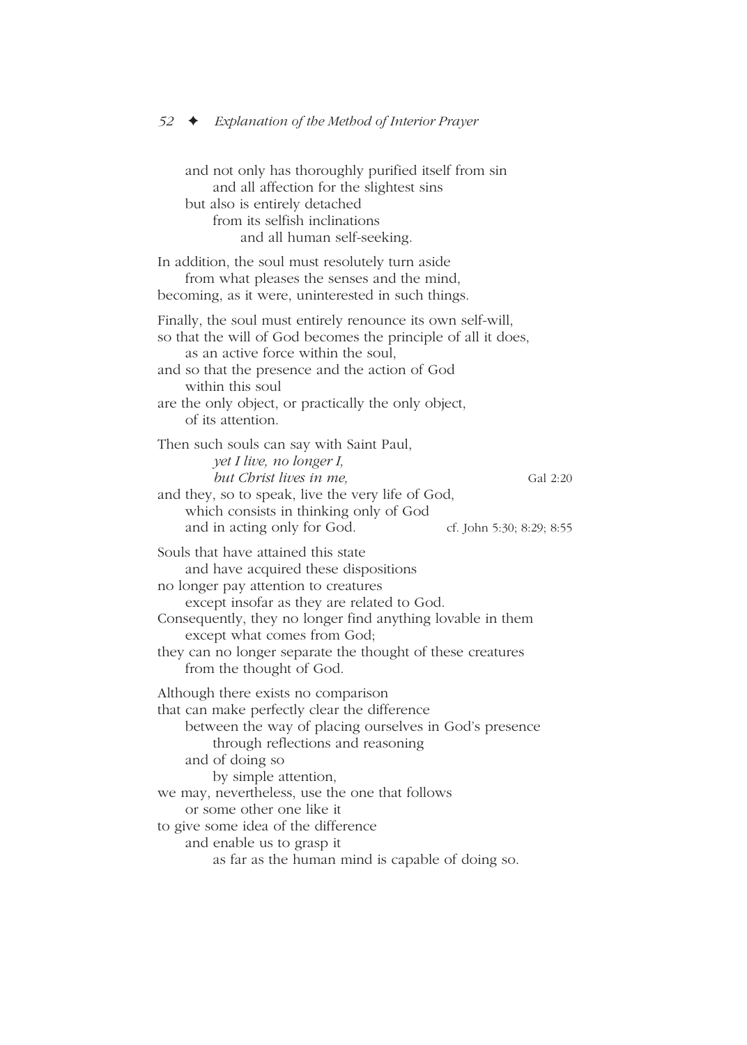and not only has thoroughly purified itself from sin
and all affection for the slightest sins
but also is entirely detached
from its selfish inclinations
and all human self-seeking.

In addition, the soul must resolutely turn aside
from what pleases the senses and the mind,
becoming, as it were, uninterested in such things.

Finally, the soul must entirely renounce its own self-will,
so that the will of God becomes the principle of all it does,
as an active force within the soul,
and so that the presence and the action of God
within this soul
are the only object, or practically the only object,
of its attention.

Then such souls can say with Saint Paul,
*yet I live, no longer I,*
*but Christ lives in me,* Gal 2:20
and they, so to speak, live the very life of God,
which consists in thinking only of God
and in acting only for God. cf. John 5:30; 8:29; 8:55

Souls that have attained this state
and have acquired these dispositions
no longer pay attention to creatures
except insofar as they are related to God.
Consequently, they no longer find anything lovable in them
except what comes from God;
they can no longer separate the thought of these creatures
from the thought of God.

Although there exists no comparison
that can make perfectly clear the difference
between the way of placing ourselves in God's presence
through reflections and reasoning
and of doing so
by simple attention,
we may, nevertheless, use the one that follows
or some other one like it
to give some idea of the difference
and enable us to grasp it
as far as the human mind is capable of doing so.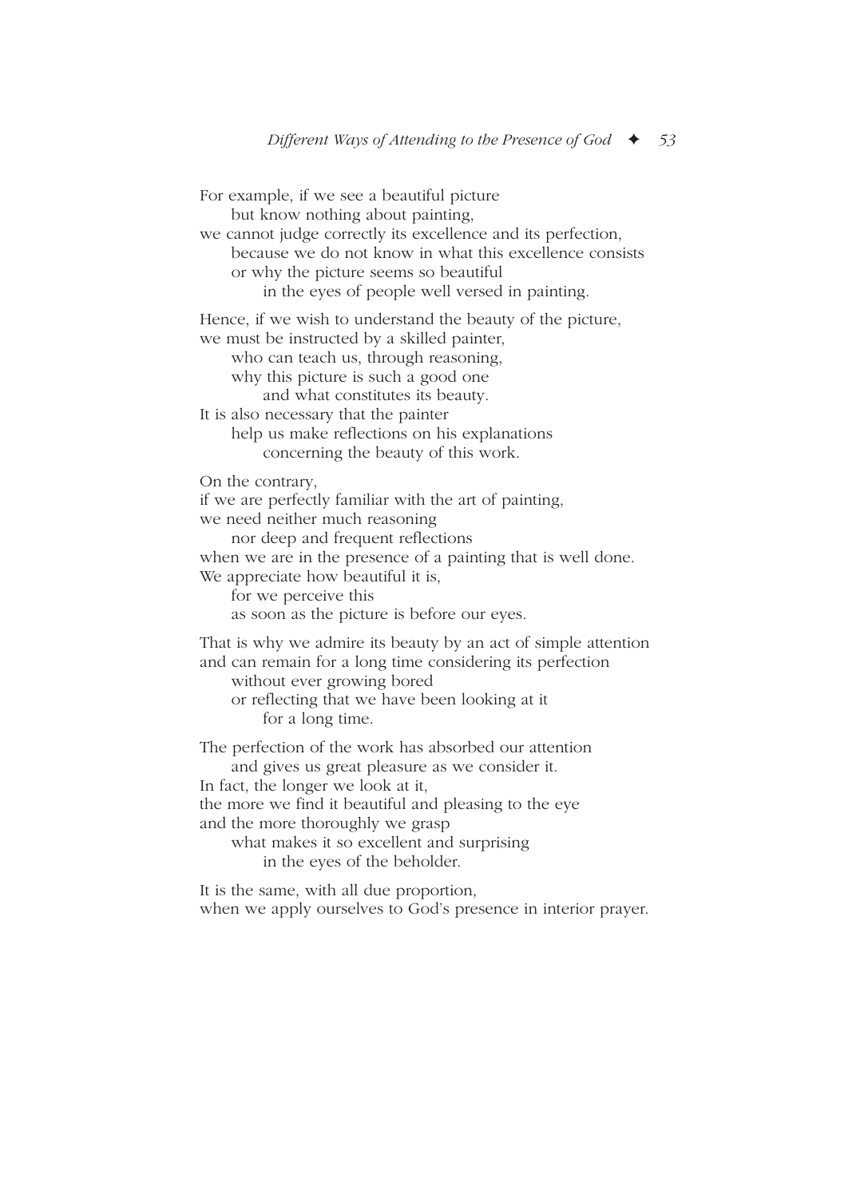For example, if we see a beautiful picture
but know nothing about painting,
we cannot judge correctly its excellence and its perfection,
because we do not know in what this excellence consists
or why the picture seems so beautiful
in the eyes of people well versed in painting.

Hence, if we wish to understand the beauty of the picture,
we must be instructed by a skilled painter,
who can teach us, through reasoning,
why this picture is such a good one
and what constitutes its beauty.
It is also necessary that the painter
help us make reflections on his explanations
concerning the beauty of this work.

On the contrary,
if we are perfectly familiar with the art of painting,
we need neither much reasoning
nor deep and frequent reflections
when we are in the presence of a painting that is well done.
We appreciate how beautiful it is,
for we perceive this
as soon as the picture is before our eyes.

That is why we admire its beauty by an act of simple attention
and can remain for a long time considering its perfection
without ever growing bored
or reflecting that we have been looking at it
for a long time.

The perfection of the work has absorbed our attention
and gives us great pleasure as we consider it.
In fact, the longer we look at it,
the more we find it beautiful and pleasing to the eye
and the more thoroughly we grasp
what makes it so excellent and surprising
in the eyes of the beholder.

It is the same, with all due proportion,
when we apply ourselves to God's presence in interior prayer.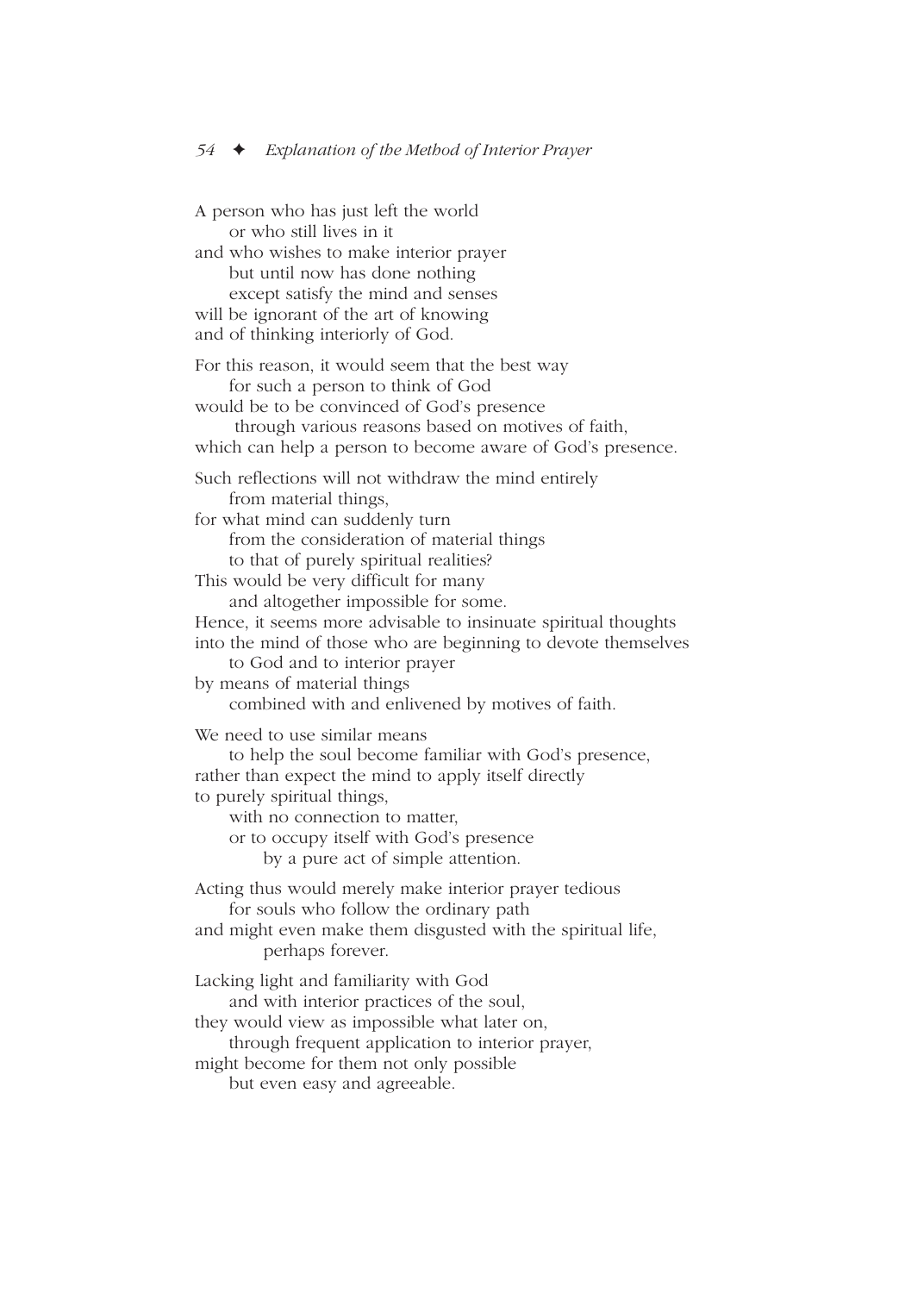A person who has just left the world
    or who still lives in it
and who wishes to make interior prayer
    but until now has done nothing
    except satisfy the mind and senses
will be ignorant of the art of knowing
and of thinking interiorly of God.

For this reason, it would seem that the best way
    for such a person to think of God
would be to be convinced of God's presence
    through various reasons based on motives of faith,
which can help a person to become aware of God's presence.

Such reflections will not withdraw the mind entirely
    from material things,
for what mind can suddenly turn
    from the consideration of material things
    to that of purely spiritual realities?
This would be very difficult for many
    and altogether impossible for some.
Hence, it seems more advisable to insinuate spiritual thoughts
into the mind of those who are beginning to devote themselves
    to God and to interior prayer
by means of material things
    combined with and enlivened by motives of faith.

We need to use similar means
    to help the soul become familiar with God's presence,
rather than expect the mind to apply itself directly
to purely spiritual things,
    with no connection to matter,
    or to occupy itself with God's presence
        by a pure act of simple attention.

Acting thus would merely make interior prayer tedious
    for souls who follow the ordinary path
and might even make them disgusted with the spiritual life,
        perhaps forever.

Lacking light and familiarity with God
    and with interior practices of the soul,
they would view as impossible what later on,
    through frequent application to interior prayer,
might become for them not only possible
    but even easy and agreeable.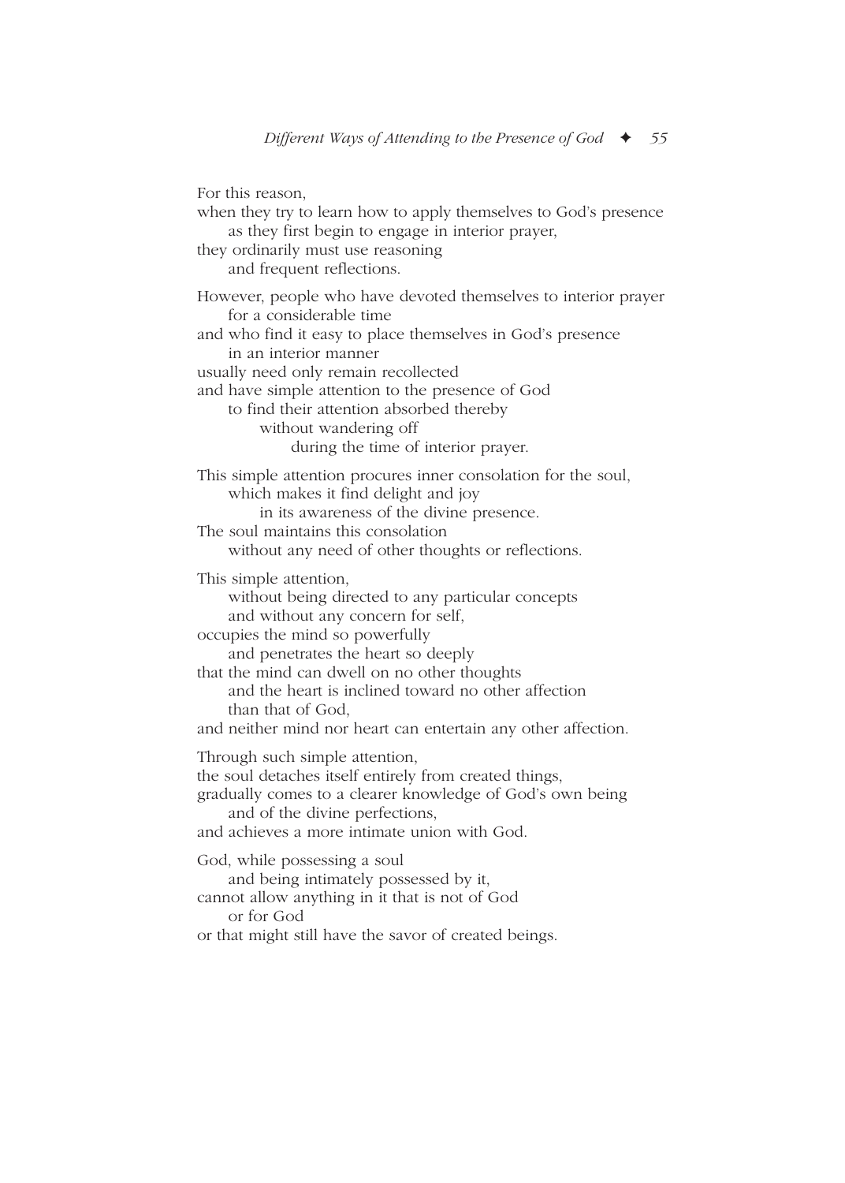For this reason,
when they try to learn how to apply themselves to God's presence
    as they first begin to engage in interior prayer,
they ordinarily must use reasoning
    and frequent reflections.

However, people who have devoted themselves to interior prayer
    for a considerable time
and who find it easy to place themselves in God's presence
    in an interior manner
usually need only remain recollected
and have simple attention to the presence of God
    to find their attention absorbed thereby
        without wandering off
            during the time of interior prayer.

This simple attention procures inner consolation for the soul,
    which makes it find delight and joy
        in its awareness of the divine presence.
The soul maintains this consolation
    without any need of other thoughts or reflections.

This simple attention,
    without being directed to any particular concepts
    and without any concern for self,
occupies the mind so powerfully
    and penetrates the heart so deeply
that the mind can dwell on no other thoughts
    and the heart is inclined toward no other affection
    than that of God,
and neither mind nor heart can entertain any other affection.

Through such simple attention,
the soul detaches itself entirely from created things,
gradually comes to a clearer knowledge of God's own being
    and of the divine perfections,
and achieves a more intimate union with God.

God, while possessing a soul
    and being intimately possessed by it,
cannot allow anything in it that is not of God
    or for God
or that might still have the savor of created beings.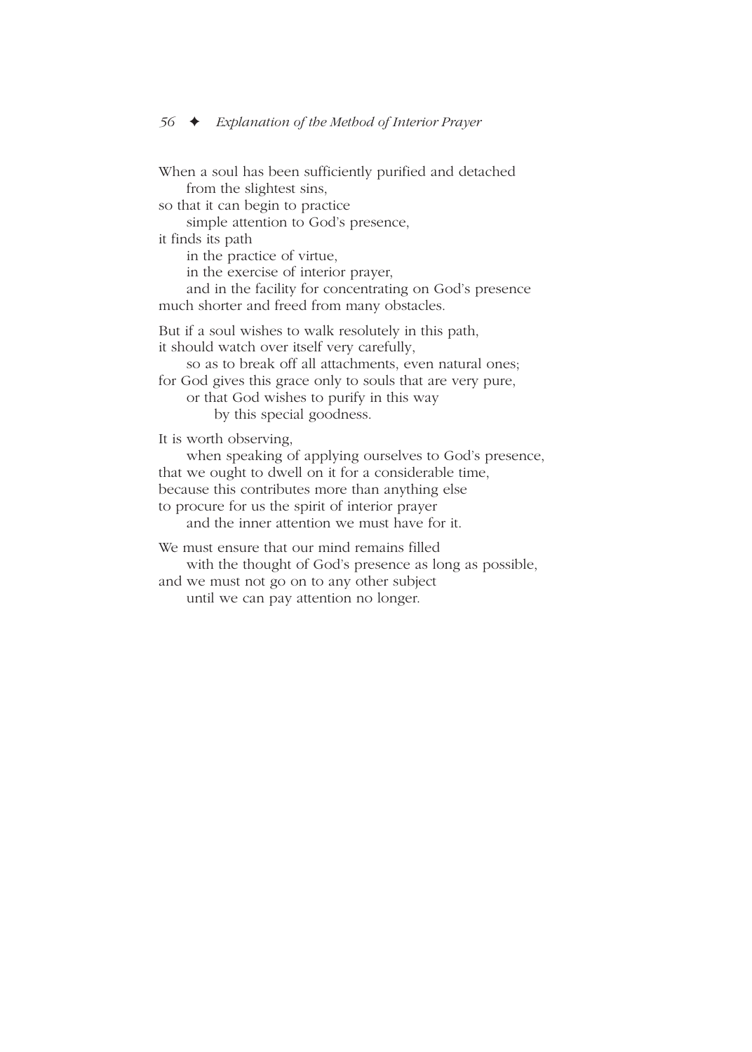When a soul has been sufficiently purified and detached
    from the slightest sins,
so that it can begin to practice
    simple attention to God's presence,
it finds its path
    in the practice of virtue,
    in the exercise of interior prayer,
    and in the facility for concentrating on God's presence
much shorter and freed from many obstacles.

But if a soul wishes to walk resolutely in this path,
it should watch over itself very carefully,
    so as to break off all attachments, even natural ones;
for God gives this grace only to souls that are very pure,
    or that God wishes to purify in this way
        by this special goodness.

It is worth observing,
    when speaking of applying ourselves to God's presence,
that we ought to dwell on it for a considerable time,
because this contributes more than anything else
to procure for us the spirit of interior prayer
    and the inner attention we must have for it.

We must ensure that our mind remains filled
    with the thought of God's presence as long as possible,
and we must not go on to any other subject
    until we can pay attention no longer.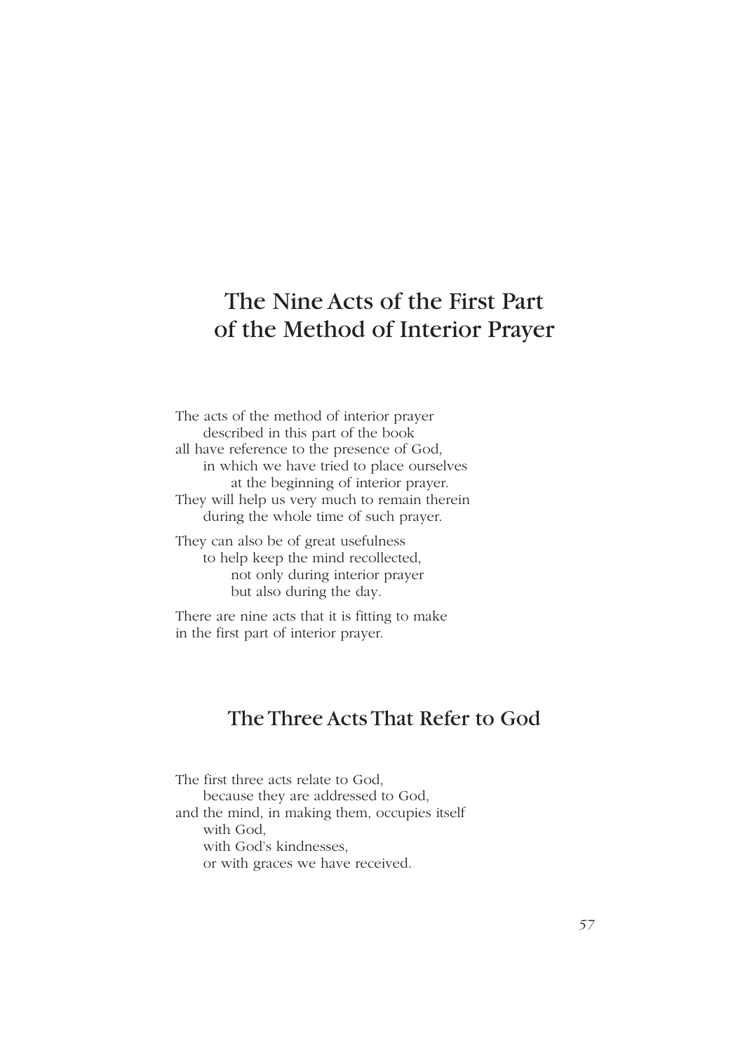# The Nine Acts of the First Part of the Method of Interior Prayer

The acts of the method of interior prayer
described in this part of the book
all have reference to the presence of God,
in which we have tried to place ourselves
at the beginning of interior prayer.
They will help us very much to remain therein
during the whole time of such prayer.

They can also be of great usefulness
to help keep the mind recollected,
not only during interior prayer
but also during the day.

There are nine acts that it is fitting to make
in the first part of interior prayer.

## The Three Acts That Refer to God

The first three acts relate to God,
because they are addressed to God,
and the mind, in making them, occupies itself
with God,
with God's kindnesses,
or with graces we have received.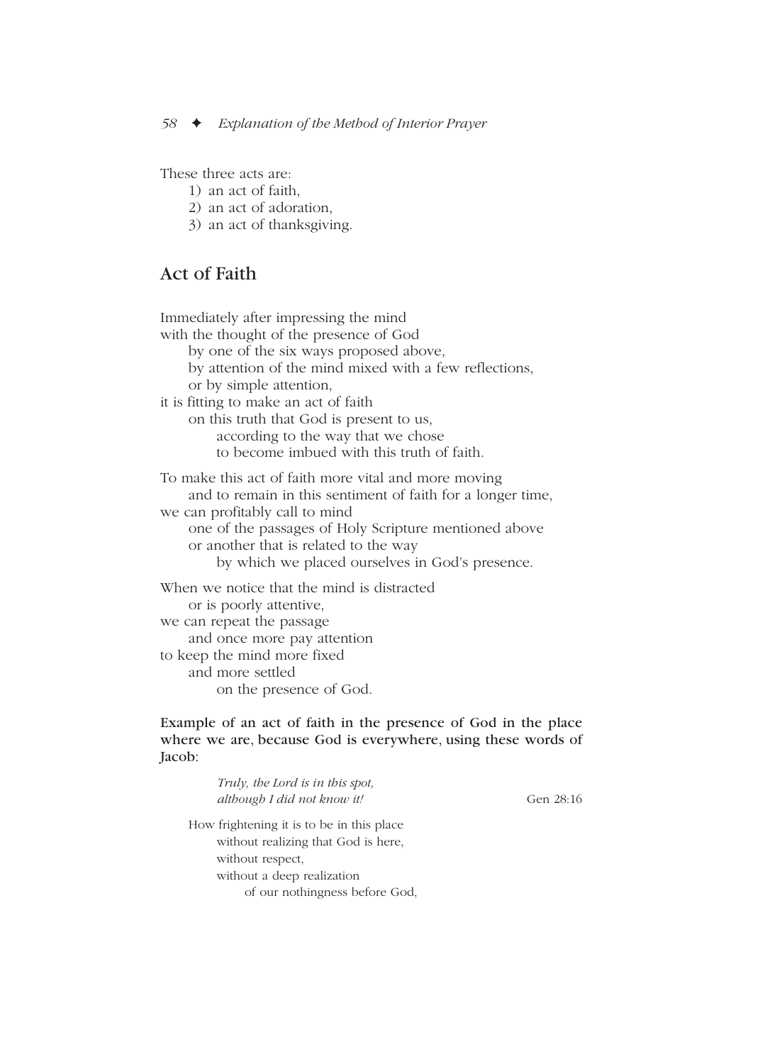These three acts are:

1) an act of faith,
2) an act of adoration,
3) an act of thanksgiving.

## Act of Faith

Immediately after impressing the mind
with the thought of the presence of God
 by one of the six ways proposed above,
 by attention of the mind mixed with a few reflections,
 or by simple attention,
it is fitting to make an act of faith
 on this truth that God is present to us,
  according to the way that we chose
  to become imbued with this truth of faith.

To make this act of faith more vital and more moving
 and to remain in this sentiment of faith for a longer time,
we can profitably call to mind
 one of the passages of Holy Scripture mentioned above
 or another that is related to the way
  by which we placed ourselves in God's presence.

When we notice that the mind is distracted
 or is poorly attentive,
we can repeat the passage
 and once more pay attention
to keep the mind more fixed
 and more settled
  on the presence of God.

**Example of an act of faith in the presence of God in the place where we are, because God is everywhere, using these words of Jacob:**

*Truly, the Lord is in this spot,*
*although I did not know it!* Gen 28:16

How frightening it is to be in this place
 without realizing that God is here,
 without respect,
 without a deep realization
  of our nothingness before God,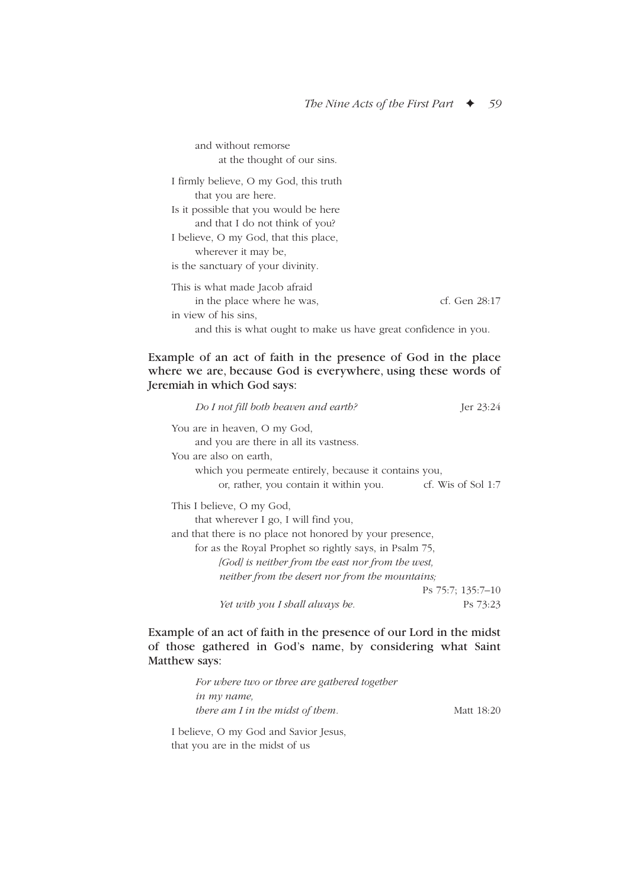and without remorse  
at the thought of our sins.

I firmly believe, O my God, this truth  
that you are here.  
Is it possible that you would be here  
and that I do not think of you?  
I believe, O my God, that this place,  
wherever it may be,  
is the sanctuary of your divinity.

This is what made Jacob afraid  
in the place where he was, — cf. Gen 28:17  
in view of his sins,  
and this is what ought to make us have great confidence in you.

**Example of an act of faith in the presence of God in the place where we are, because God is everywhere, using these words of Jeremiah in which God says:**

*Do I not fill both heaven and earth?* — Jer 23:24

You are in heaven, O my God,  
and you are there in all its vastness.  
You are also on earth,  
which you permeate entirely, because it contains you,  
or, rather, you contain it within you. — cf. Wis of Sol 1:7

This I believe, O my God,  
that wherever I go, I will find you,  
and that there is no place not honored by your presence,  
for as the Royal Prophet so rightly says, in Psalm 75,  
*[God] is neither from the east nor from the west,*  
*neither from the desert nor from the mountains;* — Ps 75:7; 135:7–10  
*Yet with you I shall always be.* — Ps 73:23

**Example of an act of faith in the presence of our Lord in the midst of those gathered in God's name, by considering what Saint Matthew says:**

*For where two or three are gathered together*  
*in my name,*  
*there am I in the midst of them.* — Matt 18:20

I believe, O my God and Savior Jesus,  
that you are in the midst of us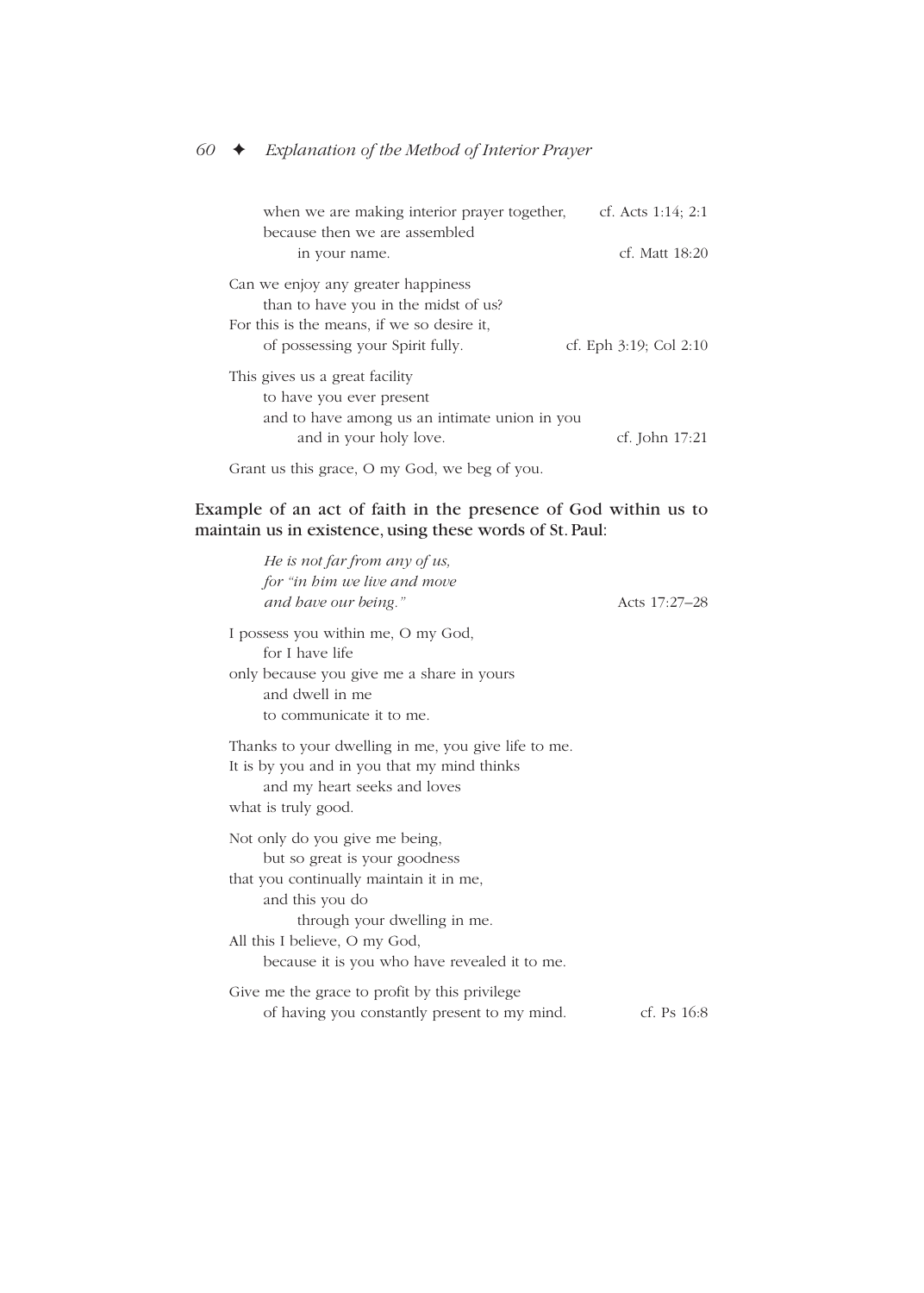when we are making interior prayer together, cf. Acts 1:14; 2:1
because then we are assembled
in your name. cf. Matt 18:20

Can we enjoy any greater happiness
than to have you in the midst of us?
For this is the means, if we so desire it,
of possessing your Spirit fully. cf. Eph 3:19; Col 2:10

This gives us a great facility
to have you ever present
and to have among us an intimate union in you
and in your holy love. cf. John 17:21

Grant us this grace, O my God, we beg of you.

### Example of an act of faith in the presence of God within us to maintain us in existence, using these words of St. Paul:

*He is not far from any of us,*
*for "in him we live and move*
*and have our being."* Acts 17:27–28

I possess you within me, O my God,
for I have life
only because you give me a share in yours
and dwell in me
to communicate it to me.

Thanks to your dwelling in me, you give life to me.
It is by you and in you that my mind thinks
and my heart seeks and loves
what is truly good.

Not only do you give me being,
but so great is your goodness
that you continually maintain it in me,
and this you do
through your dwelling in me.
All this I believe, O my God,
because it is you who have revealed it to me.

Give me the grace to profit by this privilege
of having you constantly present to my mind. cf. Ps 16:8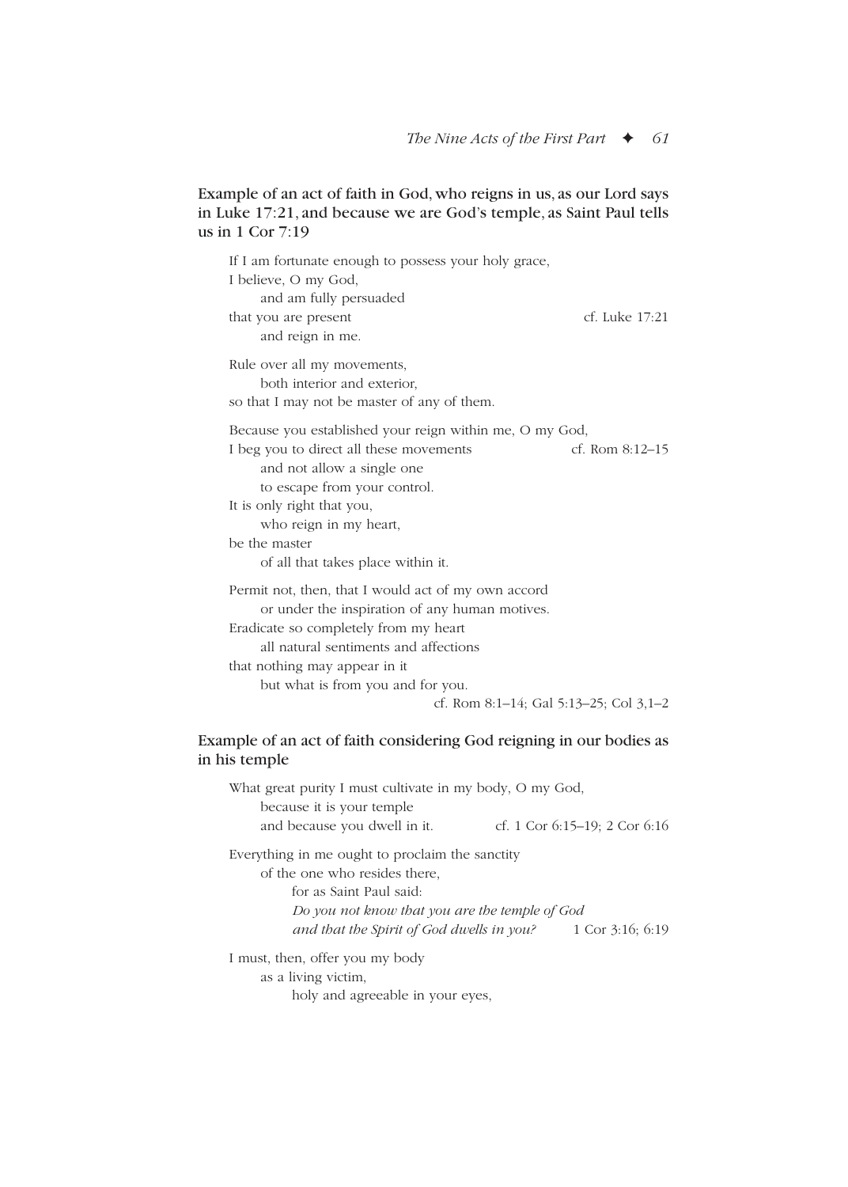### Example of an act of faith in God, who reigns in us, as our Lord says in Luke 17:21, and because we are God's temple, as Saint Paul tells us in 1 Cor 7:19

If I am fortunate enough to possess your holy grace,
I believe, O my God,
and am fully persuaded
that you are present — cf. Luke 17:21
and reign in me.

Rule over all my movements,
both interior and exterior,
so that I may not be master of any of them.

Because you established your reign within me, O my God,
I beg you to direct all these movements — cf. Rom 8:12–15
and not allow a single one
to escape from your control.
It is only right that you,
who reign in my heart,
be the master
of all that takes place within it.

Permit not, then, that I would act of my own accord
or under the inspiration of any human motives.
Eradicate so completely from my heart
all natural sentiments and affections
that nothing may appear in it
but what is from you and for you.
cf. Rom 8:1–14; Gal 5:13–25; Col 3,1–2

### Example of an act of faith considering God reigning in our bodies as in his temple

What great purity I must cultivate in my body, O my God,
because it is your temple
and because you dwell in it. — cf. 1 Cor 6:15–19; 2 Cor 6:16

Everything in me ought to proclaim the sanctity
of the one who resides there,
for as Saint Paul said:
*Do you not know that you are the temple of God*
*and that the Spirit of God dwells in you?* — 1 Cor 3:16; 6:19

I must, then, offer you my body
as a living victim,
holy and agreeable in your eyes,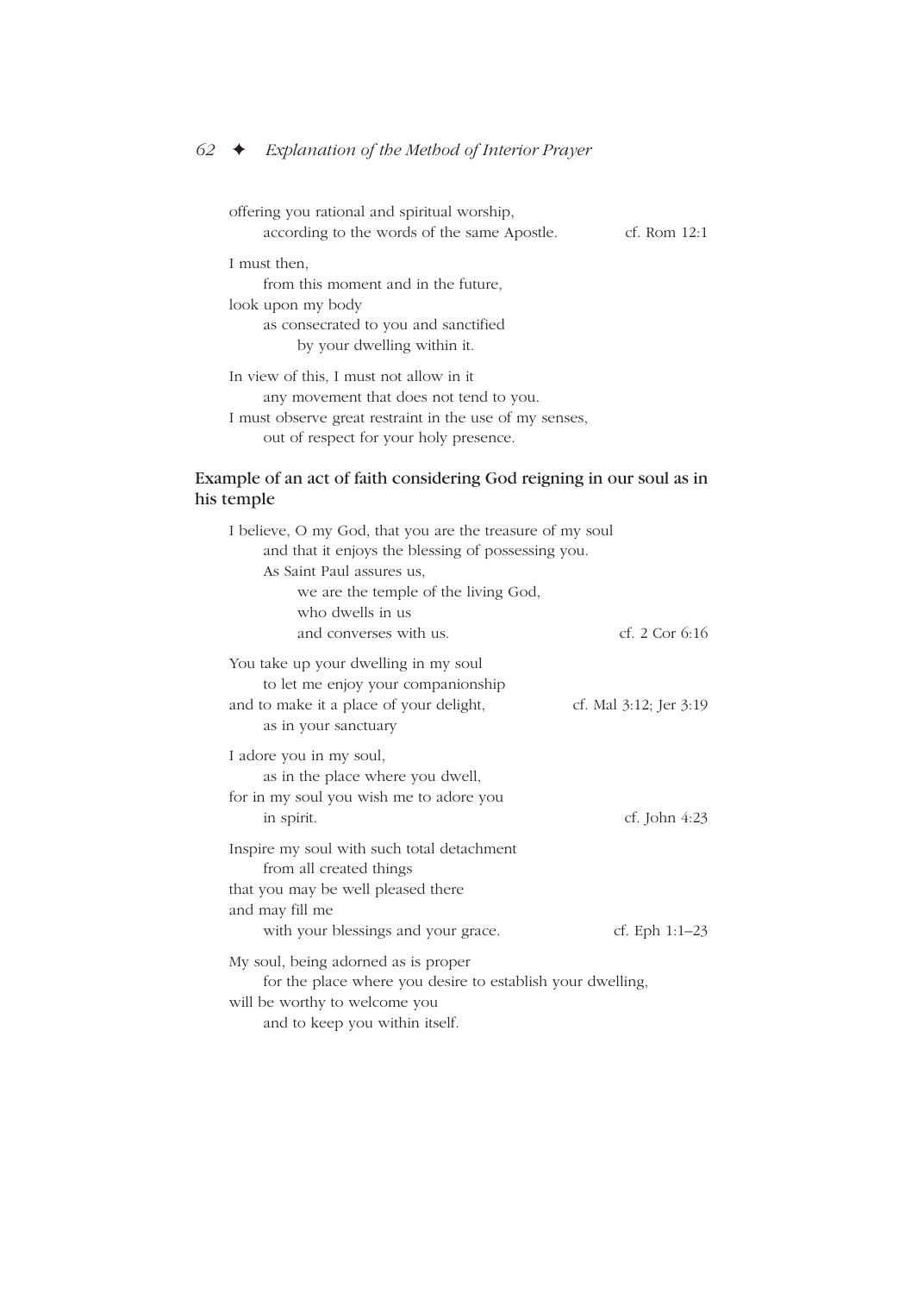offering you rational and spiritual worship,
according to the words of the same Apostle. cf. Rom 12:1

I must then,
from this moment and in the future,
look upon my body
as consecrated to you and sanctified
by your dwelling within it.

In view of this, I must not allow in it
any movement that does not tend to you.
I must observe great restraint in the use of my senses,
out of respect for your holy presence.

### Example of an act of faith considering God reigning in our soul as in his temple

I believe, O my God, that you are the treasure of my soul
and that it enjoys the blessing of possessing you.
As Saint Paul assures us,
we are the temple of the living God,
who dwells in us
and converses with us. cf. 2 Cor 6:16

You take up your dwelling in my soul
to let me enjoy your companionship
and to make it a place of your delight, cf. Mal 3:12; Jer 3:19
as in your sanctuary

I adore you in my soul,
as in the place where you dwell,
for in my soul you wish me to adore you
in spirit. cf. John 4:23

Inspire my soul with such total detachment
from all created things
that you may be well pleased there
and may fill me
with your blessings and your grace. cf. Eph 1:1–23

My soul, being adorned as is proper
for the place where you desire to establish your dwelling,
will be worthy to welcome you
and to keep you within itself.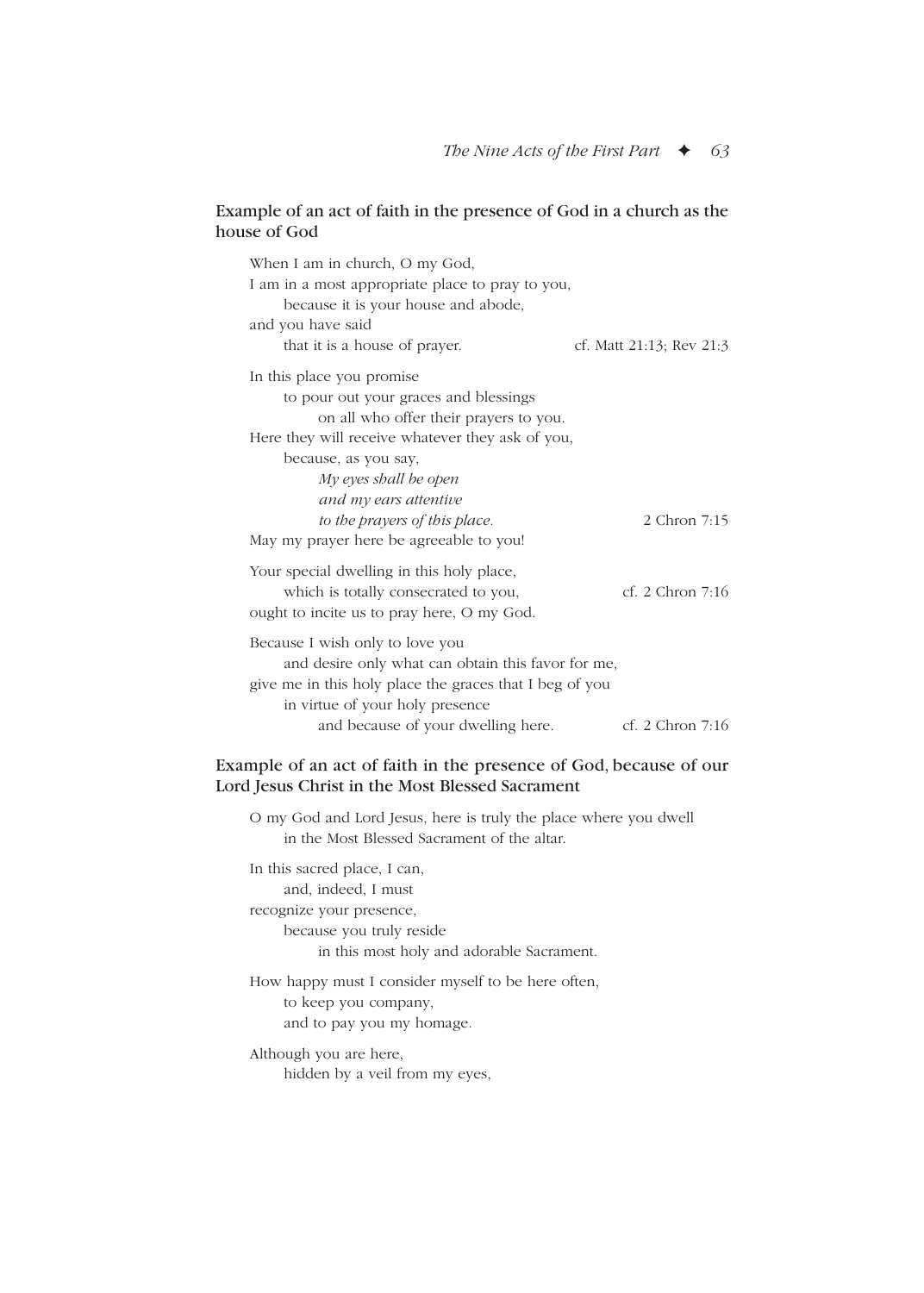### Example of an act of faith in the presence of God in a church as the house of God

When I am in church, O my God,
I am in a most appropriate place to pray to you,
because it is your house and abode,
and you have said
that it is a house of prayer. cf. Matt 21:13; Rev 21:3

In this place you promise
to pour out your graces and blessings
on all who offer their prayers to you.
Here they will receive whatever they ask of you,
because, as you say,
*My eyes shall be open*
*and my ears attentive*
*to the prayers of this place.* 2 Chron 7:15
May my prayer here be agreeable to you!

Your special dwelling in this holy place,
which is totally consecrated to you, cf. 2 Chron 7:16
ought to incite us to pray here, O my God.

Because I wish only to love you
and desire only what can obtain this favor for me,
give me in this holy place the graces that I beg of you
in virtue of your holy presence
and because of your dwelling here. cf. 2 Chron 7:16

### Example of an act of faith in the presence of God, because of our Lord Jesus Christ in the Most Blessed Sacrament

O my God and Lord Jesus, here is truly the place where you dwell
in the Most Blessed Sacrament of the altar.

In this sacred place, I can,
and, indeed, I must
recognize your presence,
because you truly reside
in this most holy and adorable Sacrament.

How happy must I consider myself to be here often,
to keep you company,
and to pay you my homage.

Although you are here,
hidden by a veil from my eyes,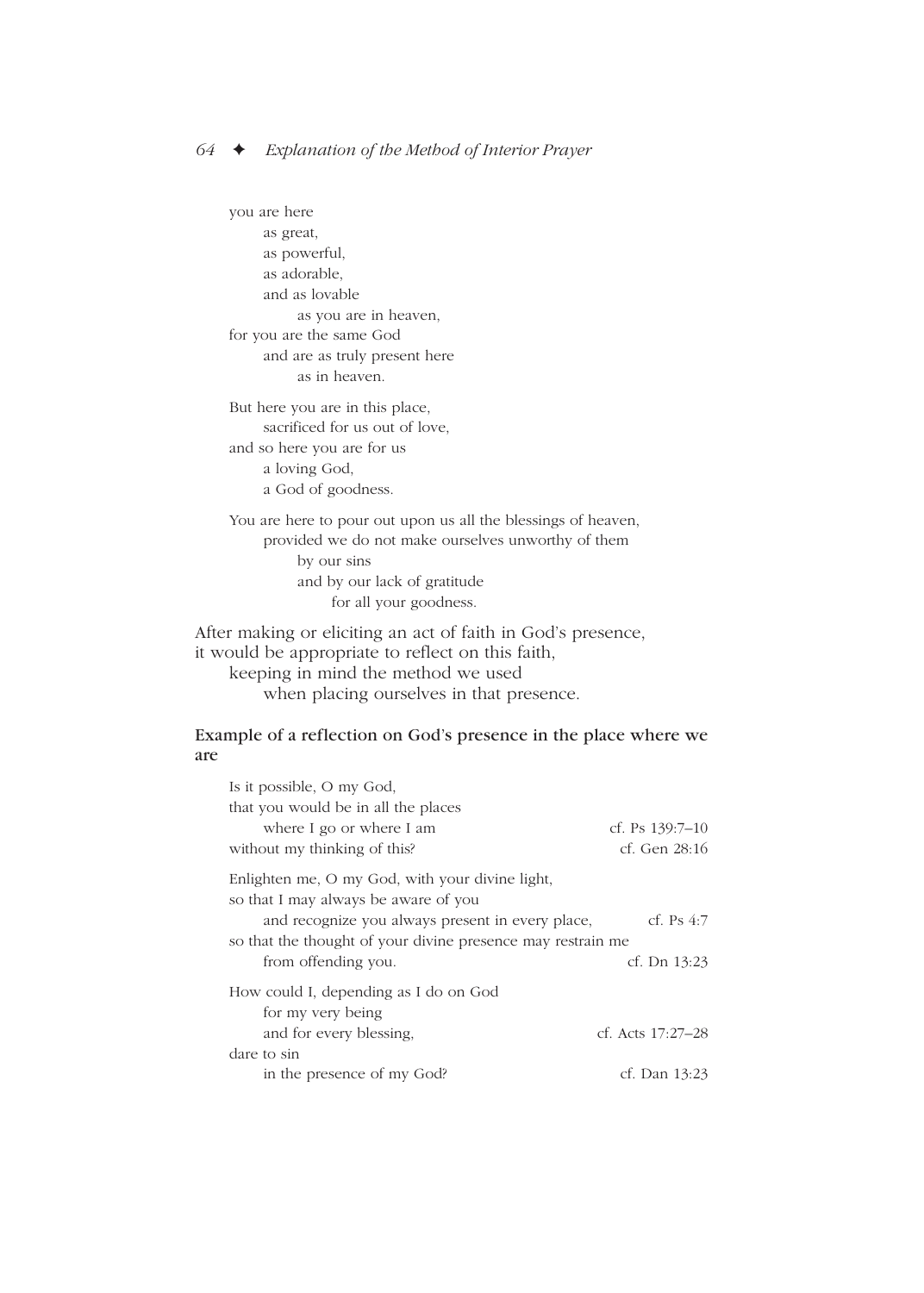you are here
as great,
as powerful,
as adorable,
and as lovable
as you are in heaven,
for you are the same God
and are as truly present here
as in heaven.

But here you are in this place,
sacrificed for us out of love,
and so here you are for us
a loving God,
a God of goodness.

You are here to pour out upon us all the blessings of heaven,
provided we do not make ourselves unworthy of them
by our sins
and by our lack of gratitude
for all your goodness.

After making or eliciting an act of faith in God's presence,
it would be appropriate to reflect on this faith,
keeping in mind the method we used
when placing ourselves in that presence.

### Example of a reflection on God's presence in the place where we are

Is it possible, O my God,
that you would be in all the places
where I go or where I am — cf. Ps 139:7–10
without my thinking of this? — cf. Gen 28:16

Enlighten me, O my God, with your divine light,
so that I may always be aware of you
and recognize you always present in every place, — cf. Ps 4:7
so that the thought of your divine presence may restrain me
from offending you. — cf. Dn 13:23

How could I, depending as I do on God
for my very being
and for every blessing, — cf. Acts 17:27–28
dare to sin
in the presence of my God? — cf. Dan 13:23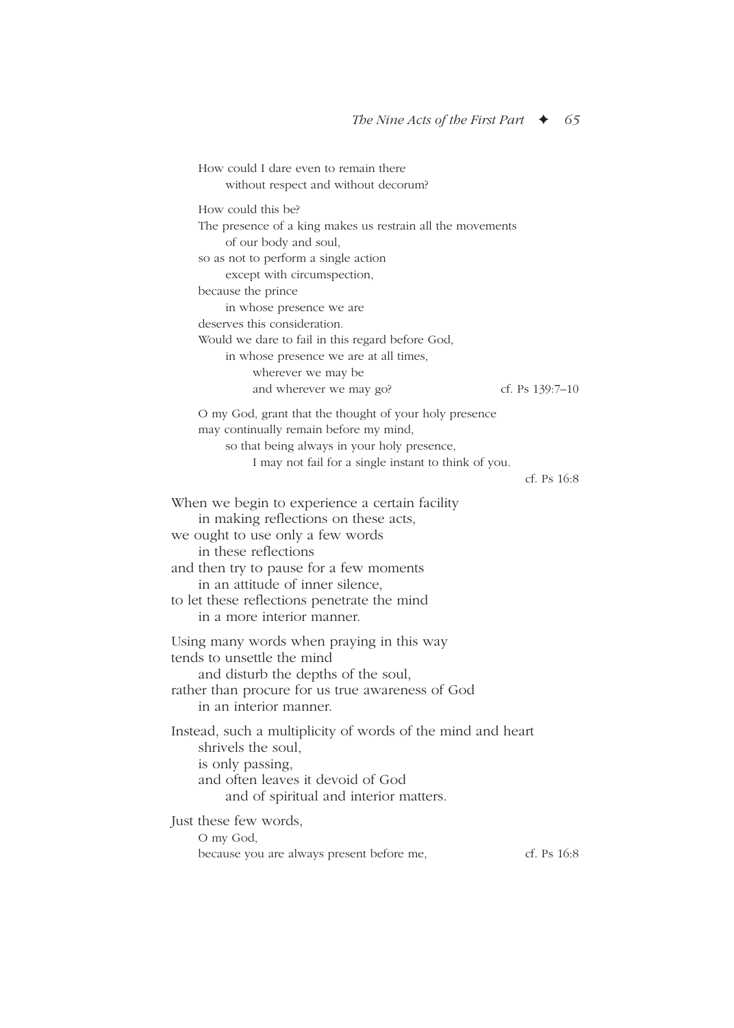How could I dare even to remain there
without respect and without decorum?

How could this be?
The presence of a king makes us restrain all the movements
of our body and soul,
so as not to perform a single action
except with circumspection,
because the prince
in whose presence we are
deserves this consideration.
Would we dare to fail in this regard before God,
in whose presence we are at all times,
wherever we may be
and wherever we may go? cf. Ps 139:7–10

O my God, grant that the thought of your holy presence
may continually remain before my mind,
so that being always in your holy presence,
I may not fail for a single instant to think of you.
cf. Ps 16:8

When we begin to experience a certain facility
in making reflections on these acts,
we ought to use only a few words
in these reflections
and then try to pause for a few moments
in an attitude of inner silence,
to let these reflections penetrate the mind
in a more interior manner.

Using many words when praying in this way
tends to unsettle the mind
and disturb the depths of the soul,
rather than procure for us true awareness of God
in an interior manner.

Instead, such a multiplicity of words of the mind and heart
shrivels the soul,
is only passing,
and often leaves it devoid of God
and of spiritual and interior matters.

Just these few words,
O my God,
because you are always present before me, cf. Ps 16:8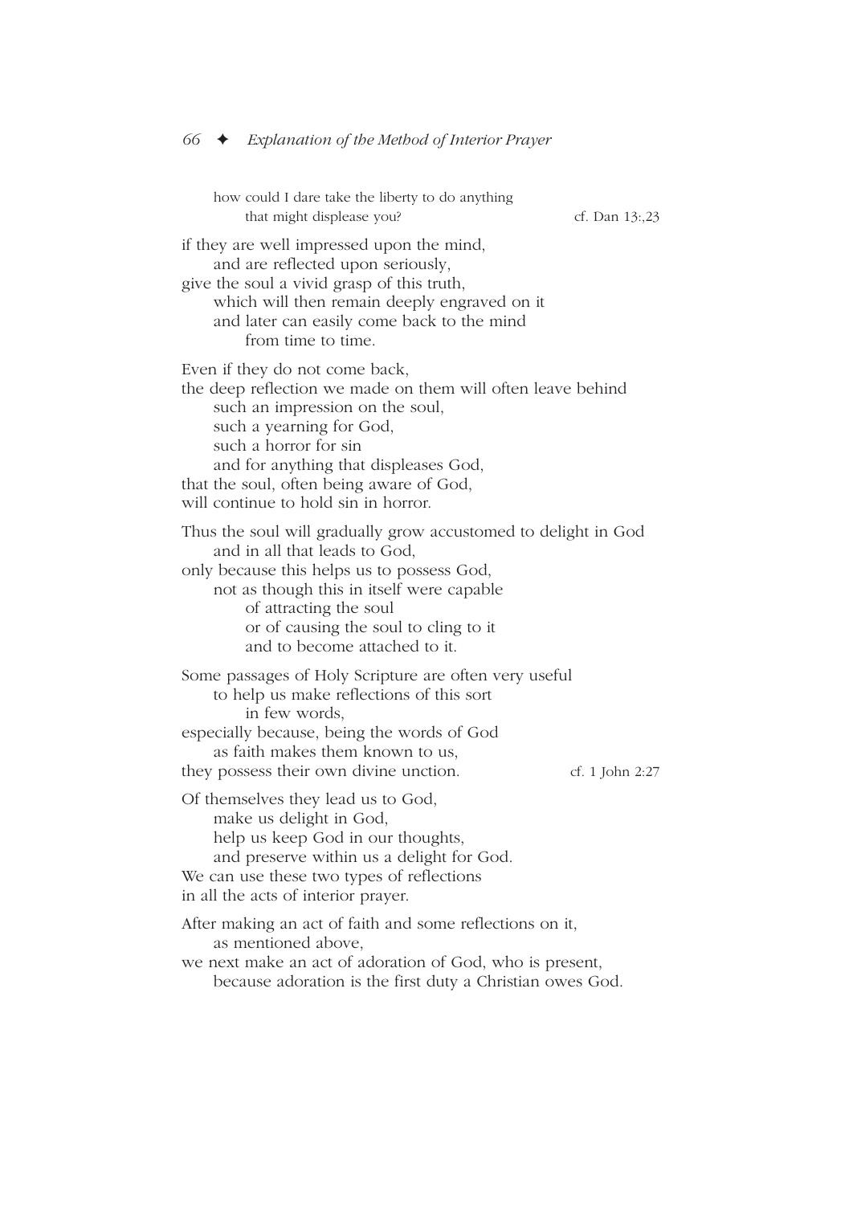how could I dare take the liberty to do anything
that might displease you? cf. Dan 13:,23

if they are well impressed upon the mind,
and are reflected upon seriously,
give the soul a vivid grasp of this truth,
which will then remain deeply engraved on it
and later can easily come back to the mind
from time to time.

Even if they do not come back,
the deep reflection we made on them will often leave behind
such an impression on the soul,
such a yearning for God,
such a horror for sin
and for anything that displeases God,
that the soul, often being aware of God,
will continue to hold sin in horror.

Thus the soul will gradually grow accustomed to delight in God
and in all that leads to God,
only because this helps us to possess God,
not as though this in itself were capable
of attracting the soul
or of causing the soul to cling to it
and to become attached to it.

Some passages of Holy Scripture are often very useful
to help us make reflections of this sort
in few words,
especially because, being the words of God
as faith makes them known to us,
they possess their own divine unction. cf. 1 John 2:27

Of themselves they lead us to God,
make us delight in God,
help us keep God in our thoughts,
and preserve within us a delight for God.
We can use these two types of reflections
in all the acts of interior prayer.

After making an act of faith and some reflections on it,
as mentioned above,
we next make an act of adoration of God, who is present,
because adoration is the first duty a Christian owes God.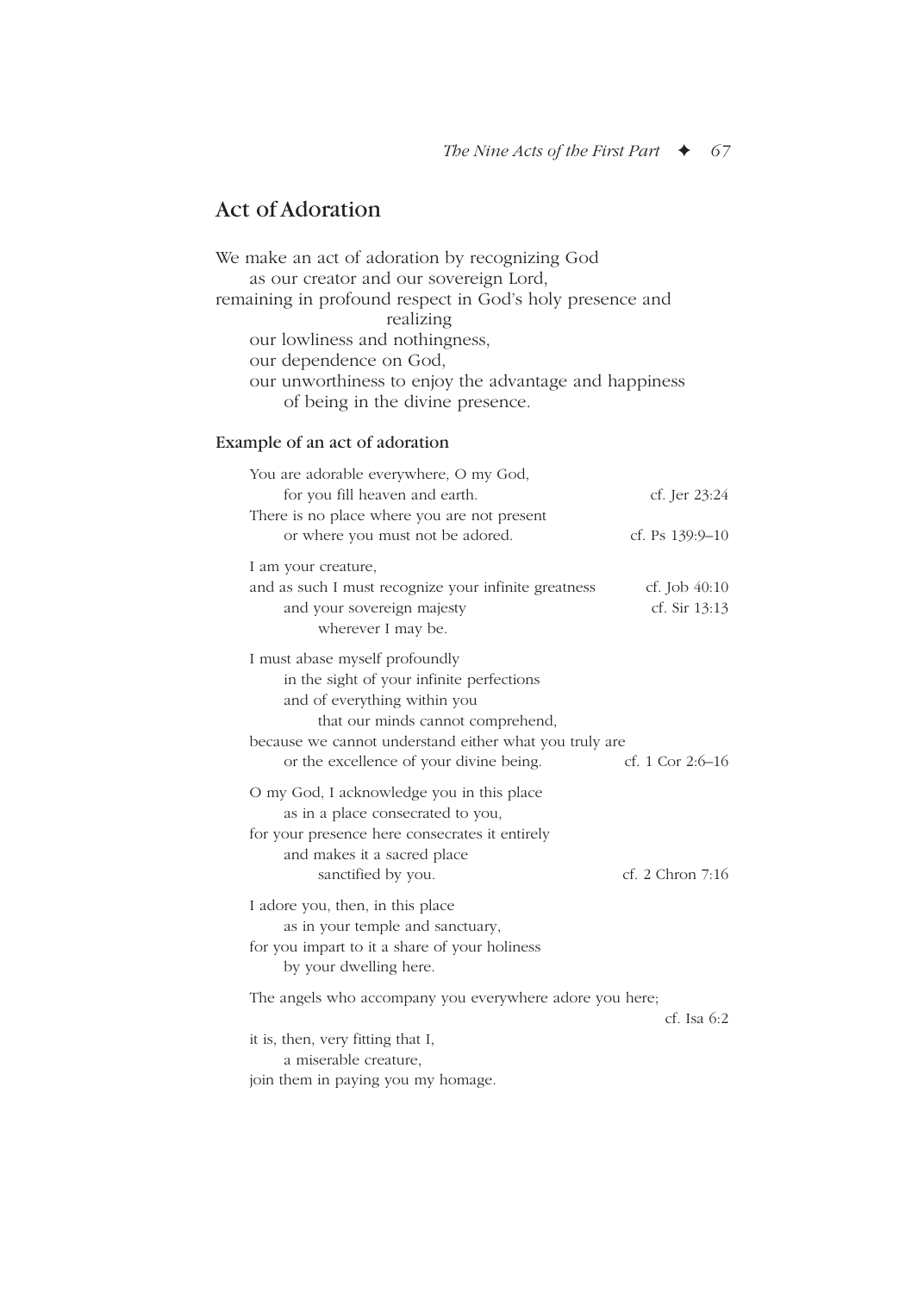## Act of Adoration

We make an act of adoration by recognizing God
as our creator and our sovereign Lord,
remaining in profound respect in God's holy presence and realizing
our lowliness and nothingness,
our dependence on God,
our unworthiness to enjoy the advantage and happiness
of being in the divine presence.

### Example of an act of adoration

You are adorable everywhere, O my God,
for you fill heaven and earth. — cf. Jer 23:24
There is no place where you are not present
or where you must not be adored. — cf. Ps 139:9–10

I am your creature,
and as such I must recognize your infinite greatness — cf. Job 40:10
and your sovereign majesty — cf. Sir 13:13
wherever I may be.

I must abase myself profoundly
in the sight of your infinite perfections
and of everything within you
that our minds cannot comprehend,
because we cannot understand either what you truly are
or the excellence of your divine being. — cf. 1 Cor 2:6–16

O my God, I acknowledge you in this place
as in a place consecrated to you,
for your presence here consecrates it entirely
and makes it a sacred place
sanctified by you. — cf. 2 Chron 7:16

I adore you, then, in this place
as in your temple and sanctuary,
for you impart to it a share of your holiness
by your dwelling here.

The angels who accompany you everywhere adore you here; — cf. Isa 6:2
it is, then, very fitting that I,
a miserable creature,
join them in paying you my homage.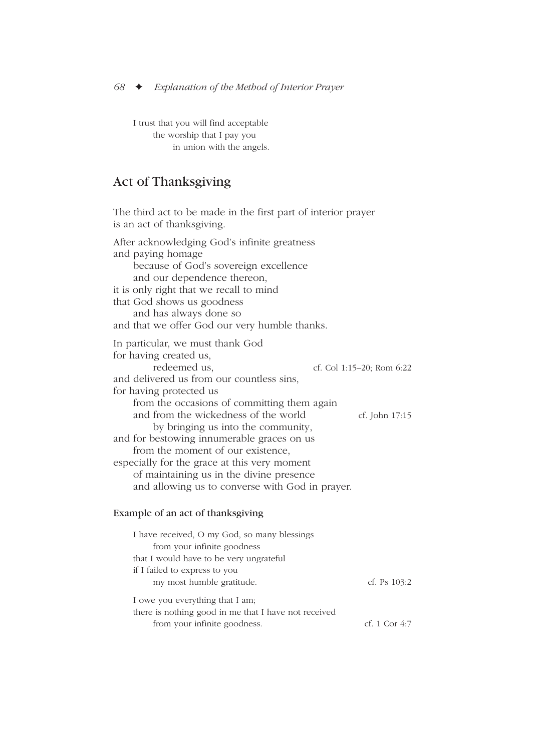I trust that you will find acceptable
the worship that I pay you
in union with the angels.

## Act of Thanksgiving

The third act to be made in the first part of interior prayer is an act of thanksgiving.

After acknowledging God's infinite greatness
and paying homage
because of God's sovereign excellence
and our dependence thereon,
it is only right that we recall to mind
that God shows us goodness
and has always done so
and that we offer God our very humble thanks.

In particular, we must thank God
for having created us,
redeemed us, — cf. Col 1:15–20; Rom 6:22
and delivered us from our countless sins,
for having protected us
from the occasions of committing them again
and from the wickedness of the world — cf. John 17:15
by bringing us into the community,
and for bestowing innumerable graces on us
from the moment of our existence,
especially for the grace at this very moment
of maintaining us in the divine presence
and allowing us to converse with God in prayer.

### Example of an act of thanksgiving

I have received, O my God, so many blessings
from your infinite goodness
that I would have to be very ungrateful
if I failed to express to you
my most humble gratitude. — cf. Ps 103:2

I owe you everything that I am;
there is nothing good in me that I have not received
from your infinite goodness. — cf. 1 Cor 4:7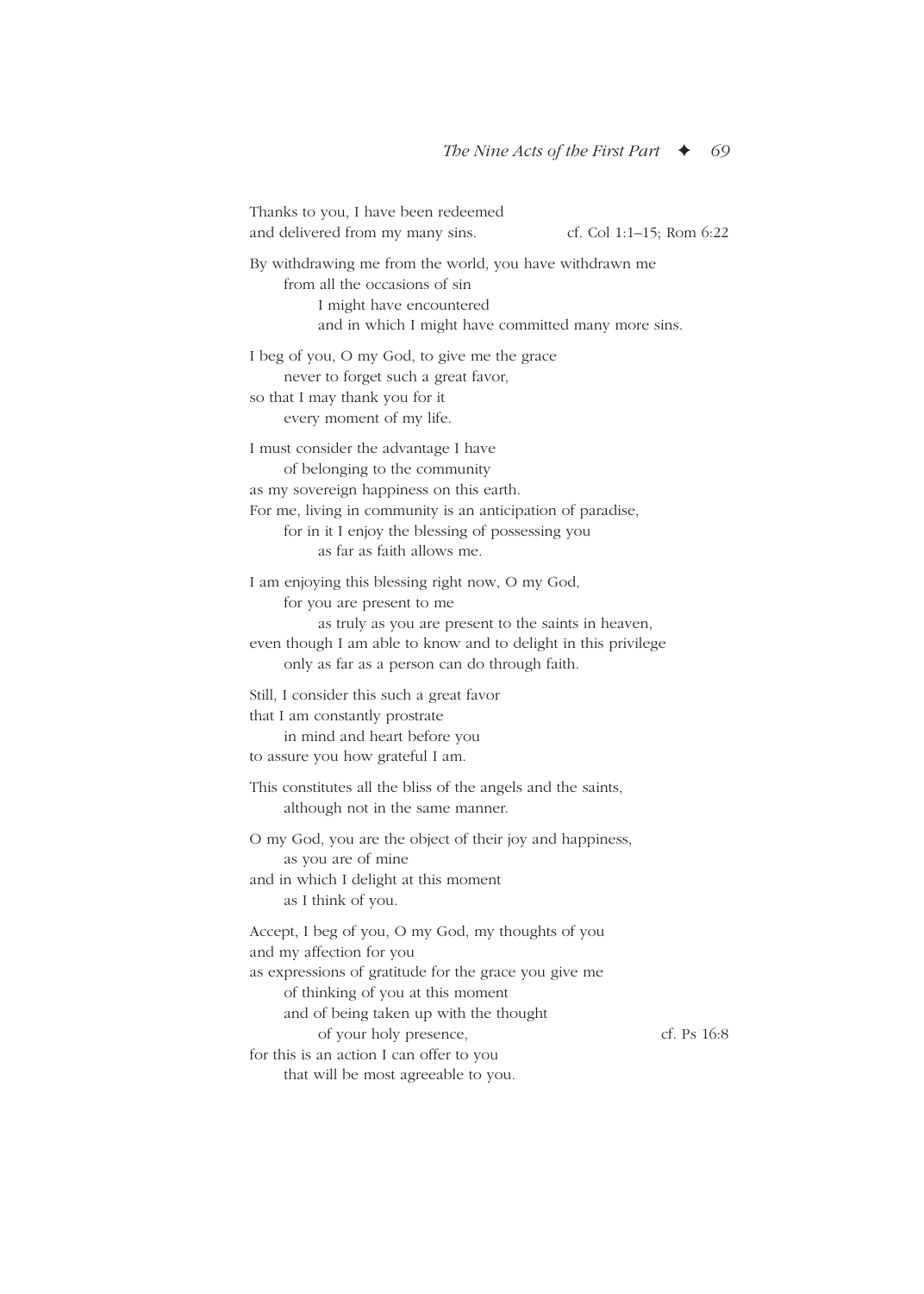Thanks to you, I have been redeemed
and delivered from my many sins. cf. Col 1:1–15; Rom 6:22

By withdrawing me from the world, you have withdrawn me
from all the occasions of sin
I might have encountered
and in which I might have committed many more sins.

I beg of you, O my God, to give me the grace
never to forget such a great favor,
so that I may thank you for it
every moment of my life.

I must consider the advantage I have
of belonging to the community
as my sovereign happiness on this earth.
For me, living in community is an anticipation of paradise,
for in it I enjoy the blessing of possessing you
as far as faith allows me.

I am enjoying this blessing right now, O my God,
for you are present to me
as truly as you are present to the saints in heaven,
even though I am able to know and to delight in this privilege
only as far as a person can do through faith.

Still, I consider this such a great favor
that I am constantly prostrate
in mind and heart before you
to assure you how grateful I am.

This constitutes all the bliss of the angels and the saints,
although not in the same manner.

O my God, you are the object of their joy and happiness,
as you are of mine
and in which I delight at this moment
as I think of you.

Accept, I beg of you, O my God, my thoughts of you
and my affection for you
as expressions of gratitude for the grace you give me
of thinking of you at this moment
and of being taken up with the thought
of your holy presence, cf. Ps 16:8
for this is an action I can offer to you
that will be most agreeable to you.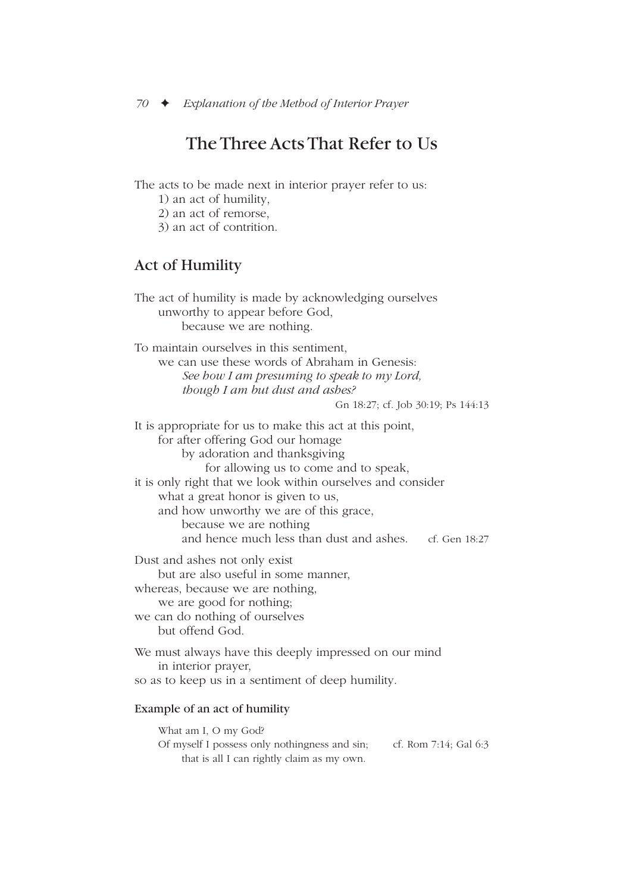## The Three Acts That Refer to Us

The acts to be made next in interior prayer refer to us:
1) an act of humility,
2) an act of remorse,
3) an act of contrition.

### Act of Humility

The act of humility is made by acknowledging ourselves
unworthy to appear before God,
because we are nothing.

To maintain ourselves in this sentiment,
we can use these words of Abraham in Genesis:
*See how I am presuming to speak to my Lord,*
*though I am but dust and ashes?*
Gn 18:27; cf. Job 30:19; Ps 144:13

It is appropriate for us to make this act at this point,
for after offering God our homage
by adoration and thanksgiving
for allowing us to come and to speak,
it is only right that we look within ourselves and consider
what a great honor is given to us,
and how unworthy we are of this grace,
because we are nothing
and hence much less than dust and ashes. cf. Gen 18:27

Dust and ashes not only exist
but are also useful in some manner,
whereas, because we are nothing,
we are good for nothing;
we can do nothing of ourselves
but offend God.

We must always have this deeply impressed on our mind
in interior prayer,
so as to keep us in a sentiment of deep humility.

#### Example of an act of humility

What am I, O my God?
Of myself I possess only nothingness and sin; cf. Rom 7:14; Gal 6:3
that is all I can rightly claim as my own.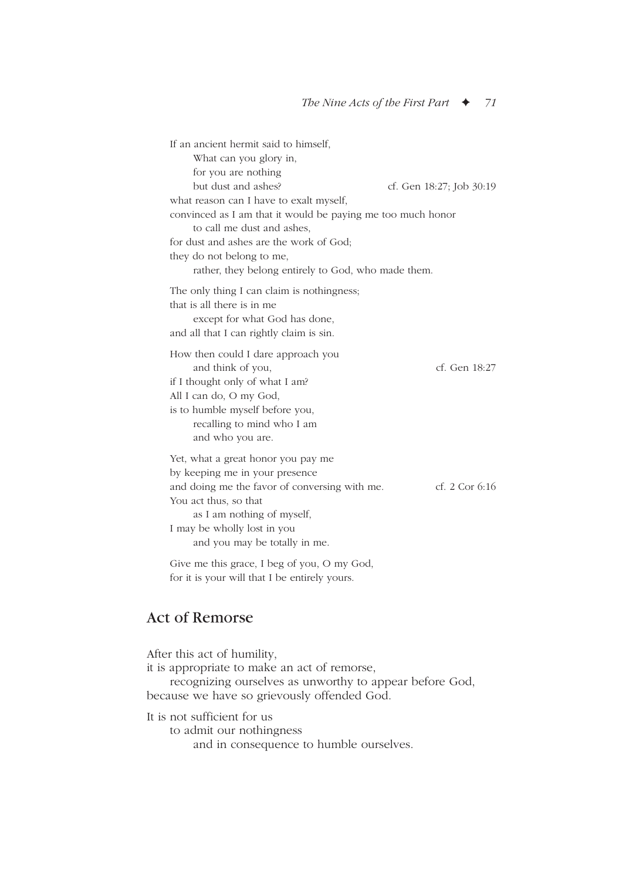If an ancient hermit said to himself,
  What can you glory in,
  for you are nothing
  but dust and ashes? cf. Gen 18:27; Job 30:19
what reason can I have to exalt myself,
convinced as I am that it would be paying me too much honor
  to call me dust and ashes,
for dust and ashes are the work of God;
they do not belong to me,
  rather, they belong entirely to God, who made them.

The only thing I can claim is nothingness;
that is all there is in me
  except for what God has done,
and all that I can rightly claim is sin.

How then could I dare approach you
  and think of you, cf. Gen 18:27
if I thought only of what I am?
All I can do, O my God,
is to humble myself before you,
  recalling to mind who I am
  and who you are.

Yet, what a great honor you pay me
by keeping me in your presence
and doing me the favor of conversing with me. cf. 2 Cor 6:16
You act thus, so that
  as I am nothing of myself,
I may be wholly lost in you
  and you may be totally in me.

Give me this grace, I beg of you, O my God,
for it is your will that I be entirely yours.

## Act of Remorse

After this act of humility,
it is appropriate to make an act of remorse,
  recognizing ourselves as unworthy to appear before God,
because we have so grievously offended God.

It is not sufficient for us
  to admit our nothingness
    and in consequence to humble ourselves.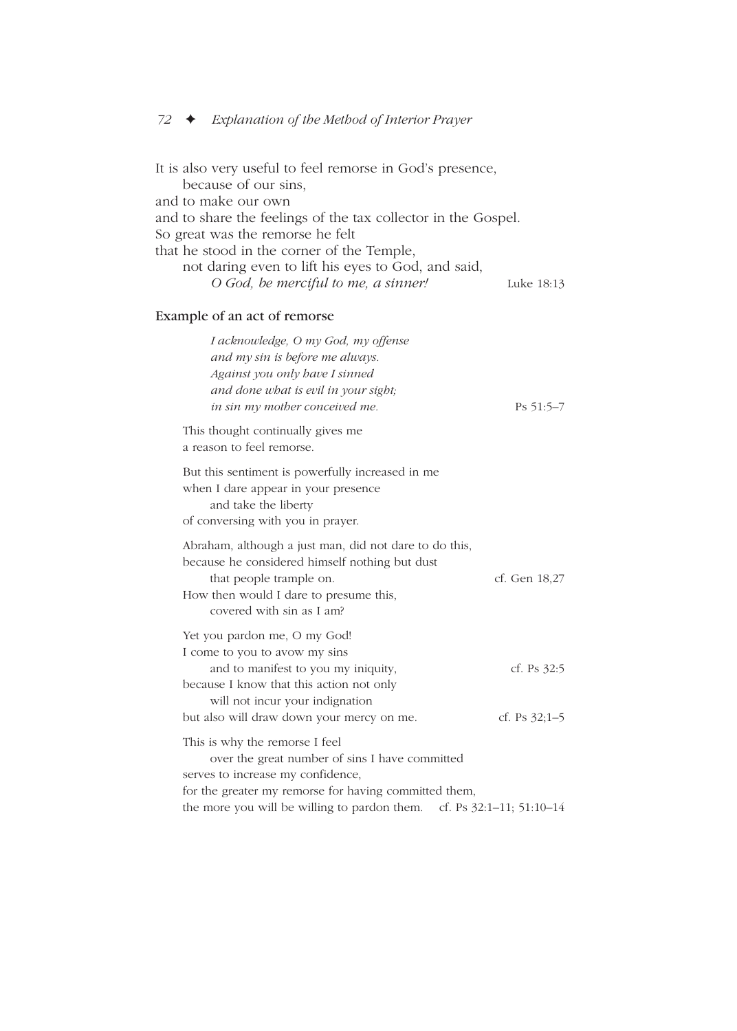It is also very useful to feel remorse in God's presence,
because of our sins,
and to make our own
and to share the feelings of the tax collector in the Gospel.
So great was the remorse he felt
that he stood in the corner of the Temple,
not daring even to lift his eyes to God, and said,
*O God, be merciful to me, a sinner!* Luke 18:13

### Example of an act of remorse

*I acknowledge, O my God, my offense*
*and my sin is before me always.*
*Against you only have I sinned*
*and done what is evil in your sight;*
*in sin my mother conceived me.* Ps 51:5–7

This thought continually gives me
a reason to feel remorse.

But this sentiment is powerfully increased in me
when I dare appear in your presence
and take the liberty
of conversing with you in prayer.

Abraham, although a just man, did not dare to do this,
because he considered himself nothing but dust
that people trample on. cf. Gen 18,27
How then would I dare to presume this,
covered with sin as I am?

Yet you pardon me, O my God!
I come to you to avow my sins
and to manifest to you my iniquity, cf. Ps 32:5
because I know that this action not only
will not incur your indignation
but also will draw down your mercy on me. cf. Ps 32;1–5

This is why the remorse I feel
over the great number of sins I have committed
serves to increase my confidence,
for the greater my remorse for having committed them,
the more you will be willing to pardon them. cf. Ps 32:1–11; 51:10–14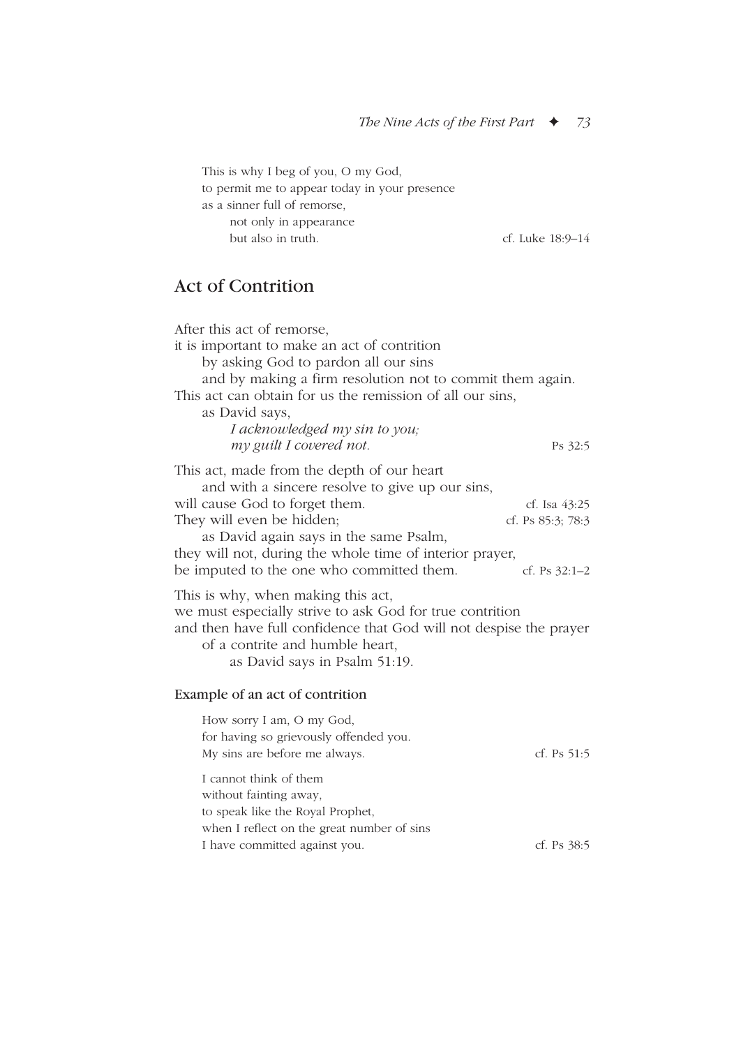This is why I beg of you, O my God,
to permit me to appear today in your presence
as a sinner full of remorse,
not only in appearance
but also in truth. cf. Luke 18:9–14

## Act of Contrition

After this act of remorse,
it is important to make an act of contrition
by asking God to pardon all our sins
and by making a firm resolution not to commit them again.
This act can obtain for us the remission of all our sins,
as David says,
*I acknowledged my sin to you;*
*my guilt I covered not.* Ps 32:5

This act, made from the depth of our heart
and with a sincere resolve to give up our sins,
will cause God to forget them. cf. Isa 43:25
They will even be hidden; cf. Ps 85:3; 78:3
as David again says in the same Psalm,
they will not, during the whole time of interior prayer,
be imputed to the one who committed them. cf. Ps 32:1–2

This is why, when making this act,
we must especially strive to ask God for true contrition
and then have full confidence that God will not despise the prayer
of a contrite and humble heart,
as David says in Psalm 51:19.

### Example of an act of contrition

How sorry I am, O my God,
for having so grievously offended you.
My sins are before me always. cf. Ps 51:5

I cannot think of them
without fainting away,
to speak like the Royal Prophet,
when I reflect on the great number of sins
I have committed against you. cf. Ps 38:5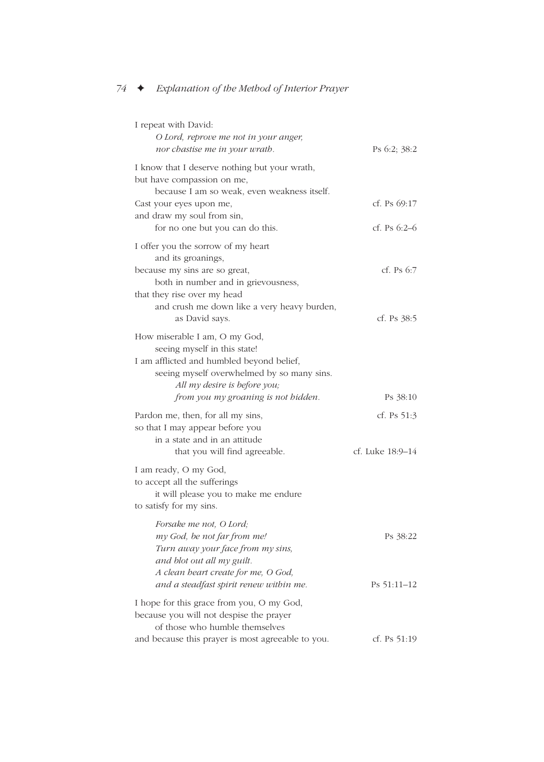I repeat with David:
*O Lord, reprove me not in your anger,*
*nor chastise me in your wrath.* — Ps 6:2; 38:2

I know that I deserve nothing but your wrath,
but have compassion on me,
because I am so weak, even weakness itself.
Cast your eyes upon me, — cf. Ps 69:17
and draw my soul from sin,
for no one but you can do this. — cf. Ps 6:2–6

I offer you the sorrow of my heart
and its groanings,
because my sins are so great, — cf. Ps 6:7
both in number and in grievousness,
that they rise over my head
and crush me down like a very heavy burden,
as David says. — cf. Ps 38:5

How miserable I am, O my God,
seeing myself in this state!
I am afflicted and humbled beyond belief,
seeing myself overwhelmed by so many sins.
*All my desire is before you;*
*from you my groaning is not hidden.* — Ps 38:10

Pardon me, then, for all my sins, — cf. Ps 51:3
so that I may appear before you
in a state and in an attitude
that you will find agreeable. — cf. Luke 18:9–14

I am ready, O my God,
to accept all the sufferings
it will please you to make me endure
to satisfy for my sins.

*Forsake me not, O Lord;*
*my God, be not far from me!* — Ps 38:22
*Turn away your face from my sins,*
*and blot out all my guilt.*
*A clean heart create for me, O God,*
*and a steadfast spirit renew within me.* — Ps 51:11–12

I hope for this grace from you, O my God,
because you will not despise the prayer
of those who humble themselves
and because this prayer is most agreeable to you. — cf. Ps 51:19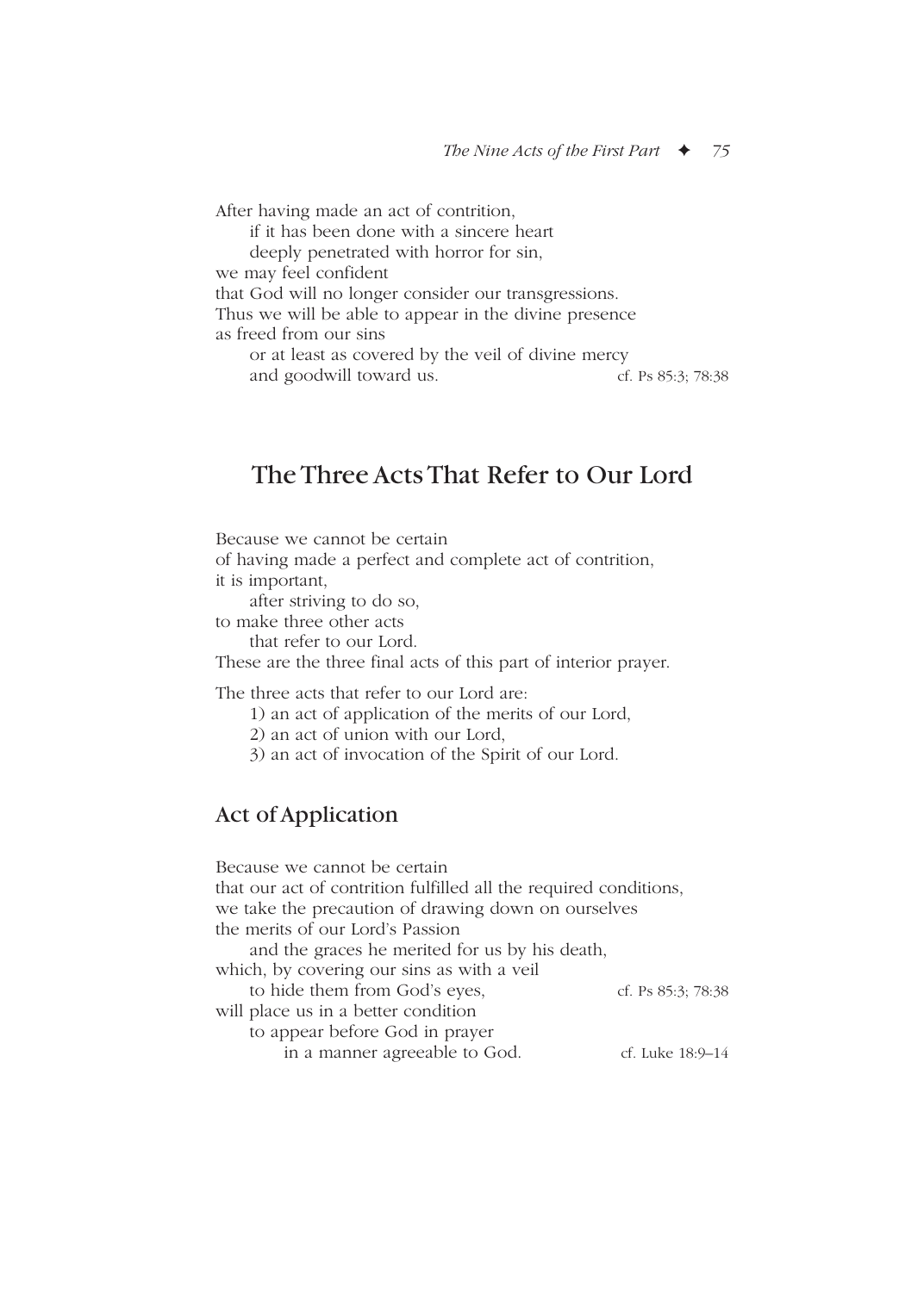After having made an act of contrition,
if it has been done with a sincere heart
deeply penetrated with horror for sin,
we may feel confident
that God will no longer consider our transgressions.
Thus we will be able to appear in the divine presence
as freed from our sins
or at least as covered by the veil of divine mercy
and goodwill toward us. cf. Ps 85:3; 78:38

## The Three Acts That Refer to Our Lord

Because we cannot be certain
of having made a perfect and complete act of contrition,
it is important,
after striving to do so,
to make three other acts
that refer to our Lord.
These are the three final acts of this part of interior prayer.

The three acts that refer to our Lord are:

1) an act of application of the merits of our Lord,
2) an act of union with our Lord,
3) an act of invocation of the Spirit of our Lord.

### Act of Application

Because we cannot be certain
that our act of contrition fulfilled all the required conditions,
we take the precaution of drawing down on ourselves
the merits of our Lord's Passion
and the graces he merited for us by his death,
which, by covering our sins as with a veil
to hide them from God's eyes, cf. Ps 85:3; 78:38
will place us in a better condition
to appear before God in prayer
in a manner agreeable to God. cf. Luke 18:9–14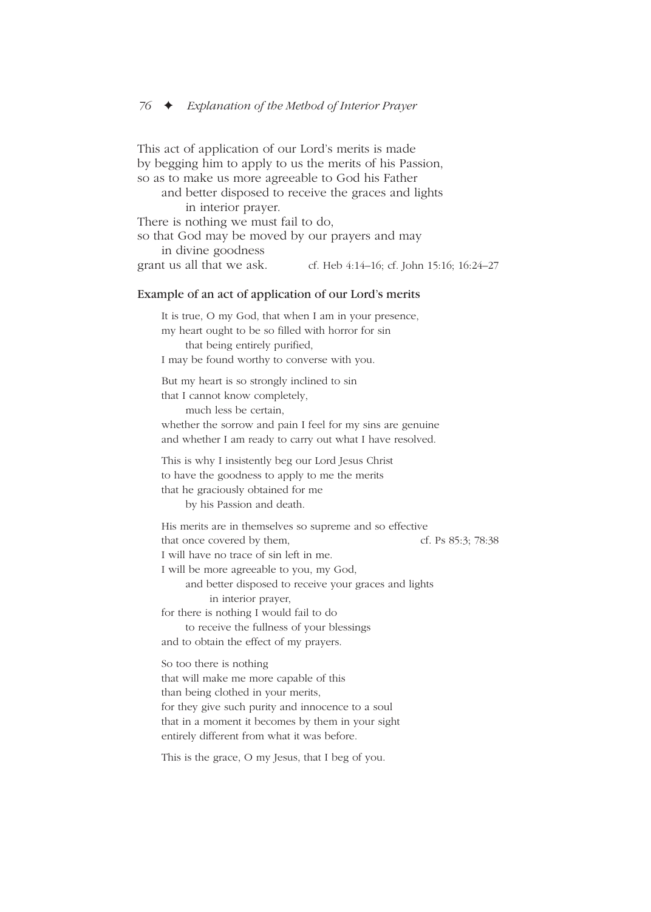This act of application of our Lord's merits is made
by begging him to apply to us the merits of his Passion,
so as to make us more agreeable to God his Father
and better disposed to receive the graces and lights
in interior prayer.
There is nothing we must fail to do,
so that God may be moved by our prayers and may
in divine goodness
grant us all that we ask. cf. Heb 4:14–16; cf. John 15:16; 16:24–27

### Example of an act of application of our Lord's merits

It is true, O my God, that when I am in your presence,
my heart ought to be so filled with horror for sin
that being entirely purified,
I may be found worthy to converse with you.

But my heart is so strongly inclined to sin
that I cannot know completely,
much less be certain,
whether the sorrow and pain I feel for my sins are genuine
and whether I am ready to carry out what I have resolved.

This is why I insistently beg our Lord Jesus Christ
to have the goodness to apply to me the merits
that he graciously obtained for me
by his Passion and death.

His merits are in themselves so supreme and so effective
that once covered by them, cf. Ps 85:3; 78:38
I will have no trace of sin left in me.
I will be more agreeable to you, my God,
and better disposed to receive your graces and lights
in interior prayer,
for there is nothing I would fail to do
to receive the fullness of your blessings
and to obtain the effect of my prayers.

So too there is nothing
that will make me more capable of this
than being clothed in your merits,
for they give such purity and innocence to a soul
that in a moment it becomes by them in your sight
entirely different from what it was before.

This is the grace, O my Jesus, that I beg of you.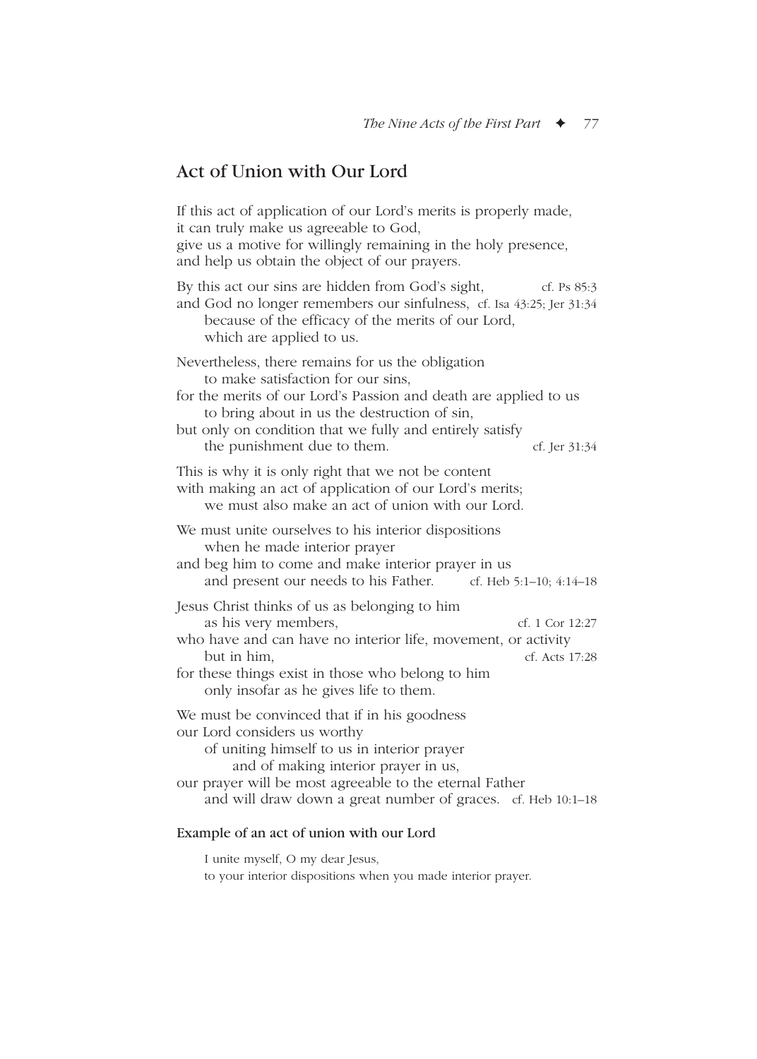## Act of Union with Our Lord

If this act of application of our Lord's merits is properly made,
it can truly make us agreeable to God,
give us a motive for willingly remaining in the holy presence,
and help us obtain the object of our prayers.

By this act our sins are hidden from God's sight, cf. Ps 85:3
and God no longer remembers our sinfulness, cf. Isa 43:25; Jer 31:34
because of the efficacy of the merits of our Lord,
which are applied to us.

Nevertheless, there remains for us the obligation
to make satisfaction for our sins,
for the merits of our Lord's Passion and death are applied to us
to bring about in us the destruction of sin,
but only on condition that we fully and entirely satisfy
the punishment due to them. cf. Jer 31:34

This is why it is only right that we not be content
with making an act of application of our Lord's merits;
we must also make an act of union with our Lord.

We must unite ourselves to his interior dispositions
when he made interior prayer
and beg him to come and make interior prayer in us
and present our needs to his Father. cf. Heb 5:1–10; 4:14–18

Jesus Christ thinks of us as belonging to him
as his very members, cf. 1 Cor 12:27
who have and can have no interior life, movement, or activity
but in him, cf. Acts 17:28
for these things exist in those who belong to him
only insofar as he gives life to them.

We must be convinced that if in his goodness
our Lord considers us worthy
of uniting himself to us in interior prayer
and of making interior prayer in us,
our prayer will be most agreeable to the eternal Father
and will draw down a great number of graces. cf. Heb 10:1–18

#### Example of an act of union with our Lord

I unite myself, O my dear Jesus,
to your interior dispositions when you made interior prayer.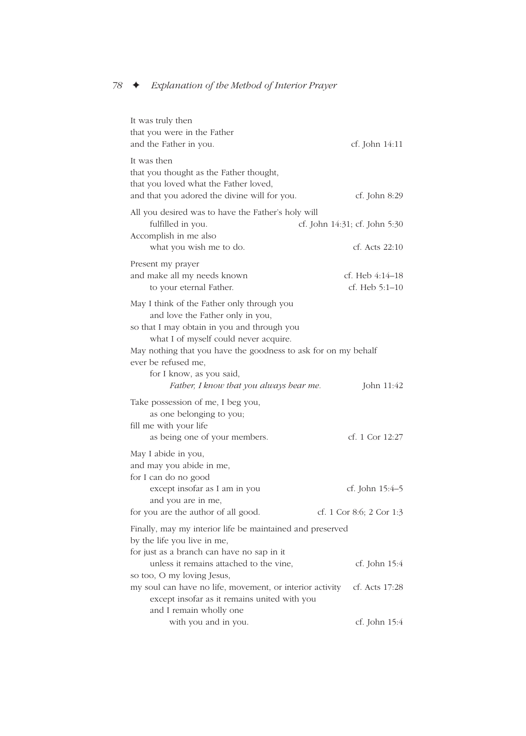It was truly then
that you were in the Father
and the Father in you. — cf. John 14:11

It was then
that you thought as the Father thought,
that you loved what the Father loved,
and that you adored the divine will for you. — cf. John 8:29

All you desired was to have the Father's holy will
  fulfilled in you. — cf. John 14:31; cf. John 5:30
Accomplish in me also
  what you wish me to do. — cf. Acts 22:10

Present my prayer
and make all my needs known — cf. Heb 4:14–18
  to your eternal Father. — cf. Heb 5:1–10

May I think of the Father only through you
  and love the Father only in you,
so that I may obtain in you and through you
  what I of myself could never acquire.
May nothing that you have the goodness to ask for on my behalf
ever be refused me,
  for I know, as you said,
    *Father, I know that you always hear me.* — John 11:42

Take possession of me, I beg you,
  as one belonging to you;
fill me with your life
  as being one of your members. — cf. 1 Cor 12:27

May I abide in you,
and may you abide in me,
for I can do no good
  except insofar as I am in you — cf. John 15:4–5
  and you are in me,
for you are the author of all good. — cf. 1 Cor 8:6; 2 Cor 1:3

Finally, may my interior life be maintained and preserved
by the life you live in me,
for just as a branch can have no sap in it
  unless it remains attached to the vine, — cf. John 15:4
so too, O my loving Jesus,
my soul can have no life, movement, or interior activity — cf. Acts 17:28
  except insofar as it remains united with you
  and I remain wholly one
    with you and in you. — cf. John 15:4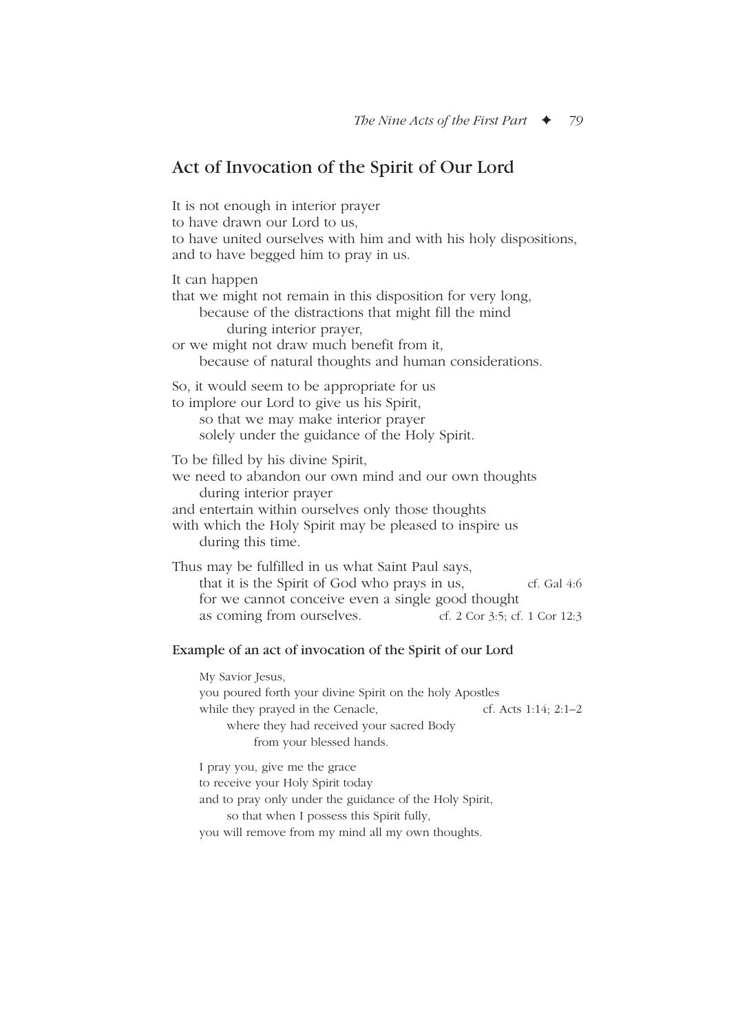## Act of Invocation of the Spirit of Our Lord

It is not enough in interior prayer
to have drawn our Lord to us,
to have united ourselves with him and with his holy dispositions,
and to have begged him to pray in us.

It can happen
that we might not remain in this disposition for very long,
 because of the distractions that might fill the mind
  during interior prayer,
or we might not draw much benefit from it,
 because of natural thoughts and human considerations.

So, it would seem to be appropriate for us
to implore our Lord to give us his Spirit,
 so that we may make interior prayer
 solely under the guidance of the Holy Spirit.

To be filled by his divine Spirit,
we need to abandon our own mind and our own thoughts
 during interior prayer
and entertain within ourselves only those thoughts
with which the Holy Spirit may be pleased to inspire us
 during this time.

Thus may be fulfilled in us what Saint Paul says,
 that it is the Spirit of God who prays in us, cf. Gal 4:6
 for we cannot conceive even a single good thought
 as coming from ourselves. cf. 2 Cor 3:5; cf. 1 Cor 12:3

### Example of an act of invocation of the Spirit of our Lord

My Savior Jesus,
you poured forth your divine Spirit on the holy Apostles
while they prayed in the Cenacle, cf. Acts 1:14; 2:1–2
 where they had received your sacred Body
  from your blessed hands.

I pray you, give me the grace
to receive your Holy Spirit today
and to pray only under the guidance of the Holy Spirit,
 so that when I possess this Spirit fully,
you will remove from my mind all my own thoughts.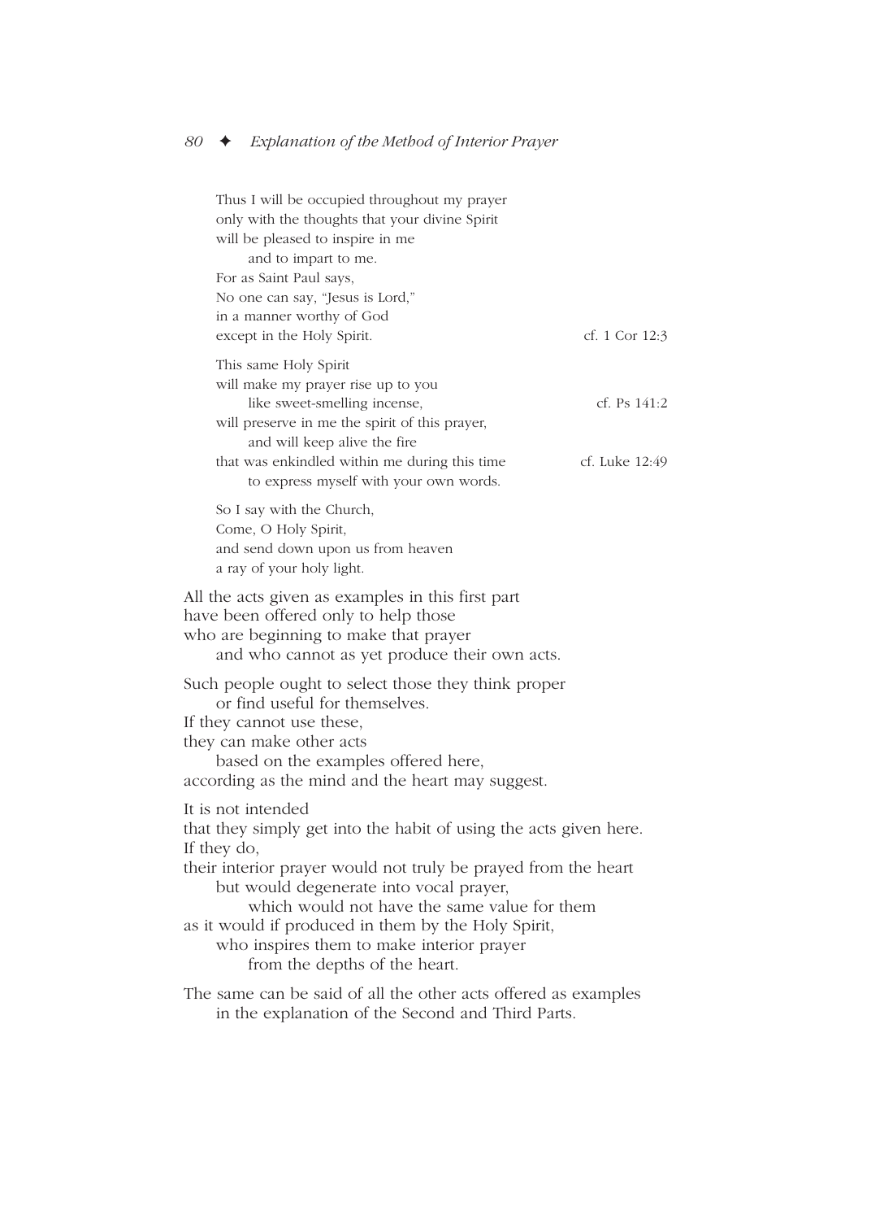Thus I will be occupied throughout my prayer
only with the thoughts that your divine Spirit
will be pleased to inspire in me
  and to impart to me.
For as Saint Paul says,
No one can say, "Jesus is Lord,"
in a manner worthy of God
except in the Holy Spirit. cf. 1 Cor 12:3

This same Holy Spirit
will make my prayer rise up to you
  like sweet-smelling incense, cf. Ps 141:2
will preserve in me the spirit of this prayer,
  and will keep alive the fire
that was enkindled within me during this time cf. Luke 12:49
  to express myself with your own words.

So I say with the Church,
Come, O Holy Spirit,
and send down upon us from heaven
a ray of your holy light.

All the acts given as examples in this first part
have been offered only to help those
who are beginning to make that prayer
  and who cannot as yet produce their own acts.

Such people ought to select those they think proper
  or find useful for themselves.
If they cannot use these,
they can make other acts
  based on the examples offered here,
according as the mind and the heart may suggest.

It is not intended
that they simply get into the habit of using the acts given here.
If they do,
their interior prayer would not truly be prayed from the heart
  but would degenerate into vocal prayer,
    which would not have the same value for them
as it would if produced in them by the Holy Spirit,
  who inspires them to make interior prayer
    from the depths of the heart.

The same can be said of all the other acts offered as examples
  in the explanation of the Second and Third Parts.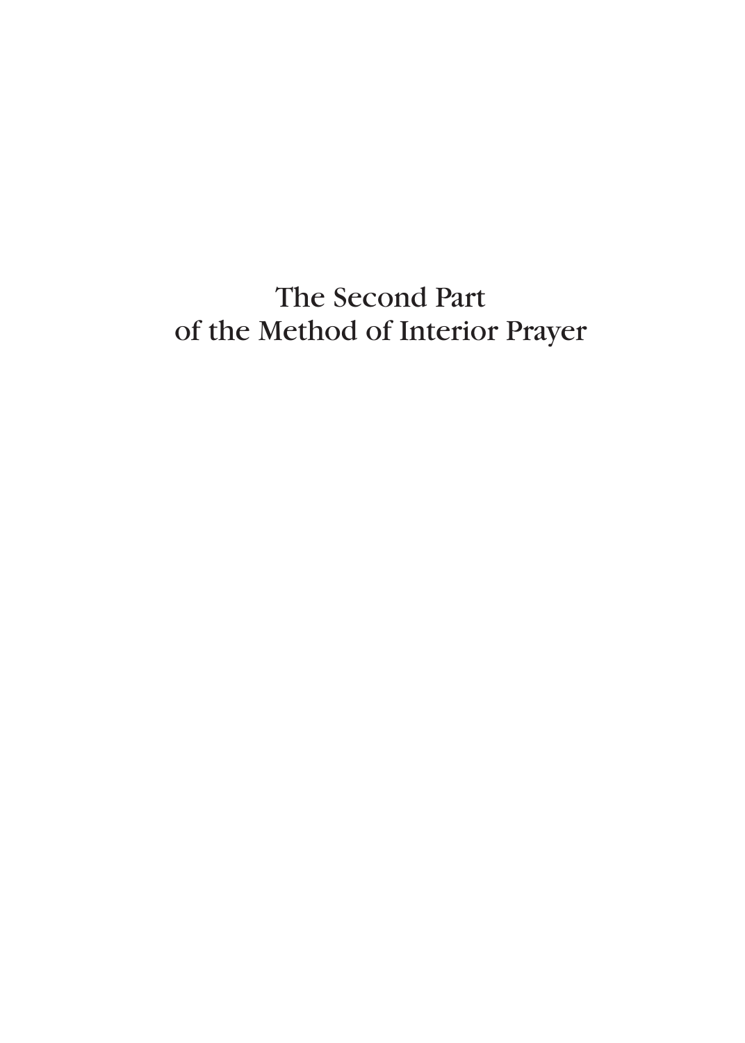# The Second Part of the Method of Interior Prayer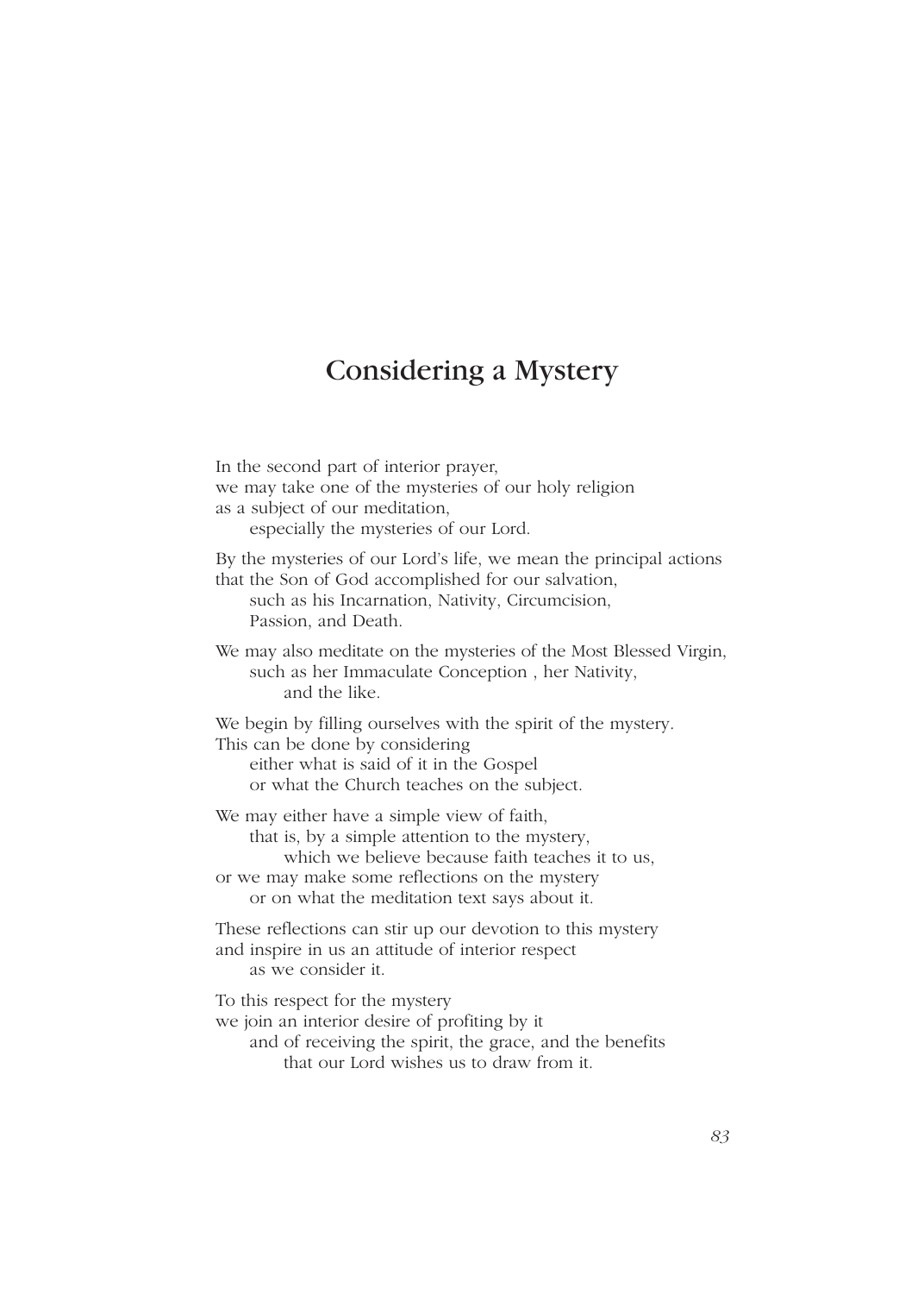# Considering a Mystery

In the second part of interior prayer,
we may take one of the mysteries of our holy religion
as a subject of our meditation,
especially the mysteries of our Lord.

By the mysteries of our Lord's life, we mean the principal actions
that the Son of God accomplished for our salvation,
such as his Incarnation, Nativity, Circumcision,
Passion, and Death.

We may also meditate on the mysteries of the Most Blessed Virgin,
such as her Immaculate Conception , her Nativity,
and the like.

We begin by filling ourselves with the spirit of the mystery.
This can be done by considering
either what is said of it in the Gospel
or what the Church teaches on the subject.

We may either have a simple view of faith,
that is, by a simple attention to the mystery,
which we believe because faith teaches it to us,
or we may make some reflections on the mystery
or on what the meditation text says about it.

These reflections can stir up our devotion to this mystery
and inspire in us an attitude of interior respect
as we consider it.

To this respect for the mystery
we join an interior desire of profiting by it
and of receiving the spirit, the grace, and the benefits
that our Lord wishes us to draw from it.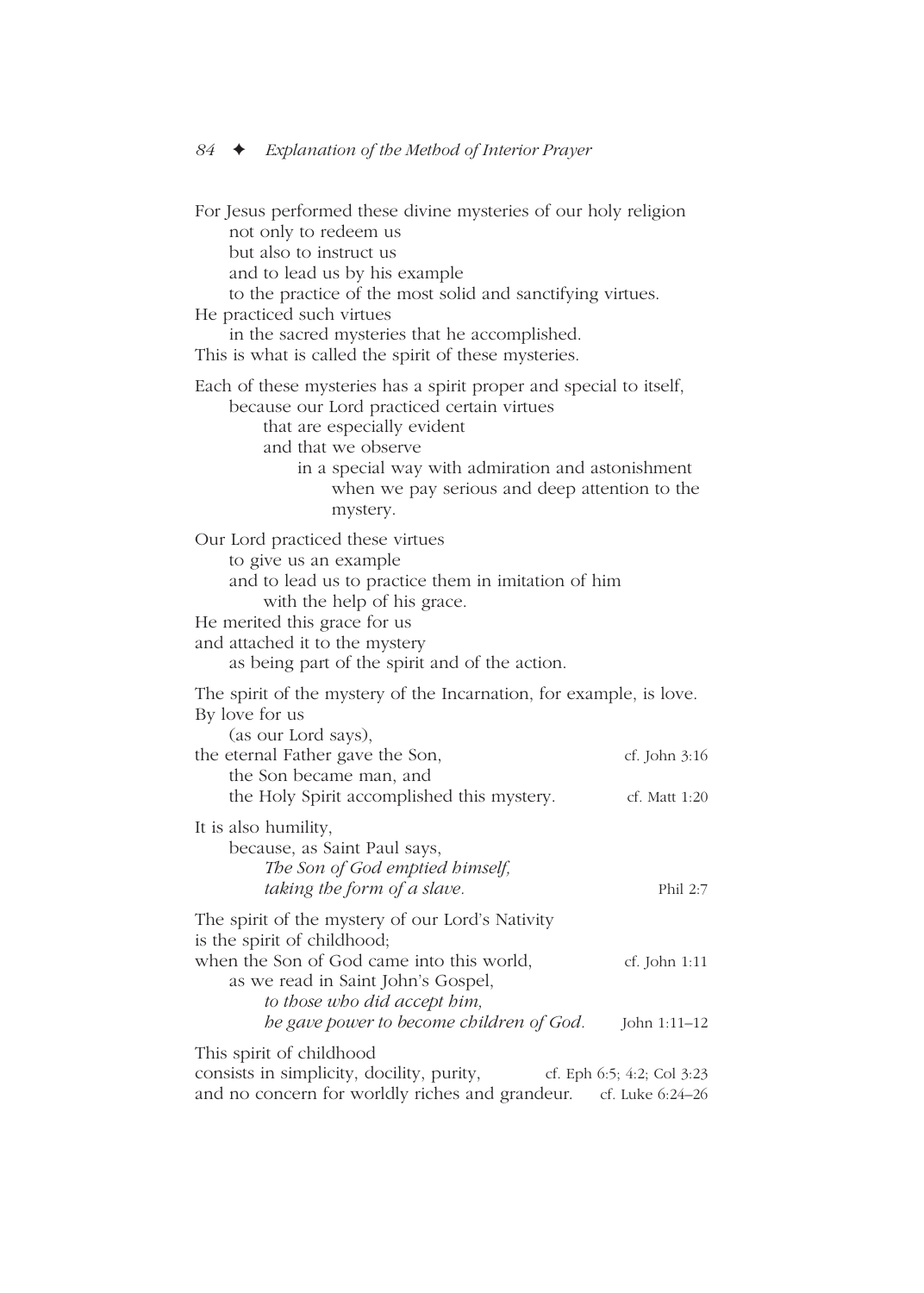For Jesus performed these divine mysteries of our holy religion
not only to redeem us
but also to instruct us
and to lead us by his example
to the practice of the most solid and sanctifying virtues.
He practiced such virtues
in the sacred mysteries that he accomplished.
This is what is called the spirit of these mysteries.

Each of these mysteries has a spirit proper and special to itself,
because our Lord practiced certain virtues
that are especially evident
and that we observe
in a special way with admiration and astonishment
when we pay serious and deep attention to the mystery.

Our Lord practiced these virtues
to give us an example
and to lead us to practice them in imitation of him
with the help of his grace.
He merited this grace for us
and attached it to the mystery
as being part of the spirit and of the action.

The spirit of the mystery of the Incarnation, for example, is love.
By love for us
(as our Lord says),
the eternal Father gave the Son, — cf. John 3:16
the Son became man, and
the Holy Spirit accomplished this mystery. — cf. Matt 1:20

It is also humility,
because, as Saint Paul says,
*The Son of God emptied himself,*
*taking the form of a slave.* — Phil 2:7

The spirit of the mystery of our Lord's Nativity
is the spirit of childhood;
when the Son of God came into this world, — cf. John 1:11
as we read in Saint John's Gospel,
*to those who did accept him,*
*he gave power to become children of God.* — John 1:11–12

This spirit of childhood
consists in simplicity, docility, purity, — cf. Eph 6:5; 4:2; Col 3:23
and no concern for worldly riches and grandeur. — cf. Luke 6:24–26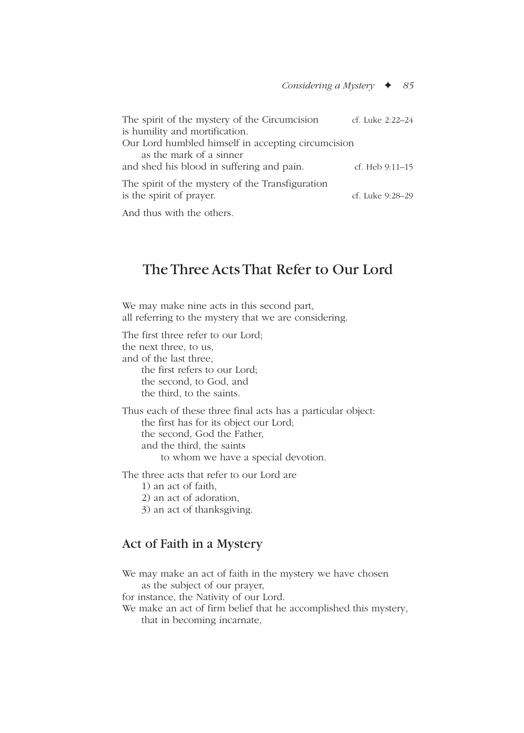The spirit of the mystery of the Circumcision — cf. Luke 2:22–24
is humility and mortification.
Our Lord humbled himself in accepting circumcision
as the mark of a sinner
and shed his blood in suffering and pain. — cf. Heb 9:11–15

The spirit of the mystery of the Transfiguration
is the spirit of prayer. — cf. Luke 9:28–29

And thus with the others.

## The Three Acts That Refer to Our Lord

We may make nine acts in this second part,
all referring to the mystery that we are considering.

The first three refer to our Lord;
the next three, to us,
and of the last three,
the first refers to our Lord;
the second, to God, and
the third, to the saints.

Thus each of these three final acts has a particular object:
the first has for its object our Lord;
the second, God the Father,
and the third, the saints
to whom we have a special devotion.

The three acts that refer to our Lord are
1) an act of faith,
2) an act of adoration,
3) an act of thanksgiving.

### Act of Faith in a Mystery

We may make an act of faith in the mystery we have chosen
as the subject of our prayer,
for instance, the Nativity of our Lord.
We make an act of firm belief that he accomplished this mystery,
that in becoming incarnate,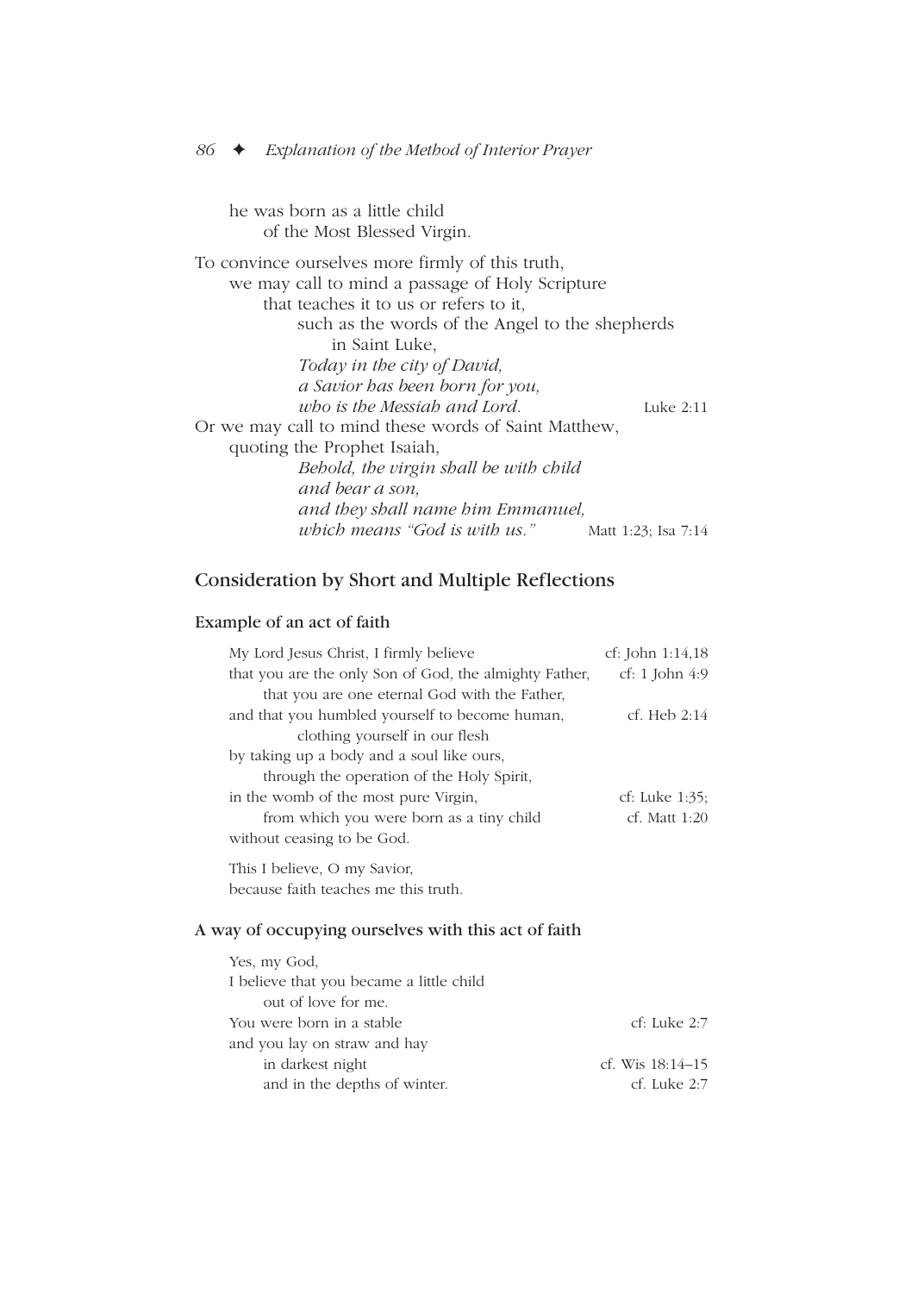he was born as a little child
of the Most Blessed Virgin.

To convince ourselves more firmly of this truth,
we may call to mind a passage of Holy Scripture
that teaches it to us or refers to it,
such as the words of the Angel to the shepherds
in Saint Luke,
*Today in the city of David,*
*a Savior has been born for you,*
*who is the Messiah and Lord.* Luke 2:11

Or we may call to mind these words of Saint Matthew,
quoting the Prophet Isaiah,
*Behold, the virgin shall be with child*
*and bear a son,*
*and they shall name him Emmanuel,*
*which means "God is with us."* Matt 1:23; Isa 7:14

## Consideration by Short and Multiple Reflections

### Example of an act of faith

My Lord Jesus Christ, I firmly believe — cf: John 1:14,18
that you are the only Son of God, the almighty Father, — cf: 1 John 4:9
that you are one eternal God with the Father,
and that you humbled yourself to become human, — cf. Heb 2:14
clothing yourself in our flesh
by taking up a body and a soul like ours,
through the operation of the Holy Spirit,
in the womb of the most pure Virgin, — cf: Luke 1:35;
from which you were born as a tiny child — cf. Matt 1:20
without ceasing to be God.

This I believe, O my Savior,
because faith teaches me this truth.

### A way of occupying ourselves with this act of faith

Yes, my God,
I believe that you became a little child
out of love for me.
You were born in a stable — cf: Luke 2:7
and you lay on straw and hay
in darkest night — cf. Wis 18:14–15
and in the depths of winter. — cf. Luke 2:7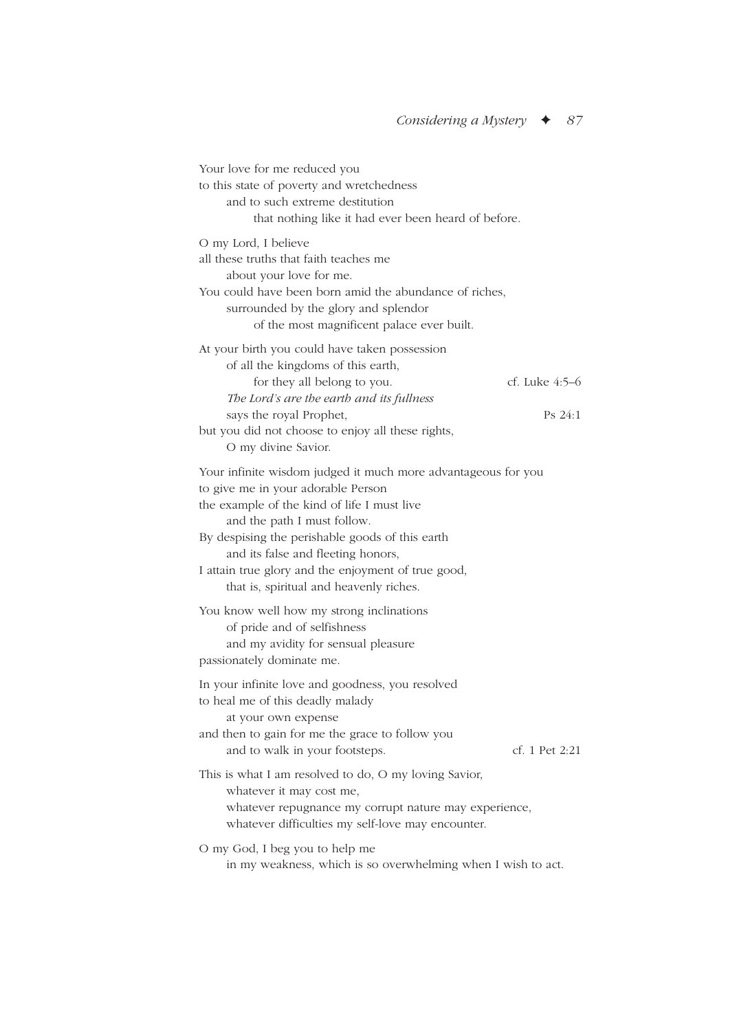Your love for me reduced you
to this state of poverty and wretchedness
  and to such extreme destitution
    that nothing like it had ever been heard of before.

O my Lord, I believe
all these truths that faith teaches me
  about your love for me.
You could have been born amid the abundance of riches,
  surrounded by the glory and splendor
    of the most magnificent palace ever built.

At your birth you could have taken possession
  of all the kingdoms of this earth,
    for they all belong to you. (cf. Luke 4:5–6)
  *The Lord's are the earth and its fullness*
  says the royal Prophet, (Ps 24:1)
but you did not choose to enjoy all these rights,
  O my divine Savior.

Your infinite wisdom judged it much more advantageous for you
to give me in your adorable Person
the example of the kind of life I must live
  and the path I must follow.
By despising the perishable goods of this earth
  and its false and fleeting honors,
I attain true glory and the enjoyment of true good,
  that is, spiritual and heavenly riches.

You know well how my strong inclinations
  of pride and of selfishness
  and my avidity for sensual pleasure
passionately dominate me.

In your infinite love and goodness, you resolved
to heal me of this deadly malady
  at your own expense
and then to gain for me the grace to follow you
  and to walk in your footsteps. (cf. 1 Pet 2:21)

This is what I am resolved to do, O my loving Savior,
  whatever it may cost me,
  whatever repugnance my corrupt nature may experience,
  whatever difficulties my self-love may encounter.

O my God, I beg you to help me
  in my weakness, which is so overwhelming when I wish to act.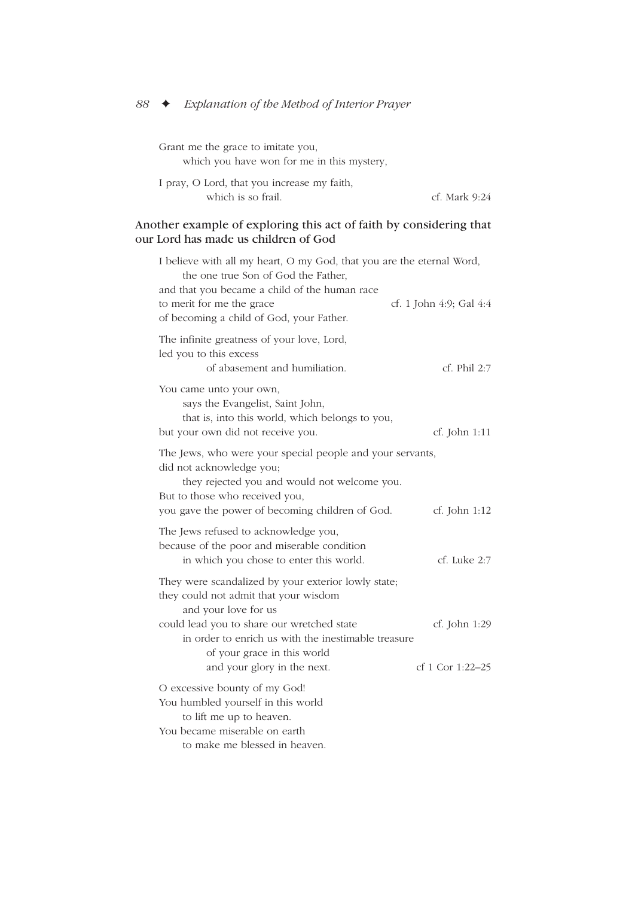Grant me the grace to imitate you,
which you have won for me in this mystery,

I pray, O Lord, that you increase my faith,
which is so frail. cf. Mark 9:24

### Another example of exploring this act of faith by considering that our Lord has made us children of God

I believe with all my heart, O my God, that you are the eternal Word,
the one true Son of God the Father,
and that you became a child of the human race
to merit for me the grace cf. 1 John 4:9; Gal 4:4
of becoming a child of God, your Father.

The infinite greatness of your love, Lord,
led you to this excess
of abasement and humiliation. cf. Phil 2:7

You came unto your own,
says the Evangelist, Saint John,
that is, into this world, which belongs to you,
but your own did not receive you. cf. John 1:11

The Jews, who were your special people and your servants,
did not acknowledge you;
they rejected you and would not welcome you.
But to those who received you,
you gave the power of becoming children of God. cf. John 1:12

The Jews refused to acknowledge you,
because of the poor and miserable condition
in which you chose to enter this world. cf. Luke 2:7

They were scandalized by your exterior lowly state;
they could not admit that your wisdom
and your love for us
could lead you to share our wretched state cf. John 1:29
in order to enrich us with the inestimable treasure
of your grace in this world
and your glory in the next. cf 1 Cor 1:22–25

O excessive bounty of my God!
You humbled yourself in this world
to lift me up to heaven.
You became miserable on earth
to make me blessed in heaven.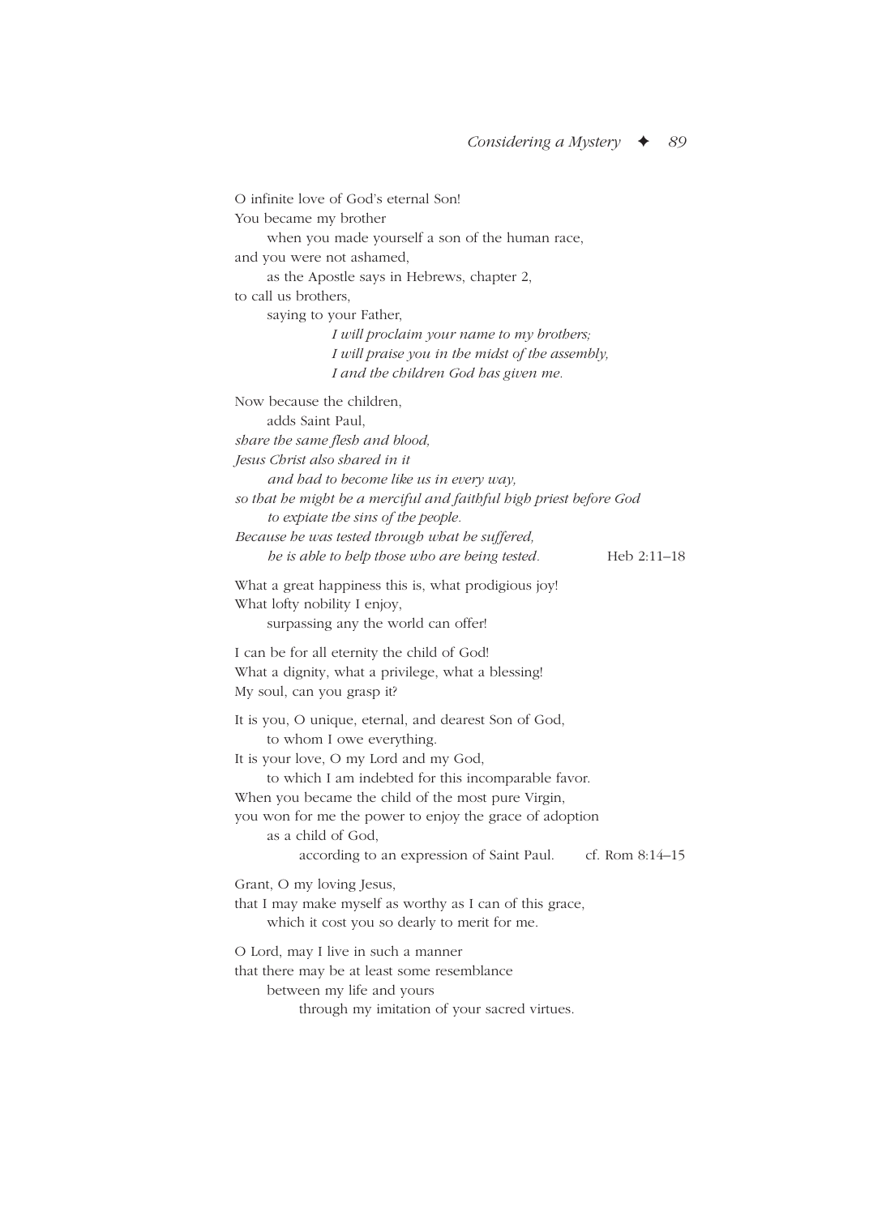O infinite love of God's eternal Son!  
You became my brother  
  when you made yourself a son of the human race,  
and you were not ashamed,  
  as the Apostle says in Hebrews, chapter 2,  
to call us brothers,  
  saying to your Father,  
    *I will proclaim your name to my brothers;*  
    *I will praise you in the midst of the assembly,*  
    *I and the children God has given me.*

Now because the children,  
  adds Saint Paul,  
*share the same flesh and blood,*  
*Jesus Christ also shared in it*  
  *and had to become like us in every way,*  
*so that he might be a merciful and faithful high priest before God*  
  *to expiate the sins of the people.*  
*Because he was tested through what he suffered,*  
  *he is able to help those who are being tested.* Heb 2:11–18

What a great happiness this is, what prodigious joy!  
What lofty nobility I enjoy,  
  surpassing any the world can offer!

I can be for all eternity the child of God!  
What a dignity, what a privilege, what a blessing!  
My soul, can you grasp it?

It is you, O unique, eternal, and dearest Son of God,  
  to whom I owe everything.  
It is your love, O my Lord and my God,  
  to which I am indebted for this incomparable favor.  
When you became the child of the most pure Virgin,  
you won for me the power to enjoy the grace of adoption  
  as a child of God,  
    according to an expression of Saint Paul. cf. Rom 8:14–15

Grant, O my loving Jesus,  
that I may make myself as worthy as I can of this grace,  
  which it cost you so dearly to merit for me.

O Lord, may I live in such a manner  
that there may be at least some resemblance  
  between my life and yours  
    through my imitation of your sacred virtues.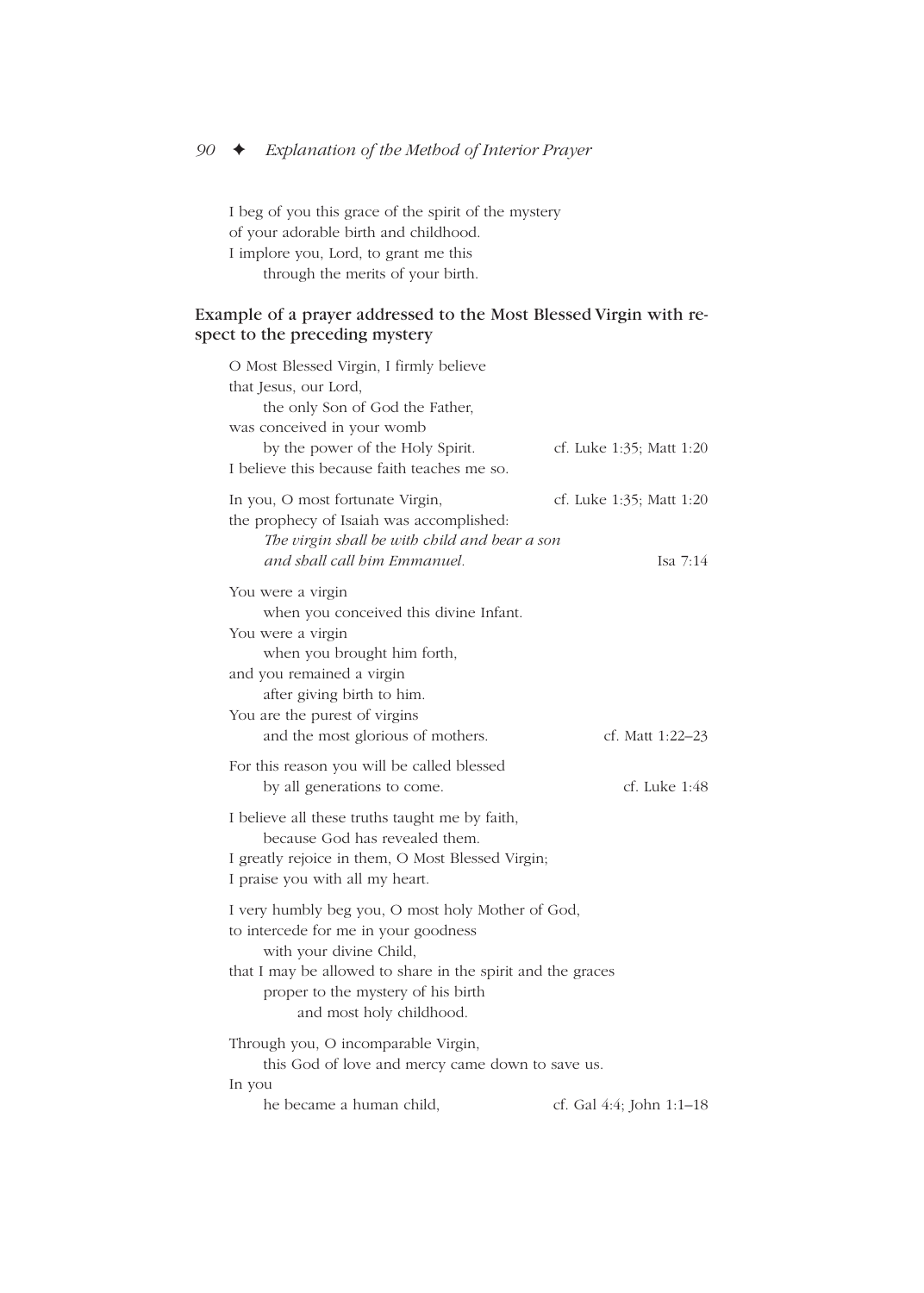I beg of you this grace of the spirit of the mystery
of your adorable birth and childhood.
I implore you, Lord, to grant me this
    through the merits of your birth.

### Example of a prayer addressed to the Most Blessed Virgin with respect to the preceding mystery

O Most Blessed Virgin, I firmly believe
that Jesus, our Lord,
    the only Son of God the Father,
was conceived in your womb
    by the power of the Holy Spirit. — cf. Luke 1:35; Matt 1:20
I believe this because faith teaches me so.

In you, O most fortunate Virgin, — cf. Luke 1:35; Matt 1:20
the prophecy of Isaiah was accomplished:
    *The virgin shall be with child and bear a son*
    *and shall call him Emmanuel.* — Isa 7:14

You were a virgin
    when you conceived this divine Infant.
You were a virgin
    when you brought him forth,
and you remained a virgin
    after giving birth to him.
You are the purest of virgins
    and the most glorious of mothers. — cf. Matt 1:22–23

For this reason you will be called blessed
    by all generations to come. — cf. Luke 1:48

I believe all these truths taught me by faith,
    because God has revealed them.
I greatly rejoice in them, O Most Blessed Virgin;
I praise you with all my heart.

I very humbly beg you, O most holy Mother of God,
to intercede for me in your goodness
    with your divine Child,
that I may be allowed to share in the spirit and the graces
    proper to the mystery of his birth
        and most holy childhood.

Through you, O incomparable Virgin,
    this God of love and mercy came down to save us.
In you
    he became a human child, — cf. Gal 4:4; John 1:1–18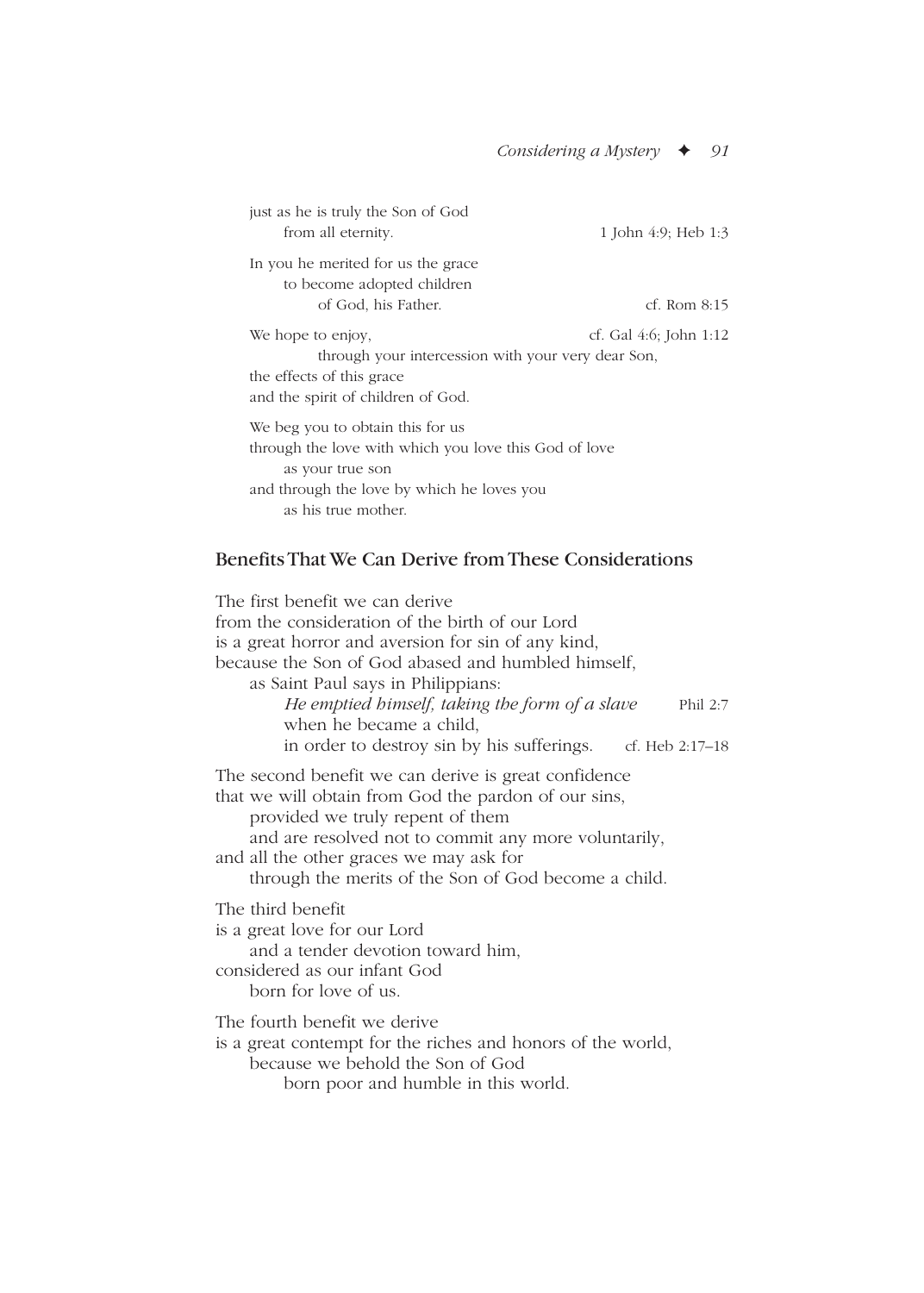just as he is truly the Son of God
from all eternity. 1 John 4:9; Heb 1:3

In you he merited for us the grace
to become adopted children
of God, his Father. cf. Rom 8:15

We hope to enjoy, cf. Gal 4:6; John 1:12
through your intercession with your very dear Son,
the effects of this grace
and the spirit of children of God.

We beg you to obtain this for us
through the love with which you love this God of love
as your true son
and through the love by which he loves you
as his true mother.

## Benefits That We Can Derive from These Considerations

The first benefit we can derive
from the consideration of the birth of our Lord
is a great horror and aversion for sin of any kind,
because the Son of God abased and humbled himself,
as Saint Paul says in Philippians:
*He emptied himself, taking the form of a slave* Phil 2:7
when he became a child,
in order to destroy sin by his sufferings. cf. Heb 2:17–18

The second benefit we can derive is great confidence
that we will obtain from God the pardon of our sins,
provided we truly repent of them
and are resolved not to commit any more voluntarily,
and all the other graces we may ask for
through the merits of the Son of God become a child.

The third benefit
is a great love for our Lord
and a tender devotion toward him,
considered as our infant God
born for love of us.

The fourth benefit we derive
is a great contempt for the riches and honors of the world,
because we behold the Son of God
born poor and humble in this world.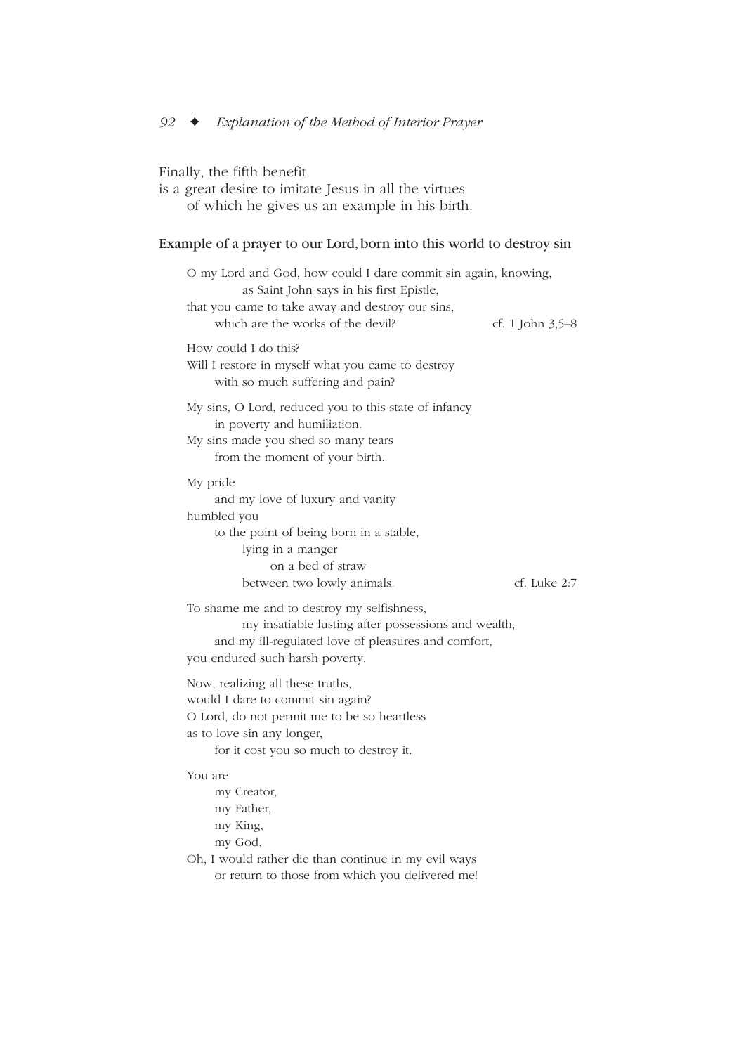Finally, the fifth benefit
is a great desire to imitate Jesus in all the virtues
of which he gives us an example in his birth.

### Example of a prayer to our Lord, born into this world to destroy sin

O my Lord and God, how could I dare commit sin again, knowing,
as Saint John says in his first Epistle,
that you came to take away and destroy our sins,
which are the works of the devil? — cf. 1 John 3,5–8

How could I do this?
Will I restore in myself what you came to destroy
with so much suffering and pain?

My sins, O Lord, reduced you to this state of infancy
in poverty and humiliation.
My sins made you shed so many tears
from the moment of your birth.

My pride
and my love of luxury and vanity
humbled you
to the point of being born in a stable,
lying in a manger
on a bed of straw
between two lowly animals. — cf. Luke 2:7

To shame me and to destroy my selfishness,
my insatiable lusting after possessions and wealth,
and my ill-regulated love of pleasures and comfort,
you endured such harsh poverty.

Now, realizing all these truths,
would I dare to commit sin again?
O Lord, do not permit me to be so heartless
as to love sin any longer,
for it cost you so much to destroy it.

You are
my Creator,
my Father,
my King,
my God.
Oh, I would rather die than continue in my evil ways
or return to those from which you delivered me!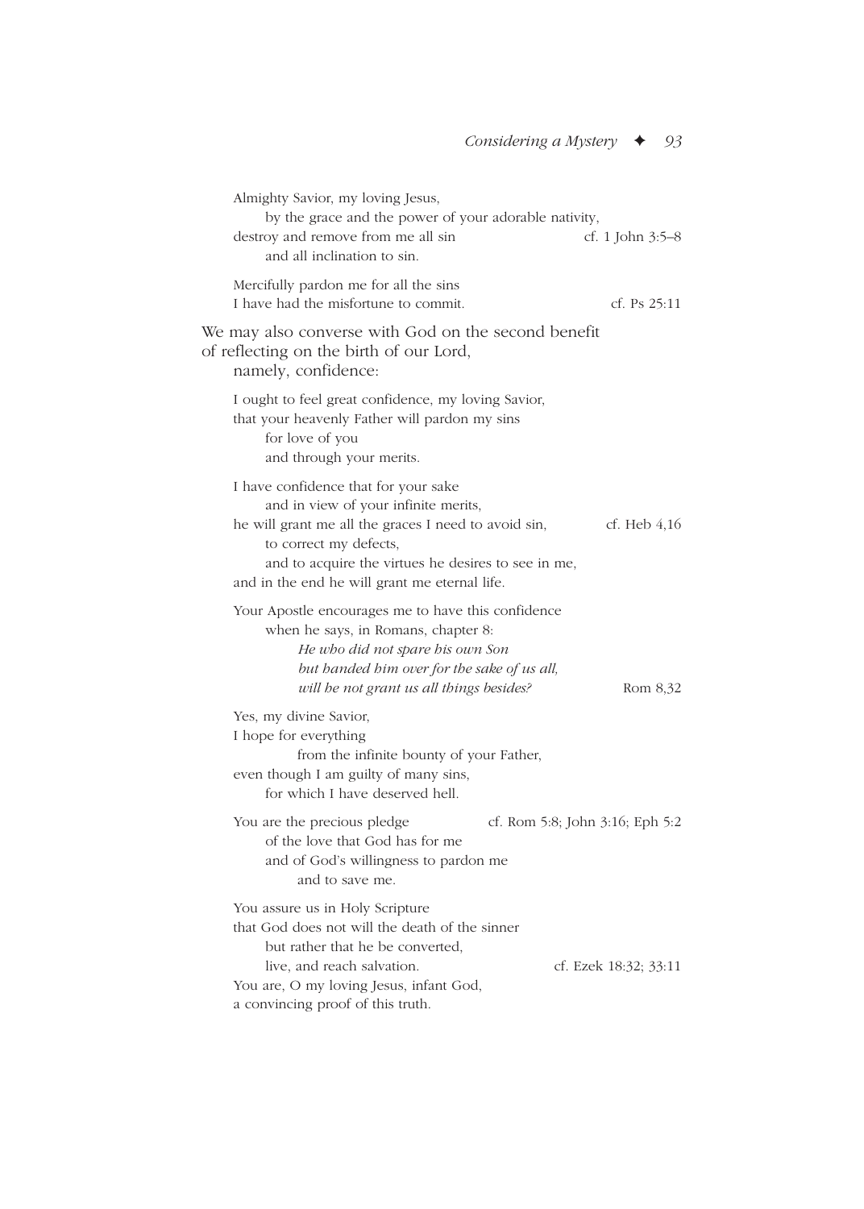Almighty Savior, my loving Jesus,
by the grace and the power of your adorable nativity,
destroy and remove from me all sin — cf. 1 John 3:5–8
and all inclination to sin.

Mercifully pardon me for all the sins
I have had the misfortune to commit. — cf. Ps 25:11

We may also converse with God on the second benefit
of reflecting on the birth of our Lord,
namely, confidence:

I ought to feel great confidence, my loving Savior,
that your heavenly Father will pardon my sins
for love of you
and through your merits.

I have confidence that for your sake
and in view of your infinite merits,
he will grant me all the graces I need to avoid sin, — cf. Heb 4,16
to correct my defects,
and to acquire the virtues he desires to see in me,
and in the end he will grant me eternal life.

Your Apostle encourages me to have this confidence
when he says, in Romans, chapter 8:
*He who did not spare his own Son*
*but handed him over for the sake of us all,*
*will he not grant us all things besides?* — Rom 8,32

Yes, my divine Savior,
I hope for everything
from the infinite bounty of your Father,
even though I am guilty of many sins,
for which I have deserved hell.

You are the precious pledge — cf. Rom 5:8; John 3:16; Eph 5:2
of the love that God has for me
and of God's willingness to pardon me
and to save me.

You assure us in Holy Scripture
that God does not will the death of the sinner
but rather that he be converted,
live, and reach salvation. — cf. Ezek 18:32; 33:11
You are, O my loving Jesus, infant God,
a convincing proof of this truth.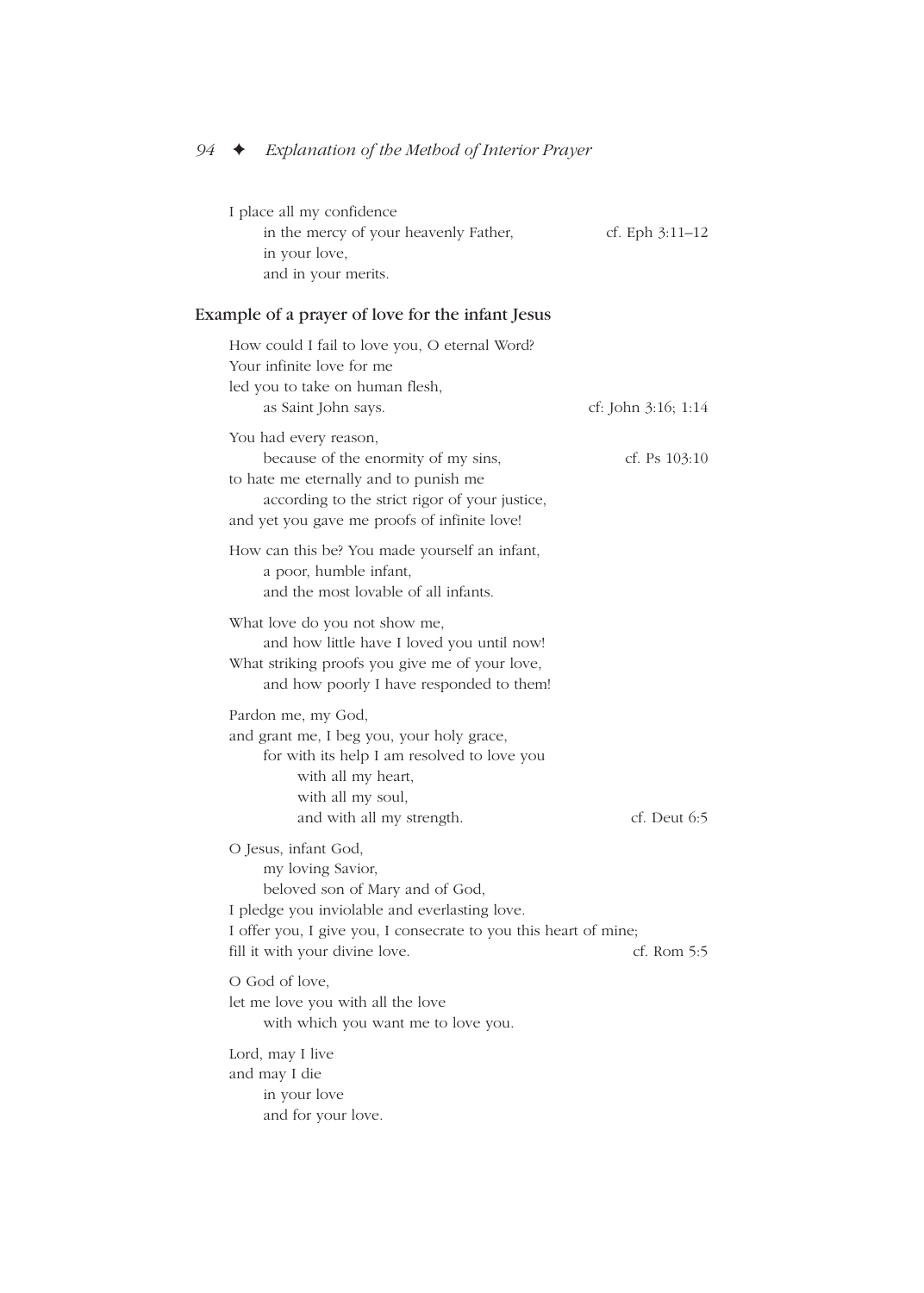I place all my confidence
in the mercy of your heavenly Father, cf. Eph 3:11–12
in your love,
and in your merits.

### Example of a prayer of love for the infant Jesus

How could I fail to love you, O eternal Word?
Your infinite love for me
led you to take on human flesh,
as Saint John says. cf: John 3:16; 1:14

You had every reason,
because of the enormity of my sins, cf. Ps 103:10
to hate me eternally and to punish me
according to the strict rigor of your justice,
and yet you gave me proofs of infinite love!

How can this be? You made yourself an infant,
a poor, humble infant,
and the most lovable of all infants.

What love do you not show me,
and how little have I loved you until now!
What striking proofs you give me of your love,
and how poorly I have responded to them!

Pardon me, my God,
and grant me, I beg you, your holy grace,
for with its help I am resolved to love you
with all my heart,
with all my soul,
and with all my strength. cf. Deut 6:5

O Jesus, infant God,
my loving Savior,
beloved son of Mary and of God,
I pledge you inviolable and everlasting love.
I offer you, I give you, I consecrate to you this heart of mine;
fill it with your divine love. cf. Rom 5:5

O God of love,
let me love you with all the love
with which you want me to love you.

Lord, may I live
and may I die
in your love
and for your love.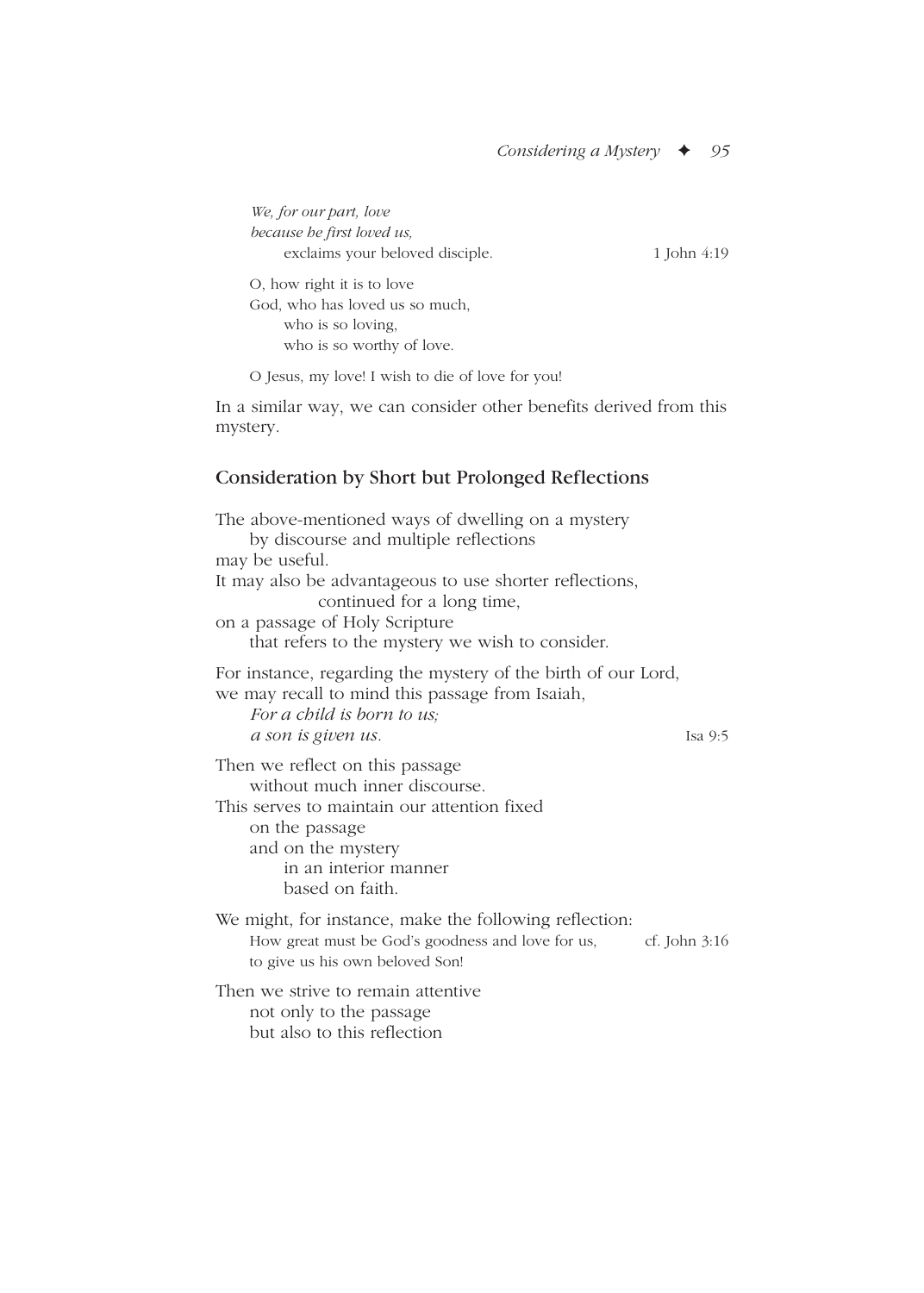*We, for our part, love*
*because he first loved us,*
exclaims your beloved disciple. 1 John 4:19

O, how right it is to love
God, who has loved us so much,
who is so loving,
who is so worthy of love.

O Jesus, my love! I wish to die of love for you!

In a similar way, we can consider other benefits derived from this mystery.

## Consideration by Short but Prolonged Reflections

The above-mentioned ways of dwelling on a mystery
by discourse and multiple reflections
may be useful.
It may also be advantageous to use shorter reflections,
continued for a long time,
on a passage of Holy Scripture
that refers to the mystery we wish to consider.

For instance, regarding the mystery of the birth of our Lord,
we may recall to mind this passage from Isaiah,
*For a child is born to us;*
*a son is given us.* Isa 9:5

Then we reflect on this passage
without much inner discourse.
This serves to maintain our attention fixed
on the passage
and on the mystery
in an interior manner
based on faith.

We might, for instance, make the following reflection:
How great must be God's goodness and love for us, cf. John 3:16
to give us his own beloved Son!

Then we strive to remain attentive
not only to the passage
but also to this reflection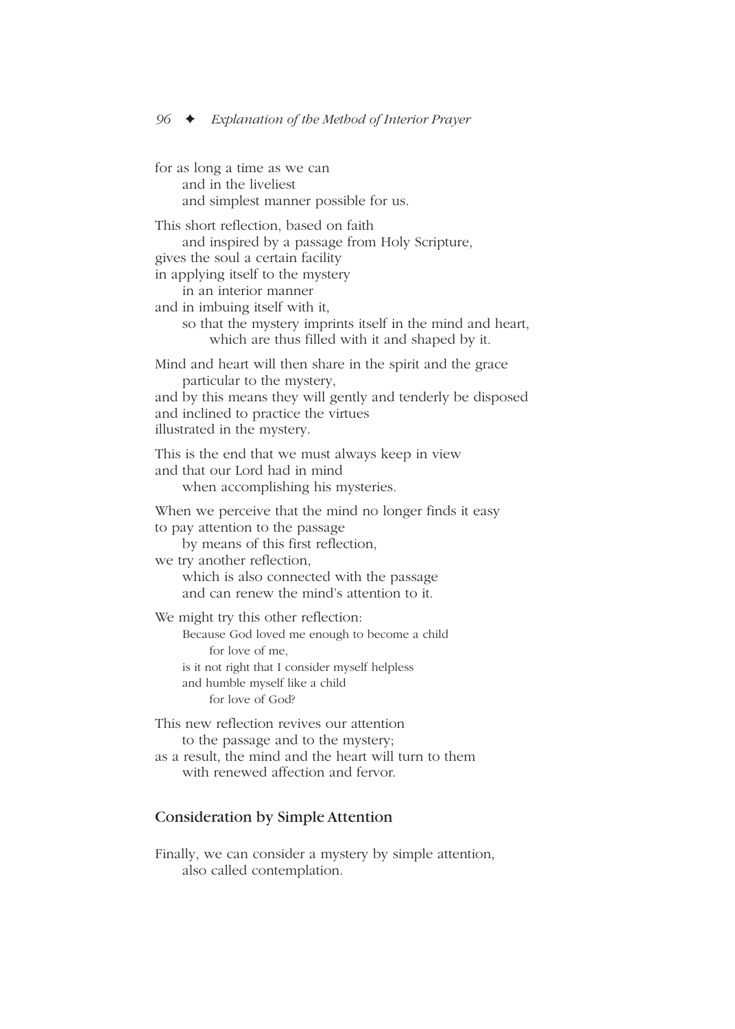for as long a time as we can
and in the liveliest
and simplest manner possible for us.

This short reflection, based on faith
and inspired by a passage from Holy Scripture,
gives the soul a certain facility
in applying itself to the mystery
in an interior manner
and in imbuing itself with it,
so that the mystery imprints itself in the mind and heart,
which are thus filled with it and shaped by it.

Mind and heart will then share in the spirit and the grace
particular to the mystery,
and by this means they will gently and tenderly be disposed
and inclined to practice the virtues
illustrated in the mystery.

This is the end that we must always keep in view
and that our Lord had in mind
when accomplishing his mysteries.

When we perceive that the mind no longer finds it easy
to pay attention to the passage
by means of this first reflection,
we try another reflection,
which is also connected with the passage
and can renew the mind's attention to it.

We might try this other reflection:

> Because God loved me enough to become a child
> for love of me,
> is it not right that I consider myself helpless
> and humble myself like a child
> for love of God?

This new reflection revives our attention
to the passage and to the mystery;
as a result, the mind and the heart will turn to them
with renewed affection and fervor.

## Consideration by Simple Attention

Finally, we can consider a mystery by simple attention,
also called contemplation.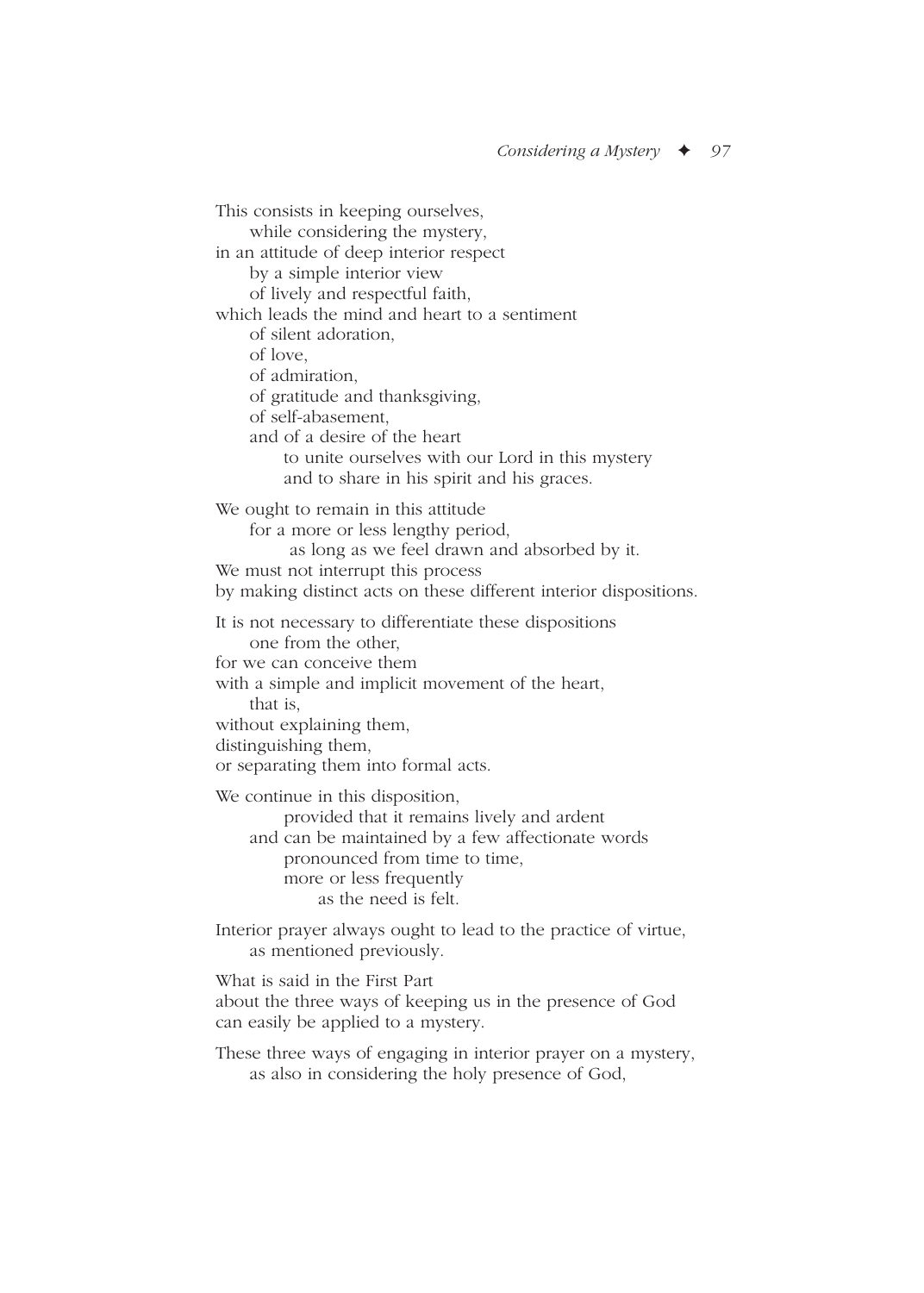This consists in keeping ourselves,
while considering the mystery,
in an attitude of deep interior respect
by a simple interior view
of lively and respectful faith,
which leads the mind and heart to a sentiment
of silent adoration,
of love,
of admiration,
of gratitude and thanksgiving,
of self-abasement,
and of a desire of the heart
to unite ourselves with our Lord in this mystery
and to share in his spirit and his graces.

We ought to remain in this attitude
for a more or less lengthy period,
as long as we feel drawn and absorbed by it.
We must not interrupt this process
by making distinct acts on these different interior dispositions.

It is not necessary to differentiate these dispositions
one from the other,
for we can conceive them
with a simple and implicit movement of the heart,
that is,
without explaining them,
distinguishing them,
or separating them into formal acts.

We continue in this disposition,
provided that it remains lively and ardent
and can be maintained by a few affectionate words
pronounced from time to time,
more or less frequently
as the need is felt.

Interior prayer always ought to lead to the practice of virtue,
as mentioned previously.

What is said in the First Part
about the three ways of keeping us in the presence of God
can easily be applied to a mystery.

These three ways of engaging in interior prayer on a mystery,
as also in considering the holy presence of God,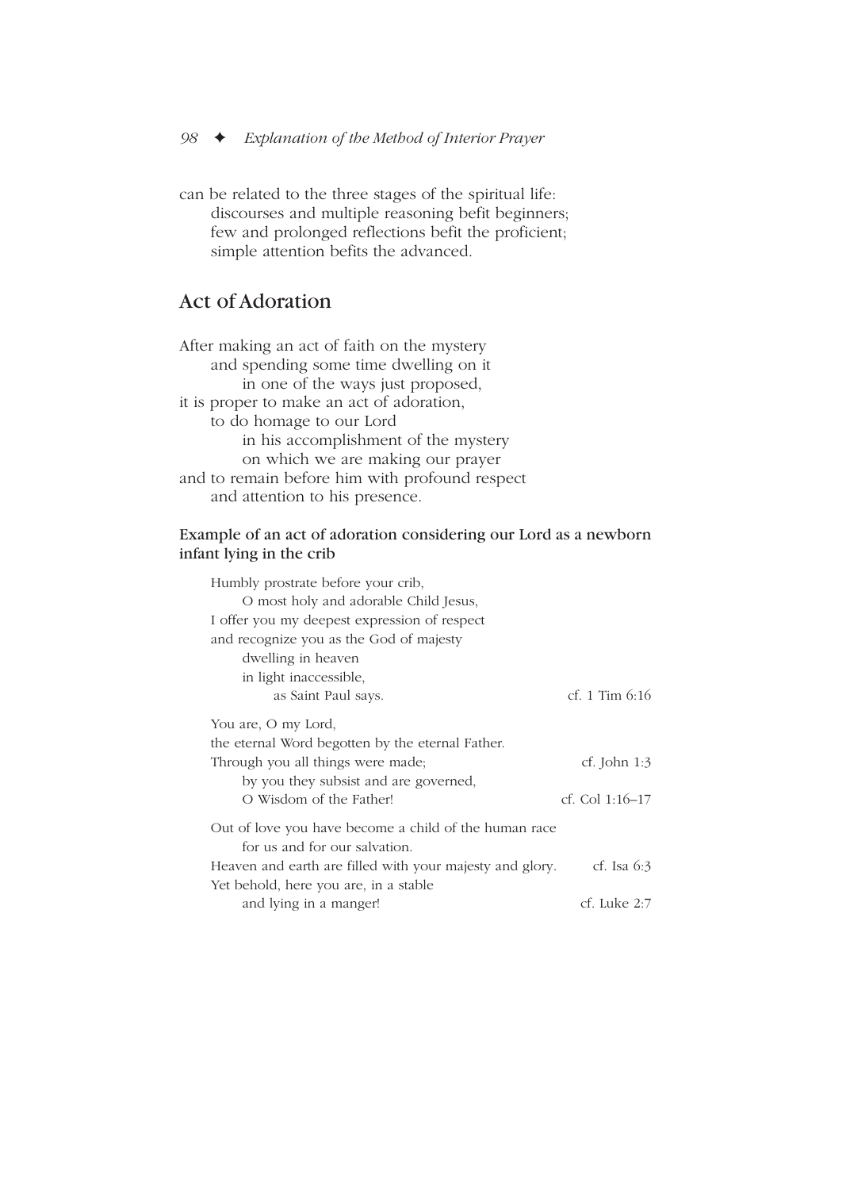can be related to the three stages of the spiritual life:
discourses and multiple reasoning befit beginners;
few and prolonged reflections befit the proficient;
simple attention befits the advanced.

## Act of Adoration

After making an act of faith on the mystery
and spending some time dwelling on it
in one of the ways just proposed,
it is proper to make an act of adoration,
to do homage to our Lord
in his accomplishment of the mystery
on which we are making our prayer
and to remain before him with profound respect
and attention to his presence.

### Example of an act of adoration considering our Lord as a newborn infant lying in the crib

Humbly prostrate before your crib,
O most holy and adorable Child Jesus,
I offer you my deepest expression of respect
and recognize you as the God of majesty
dwelling in heaven
in light inaccessible,
as Saint Paul says. — cf. 1 Tim 6:16

You are, O my Lord,
the eternal Word begotten by the eternal Father.
Through you all things were made; — cf. John 1:3
by you they subsist and are governed,
O Wisdom of the Father! — cf. Col 1:16–17

Out of love you have become a child of the human race
for us and for our salvation.
Heaven and earth are filled with your majesty and glory. — cf. Isa 6:3
Yet behold, here you are, in a stable
and lying in a manger! — cf. Luke 2:7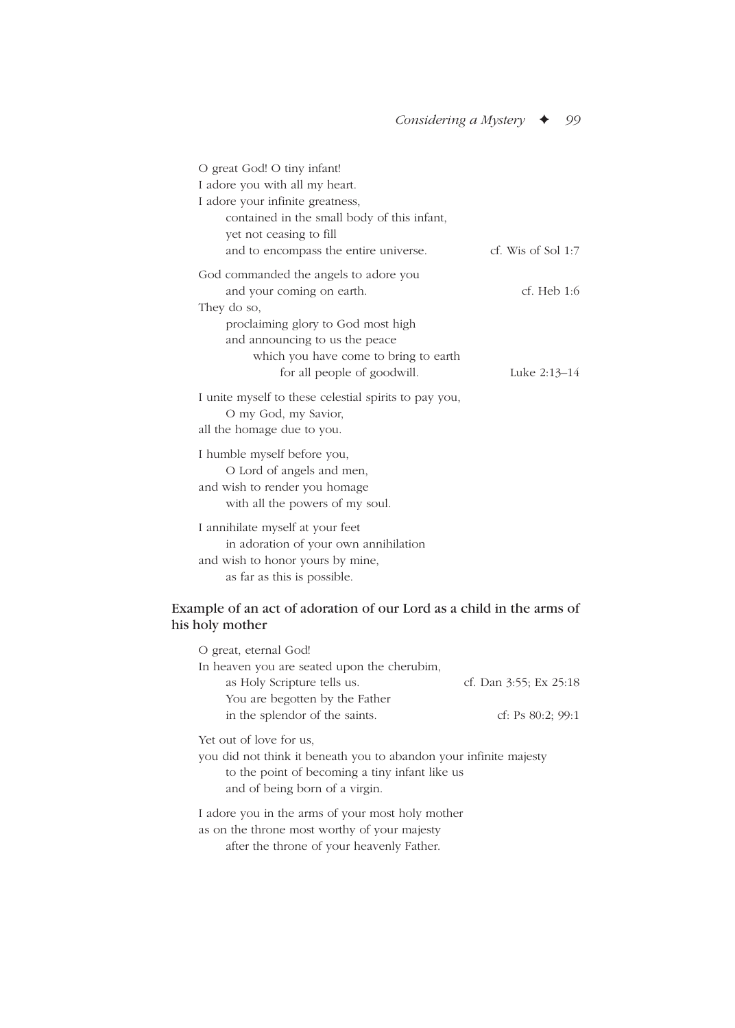O great God! O tiny infant!
I adore you with all my heart.
I adore your infinite greatness,
    contained in the small body of this infant,
    yet not ceasing to fill
    and to encompass the entire universe. cf. Wis of Sol 1:7

God commanded the angels to adore you
    and your coming on earth. cf. Heb 1:6
They do so,
    proclaiming glory to God most high
    and announcing to us the peace
        which you have come to bring to earth
            for all people of goodwill. Luke 2:13–14

I unite myself to these celestial spirits to pay you,
    O my God, my Savior,
all the homage due to you.

I humble myself before you,
    O Lord of angels and men,
and wish to render you homage
    with all the powers of my soul.

I annihilate myself at your feet
    in adoration of your own annihilation
and wish to honor yours by mine,
    as far as this is possible.

### Example of an act of adoration of our Lord as a child in the arms of his holy mother

O great, eternal God!
In heaven you are seated upon the cherubim,
    as Holy Scripture tells us. cf. Dan 3:55; Ex 25:18
    You are begotten by the Father
    in the splendor of the saints. cf: Ps 80:2; 99:1

Yet out of love for us,
you did not think it beneath you to abandon your infinite majesty
    to the point of becoming a tiny infant like us
    and of being born of a virgin.

I adore you in the arms of your most holy mother
as on the throne most worthy of your majesty
    after the throne of your heavenly Father.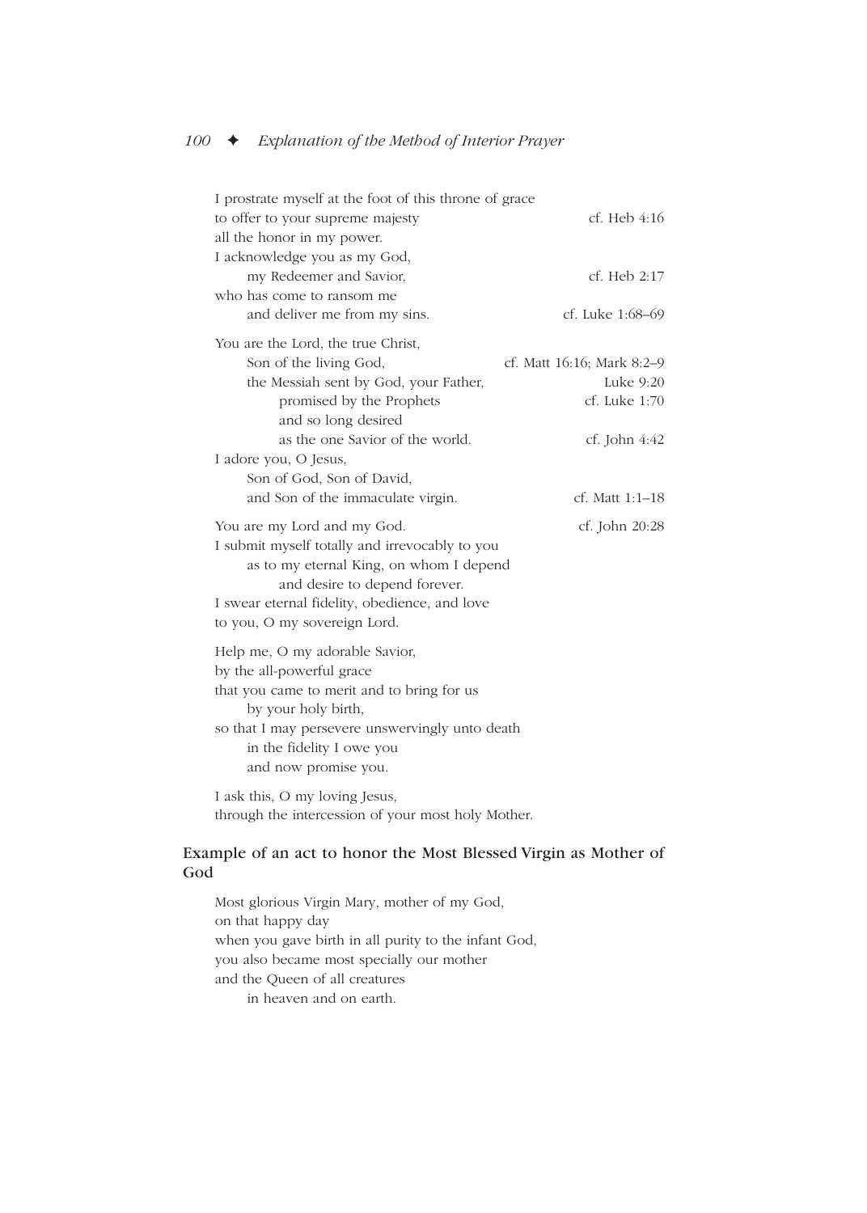I prostrate myself at the foot of this throne of grace
to offer to your supreme majesty — cf. Heb 4:16
all the honor in my power.
I acknowledge you as my God,
my Redeemer and Savior, — cf. Heb 2:17
who has come to ransom me
and deliver me from my sins. — cf. Luke 1:68–69

You are the Lord, the true Christ,
Son of the living God, — cf. Matt 16:16; Mark 8:2–9
the Messiah sent by God, your Father, — Luke 9:20
promised by the Prophets — cf. Luke 1:70
and so long desired
as the one Savior of the world. — cf. John 4:42
I adore you, O Jesus,
Son of God, Son of David,
and Son of the immaculate virgin. — cf. Matt 1:1–18

You are my Lord and my God. — cf. John 20:28
I submit myself totally and irrevocably to you
as to my eternal King, on whom I depend
and desire to depend forever.
I swear eternal fidelity, obedience, and love
to you, O my sovereign Lord.

Help me, O my adorable Savior,
by the all-powerful grace
that you came to merit and to bring for us
by your holy birth,
so that I may persevere unswervingly unto death
in the fidelity I owe you
and now promise you.

I ask this, O my loving Jesus,
through the intercession of your most holy Mother.

### Example of an act to honor the Most Blessed Virgin as Mother of God

Most glorious Virgin Mary, mother of my God,
on that happy day
when you gave birth in all purity to the infant God,
you also became most specially our mother
and the Queen of all creatures
in heaven and on earth.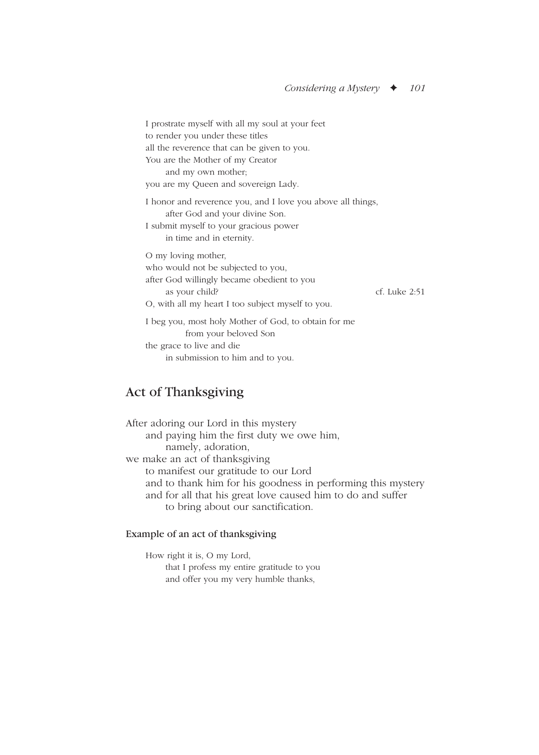I prostrate myself with all my soul at your feet
to render you under these titles
all the reverence that can be given to you.
You are the Mother of my Creator
 and my own mother;
you are my Queen and sovereign Lady.

I honor and reverence you, and I love you above all things,
 after God and your divine Son.
I submit myself to your gracious power
 in time and in eternity.

O my loving mother,
who would not be subjected to you,
after God willingly became obedient to you
 as your child? cf. Luke 2:51
O, with all my heart I too subject myself to you.

I beg you, most holy Mother of God, to obtain for me
 from your beloved Son
the grace to live and die
 in submission to him and to you.

## Act of Thanksgiving

After adoring our Lord in this mystery
 and paying him the first duty we owe him,
 namely, adoration,
we make an act of thanksgiving
 to manifest our gratitude to our Lord
 and to thank him for his goodness in performing this mystery
 and for all that his great love caused him to do and suffer
 to bring about our sanctification.

### Example of an act of thanksgiving

How right it is, O my Lord,
 that I profess my entire gratitude to you
 and offer you my very humble thanks,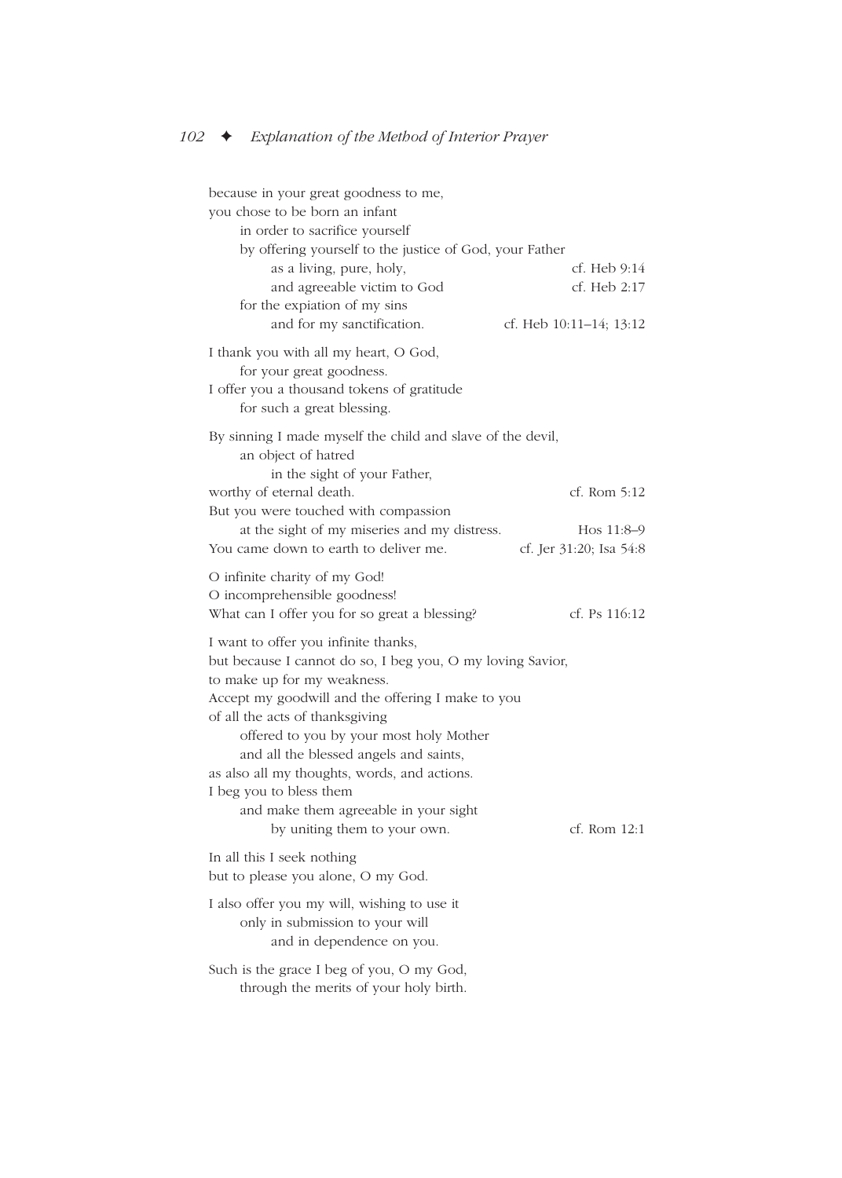because in your great goodness to me,
you chose to be born an infant
in order to sacrifice yourself
by offering yourself to the justice of God, your Father
as a living, pure, holy, — cf. Heb 9:14
and agreeable victim to God — cf. Heb 2:17
for the expiation of my sins
and for my sanctification. — cf. Heb 10:11–14; 13:12

I thank you with all my heart, O God,
for your great goodness.
I offer you a thousand tokens of gratitude
for such a great blessing.

By sinning I made myself the child and slave of the devil,
an object of hatred
in the sight of your Father,
worthy of eternal death. — cf. Rom 5:12
But you were touched with compassion
at the sight of my miseries and my distress. — Hos 11:8–9
You came down to earth to deliver me. — cf. Jer 31:20; Isa 54:8

O infinite charity of my God!
O incomprehensible goodness!
What can I offer you for so great a blessing? — cf. Ps 116:12

I want to offer you infinite thanks,
but because I cannot do so, I beg you, O my loving Savior,
to make up for my weakness.
Accept my goodwill and the offering I make to you
of all the acts of thanksgiving
offered to you by your most holy Mother
and all the blessed angels and saints,
as also all my thoughts, words, and actions.
I beg you to bless them
and make them agreeable in your sight
by uniting them to your own. — cf. Rom 12:1

In all this I seek nothing
but to please you alone, O my God.

I also offer you my will, wishing to use it
only in submission to your will
and in dependence on you.

Such is the grace I beg of you, O my God,
through the merits of your holy birth.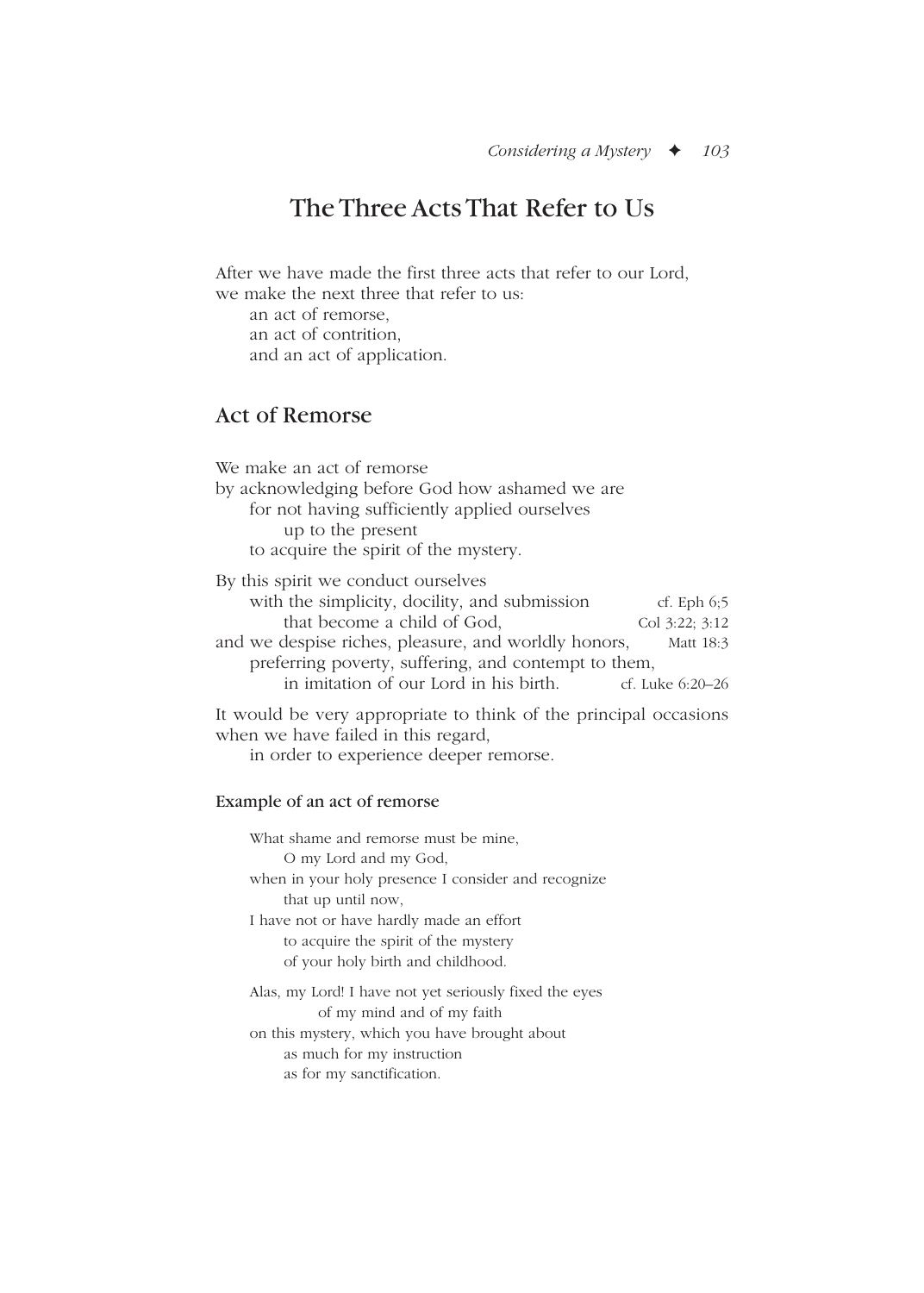# The Three Acts That Refer to Us

After we have made the first three acts that refer to our Lord,
we make the next three that refer to us:
an act of remorse,
an act of contrition,
and an act of application.

## Act of Remorse

We make an act of remorse
by acknowledging before God how ashamed we are
for not having sufficiently applied ourselves
up to the present
to acquire the spirit of the mystery.

By this spirit we conduct ourselves
with the simplicity, docility, and submission (cf. Eph 6;5)
that become a child of God, (Col 3:22; 3:12)
and we despise riches, pleasure, and worldly honors, (Matt 18:3)
preferring poverty, suffering, and contempt to them,
in imitation of our Lord in his birth. (cf. Luke 6:20–26)

It would be very appropriate to think of the principal occasions when we have failed in this regard,
in order to experience deeper remorse.

### Example of an act of remorse

What shame and remorse must be mine,
O my Lord and my God,
when in your holy presence I consider and recognize
that up until now,
I have not or have hardly made an effort
to acquire the spirit of the mystery
of your holy birth and childhood.

Alas, my Lord! I have not yet seriously fixed the eyes
of my mind and of my faith
on this mystery, which you have brought about
as much for my instruction
as for my sanctification.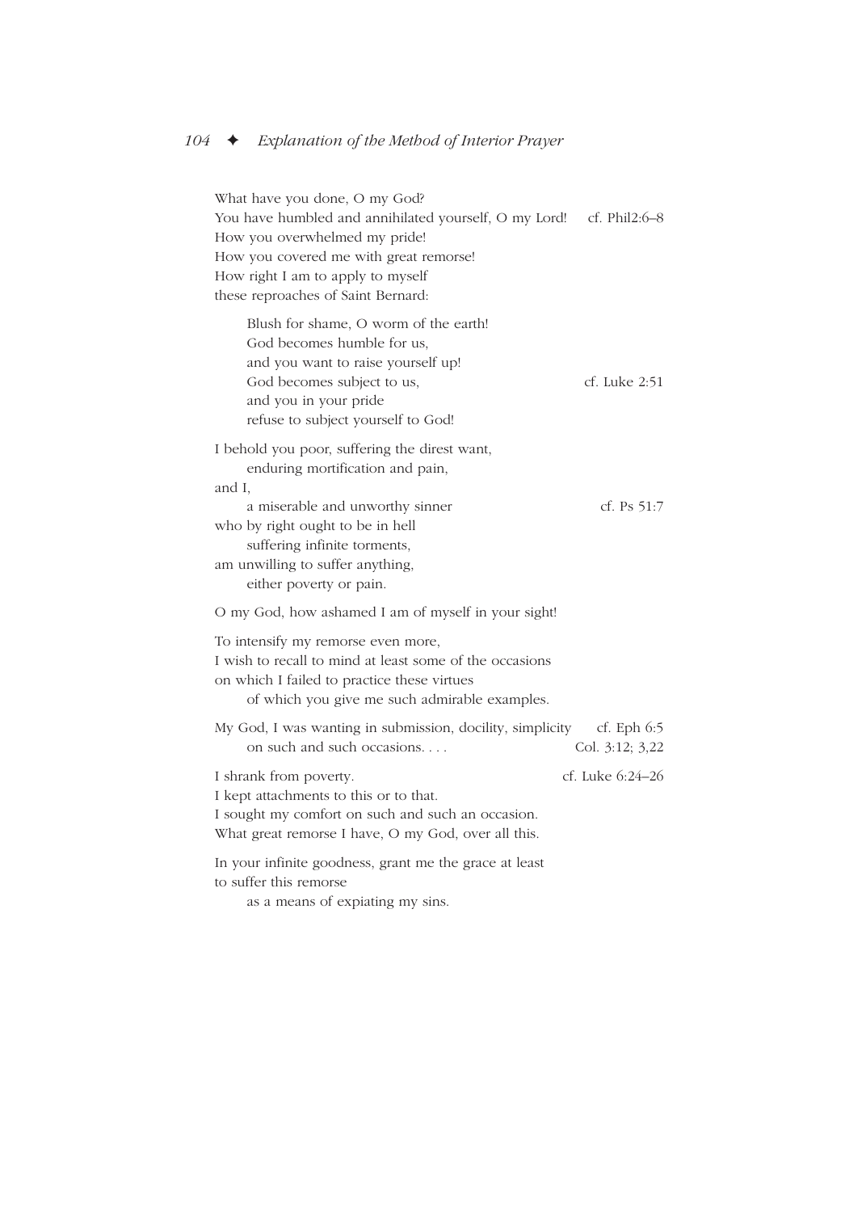What have you done, O my God?
You have humbled and annihilated yourself, O my Lord! cf. Phil2:6–8
How you overwhelmed my pride!
How you covered me with great remorse!
How right I am to apply to myself
these reproaches of Saint Bernard:

> Blush for shame, O worm of the earth!
> God becomes humble for us,
> and you want to raise yourself up!
> God becomes subject to us, cf. Luke 2:51
> and you in your pride
> refuse to subject yourself to God!

I behold you poor, suffering the direst want,
  enduring mortification and pain,
and I,
  a miserable and unworthy sinner cf. Ps 51:7
who by right ought to be in hell
  suffering infinite torments,
am unwilling to suffer anything,
  either poverty or pain.

O my God, how ashamed I am of myself in your sight!

To intensify my remorse even more,
I wish to recall to mind at least some of the occasions
on which I failed to practice these virtues
  of which you give me such admirable examples.

My God, I was wanting in submission, docility, simplicity cf. Eph 6:5
  on such and such occasions. . . . Col. 3:12; 3,22

I shrank from poverty. cf. Luke 6:24–26
I kept attachments to this or to that.
I sought my comfort on such and such an occasion.
What great remorse I have, O my God, over all this.

In your infinite goodness, grant me the grace at least
to suffer this remorse
  as a means of expiating my sins.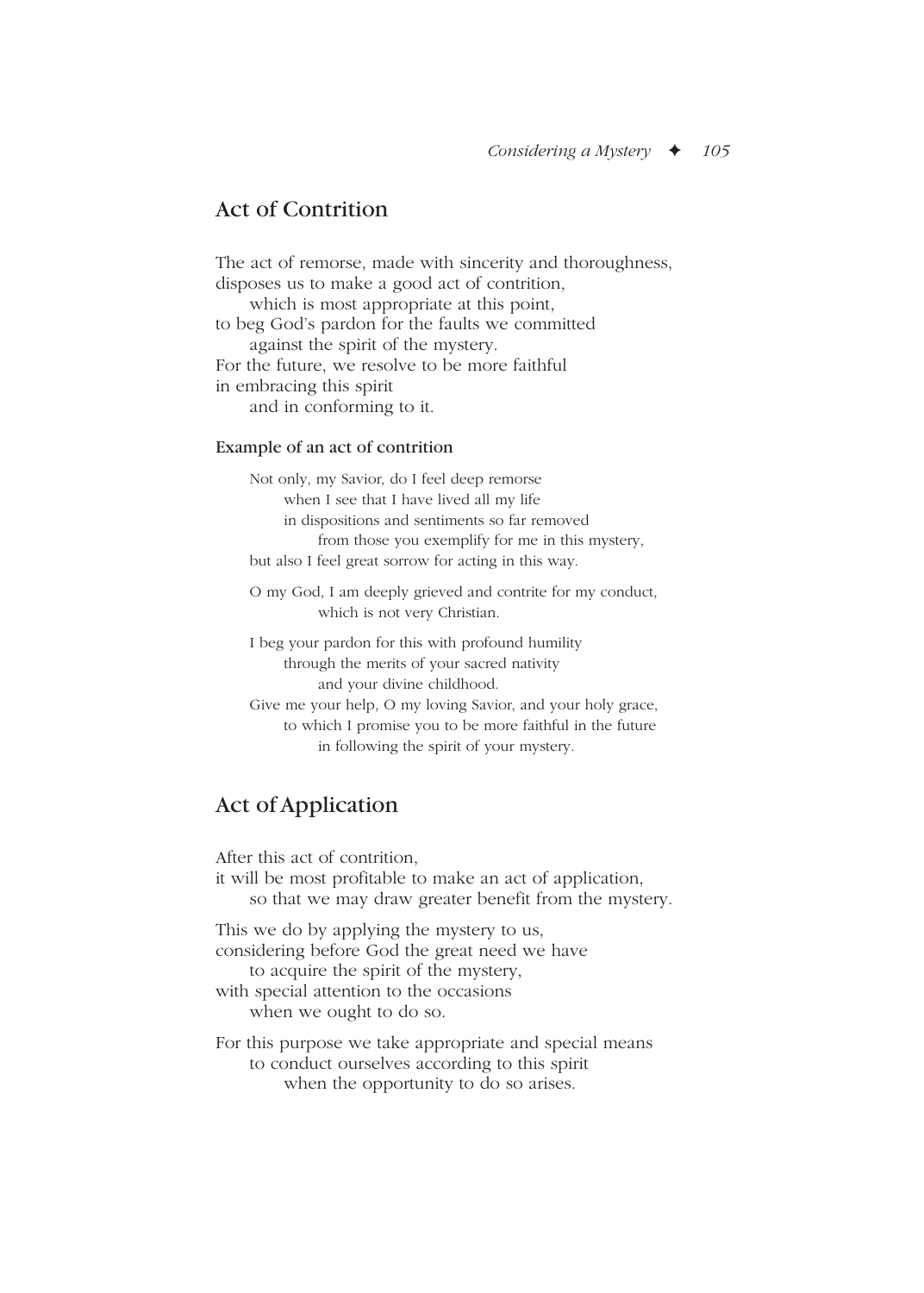## Act of Contrition

The act of remorse, made with sincerity and thoroughness,
disposes us to make a good act of contrition,
which is most appropriate at this point,
to beg God's pardon for the faults we committed
against the spirit of the mystery.
For the future, we resolve to be more faithful
in embracing this spirit
and in conforming to it.

### Example of an act of contrition

Not only, my Savior, do I feel deep remorse
when I see that I have lived all my life
in dispositions and sentiments so far removed
from those you exemplify for me in this mystery,
but also I feel great sorrow for acting in this way.

O my God, I am deeply grieved and contrite for my conduct,
which is not very Christian.

I beg your pardon for this with profound humility
through the merits of your sacred nativity
and your divine childhood.
Give me your help, O my loving Savior, and your holy grace,
to which I promise you to be more faithful in the future
in following the spirit of your mystery.

## Act of Application

After this act of contrition,
it will be most profitable to make an act of application,
so that we may draw greater benefit from the mystery.

This we do by applying the mystery to us,
considering before God the great need we have
to acquire the spirit of the mystery,
with special attention to the occasions
when we ought to do so.

For this purpose we take appropriate and special means
to conduct ourselves according to this spirit
when the opportunity to do so arises.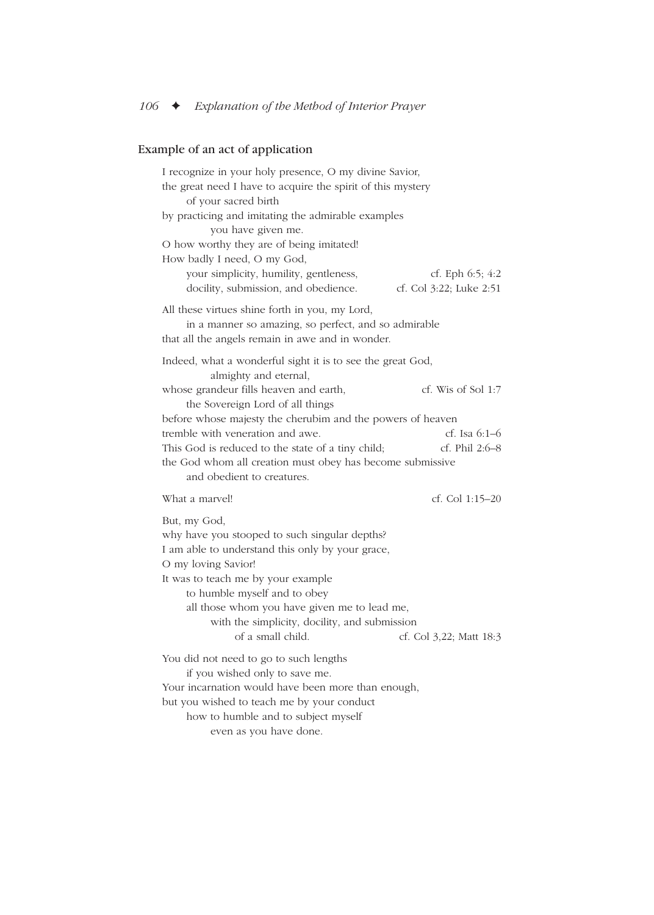### Example of an act of application

I recognize in your holy presence, O my divine Savior,
the great need I have to acquire the spirit of this mystery
of your sacred birth
by practicing and imitating the admirable examples
you have given me.
O how worthy they are of being imitated!
How badly I need, O my God,
your simplicity, humility, gentleness, — cf. Eph 6:5; 4:2
docility, submission, and obedience. — cf. Col 3:22; Luke 2:51

All these virtues shine forth in you, my Lord,
in a manner so amazing, so perfect, and so admirable
that all the angels remain in awe and in wonder.

Indeed, what a wonderful sight it is to see the great God,
almighty and eternal,
whose grandeur fills heaven and earth, — cf. Wis of Sol 1:7
the Sovereign Lord of all things
before whose majesty the cherubim and the powers of heaven
tremble with veneration and awe. — cf. Isa 6:1–6
This God is reduced to the state of a tiny child; — cf. Phil 2:6–8
the God whom all creation must obey has become submissive
and obedient to creatures.

What a marvel! — cf. Col 1:15–20

But, my God,
why have you stooped to such singular depths?
I am able to understand this only by your grace,
O my loving Savior!
It was to teach me by your example
to humble myself and to obey
all those whom you have given me to lead me,
with the simplicity, docility, and submission
of a small child. — cf. Col 3,22; Matt 18:3

You did not need to go to such lengths
if you wished only to save me.
Your incarnation would have been more than enough,
but you wished to teach me by your conduct
how to humble and to subject myself
even as you have done.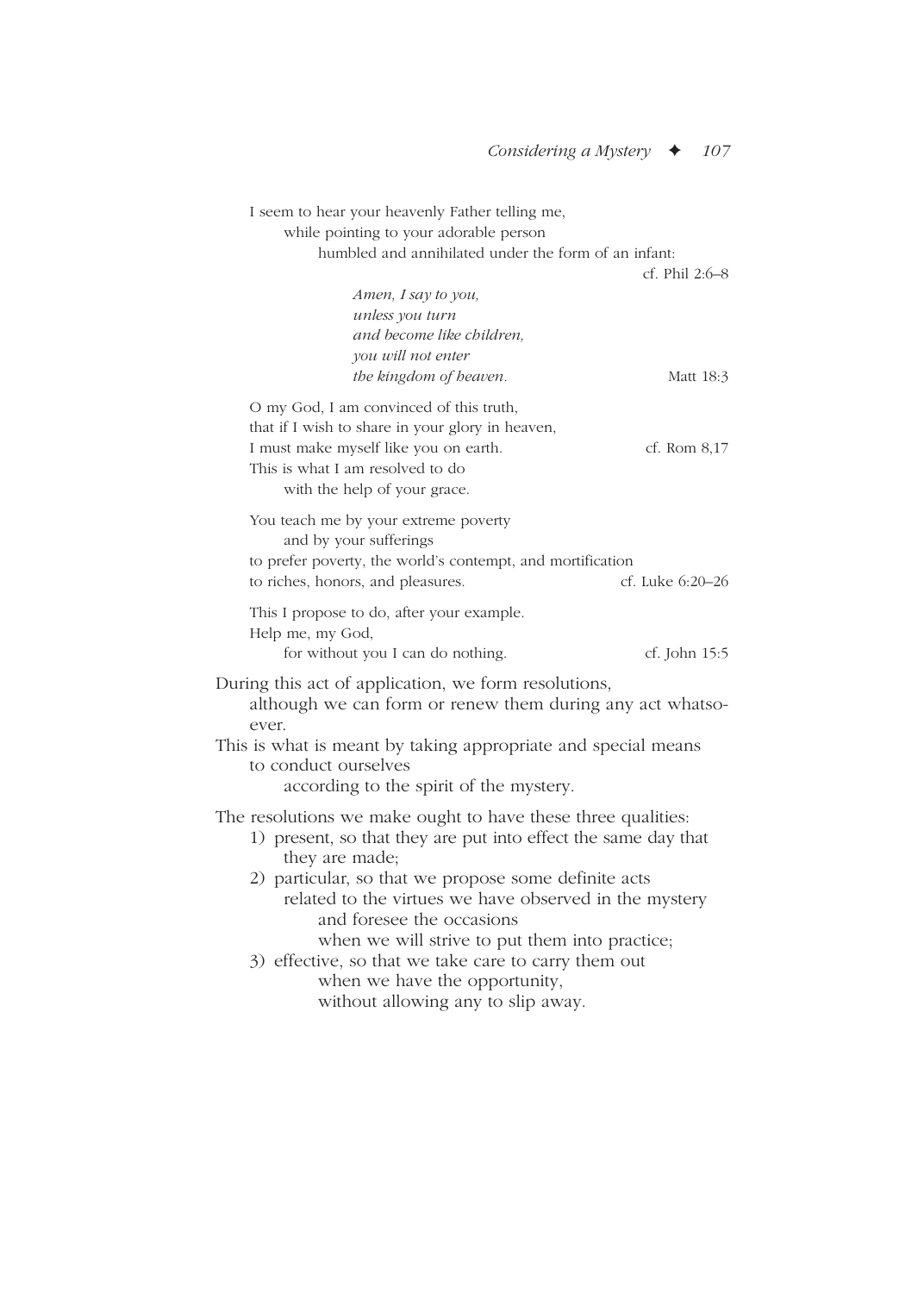I seem to hear your heavenly Father telling me,
while pointing to your adorable person
humbled and annihilated under the form of an infant: cf. Phil 2:6–8

*Amen, I say to you,*
*unless you turn*
*and become like children,*
*you will not enter*
*the kingdom of heaven.* Matt 18:3

O my God, I am convinced of this truth,
that if I wish to share in your glory in heaven,
I must make myself like you on earth. cf. Rom 8,17
This is what I am resolved to do
with the help of your grace.

You teach me by your extreme poverty
and by your sufferings
to prefer poverty, the world's contempt, and mortification
to riches, honors, and pleasures. cf. Luke 6:20–26

This I propose to do, after your example.
Help me, my God,
for without you I can do nothing. cf. John 15:5

During this act of application, we form resolutions,
although we can form or renew them during any act whatsoever.
This is what is meant by taking appropriate and special means
to conduct ourselves
according to the spirit of the mystery.

The resolutions we make ought to have these three qualities:

1) present, so that they are put into effect the same day that they are made;
2) particular, so that we propose some definite acts
related to the virtues we have observed in the mystery
and foresee the occasions
when we will strive to put them into practice;
3) effective, so that we take care to carry them out
when we have the opportunity,
without allowing any to slip away.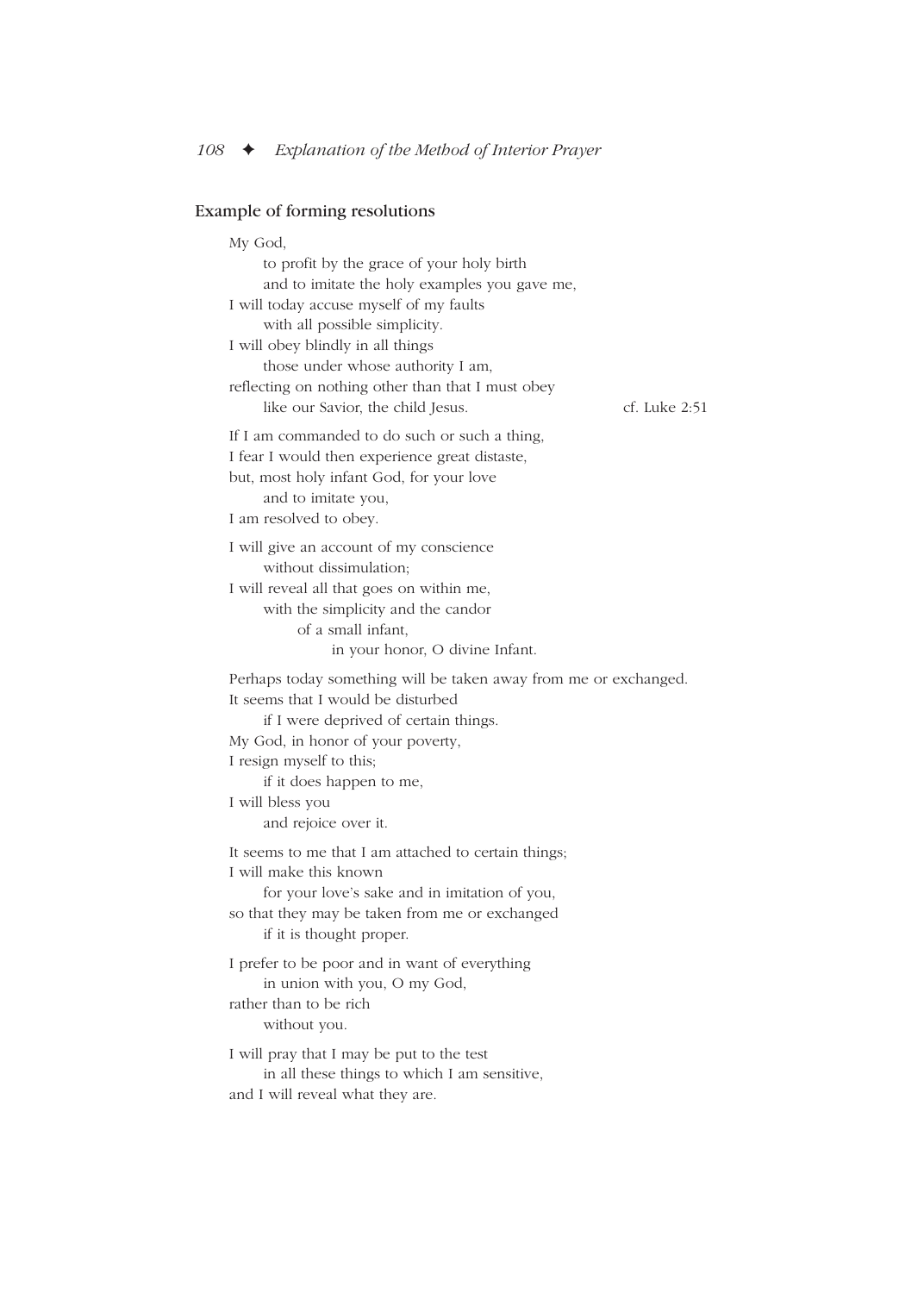### Example of forming resolutions

My God,
to profit by the grace of your holy birth
and to imitate the holy examples you gave me,
I will today accuse myself of my faults
with all possible simplicity.
I will obey blindly in all things
those under whose authority I am,
reflecting on nothing other than that I must obey
like our Savior, the child Jesus. cf. Luke 2:51

If I am commanded to do such or such a thing,
I fear I would then experience great distaste,
but, most holy infant God, for your love
and to imitate you,
I am resolved to obey.

I will give an account of my conscience
without dissimulation;
I will reveal all that goes on within me,
with the simplicity and the candor
of a small infant,
in your honor, O divine Infant.

Perhaps today something will be taken away from me or exchanged.
It seems that I would be disturbed
if I were deprived of certain things.
My God, in honor of your poverty,
I resign myself to this;
if it does happen to me,
I will bless you
and rejoice over it.

It seems to me that I am attached to certain things;
I will make this known
for your love's sake and in imitation of you,
so that they may be taken from me or exchanged
if it is thought proper.

I prefer to be poor and in want of everything
in union with you, O my God,
rather than to be rich
without you.

I will pray that I may be put to the test
in all these things to which I am sensitive,
and I will reveal what they are.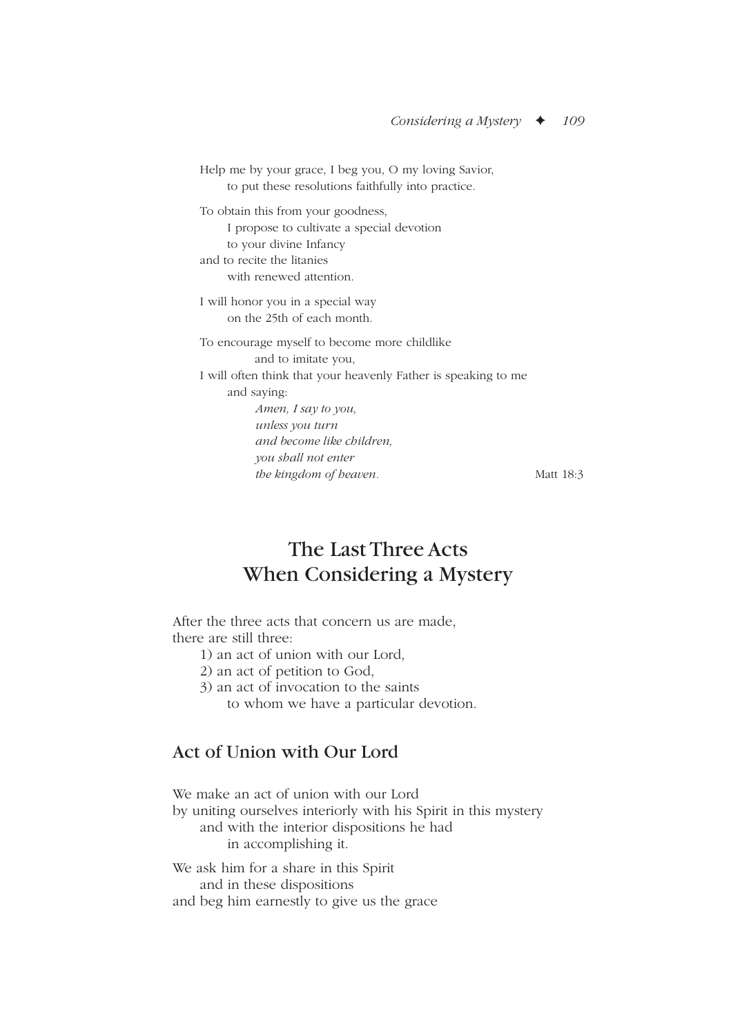Help me by your grace, I beg you, O my loving Savior,
to put these resolutions faithfully into practice.

To obtain this from your goodness,
I propose to cultivate a special devotion
to your divine Infancy
and to recite the litanies
with renewed attention.

I will honor you in a special way
on the 25th of each month.

To encourage myself to become more childlike
and to imitate you,
I will often think that your heavenly Father is speaking to me
and saying:
*Amen, I say to you,*
*unless you turn*
*and become like children,*
*you shall not enter*
*the kingdom of heaven.* Matt 18:3

# The Last Three Acts When Considering a Mystery

After the three acts that concern us are made,
there are still three:

1) an act of union with our Lord,
2) an act of petition to God,
3) an act of invocation to the saints
to whom we have a particular devotion.

## Act of Union with Our Lord

We make an act of union with our Lord
by uniting ourselves interiorly with his Spirit in this mystery
and with the interior dispositions he had
in accomplishing it.

We ask him for a share in this Spirit
and in these dispositions
and beg him earnestly to give us the grace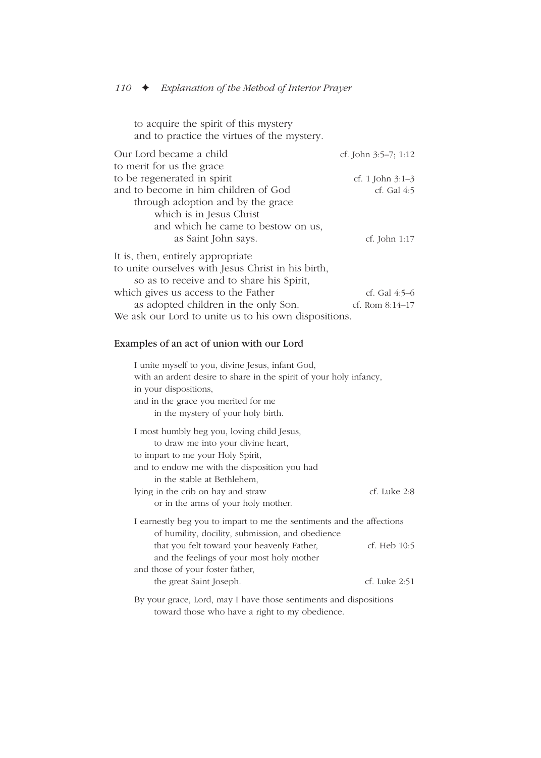to acquire the spirit of this mystery
and to practice the virtues of the mystery.

Our Lord became a child — cf. John 3:5–7; 1:12
to merit for us the grace
to be regenerated in spirit — cf. 1 John 3:1–3
and to become in him children of God — cf. Gal 4:5
through adoption and by the grace
which is in Jesus Christ
and which he came to bestow on us,
as Saint John says. — cf. John 1:17

It is, then, entirely appropriate
to unite ourselves with Jesus Christ in his birth,
so as to receive and to share his Spirit,
which gives us access to the Father — cf. Gal 4:5–6
as adopted children in the only Son. — cf. Rom 8:14–17
We ask our Lord to unite us to his own dispositions.

### Examples of an act of union with our Lord

I unite myself to you, divine Jesus, infant God,
with an ardent desire to share in the spirit of your holy infancy,
in your dispositions,
and in the grace you merited for me
in the mystery of your holy birth.

I most humbly beg you, loving child Jesus,
to draw me into your divine heart,
to impart to me your Holy Spirit,
and to endow me with the disposition you had
in the stable at Bethlehem,
lying in the crib on hay and straw — cf. Luke 2:8
or in the arms of your holy mother.

I earnestly beg you to impart to me the sentiments and the affections
of humility, docility, submission, and obedience
that you felt toward your heavenly Father, — cf. Heb 10:5
and the feelings of your most holy mother
and those of your foster father,
the great Saint Joseph. — cf. Luke 2:51

By your grace, Lord, may I have those sentiments and dispositions
toward those who have a right to my obedience.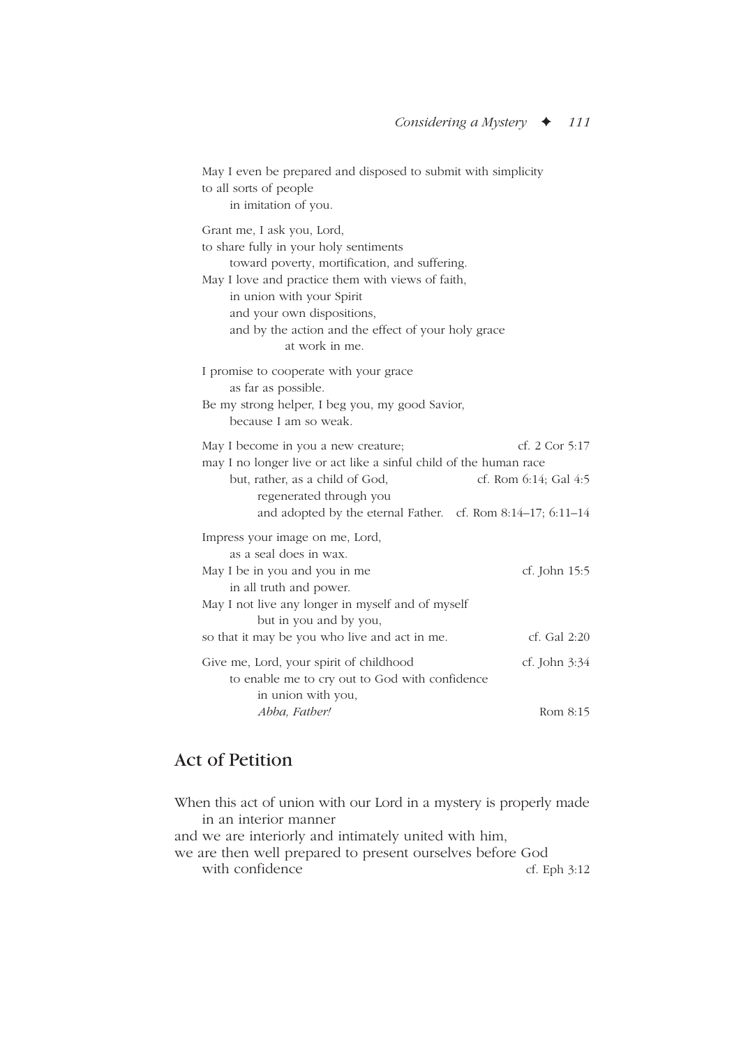May I even be prepared and disposed to submit with simplicity
to all sorts of people
in imitation of you.

Grant me, I ask you, Lord,
to share fully in your holy sentiments
toward poverty, mortification, and suffering.
May I love and practice them with views of faith,
in union with your Spirit
and your own dispositions,
and by the action and the effect of your holy grace
at work in me.

I promise to cooperate with your grace
as far as possible.
Be my strong helper, I beg you, my good Savior,
because I am so weak.

May I become in you a new creature; — cf. 2 Cor 5:17
may I no longer live or act like a sinful child of the human race
but, rather, as a child of God, — cf. Rom 6:14; Gal 4:5
regenerated through you
and adopted by the eternal Father. — cf. Rom 8:14–17; 6:11–14

Impress your image on me, Lord,
as a seal does in wax.
May I be in you and you in me — cf. John 15:5
in all truth and power.
May I not live any longer in myself and of myself
but in you and by you,
so that it may be you who live and act in me. — cf. Gal 2:20

Give me, Lord, your spirit of childhood — cf. John 3:34
to enable me to cry out to God with confidence
in union with you,
*Abba, Father!* — Rom 8:15

## Act of Petition

When this act of union with our Lord in a mystery is properly made
in an interior manner
and we are interiorly and intimately united with him,
we are then well prepared to present ourselves before God
with confidence — cf. Eph 3:12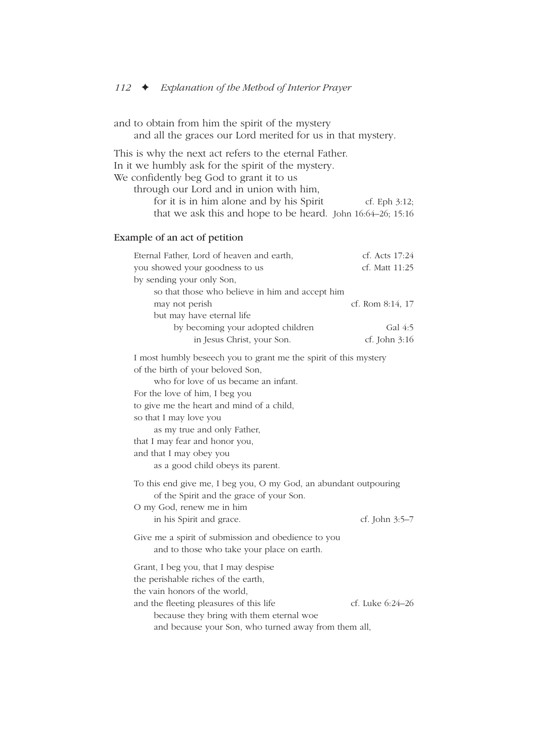and to obtain from him the spirit of the mystery
and all the graces our Lord merited for us in that mystery.

This is why the next act refers to the eternal Father.
In it we humbly ask for the spirit of the mystery.
We confidently beg God to grant it to us
through our Lord and in union with him,
for it is in him alone and by his Spirit — cf. Eph 3:12;
that we ask this and hope to be heard. — John 16:64–26; 15:16

### Example of an act of petition

Eternal Father, Lord of heaven and earth, — cf. Acts 17:24
you showed your goodness to us — cf. Matt 11:25
by sending your only Son,
so that those who believe in him and accept him
may not perish — cf. Rom 8:14, 17
but may have eternal life
by becoming your adopted children — Gal 4:5
in Jesus Christ, your Son. — cf. John 3:16

I most humbly beseech you to grant me the spirit of this mystery
of the birth of your beloved Son,
who for love of us became an infant.
For the love of him, I beg you
to give me the heart and mind of a child,
so that I may love you
as my true and only Father,
that I may fear and honor you,
and that I may obey you
as a good child obeys its parent.

To this end give me, I beg you, O my God, an abundant outpouring
of the Spirit and the grace of your Son.
O my God, renew me in him
in his Spirit and grace. — cf. John 3:5–7

Give me a spirit of submission and obedience to you
and to those who take your place on earth.

Grant, I beg you, that I may despise
the perishable riches of the earth,
the vain honors of the world,
and the fleeting pleasures of this life — cf. Luke 6:24–26
because they bring with them eternal woe
and because your Son, who turned away from them all,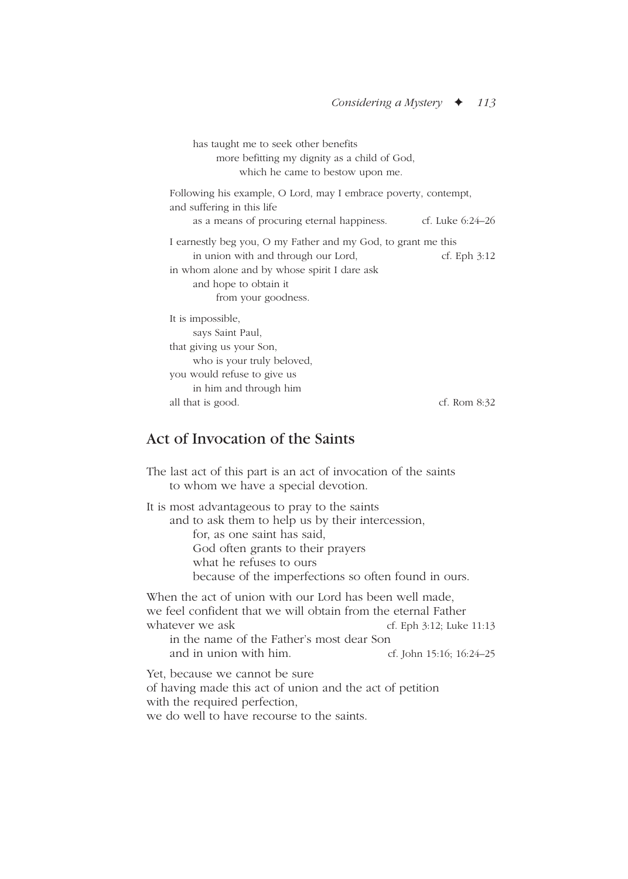has taught me to seek other benefits
more befitting my dignity as a child of God,
which he came to bestow upon me.

Following his example, O Lord, may I embrace poverty, contempt, and suffering in this life
as a means of procuring eternal happiness. cf. Luke 6:24–26

I earnestly beg you, O my Father and my God, to grant me this
in union with and through our Lord, cf. Eph 3:12
in whom alone and by whose spirit I dare ask
and hope to obtain it
from your goodness.

It is impossible,
says Saint Paul,
that giving us your Son,
who is your truly beloved,
you would refuse to give us
in him and through him
all that is good. cf. Rom 8:32

## Act of Invocation of the Saints

The last act of this part is an act of invocation of the saints
to whom we have a special devotion.

It is most advantageous to pray to the saints
and to ask them to help us by their intercession,
for, as one saint has said,
God often grants to their prayers
what he refuses to ours
because of the imperfections so often found in ours.

When the act of union with our Lord has been well made,
we feel confident that we will obtain from the eternal Father
whatever we ask cf. Eph 3:12; Luke 11:13
in the name of the Father's most dear Son
and in union with him. cf. John 15:16; 16:24–25

Yet, because we cannot be sure
of having made this act of union and the act of petition
with the required perfection,
we do well to have recourse to the saints.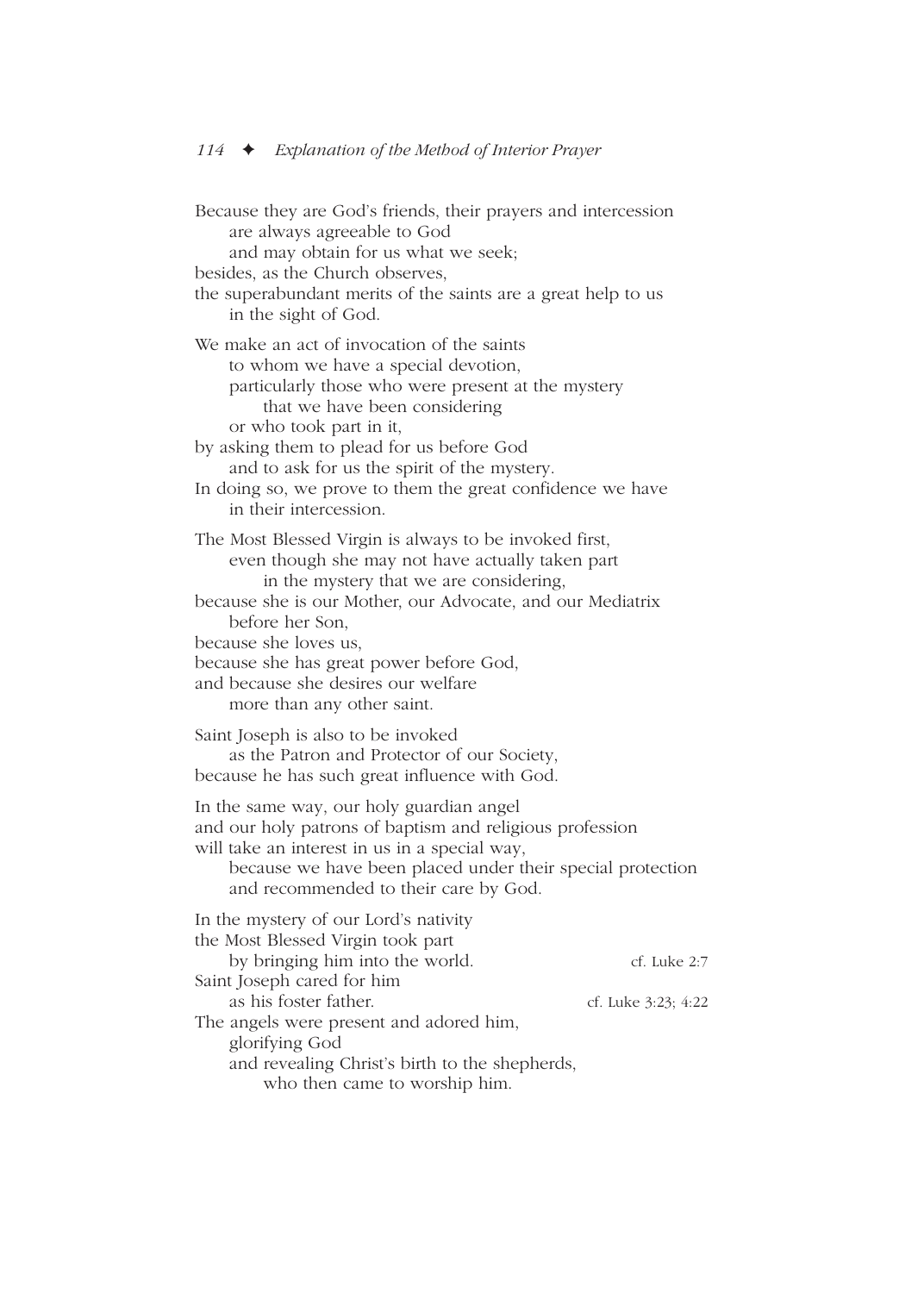Because they are God's friends, their prayers and intercession
are always agreeable to God
and may obtain for us what we seek;
besides, as the Church observes,
the superabundant merits of the saints are a great help to us
in the sight of God.

We make an act of invocation of the saints
to whom we have a special devotion,
particularly those who were present at the mystery
that we have been considering
or who took part in it,
by asking them to plead for us before God
and to ask for us the spirit of the mystery.
In doing so, we prove to them the great confidence we have
in their intercession.

The Most Blessed Virgin is always to be invoked first,
even though she may not have actually taken part
in the mystery that we are considering,
because she is our Mother, our Advocate, and our Mediatrix
before her Son,
because she loves us,
because she has great power before God,
and because she desires our welfare
more than any other saint.

Saint Joseph is also to be invoked
as the Patron and Protector of our Society,
because he has such great influence with God.

In the same way, our holy guardian angel
and our holy patrons of baptism and religious profession
will take an interest in us in a special way,
because we have been placed under their special protection
and recommended to their care by God.

In the mystery of our Lord's nativity
the Most Blessed Virgin took part
by bringing him into the world. cf. Luke 2:7
Saint Joseph cared for him
as his foster father. cf. Luke 3:23; 4:22
The angels were present and adored him,
glorifying God
and revealing Christ's birth to the shepherds,
who then came to worship him.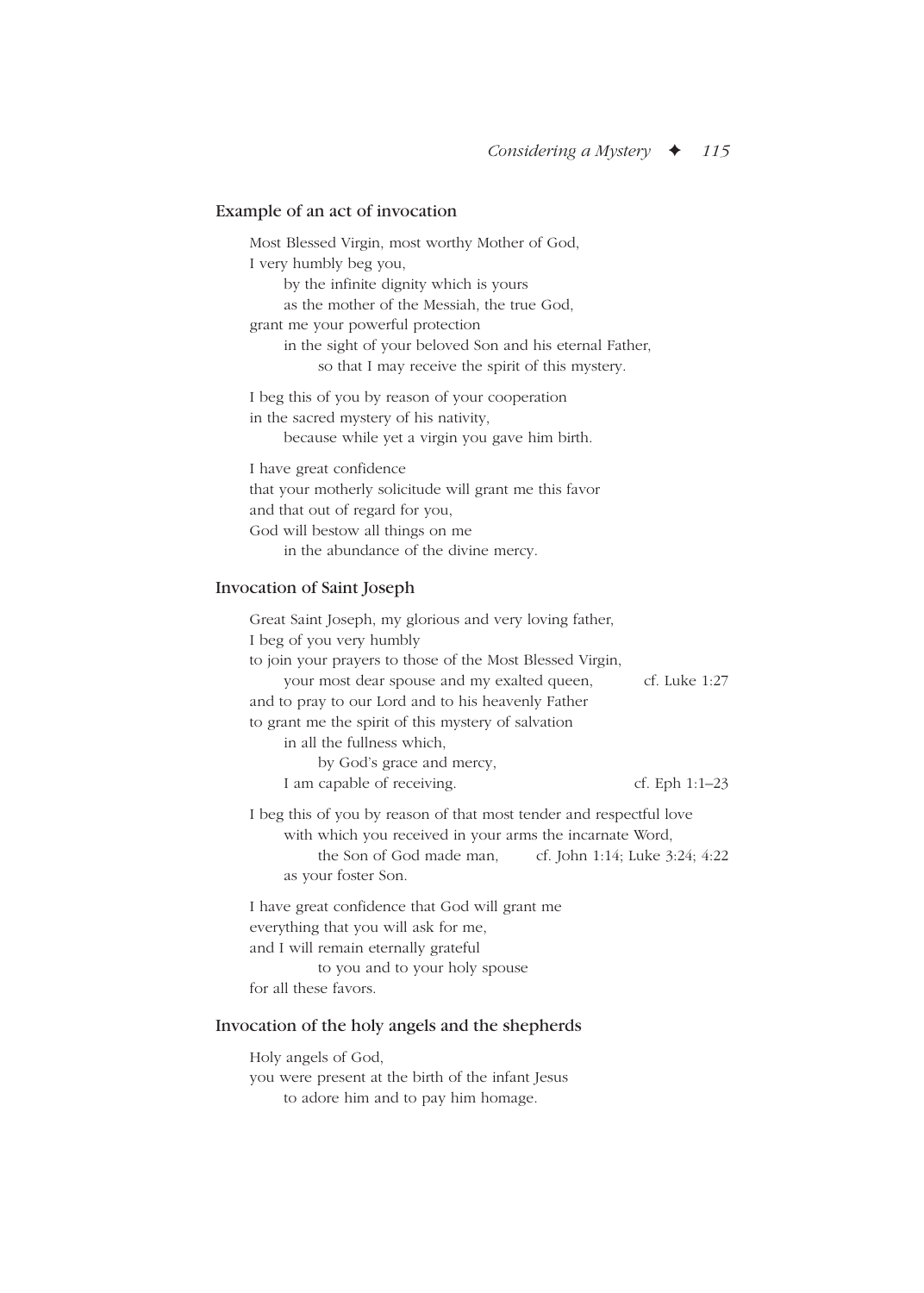### Example of an act of invocation

Most Blessed Virgin, most worthy Mother of God,  
I very humbly beg you,  
  by the infinite dignity which is yours  
  as the mother of the Messiah, the true God,  
grant me your powerful protection  
  in the sight of your beloved Son and his eternal Father,  
    so that I may receive the spirit of this mystery.

I beg this of you by reason of your cooperation  
in the sacred mystery of his nativity,  
  because while yet a virgin you gave him birth.

I have great confidence  
that your motherly solicitude will grant me this favor  
and that out of regard for you,  
God will bestow all things on me  
  in the abundance of the divine mercy.

### Invocation of Saint Joseph

Great Saint Joseph, my glorious and very loving father,  
I beg of you very humbly  
to join your prayers to those of the Most Blessed Virgin,  
  your most dear spouse and my exalted queen,   cf. Luke 1:27  
and to pray to our Lord and to his heavenly Father  
to grant me the spirit of this mystery of salvation  
  in all the fullness which,  
    by God's grace and mercy,  
  I am capable of receiving.   cf. Eph 1:1–23

I beg this of you by reason of that most tender and respectful love  
  with which you received in your arms the incarnate Word,  
    the Son of God made man,   cf. John 1:14; Luke 3:24; 4:22  
  as your foster Son.

I have great confidence that God will grant me  
everything that you will ask for me,  
and I will remain eternally grateful  
    to you and to your holy spouse  
for all these favors.

### Invocation of the holy angels and the shepherds

Holy angels of God,  
you were present at the birth of the infant Jesus  
  to adore him and to pay him homage.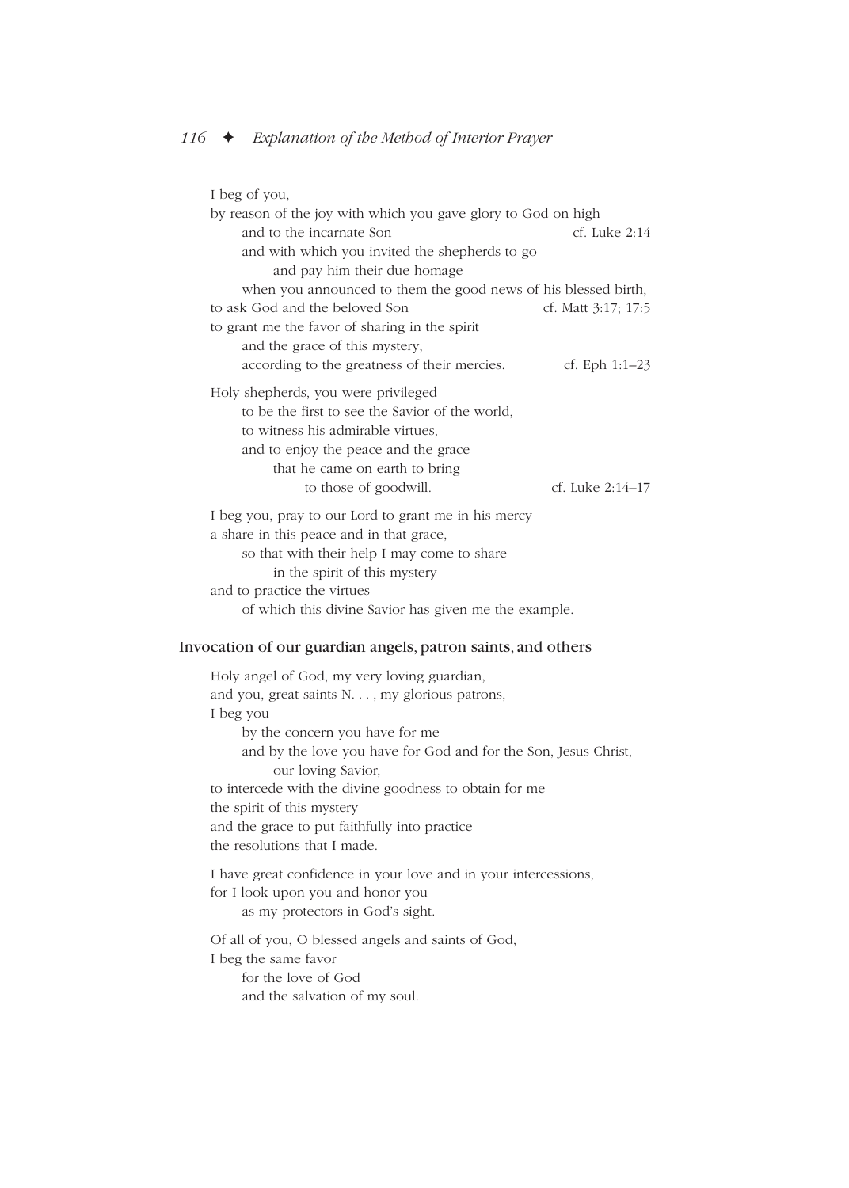I beg of you,
by reason of the joy with which you gave glory to God on high
and to the incarnate Son — cf. Luke 2:14
and with which you invited the shepherds to go
and pay him their due homage
when you announced to them the good news of his blessed birth,
to ask God and the beloved Son — cf. Matt 3:17; 17:5
to grant me the favor of sharing in the spirit
and the grace of this mystery,
according to the greatness of their mercies. — cf. Eph 1:1–23

Holy shepherds, you were privileged
to be the first to see the Savior of the world,
to witness his admirable virtues,
and to enjoy the peace and the grace
that he came on earth to bring
to those of goodwill. — cf. Luke 2:14–17

I beg you, pray to our Lord to grant me in his mercy
a share in this peace and in that grace,
so that with their help I may come to share
in the spirit of this mystery
and to practice the virtues
of which this divine Savior has given me the example.

### Invocation of our guardian angels, patron saints, and others

Holy angel of God, my very loving guardian,
and you, great saints N. . . , my glorious patrons,
I beg you
by the concern you have for me
and by the love you have for God and for the Son, Jesus Christ,
our loving Savior,
to intercede with the divine goodness to obtain for me
the spirit of this mystery
and the grace to put faithfully into practice
the resolutions that I made.

I have great confidence in your love and in your intercessions,
for I look upon you and honor you
as my protectors in God's sight.

Of all of you, O blessed angels and saints of God,
I beg the same favor
for the love of God
and the salvation of my soul.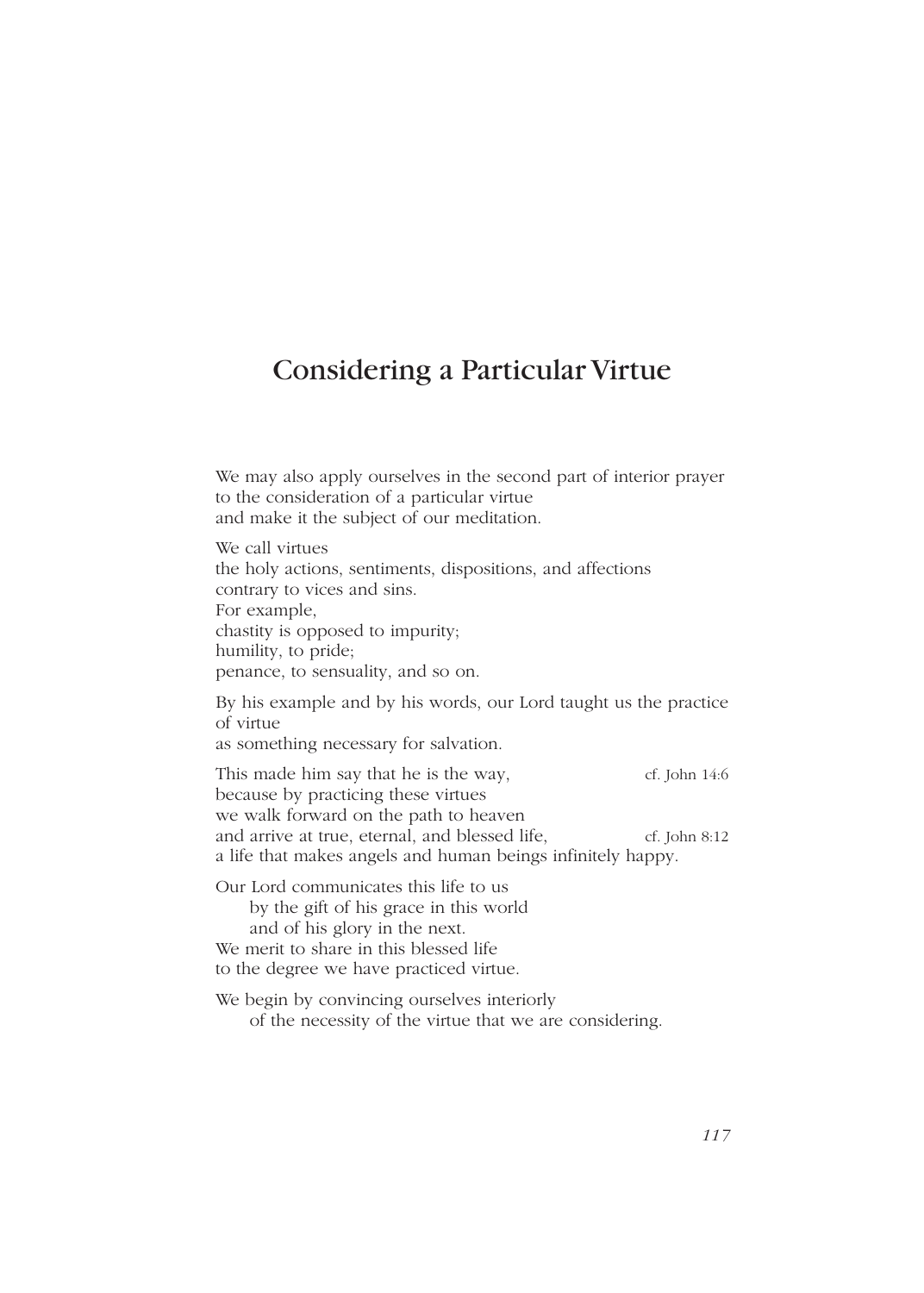# Considering a Particular Virtue

We may also apply ourselves in the second part of interior prayer
to the consideration of a particular virtue
and make it the subject of our meditation.

We call virtues
the holy actions, sentiments, dispositions, and affections
contrary to vices and sins.
For example,
chastity is opposed to impurity;
humility, to pride;
penance, to sensuality, and so on.

By his example and by his words, our Lord taught us the practice of virtue
as something necessary for salvation.

This made him say that he is the way, (cf. John 14:6)
because by practicing these virtues
we walk forward on the path to heaven
and arrive at true, eternal, and blessed life, (cf. John 8:12)
a life that makes angels and human beings infinitely happy.

Our Lord communicates this life to us
by the gift of his grace in this world
and of his glory in the next.
We merit to share in this blessed life
to the degree we have practiced virtue.

We begin by convincing ourselves interiorly
of the necessity of the virtue that we are considering.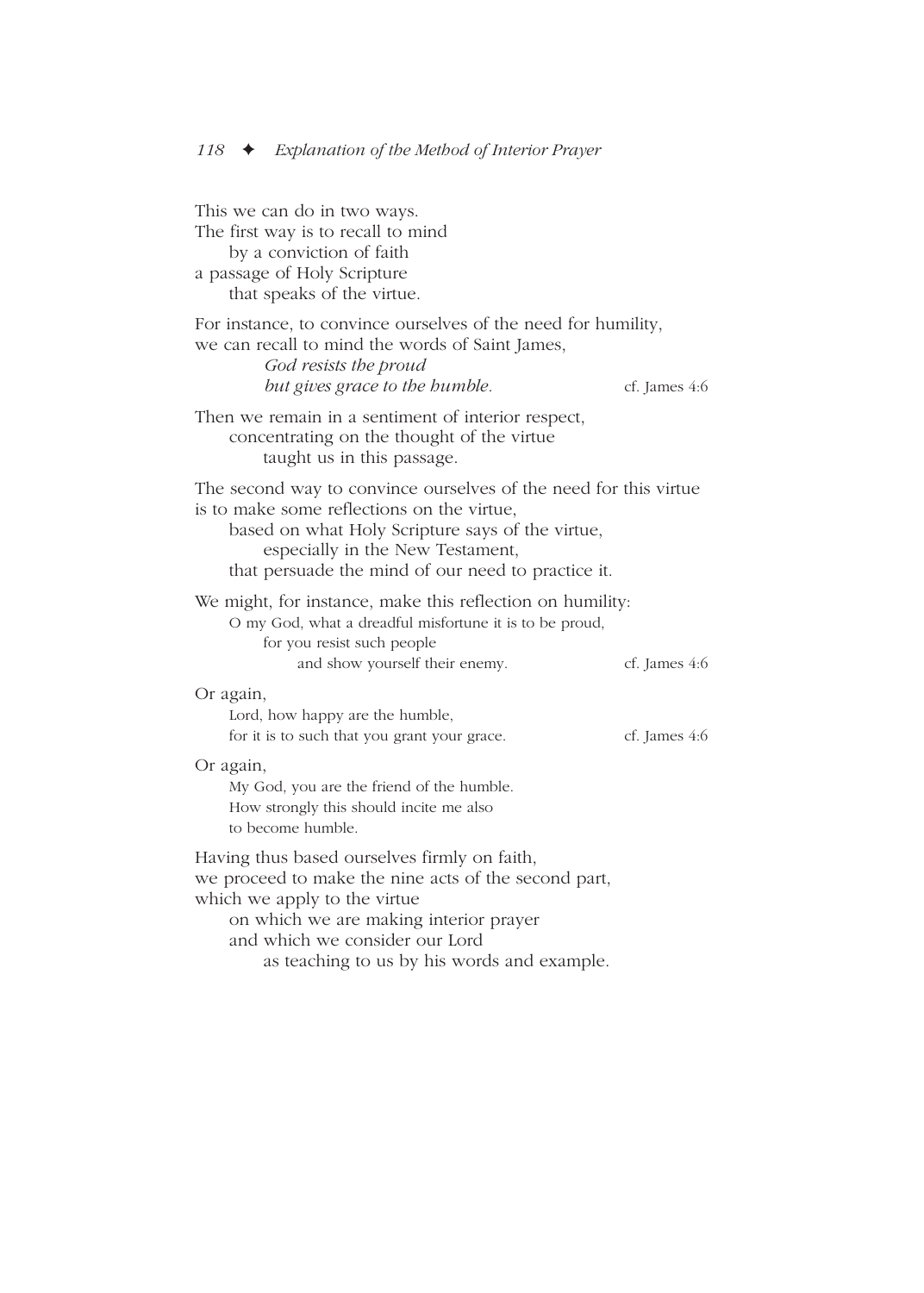This we can do in two ways.
The first way is to recall to mind
by a conviction of faith
a passage of Holy Scripture
that speaks of the virtue.

For instance, to convince ourselves of the need for humility,
we can recall to mind the words of Saint James,
*God resists the proud*
*but gives grace to the humble.* cf. James 4:6

Then we remain in a sentiment of interior respect,
concentrating on the thought of the virtue
taught us in this passage.

The second way to convince ourselves of the need for this virtue
is to make some reflections on the virtue,
based on what Holy Scripture says of the virtue,
especially in the New Testament,
that persuade the mind of our need to practice it.

We might, for instance, make this reflection on humility:
O my God, what a dreadful misfortune it is to be proud,
for you resist such people
and show yourself their enemy. cf. James 4:6

Or again,
Lord, how happy are the humble,
for it is to such that you grant your grace. cf. James 4:6

Or again,
My God, you are the friend of the humble.
How strongly this should incite me also
to become humble.

Having thus based ourselves firmly on faith,
we proceed to make the nine acts of the second part,
which we apply to the virtue
on which we are making interior prayer
and which we consider our Lord
as teaching to us by his words and example.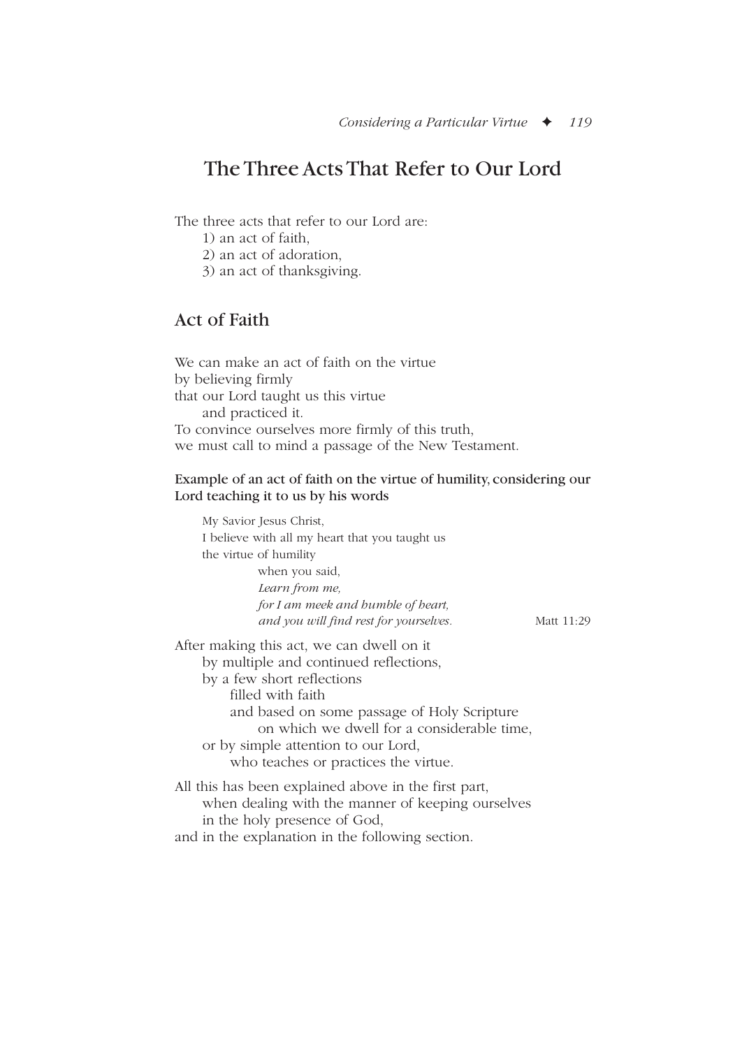## The Three Acts That Refer to Our Lord

The three acts that refer to our Lord are:

1) an act of faith,
2) an act of adoration,
3) an act of thanksgiving.

### Act of Faith

We can make an act of faith on the virtue
by believing firmly
that our Lord taught us this virtue
and practiced it.
To convince ourselves more firmly of this truth,
we must call to mind a passage of the New Testament.

**Example of an act of faith on the virtue of humility, considering our Lord teaching it to us by his words**

> My Savior Jesus Christ,
> I believe with all my heart that you taught us
> the virtue of humility
> when you said,
> *Learn from me,*
> *for I am meek and humble of heart,*
> *and you will find rest for yourselves.* Matt 11:29

After making this act, we can dwell on it
by multiple and continued reflections,
by a few short reflections
filled with faith
and based on some passage of Holy Scripture
on which we dwell for a considerable time,
or by simple attention to our Lord,
who teaches or practices the virtue.

All this has been explained above in the first part,
when dealing with the manner of keeping ourselves
in the holy presence of God,
and in the explanation in the following section.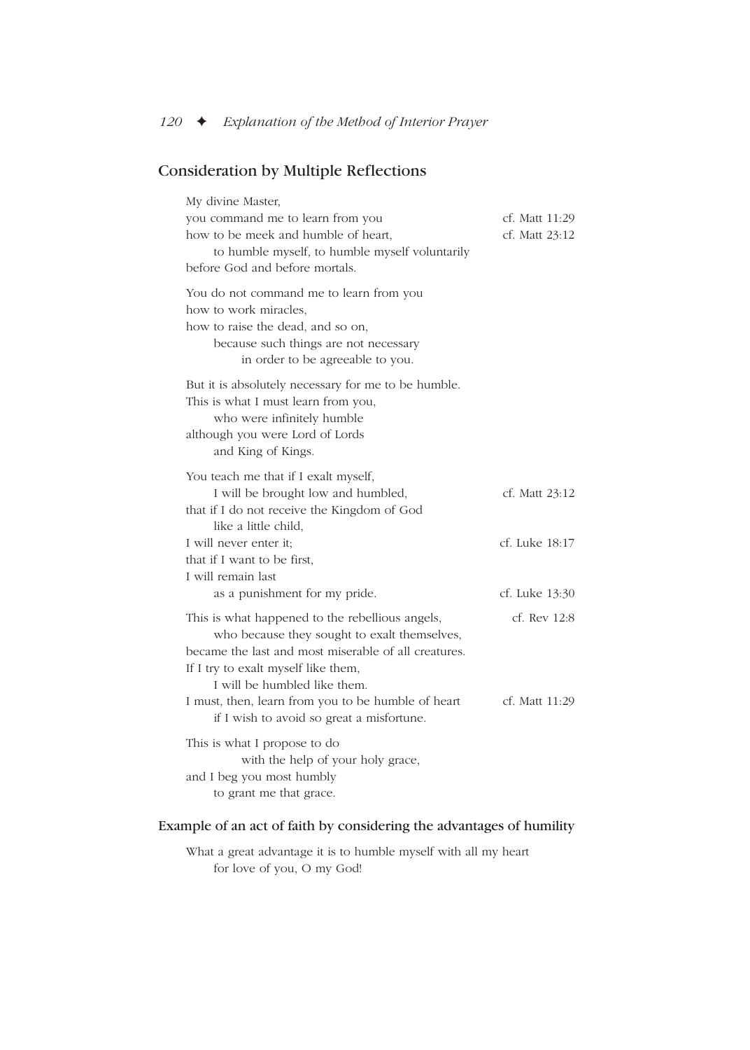## Consideration by Multiple Reflections

My divine Master,
you command me to learn from you — cf. Matt 11:29
how to be meek and humble of heart, — cf. Matt 23:12
  to humble myself, to humble myself voluntarily
before God and before mortals.

You do not command me to learn from you
how to work miracles,
how to raise the dead, and so on,
  because such things are not necessary
    in order to be agreeable to you.

But it is absolutely necessary for me to be humble.
This is what I must learn from you,
  who were infinitely humble
although you were Lord of Lords
  and King of Kings.

You teach me that if I exalt myself,
  I will be brought low and humbled, — cf. Matt 23:12
that if I do not receive the Kingdom of God
  like a little child,
I will never enter it; — cf. Luke 18:17
that if I want to be first,
I will remain last
  as a punishment for my pride. — cf. Luke 13:30

This is what happened to the rebellious angels, — cf. Rev 12:8
  who because they sought to exalt themselves,
became the last and most miserable of all creatures.
If I try to exalt myself like them,
  I will be humbled like them.
I must, then, learn from you to be humble of heart — cf. Matt 11:29
  if I wish to avoid so great a misfortune.

This is what I propose to do
    with the help of your holy grace,
and I beg you most humbly
  to grant me that grace.

### Example of an act of faith by considering the advantages of humility

What a great advantage it is to humble myself with all my heart
  for love of you, O my God!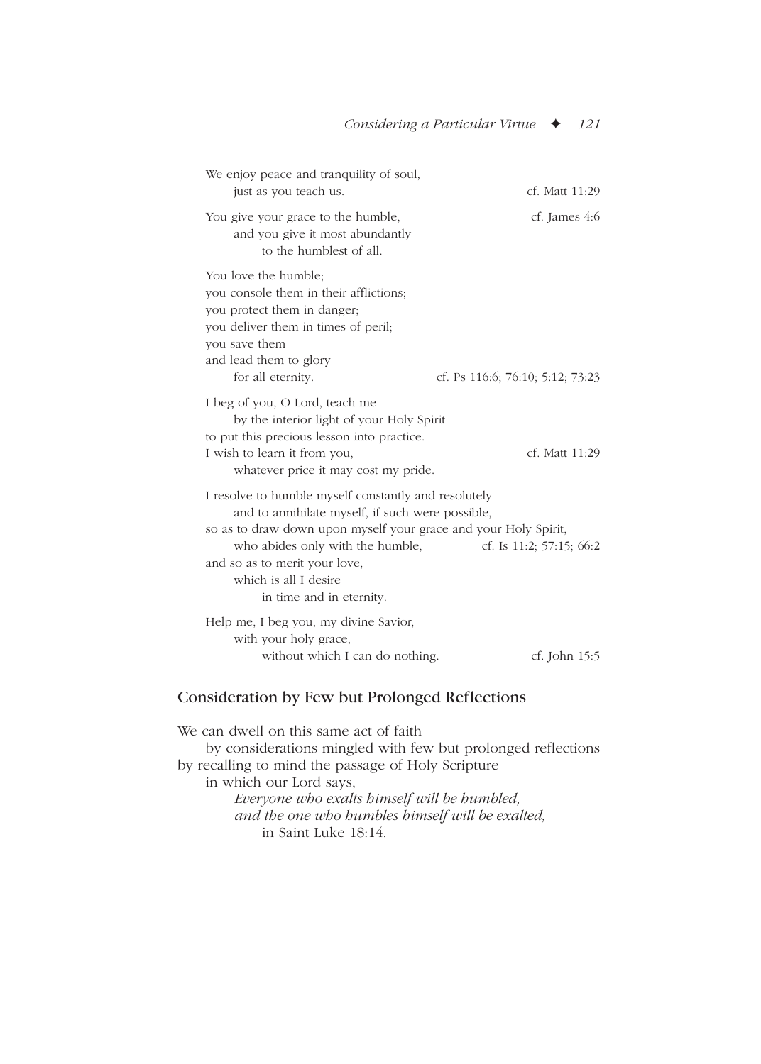We enjoy peace and tranquility of soul,
    just as you teach us. cf. Matt 11:29

You give your grace to the humble, cf. James 4:6
    and you give it most abundantly
        to the humblest of all.

You love the humble;
you console them in their afflictions;
you protect them in danger;
you deliver them in times of peril;
you save them
and lead them to glory
    for all eternity. cf. Ps 116:6; 76:10; 5:12; 73:23

I beg of you, O Lord, teach me
    by the interior light of your Holy Spirit
to put this precious lesson into practice.
I wish to learn it from you, cf. Matt 11:29
    whatever price it may cost my pride.

I resolve to humble myself constantly and resolutely
    and to annihilate myself, if such were possible,
so as to draw down upon myself your grace and your Holy Spirit,
    who abides only with the humble, cf. Is 11:2; 57:15; 66:2
and so as to merit your love,
    which is all I desire
        in time and in eternity.

Help me, I beg you, my divine Savior,
    with your holy grace,
        without which I can do nothing. cf. John 15:5

## Consideration by Few but Prolonged Reflections

We can dwell on this same act of faith
    by considerations mingled with few but prolonged reflections
by recalling to mind the passage of Holy Scripture
    in which our Lord says,
        *Everyone who exalts himself will be humbled,*
        *and the one who humbles himself will be exalted,*
            in Saint Luke 18:14.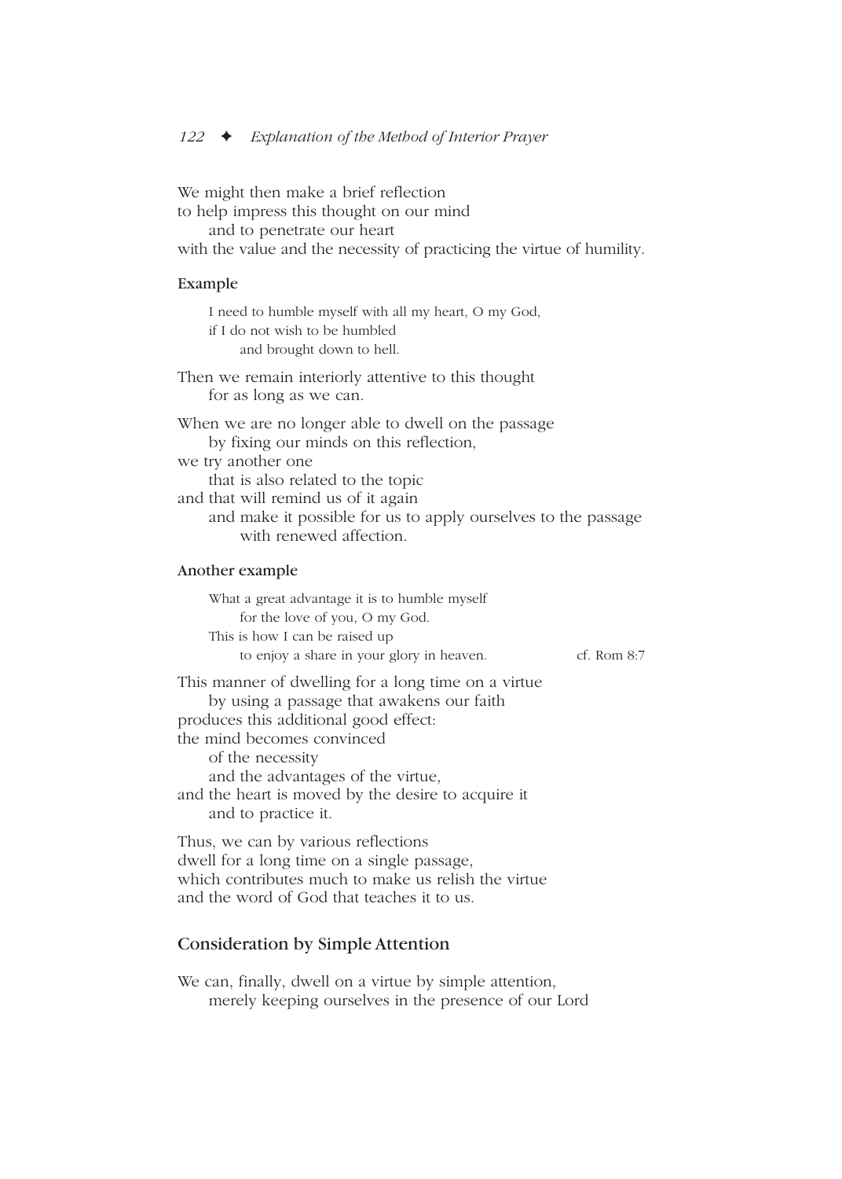We might then make a brief reflection
to help impress this thought on our mind
and to penetrate our heart
with the value and the necessity of practicing the virtue of humility.

### Example

> I need to humble myself with all my heart, O my God,
> if I do not wish to be humbled
> and brought down to hell.

Then we remain interiorly attentive to this thought
for as long as we can.

When we are no longer able to dwell on the passage
by fixing our minds on this reflection,
we try another one
that is also related to the topic
and that will remind us of it again
and make it possible for us to apply ourselves to the passage
with renewed affection.

### Another example

> What a great advantage it is to humble myself
> for the love of you, O my God.
> This is how I can be raised up
> to enjoy a share in your glory in heaven. cf. Rom 8:7

This manner of dwelling for a long time on a virtue
by using a passage that awakens our faith
produces this additional good effect:
the mind becomes convinced
of the necessity
and the advantages of the virtue,
and the heart is moved by the desire to acquire it
and to practice it.

Thus, we can by various reflections
dwell for a long time on a single passage,
which contributes much to make us relish the virtue
and the word of God that teaches it to us.

## Consideration by Simple Attention

We can, finally, dwell on a virtue by simple attention,
merely keeping ourselves in the presence of our Lord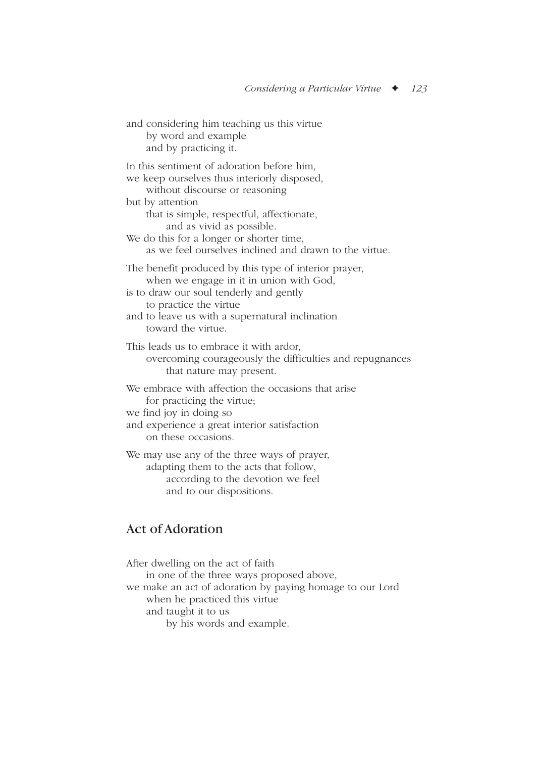and considering him teaching us this virtue
by word and example
and by practicing it.

In this sentiment of adoration before him,
we keep ourselves thus interiorly disposed,
without discourse or reasoning
but by attention
that is simple, respectful, affectionate,
and as vivid as possible.
We do this for a longer or shorter time,
as we feel ourselves inclined and drawn to the virtue.

The benefit produced by this type of interior prayer,
when we engage in it in union with God,
is to draw our soul tenderly and gently
to practice the virtue
and to leave us with a supernatural inclination
toward the virtue.

This leads us to embrace it with ardor,
overcoming courageously the difficulties and repugnances
that nature may present.

We embrace with affection the occasions that arise
for practicing the virtue;
we find joy in doing so
and experience a great interior satisfaction
on these occasions.

We may use any of the three ways of prayer,
adapting them to the acts that follow,
according to the devotion we feel
and to our dispositions.

## Act of Adoration

After dwelling on the act of faith
in one of the three ways proposed above,
we make an act of adoration by paying homage to our Lord
when he practiced this virtue
and taught it to us
by his words and example.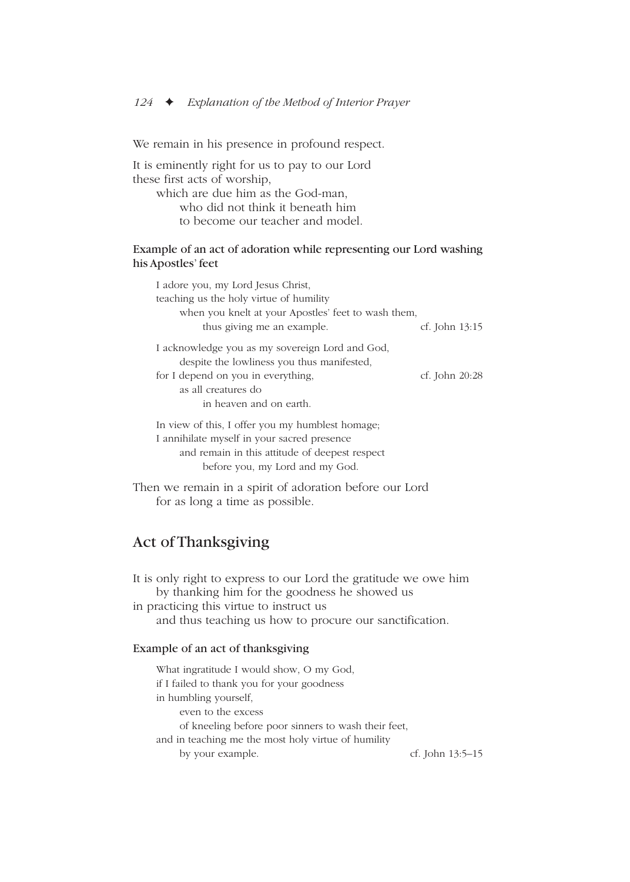We remain in his presence in profound respect.

It is eminently right for us to pay to our Lord
these first acts of worship,
which are due him as the God-man,
who did not think it beneath him
to become our teacher and model.

#### Example of an act of adoration while representing our Lord washing his Apostles' feet

I adore you, my Lord Jesus Christ,
teaching us the holy virtue of humility
when you knelt at your Apostles' feet to wash them,
thus giving me an example. cf. John 13:15

I acknowledge you as my sovereign Lord and God,
despite the lowliness you thus manifested,
for I depend on you in everything, cf. John 20:28
as all creatures do
in heaven and on earth.

In view of this, I offer you my humblest homage;
I annihilate myself in your sacred presence
and remain in this attitude of deepest respect
before you, my Lord and my God.

Then we remain in a spirit of adoration before our Lord
for as long a time as possible.

## Act of Thanksgiving

It is only right to express to our Lord the gratitude we owe him
by thanking him for the goodness he showed us
in practicing this virtue to instruct us
and thus teaching us how to procure our sanctification.

#### Example of an act of thanksgiving

What ingratitude I would show, O my God,
if I failed to thank you for your goodness
in humbling yourself,
even to the excess
of kneeling before poor sinners to wash their feet,
and in teaching me the most holy virtue of humility
by your example. cf. John 13:5–15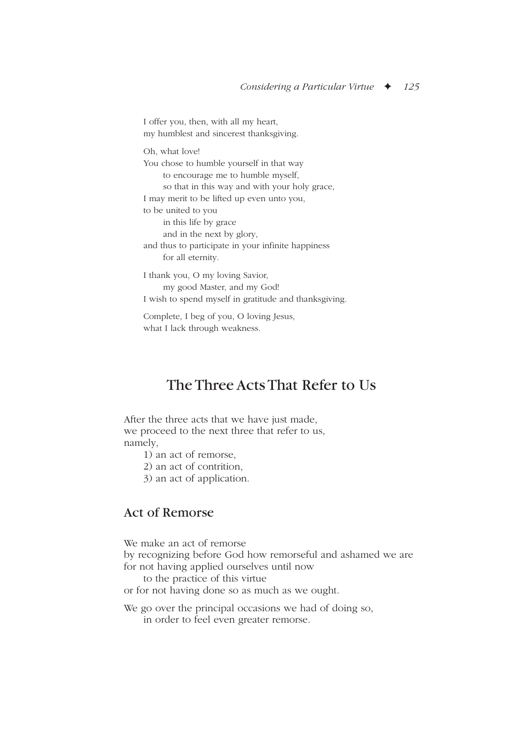I offer you, then, with all my heart,
my humblest and sincerest thanksgiving.

Oh, what love!
You chose to humble yourself in that way
to encourage me to humble myself,
so that in this way and with your holy grace,
I may merit to be lifted up even unto you,
to be united to you
in this life by grace
and in the next by glory,
and thus to participate in your infinite happiness
for all eternity.

I thank you, O my loving Savior,
my good Master, and my God!
I wish to spend myself in gratitude and thanksgiving.

Complete, I beg of you, O loving Jesus,
what I lack through weakness.

## The Three Acts That Refer to Us

After the three acts that we have just made,
we proceed to the next three that refer to us,
namely,

1) an act of remorse,
2) an act of contrition,
3) an act of application.

### Act of Remorse

We make an act of remorse
by recognizing before God how remorseful and ashamed we are
for not having applied ourselves until now
to the practice of this virtue
or for not having done so as much as we ought.

We go over the principal occasions we had of doing so,
in order to feel even greater remorse.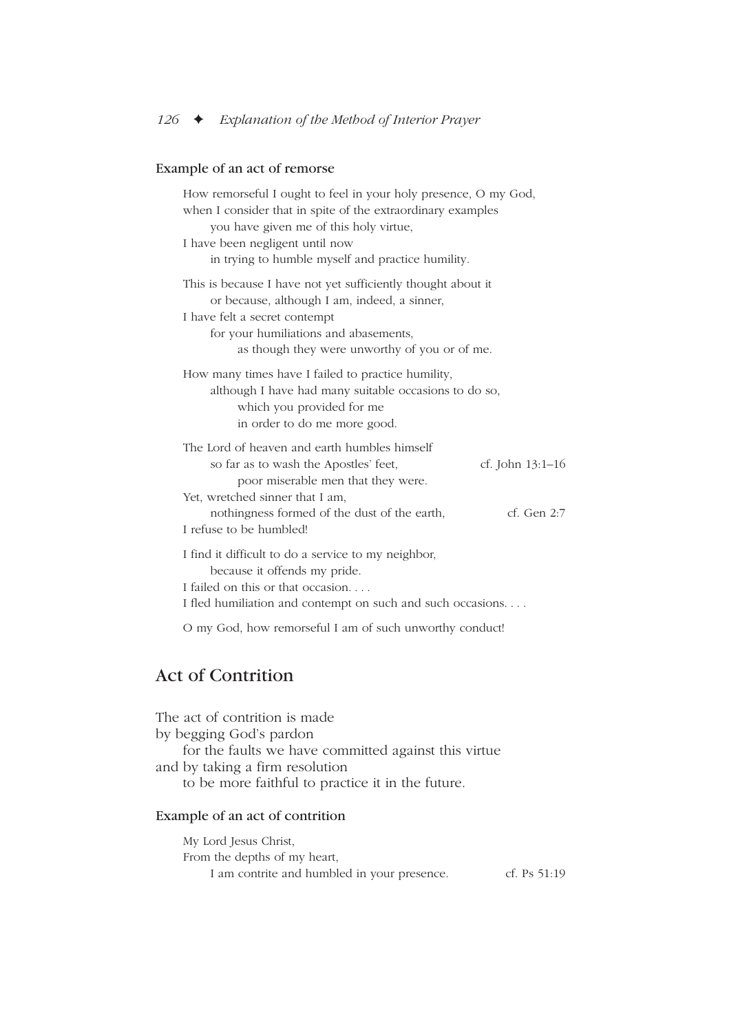#### Example of an act of remorse

How remorseful I ought to feel in your holy presence, O my God,  
when I consider that in spite of the extraordinary examples  
  you have given me of this holy virtue,  
I have been negligent until now  
  in trying to humble myself and practice humility.

This is because I have not yet sufficiently thought about it  
  or because, although I am, indeed, a sinner,  
I have felt a secret contempt  
  for your humiliations and abasements,  
    as though they were unworthy of you or of me.

How many times have I failed to practice humility,  
  although I have had many suitable occasions to do so,  
    which you provided for me  
    in order to do me more good.

The Lord of heaven and earth humbles himself  
  so far as to wash the Apostles' feet, — cf. John 13:1–16  
    poor miserable men that they were.  
Yet, wretched sinner that I am,  
  nothingness formed of the dust of the earth, — cf. Gen 2:7  
I refuse to be humbled!

I find it difficult to do a service to my neighbor,  
  because it offends my pride.  
I failed on this or that occasion. . . .  
I fled humiliation and contempt on such and such occasions. . . .

O my God, how remorseful I am of such unworthy conduct!

## Act of Contrition

The act of contrition is made  
by begging God's pardon  
  for the faults we have committed against this virtue  
and by taking a firm resolution  
  to be more faithful to practice it in the future.

#### Example of an act of contrition

My Lord Jesus Christ,  
From the depths of my heart,  
  I am contrite and humbled in your presence. — cf. Ps 51:19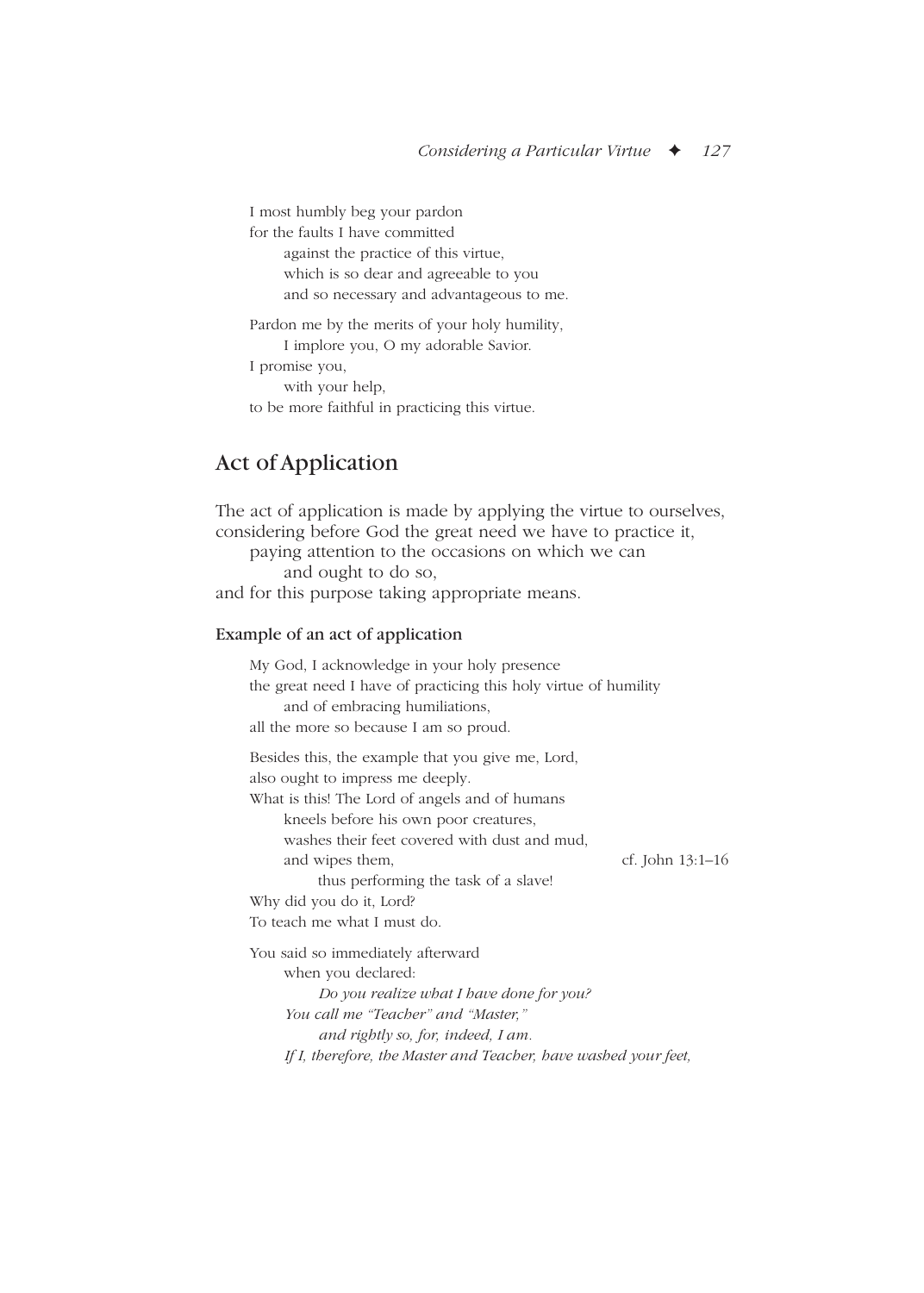I most humbly beg your pardon
for the faults I have committed
against the practice of this virtue,
which is so dear and agreeable to you
and so necessary and advantageous to me.

Pardon me by the merits of your holy humility,
I implore you, O my adorable Savior.
I promise you,
with your help,
to be more faithful in practicing this virtue.

## Act of Application

The act of application is made by applying the virtue to ourselves,
considering before God the great need we have to practice it,
paying attention to the occasions on which we can
and ought to do so,
and for this purpose taking appropriate means.

### Example of an act of application

My God, I acknowledge in your holy presence
the great need I have of practicing this holy virtue of humility
and of embracing humiliations,
all the more so because I am so proud.

Besides this, the example that you give me, Lord,
also ought to impress me deeply.
What is this! The Lord of angels and of humans
kneels before his own poor creatures,
washes their feet covered with dust and mud,
and wipes them, cf. John 13:1–16
thus performing the task of a slave!
Why did you do it, Lord?
To teach me what I must do.

You said so immediately afterward
when you declared:
*Do you realize what I have done for you?*
*You call me "Teacher" and "Master,"*
*and rightly so, for, indeed, I am.*
*If I, therefore, the Master and Teacher, have washed your feet,*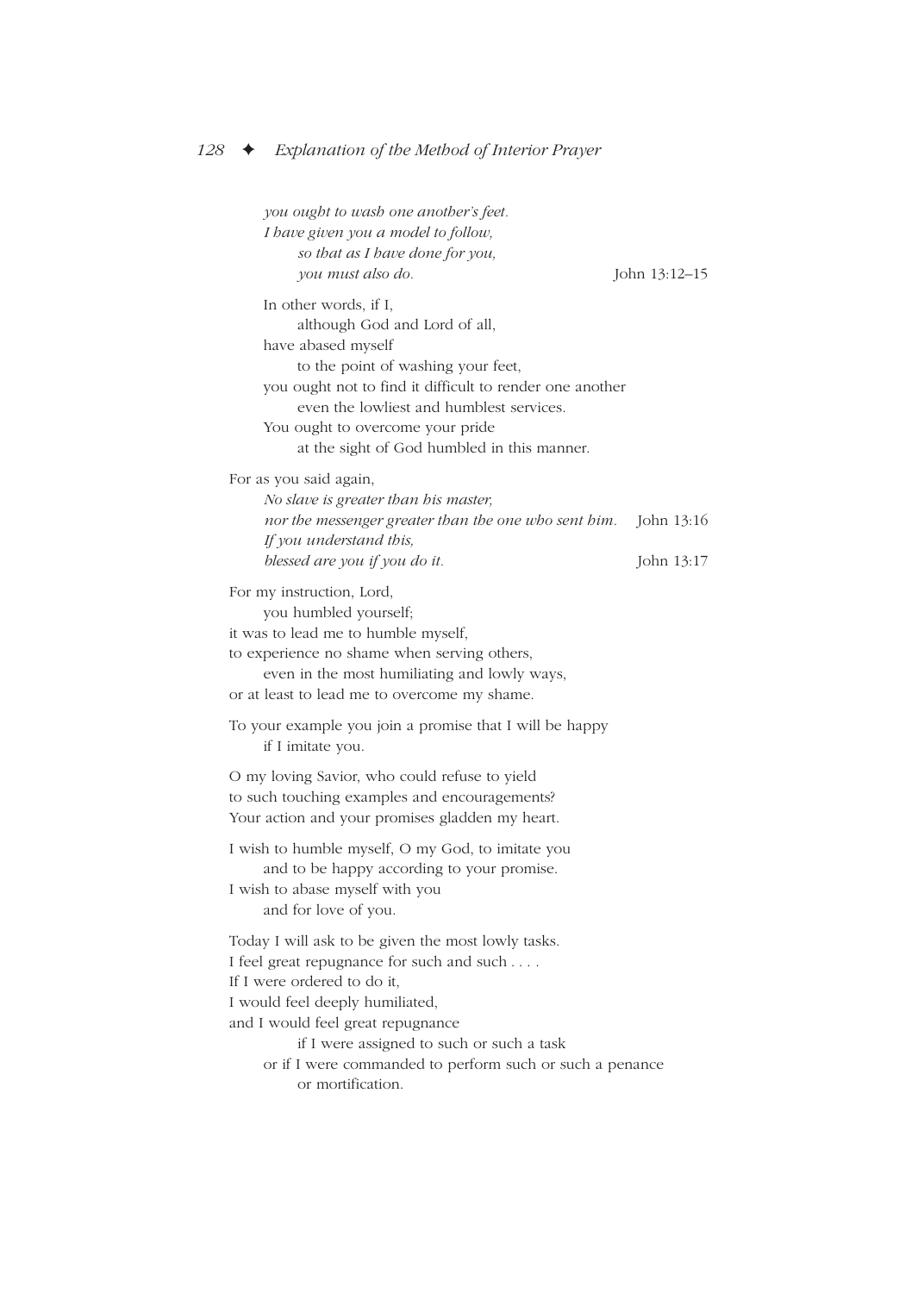*you ought to wash one another's feet.*
*I have given you a model to follow,*
*so that as I have done for you,*
*you must also do.* John 13:12–15

In other words, if I,
although God and Lord of all,
have abased myself
to the point of washing your feet,
you ought not to find it difficult to render one another
even the lowliest and humblest services.
You ought to overcome your pride
at the sight of God humbled in this manner.

For as you said again,
*No slave is greater than his master,*
*nor the messenger greater than the one who sent him.* John 13:16
*If you understand this,*
*blessed are you if you do it.* John 13:17

For my instruction, Lord,
you humbled yourself;
it was to lead me to humble myself,
to experience no shame when serving others,
even in the most humiliating and lowly ways,
or at least to lead me to overcome my shame.

To your example you join a promise that I will be happy
if I imitate you.

O my loving Savior, who could refuse to yield
to such touching examples and encouragements?
Your action and your promises gladden my heart.

I wish to humble myself, O my God, to imitate you
and to be happy according to your promise.
I wish to abase myself with you
and for love of you.

Today I will ask to be given the most lowly tasks.
I feel great repugnance for such and such . . . .
If I were ordered to do it,
I would feel deeply humiliated,
and I would feel great repugnance
if I were assigned to such or such a task
or if I were commanded to perform such or such a penance
or mortification.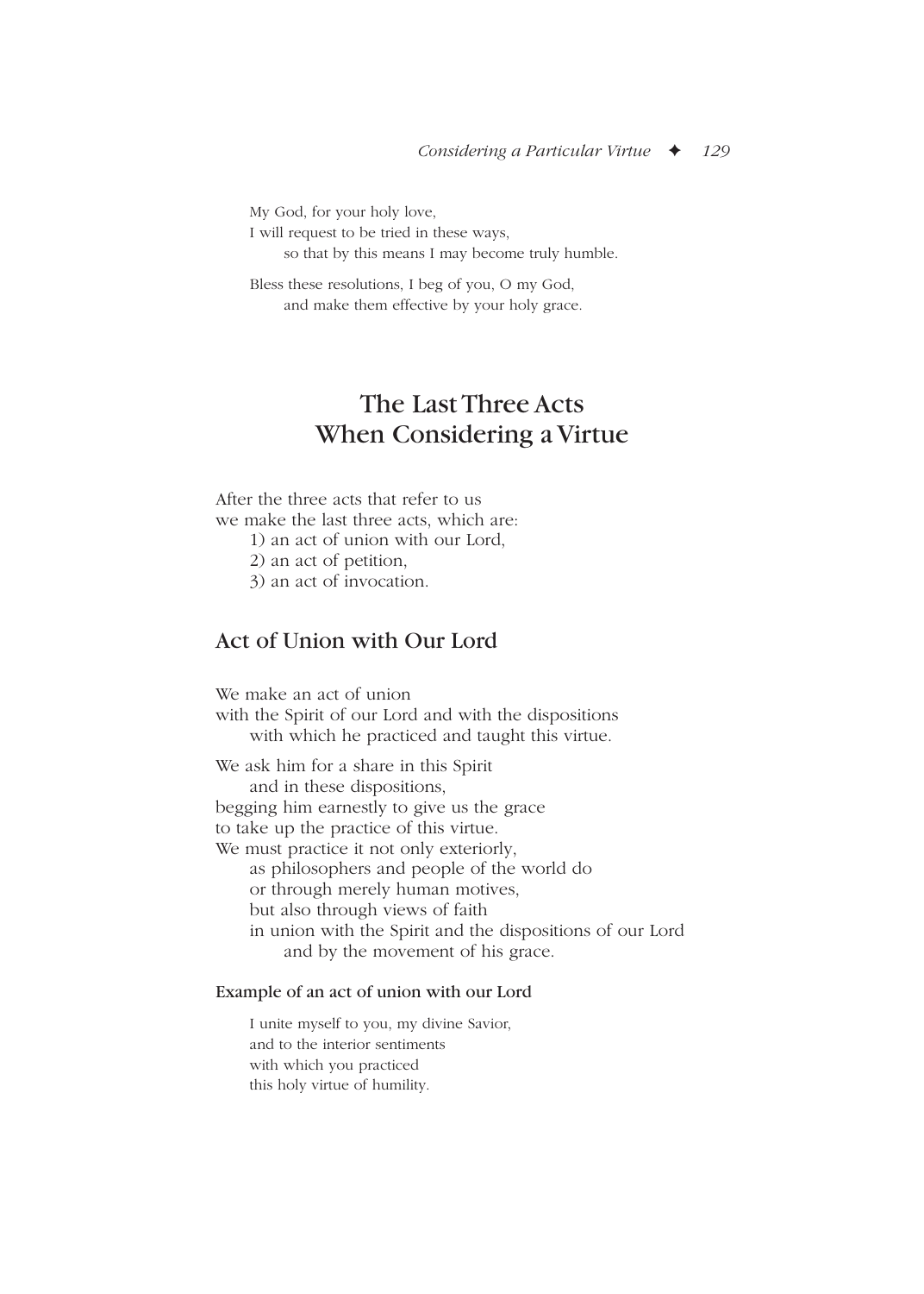My God, for your holy love,
I will request to be tried in these ways,
so that by this means I may become truly humble.

Bless these resolutions, I beg of you, O my God,
and make them effective by your holy grace.

# The Last Three Acts When Considering a Virtue

After the three acts that refer to us
we make the last three acts, which are:

1) an act of union with our Lord,
2) an act of petition,
3) an act of invocation.

## Act of Union with Our Lord

We make an act of union
with the Spirit of our Lord and with the dispositions
with which he practiced and taught this virtue.

We ask him for a share in this Spirit
and in these dispositions,
begging him earnestly to give us the grace
to take up the practice of this virtue.
We must practice it not only exteriorly,
as philosophers and people of the world do
or through merely human motives,
but also through views of faith
in union with the Spirit and the dispositions of our Lord
and by the movement of his grace.

### Example of an act of union with our Lord

I unite myself to you, my divine Savior,
and to the interior sentiments
with which you practiced
this holy virtue of humility.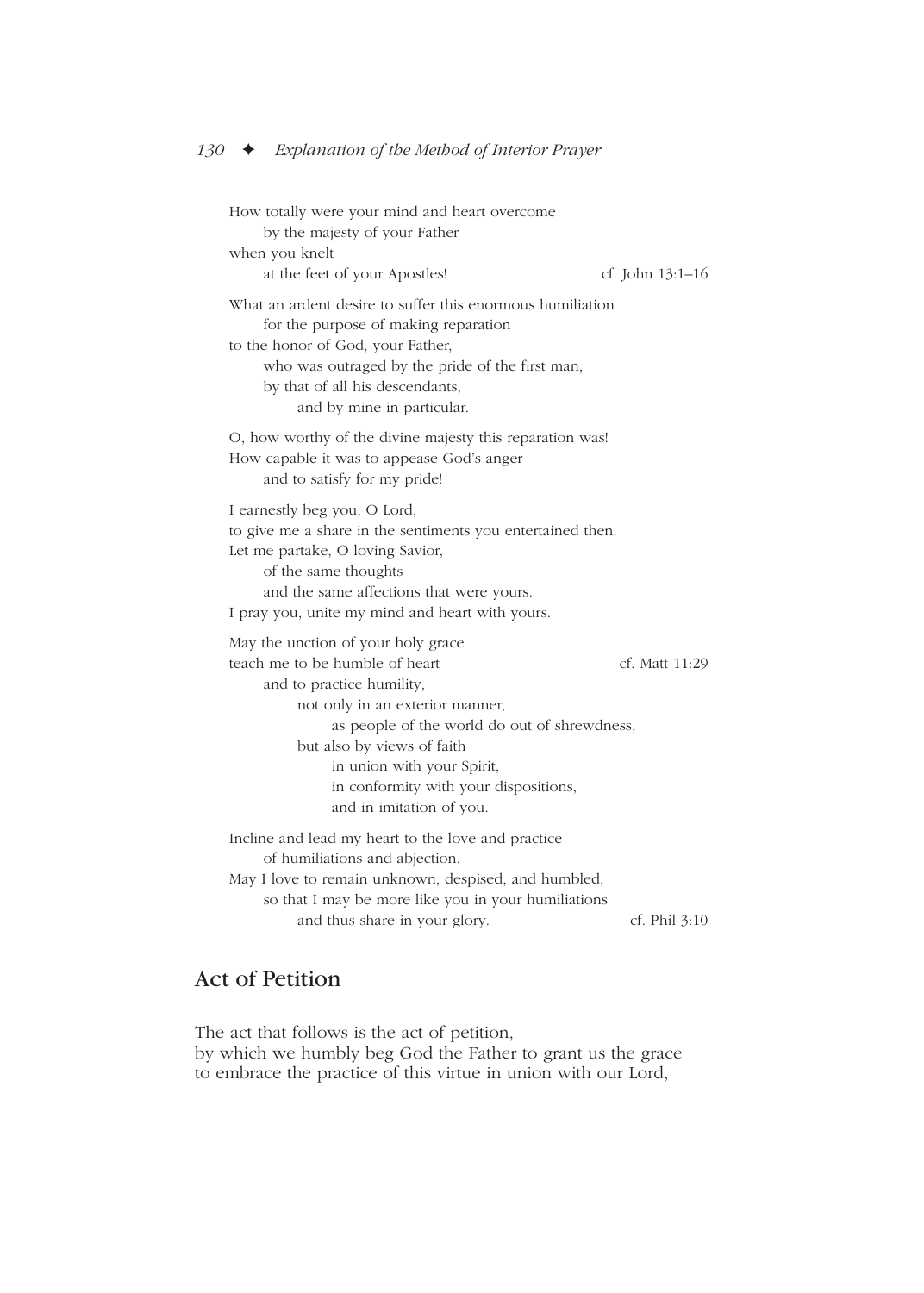How totally were your mind and heart overcome
  by the majesty of your Father
when you knelt
  at the feet of your Apostles! cf. John 13:1–16

What an ardent desire to suffer this enormous humiliation
  for the purpose of making reparation
to the honor of God, your Father,
  who was outraged by the pride of the first man,
  by that of all his descendants,
    and by mine in particular.

O, how worthy of the divine majesty this reparation was!
How capable it was to appease God's anger
  and to satisfy for my pride!

I earnestly beg you, O Lord,
to give me a share in the sentiments you entertained then.
Let me partake, O loving Savior,
  of the same thoughts
  and the same affections that were yours.
I pray you, unite my mind and heart with yours.

May the unction of your holy grace
teach me to be humble of heart cf. Matt 11:29
  and to practice humility,
    not only in an exterior manner,
      as people of the world do out of shrewdness,
    but also by views of faith
      in union with your Spirit,
      in conformity with your dispositions,
      and in imitation of you.

Incline and lead my heart to the love and practice
  of humiliations and abjection.
May I love to remain unknown, despised, and humbled,
  so that I may be more like you in your humiliations
    and thus share in your glory. cf. Phil 3:10

## Act of Petition

The act that follows is the act of petition,
by which we humbly beg God the Father to grant us the grace
to embrace the practice of this virtue in union with our Lord,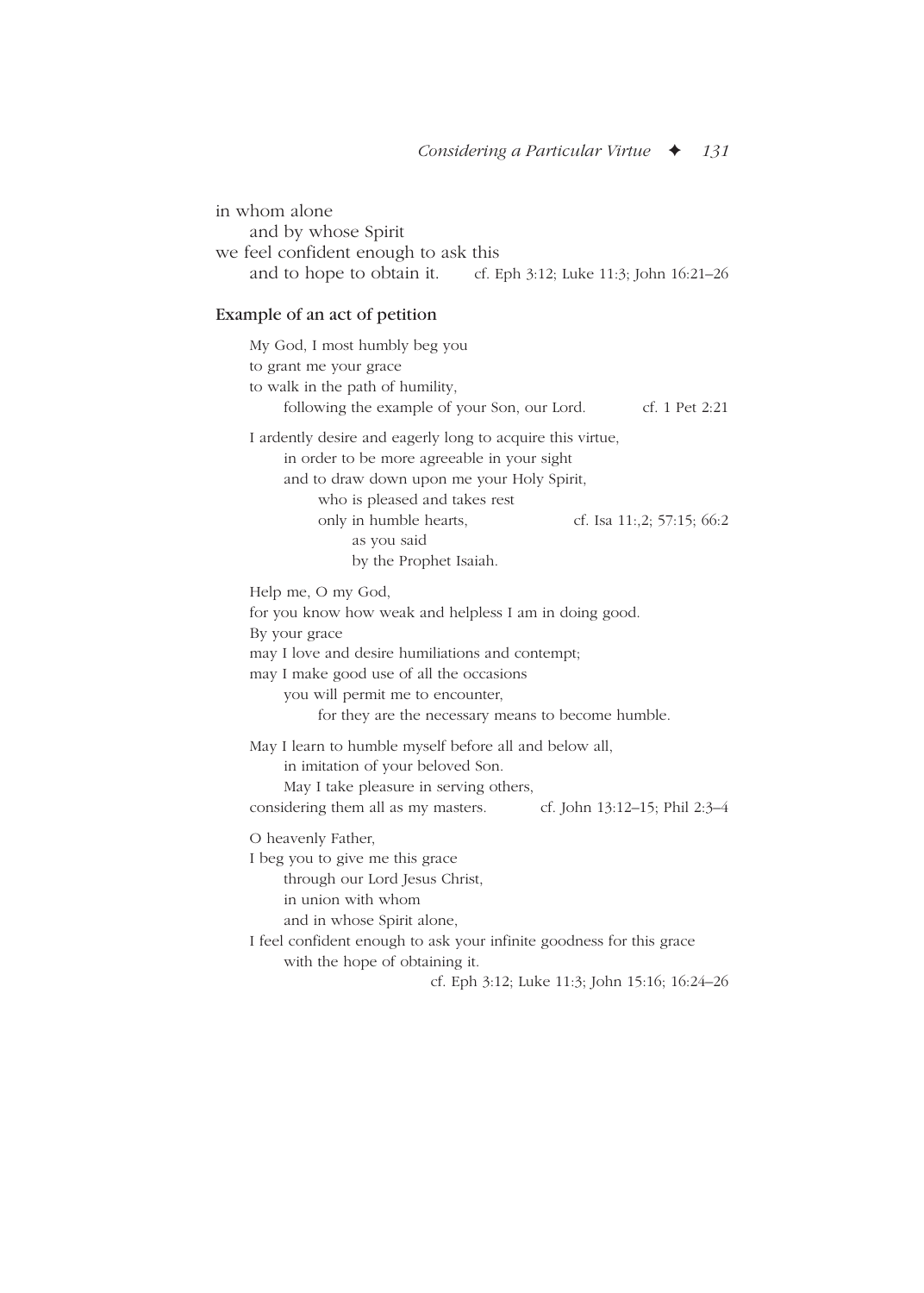in whom alone
 and by whose Spirit
we feel confident enough to ask this
 and to hope to obtain it. cf. Eph 3:12; Luke 11:3; John 16:21–26

### Example of an act of petition

My God, I most humbly beg you
to grant me your grace
to walk in the path of humility,
 following the example of your Son, our Lord. cf. 1 Pet 2:21

I ardently desire and eagerly long to acquire this virtue,
 in order to be more agreeable in your sight
 and to draw down upon me your Holy Spirit,
  who is pleased and takes rest
  only in humble hearts, cf. Isa 11:,2; 57:15; 66:2
   as you said
   by the Prophet Isaiah.

Help me, O my God,
for you know how weak and helpless I am in doing good.
By your grace
may I love and desire humiliations and contempt;
may I make good use of all the occasions
 you will permit me to encounter,
  for they are the necessary means to become humble.

May I learn to humble myself before all and below all,
 in imitation of your beloved Son.
 May I take pleasure in serving others,
considering them all as my masters. cf. John 13:12–15; Phil 2:3–4

O heavenly Father,
I beg you to give me this grace
 through our Lord Jesus Christ,
 in union with whom
 and in whose Spirit alone,
I feel confident enough to ask your infinite goodness for this grace
 with the hope of obtaining it.
cf. Eph 3:12; Luke 11:3; John 15:16; 16:24–26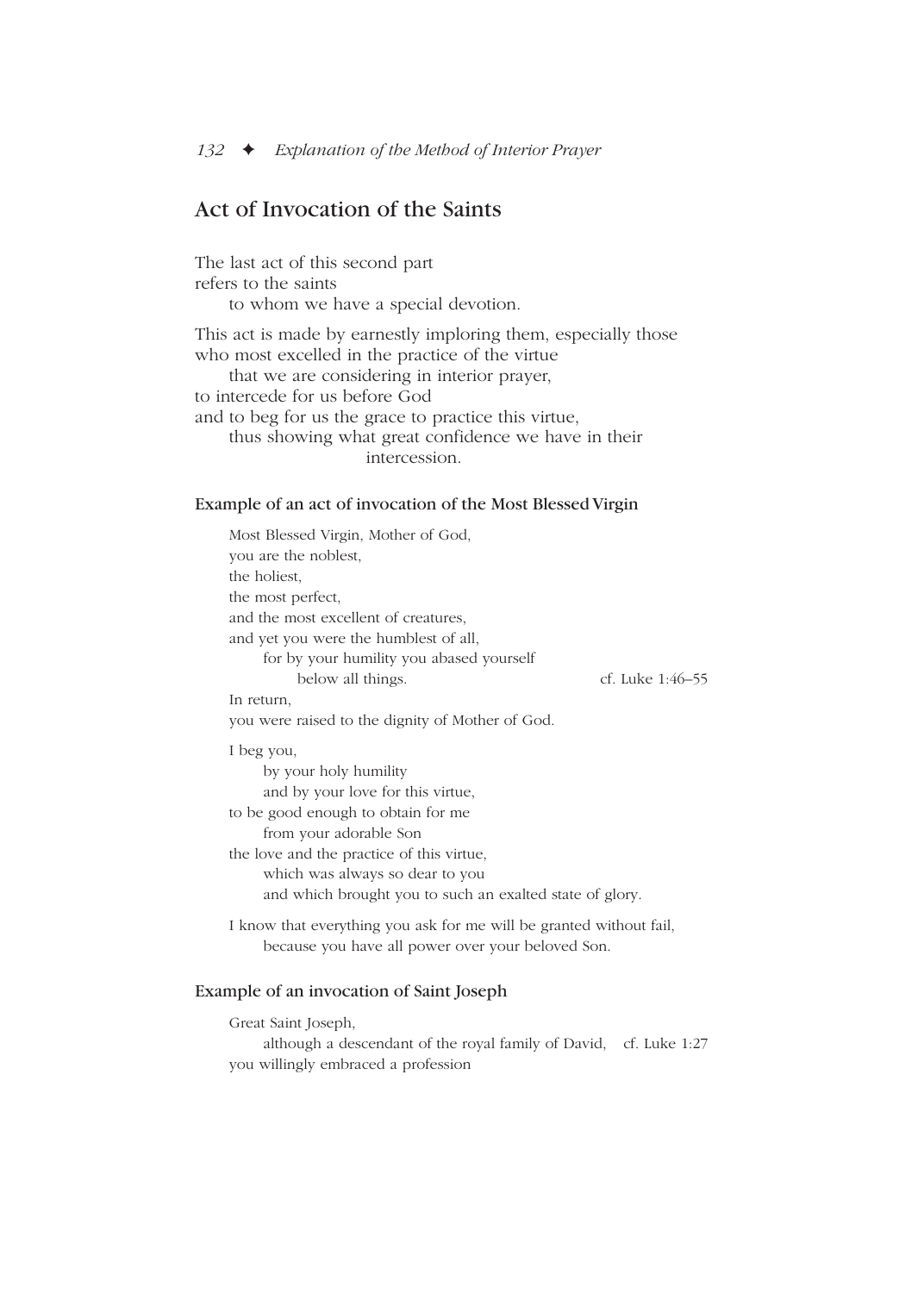## Act of Invocation of the Saints

The last act of this second part
refers to the saints
to whom we have a special devotion.

This act is made by earnestly imploring them, especially those
who most excelled in the practice of the virtue
that we are considering in interior prayer,
to intercede for us before God
and to beg for us the grace to practice this virtue,
thus showing what great confidence we have in their intercession.

### Example of an act of invocation of the Most Blessed Virgin

Most Blessed Virgin, Mother of God,
you are the noblest,
the holiest,
the most perfect,
and the most excellent of creatures,
and yet you were the humblest of all,
for by your humility you abased yourself
below all things. cf. Luke 1:46–55
In return,
you were raised to the dignity of Mother of God.

I beg you,
by your holy humility
and by your love for this virtue,
to be good enough to obtain for me
from your adorable Son
the love and the practice of this virtue,
which was always so dear to you
and which brought you to such an exalted state of glory.

I know that everything you ask for me will be granted without fail,
because you have all power over your beloved Son.

### Example of an invocation of Saint Joseph

Great Saint Joseph,
although a descendant of the royal family of David, cf. Luke 1:27
you willingly embraced a profession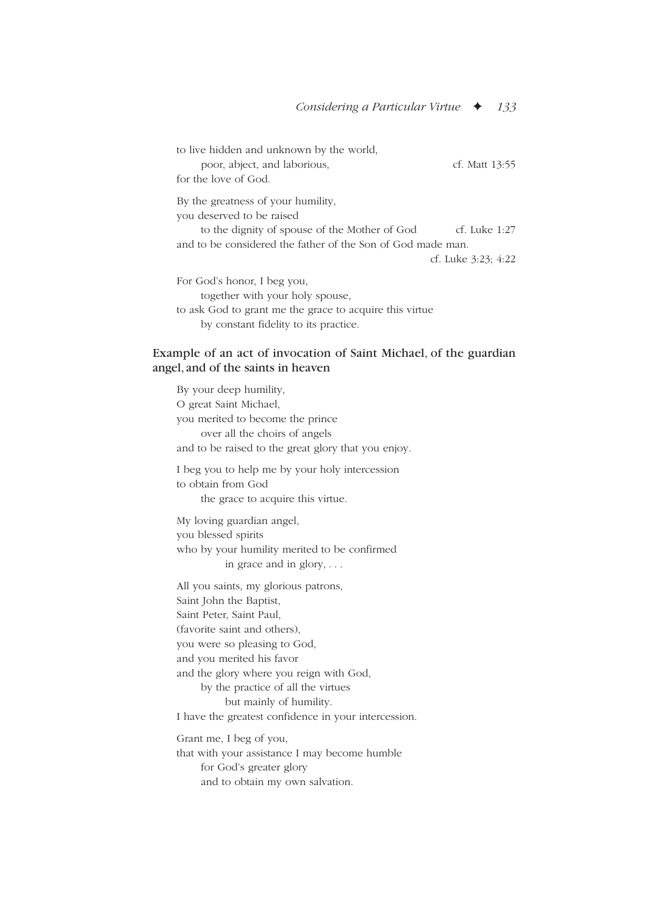to live hidden and unknown by the world,
    poor, abject, and laborious, cf. Matt 13:55
for the love of God.

By the greatness of your humility,
you deserved to be raised
    to the dignity of spouse of the Mother of God cf. Luke 1:27
and to be considered the father of the Son of God made man.
cf. Luke 3:23; 4:22

For God's honor, I beg you,
    together with your holy spouse,
to ask God to grant me the grace to acquire this virtue
    by constant fidelity to its practice.

### Example of an act of invocation of Saint Michael, of the guardian angel, and of the saints in heaven

By your deep humility,
O great Saint Michael,
you merited to become the prince
    over all the choirs of angels
and to be raised to the great glory that you enjoy.

I beg you to help me by your holy intercession
to obtain from God
    the grace to acquire this virtue.

My loving guardian angel,
you blessed spirits
who by your humility merited to be confirmed
        in grace and in glory, . . .

All you saints, my glorious patrons,
Saint John the Baptist,
Saint Peter, Saint Paul,
(favorite saint and others),
you were so pleasing to God,
and you merited his favor
and the glory where you reign with God,
    by the practice of all the virtues
        but mainly of humility.
I have the greatest confidence in your intercession.

Grant me, I beg of you,
that with your assistance I may become humble
    for God's greater glory
    and to obtain my own salvation.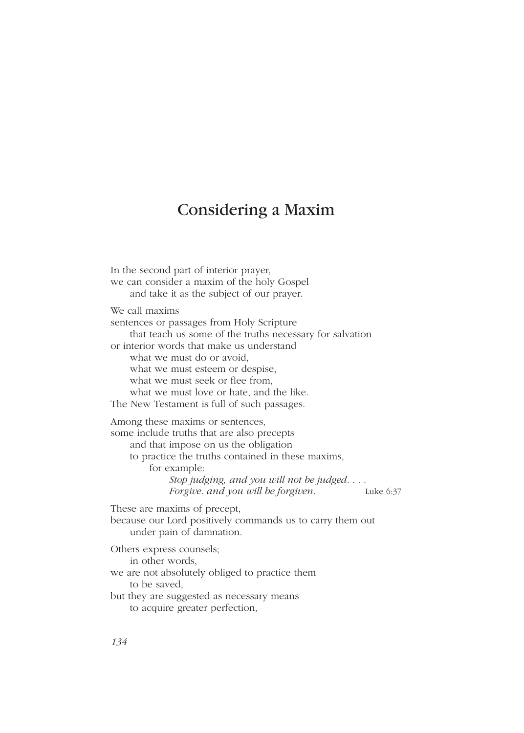# Considering a Maxim

In the second part of interior prayer,
we can consider a maxim of the holy Gospel
and take it as the subject of our prayer.

We call maxims
sentences or passages from Holy Scripture
that teach us some of the truths necessary for salvation
or interior words that make us understand
what we must do or avoid,
what we must esteem or despise,
what we must seek or flee from,
what we must love or hate, and the like.
The New Testament is full of such passages.

Among these maxims or sentences,
some include truths that are also precepts
and that impose on us the obligation
to practice the truths contained in these maxims,
for example:

*Stop judging, and you will not be judged. . . .*
*Forgive. and you will be forgiven.* Luke 6:37

These are maxims of precept,
because our Lord positively commands us to carry them out
under pain of damnation.

Others express counsels;
in other words,
we are not absolutely obliged to practice them
to be saved,
but they are suggested as necessary means
to acquire greater perfection,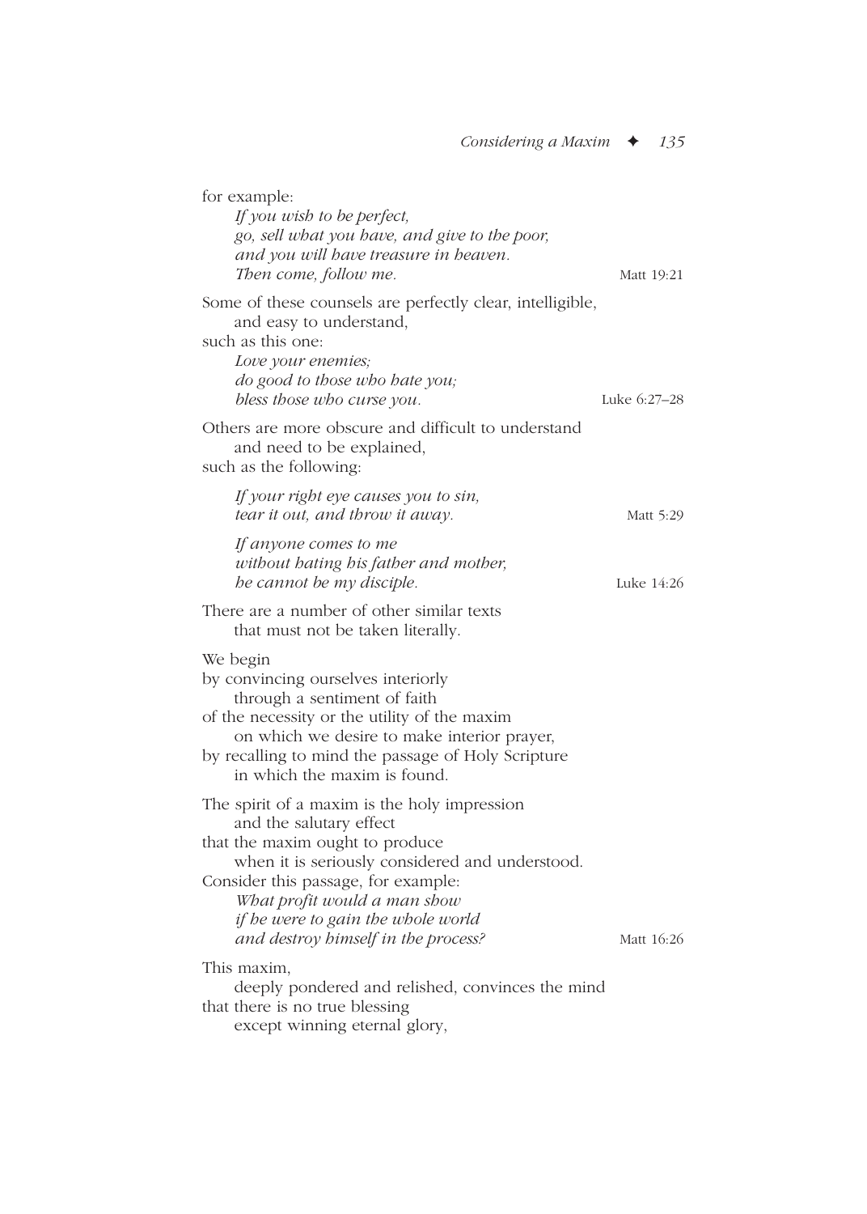for example:
*If you wish to be perfect,*
*go, sell what you have, and give to the poor,*
*and you will have treasure in heaven.*
*Then come, follow me.* Matt 19:21

Some of these counsels are perfectly clear, intelligible,
and easy to understand,
such as this one:
*Love your enemies;*
*do good to those who hate you;*
*bless those who curse you.* Luke 6:27–28

Others are more obscure and difficult to understand
and need to be explained,
such as the following:

*If your right eye causes you to sin,*
*tear it out, and throw it away.* Matt 5:29

*If anyone comes to me*
*without hating his father and mother,*
*he cannot be my disciple.* Luke 14:26

There are a number of other similar texts
that must not be taken literally.

We begin
by convincing ourselves interiorly
through a sentiment of faith
of the necessity or the utility of the maxim
on which we desire to make interior prayer,
by recalling to mind the passage of Holy Scripture
in which the maxim is found.

The spirit of a maxim is the holy impression
and the salutary effect
that the maxim ought to produce
when it is seriously considered and understood.
Consider this passage, for example:
*What profit would a man show*
*if he were to gain the whole world*
*and destroy himself in the process?* Matt 16:26

This maxim,
deeply pondered and relished, convinces the mind
that there is no true blessing
except winning eternal glory,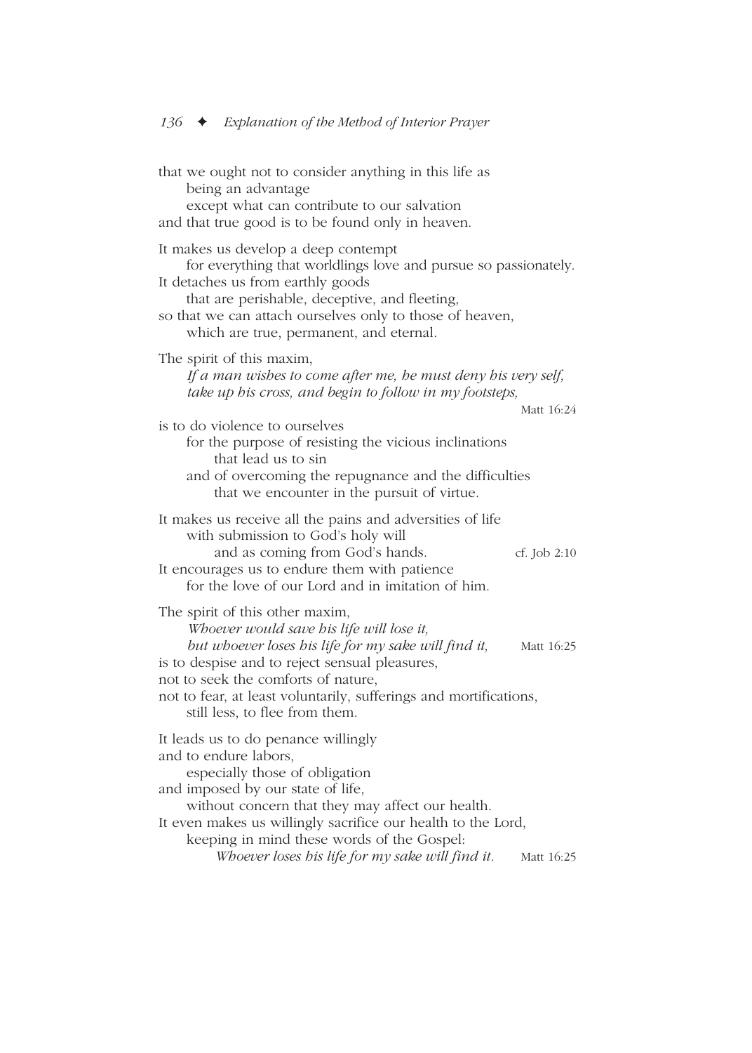that we ought not to consider anything in this life as
being an advantage
except what can contribute to our salvation
and that true good is to be found only in heaven.

It makes us develop a deep contempt
for everything that worldlings love and pursue so passionately.
It detaches us from earthly goods
that are perishable, deceptive, and fleeting,
so that we can attach ourselves only to those of heaven,
which are true, permanent, and eternal.

The spirit of this maxim,
*If a man wishes to come after me, he must deny his very self, take up his cross, and begin to follow in my footsteps,* Matt 16:24
is to do violence to ourselves
for the purpose of resisting the vicious inclinations
that lead us to sin
and of overcoming the repugnance and the difficulties
that we encounter in the pursuit of virtue.

It makes us receive all the pains and adversities of life
with submission to God's holy will
and as coming from God's hands. cf. Job 2:10
It encourages us to endure them with patience
for the love of our Lord and in imitation of him.

The spirit of this other maxim,
*Whoever would save his life will lose it,*
*but whoever loses his life for my sake will find it,* Matt 16:25
is to despise and to reject sensual pleasures,
not to seek the comforts of nature,
not to fear, at least voluntarily, sufferings and mortifications,
still less, to flee from them.

It leads us to do penance willingly
and to endure labors,
especially those of obligation
and imposed by our state of life,
without concern that they may affect our health.
It even makes us willingly sacrifice our health to the Lord,
keeping in mind these words of the Gospel:
*Whoever loses his life for my sake will find it.* Matt 16:25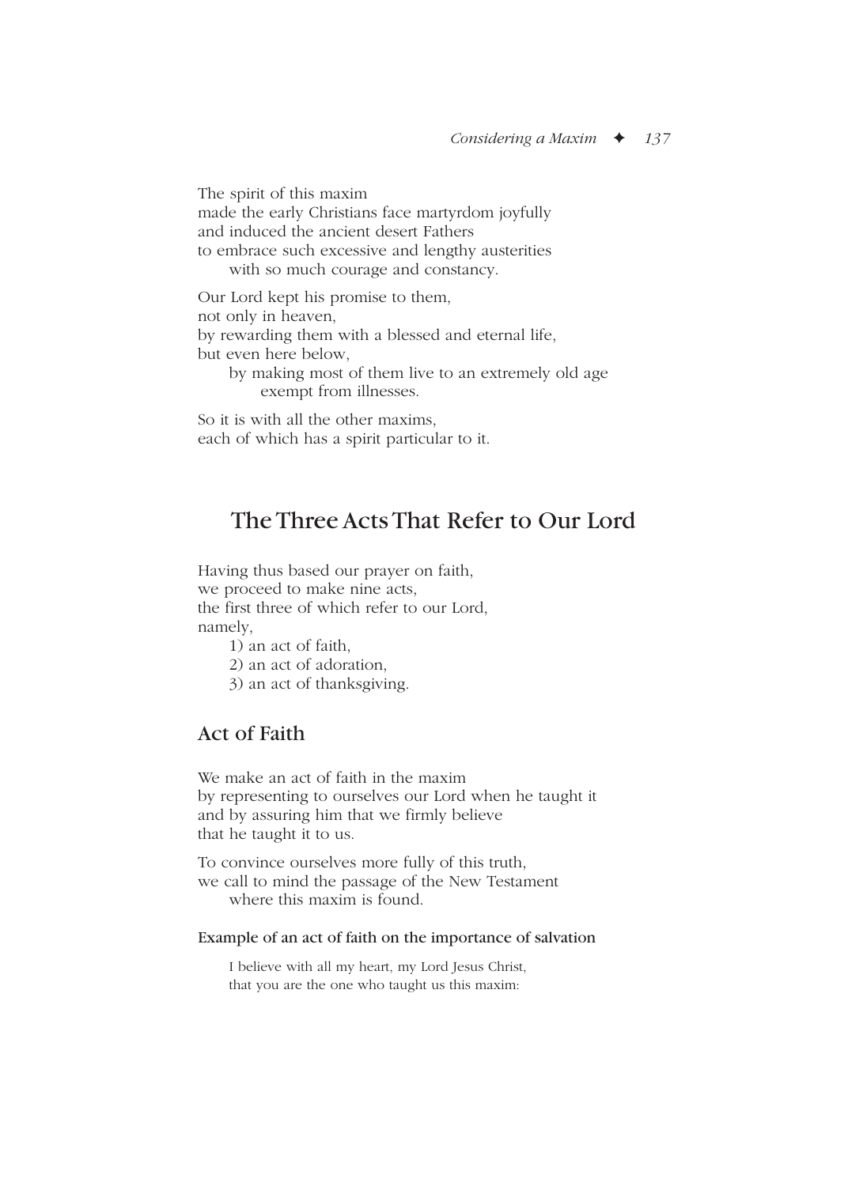The spirit of this maxim
made the early Christians face martyrdom joyfully
and induced the ancient desert Fathers
to embrace such excessive and lengthy austerities
with so much courage and constancy.

Our Lord kept his promise to them,
not only in heaven,
by rewarding them with a blessed and eternal life,
but even here below,
by making most of them live to an extremely old age
exempt from illnesses.

So it is with all the other maxims,
each of which has a spirit particular to it.

## The Three Acts That Refer to Our Lord

Having thus based our prayer on faith,
we proceed to make nine acts,
the first three of which refer to our Lord,
namely,

1) an act of faith,
2) an act of adoration,
3) an act of thanksgiving.

### Act of Faith

We make an act of faith in the maxim
by representing to ourselves our Lord when he taught it
and by assuring him that we firmly believe
that he taught it to us.

To convince ourselves more fully of this truth,
we call to mind the passage of the New Testament
where this maxim is found.

#### Example of an act of faith on the importance of salvation

I believe with all my heart, my Lord Jesus Christ,
that you are the one who taught us this maxim: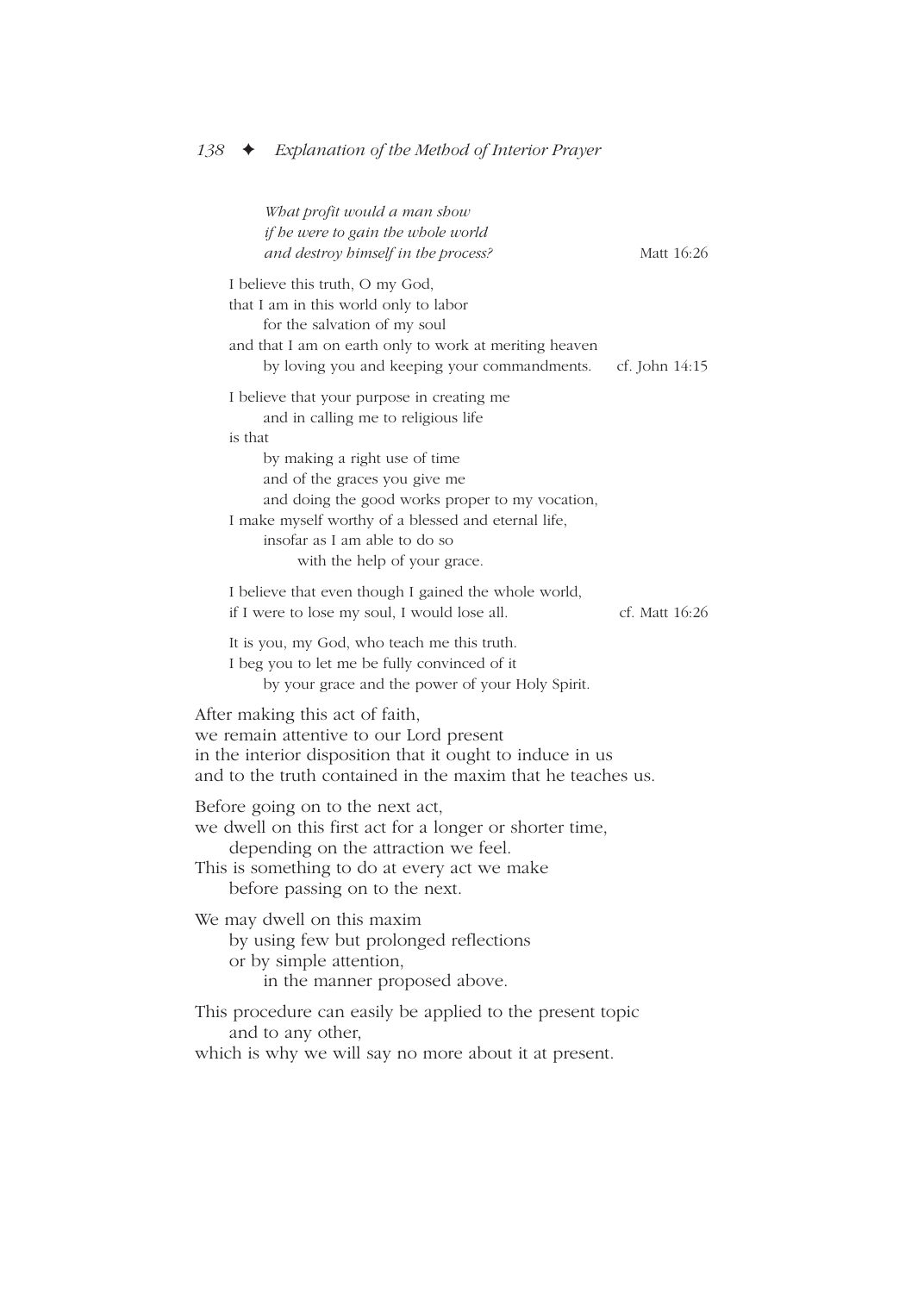*What profit would a man show*
*if he were to gain the whole world*
*and destroy himself in the process?* Matt 16:26

I believe this truth, O my God,
that I am in this world only to labor
for the salvation of my soul
and that I am on earth only to work at meriting heaven
by loving you and keeping your commandments. cf. John 14:15

I believe that your purpose in creating me
and in calling me to religious life
is that
by making a right use of time
and of the graces you give me
and doing the good works proper to my vocation,
I make myself worthy of a blessed and eternal life,
insofar as I am able to do so
with the help of your grace.

I believe that even though I gained the whole world,
if I were to lose my soul, I would lose all. cf. Matt 16:26

It is you, my God, who teach me this truth.
I beg you to let me be fully convinced of it
by your grace and the power of your Holy Spirit.

After making this act of faith,
we remain attentive to our Lord present
in the interior disposition that it ought to induce in us
and to the truth contained in the maxim that he teaches us.

Before going on to the next act,
we dwell on this first act for a longer or shorter time,
depending on the attraction we feel.
This is something to do at every act we make
before passing on to the next.

We may dwell on this maxim
by using few but prolonged reflections
or by simple attention,
in the manner proposed above.

This procedure can easily be applied to the present topic
and to any other,
which is why we will say no more about it at present.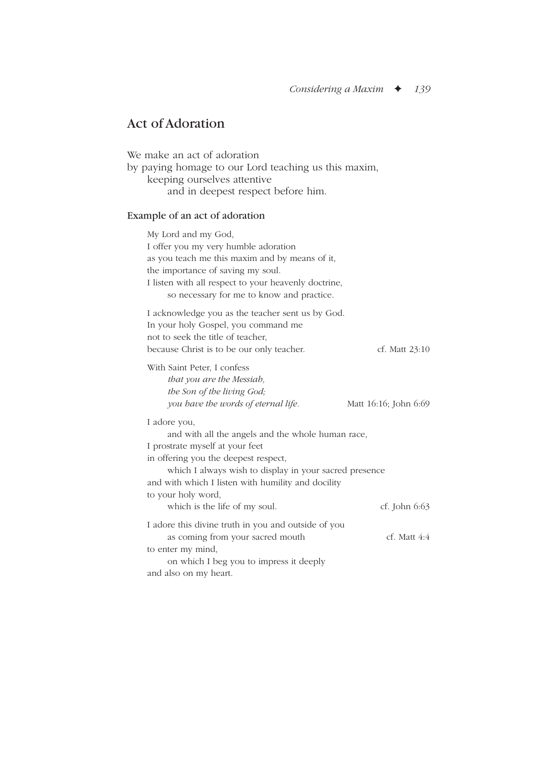## Act of Adoration

We make an act of adoration
by paying homage to our Lord teaching us this maxim,
keeping ourselves attentive
and in deepest respect before him.

### Example of an act of adoration

My Lord and my God,
I offer you my very humble adoration
as you teach me this maxim and by means of it,
the importance of saving my soul.
I listen with all respect to your heavenly doctrine,
so necessary for me to know and practice.

I acknowledge you as the teacher sent us by God.
In your holy Gospel, you command me
not to seek the title of teacher,
because Christ is to be our only teacher. cf. Matt 23:10

With Saint Peter, I confess
*that you are the Messiah,*
*the Son of the living God;*
*you have the words of eternal life.* Matt 16:16; John 6:69

I adore you,
and with all the angels and the whole human race,
I prostrate myself at your feet
in offering you the deepest respect,
which I always wish to display in your sacred presence
and with which I listen with humility and docility
to your holy word,
which is the life of my soul. cf. John 6:63

I adore this divine truth in you and outside of you
as coming from your sacred mouth cf. Matt 4:4
to enter my mind,
on which I beg you to impress it deeply
and also on my heart.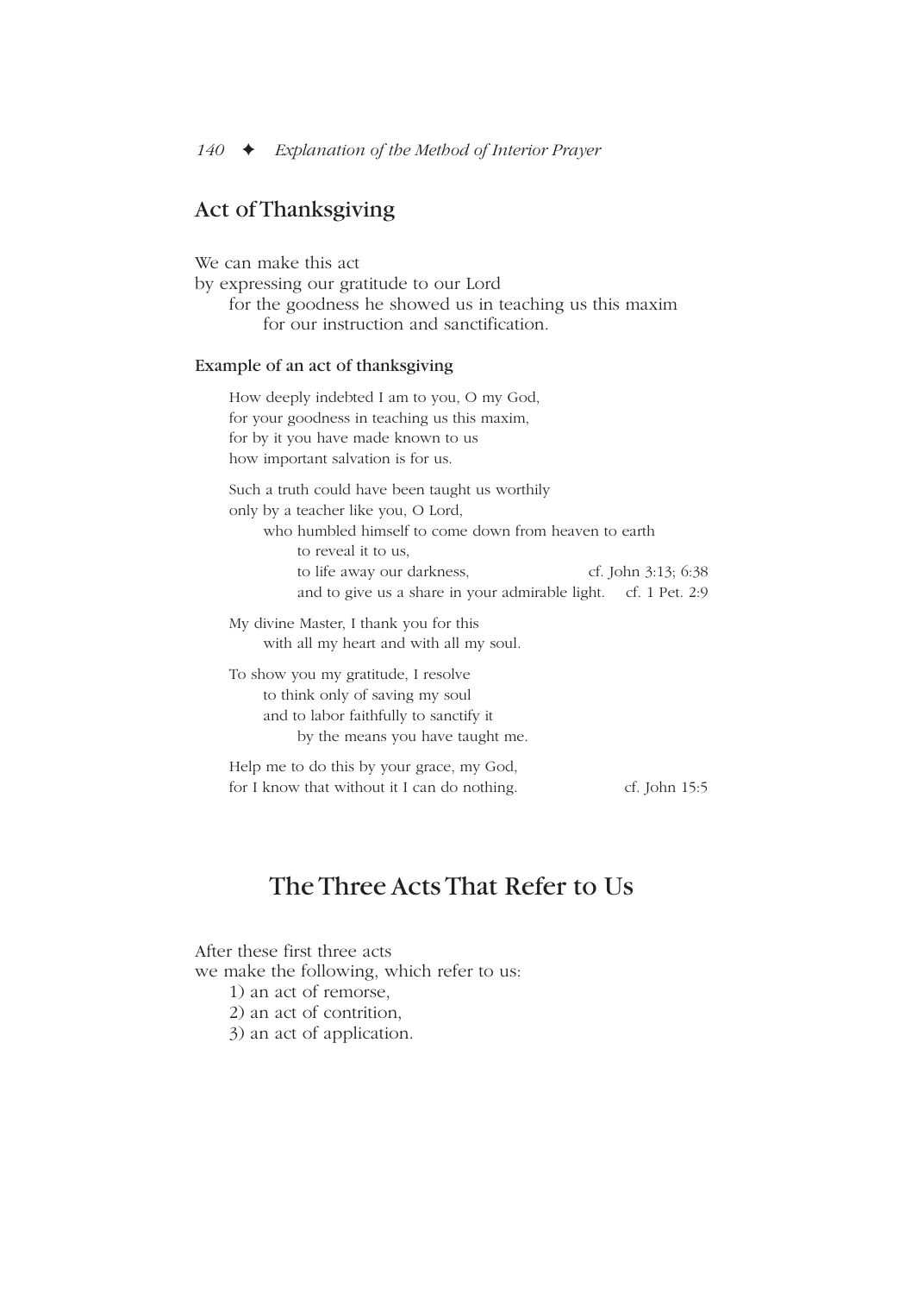## Act of Thanksgiving

We can make this act
by expressing our gratitude to our Lord
for the goodness he showed us in teaching us this maxim
for our instruction and sanctification.

### Example of an act of thanksgiving

How deeply indebted I am to you, O my God,
for your goodness in teaching us this maxim,
for by it you have made known to us
how important salvation is for us.

Such a truth could have been taught us worthily
only by a teacher like you, O Lord,
who humbled himself to come down from heaven to earth
to reveal it to us,
to life away our darkness, cf. John 3:13; 6:38
and to give us a share in your admirable light. cf. 1 Pet. 2:9

My divine Master, I thank you for this
with all my heart and with all my soul.

To show you my gratitude, I resolve
to think only of saving my soul
and to labor faithfully to sanctify it
by the means you have taught me.

Help me to do this by your grace, my God,
for I know that without it I can do nothing. cf. John 15:5

## The Three Acts That Refer to Us

After these first three acts
we make the following, which refer to us:

1) an act of remorse,
2) an act of contrition,
3) an act of application.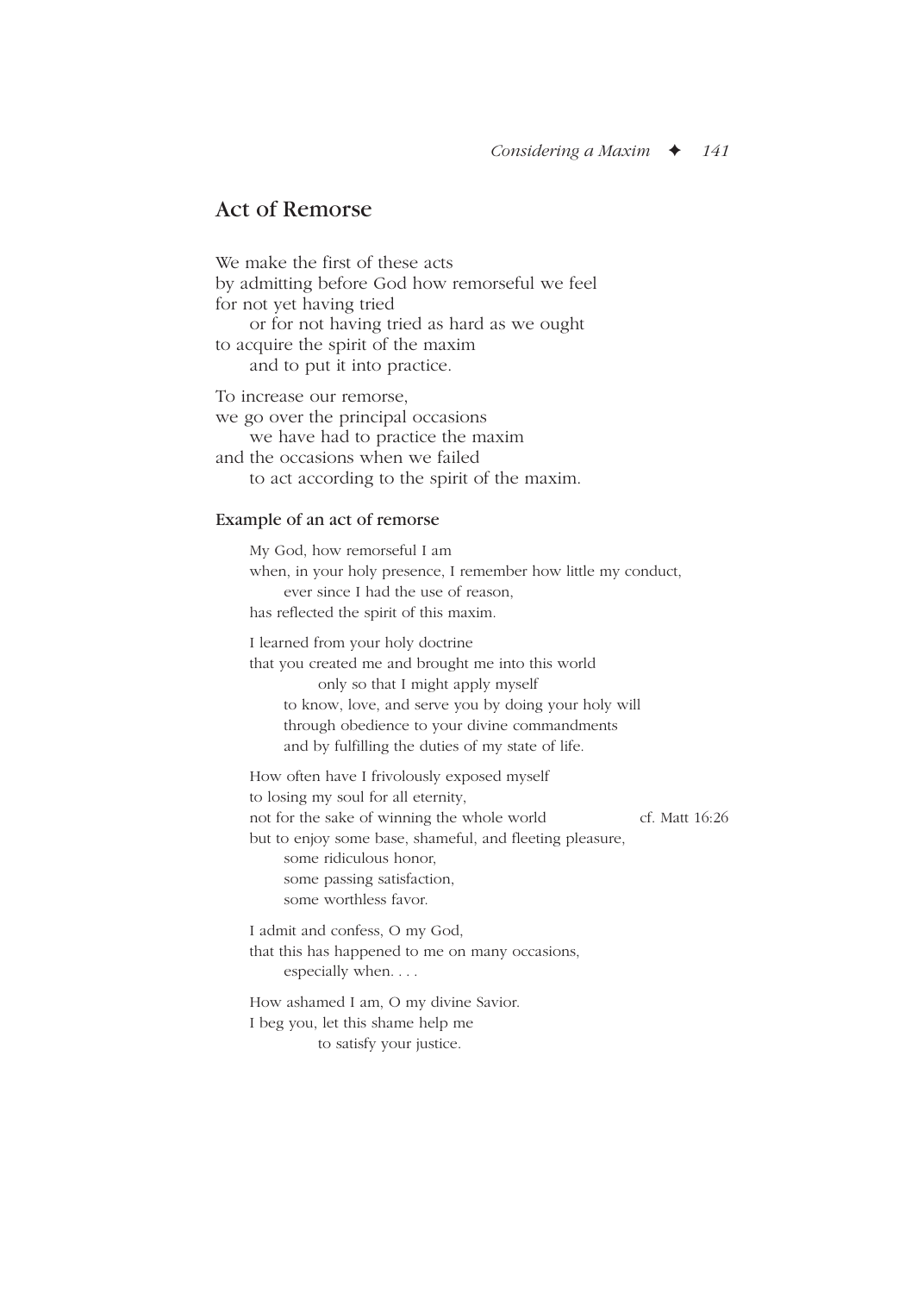## Act of Remorse

We make the first of these acts
by admitting before God how remorseful we feel
for not yet having tried
or for not having tried as hard as we ought
to acquire the spirit of the maxim
and to put it into practice.

To increase our remorse,
we go over the principal occasions
we have had to practice the maxim
and the occasions when we failed
to act according to the spirit of the maxim.

### Example of an act of remorse

My God, how remorseful I am
when, in your holy presence, I remember how little my conduct,
ever since I had the use of reason,
has reflected the spirit of this maxim.

I learned from your holy doctrine
that you created me and brought me into this world
only so that I might apply myself
to know, love, and serve you by doing your holy will
through obedience to your divine commandments
and by fulfilling the duties of my state of life.

How often have I frivolously exposed myself
to losing my soul for all eternity,
not for the sake of winning the whole world (cf. Matt 16:26)
but to enjoy some base, shameful, and fleeting pleasure,
some ridiculous honor,
some passing satisfaction,
some worthless favor.

I admit and confess, O my God,
that this has happened to me on many occasions,
especially when. . . .

How ashamed I am, O my divine Savior.
I beg you, let this shame help me
to satisfy your justice.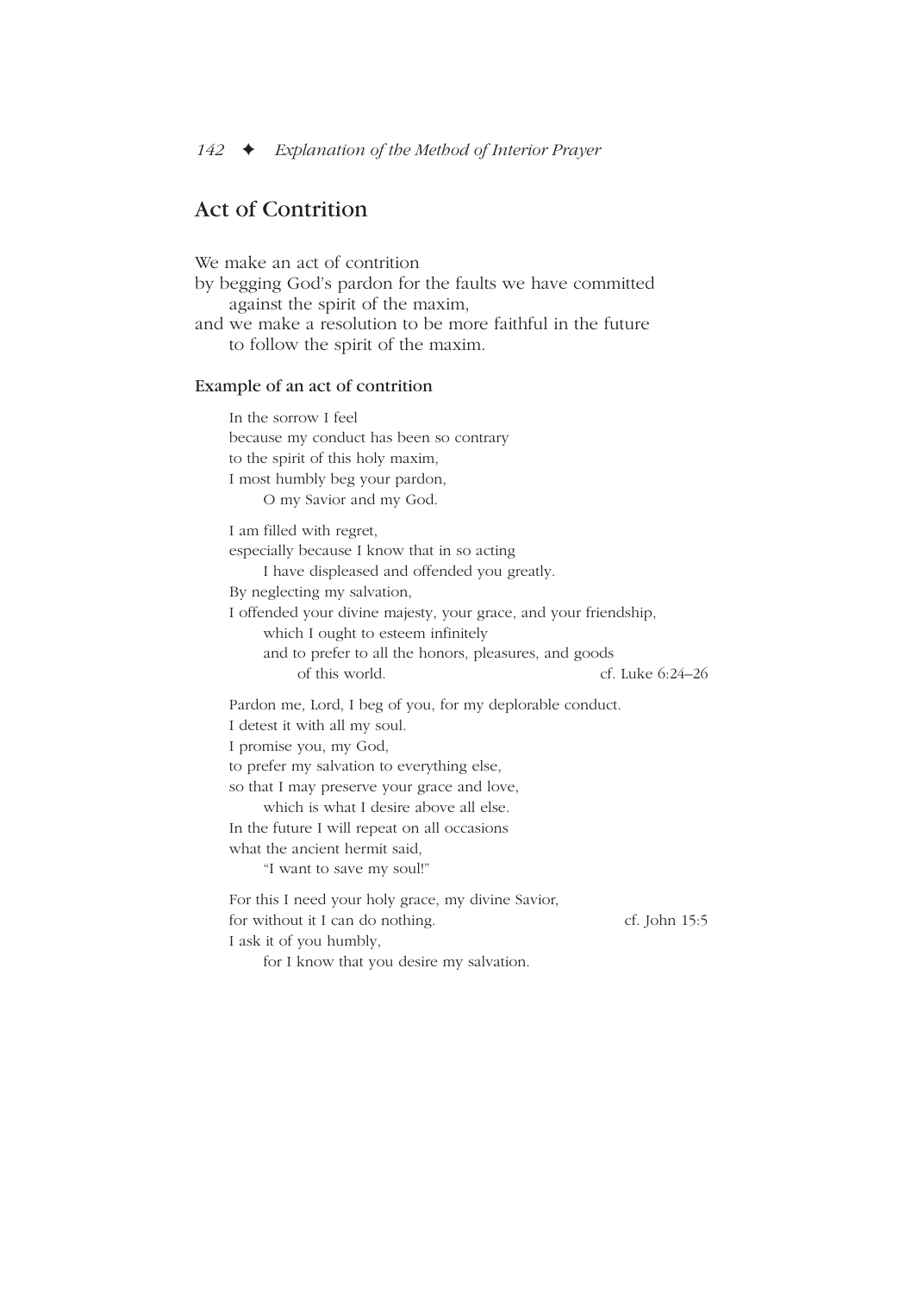## Act of Contrition

We make an act of contrition
by begging God's pardon for the faults we have committed
against the spirit of the maxim,
and we make a resolution to be more faithful in the future
to follow the spirit of the maxim.

### Example of an act of contrition

In the sorrow I feel
because my conduct has been so contrary
to the spirit of this holy maxim,
I most humbly beg your pardon,
O my Savior and my God.

I am filled with regret,
especially because I know that in so acting
I have displeased and offended you greatly.
By neglecting my salvation,
I offended your divine majesty, your grace, and your friendship,
which I ought to esteem infinitely
and to prefer to all the honors, pleasures, and goods
of this world. cf. Luke 6:24–26

Pardon me, Lord, I beg of you, for my deplorable conduct.
I detest it with all my soul.
I promise you, my God,
to prefer my salvation to everything else,
so that I may preserve your grace and love,
which is what I desire above all else.
In the future I will repeat on all occasions
what the ancient hermit said,
"I want to save my soul!"

For this I need your holy grace, my divine Savior,
for without it I can do nothing. cf. John 15:5
I ask it of you humbly,
for I know that you desire my salvation.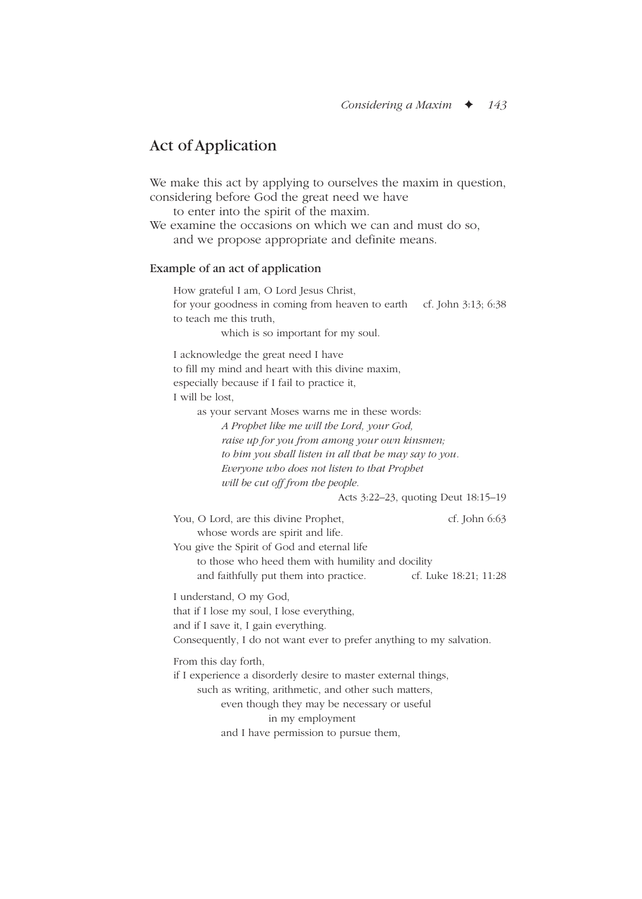## Act of Application

We make this act by applying to ourselves the maxim in question, considering before God the great need we have
to enter into the spirit of the maxim.
We examine the occasions on which we can and must do so,
and we propose appropriate and definite means.

### Example of an act of application

How grateful I am, O Lord Jesus Christ,
for your goodness in coming from heaven to earth (cf. John 3:13; 6:38)
to teach me this truth,
which is so important for my soul.

I acknowledge the great need I have
to fill my mind and heart with this divine maxim,
especially because if I fail to practice it,
I will be lost,
as your servant Moses warns me in these words:
*A Prophet like me will the Lord, your God,*
*raise up for you from among your own kinsmen;*
*to him you shall listen in all that he may say to you.*
*Everyone who does not listen to that Prophet*
*will be cut off from the people.*
Acts 3:22–23, quoting Deut 18:15–19

You, O Lord, are this divine Prophet, (cf. John 6:63)
whose words are spirit and life.
You give the Spirit of God and eternal life
to those who heed them with humility and docility
and faithfully put them into practice. (cf. Luke 18:21; 11:28)

I understand, O my God,
that if I lose my soul, I lose everything,
and if I save it, I gain everything.
Consequently, I do not want ever to prefer anything to my salvation.

From this day forth,
if I experience a disorderly desire to master external things,
such as writing, arithmetic, and other such matters,
even though they may be necessary or useful
in my employment
and I have permission to pursue them,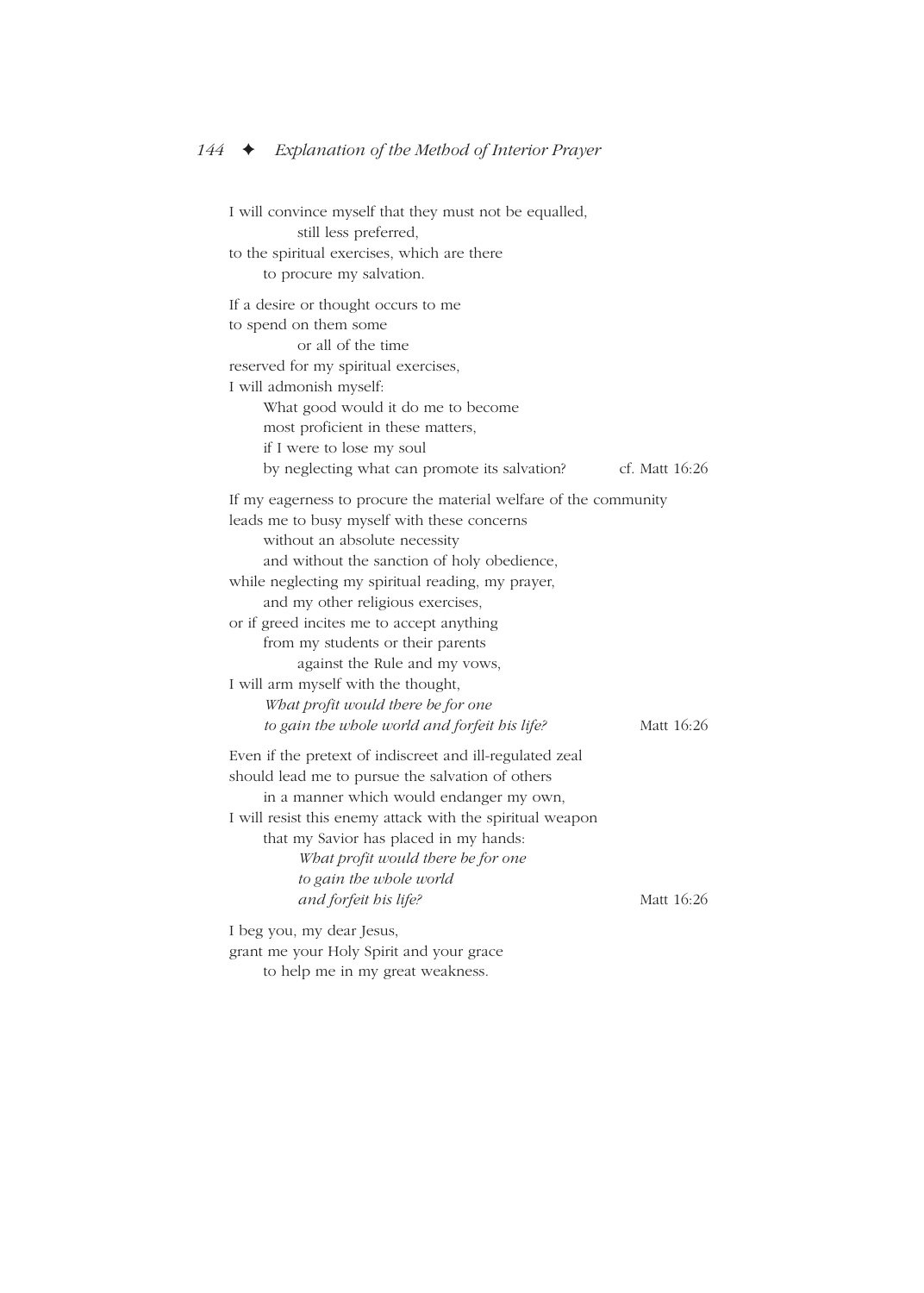I will convince myself that they must not be equalled,
still less preferred,
to the spiritual exercises, which are there
to procure my salvation.

If a desire or thought occurs to me
to spend on them some
or all of the time
reserved for my spiritual exercises,
I will admonish myself:
What good would it do me to become
most proficient in these matters,
if I were to lose my soul
by neglecting what can promote its salvation? cf. Matt 16:26

If my eagerness to procure the material welfare of the community
leads me to busy myself with these concerns
without an absolute necessity
and without the sanction of holy obedience,
while neglecting my spiritual reading, my prayer,
and my other religious exercises,
or if greed incites me to accept anything
from my students or their parents
against the Rule and my vows,
I will arm myself with the thought,
*What profit would there be for one*
*to gain the whole world and forfeit his life?* Matt 16:26

Even if the pretext of indiscreet and ill-regulated zeal
should lead me to pursue the salvation of others
in a manner which would endanger my own,
I will resist this enemy attack with the spiritual weapon
that my Savior has placed in my hands:
*What profit would there be for one*
*to gain the whole world*
*and forfeit his life?* Matt 16:26

I beg you, my dear Jesus,
grant me your Holy Spirit and your grace
to help me in my great weakness.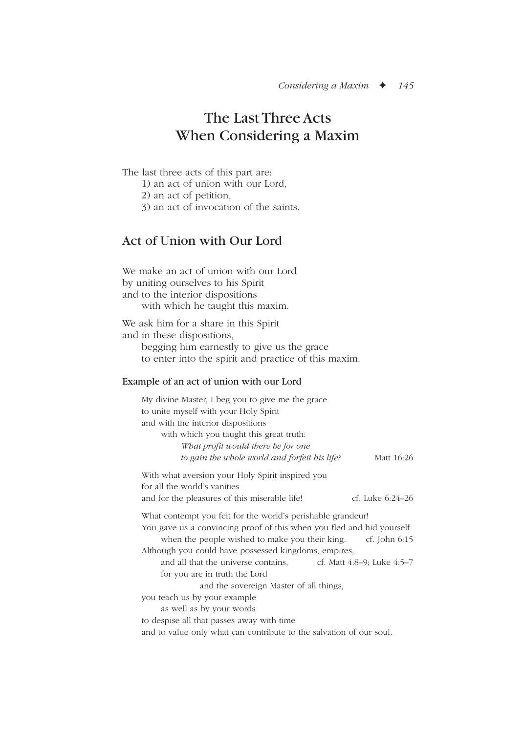# The Last Three Acts When Considering a Maxim

The last three acts of this part are:

1) an act of union with our Lord,
2) an act of petition,
3) an act of invocation of the saints.

## Act of Union with Our Lord

We make an act of union with our Lord
by uniting ourselves to his Spirit
and to the interior dispositions
with which he taught this maxim.

We ask him for a share in this Spirit
and in these dispositions,
begging him earnestly to give us the grace
to enter into the spirit and practice of this maxim.

### Example of an act of union with our Lord

My divine Master, I beg you to give me the grace
to unite myself with your Holy Spirit
and with the interior dispositions
with which you taught this great truth:
*What profit would there be for one*
*to gain the whole world and forfeit his life?* Matt 16:26

With what aversion your Holy Spirit inspired you
for all the world's vanities
and for the pleasures of this miserable life! cf. Luke 6:24–26

What contempt you felt for the world's perishable grandeur!
You gave us a convincing proof of this when you fled and hid yourself
when the people wished to make you their king. cf. John 6:15
Although you could have possessed kingdoms, empires,
and all that the universe contains, cf. Matt 4:8–9; Luke 4:5–7
for you are in truth the Lord
and the sovereign Master of all things,
you teach us by your example
as well as by your words
to despise all that passes away with time
and to value only what can contribute to the salvation of our soul.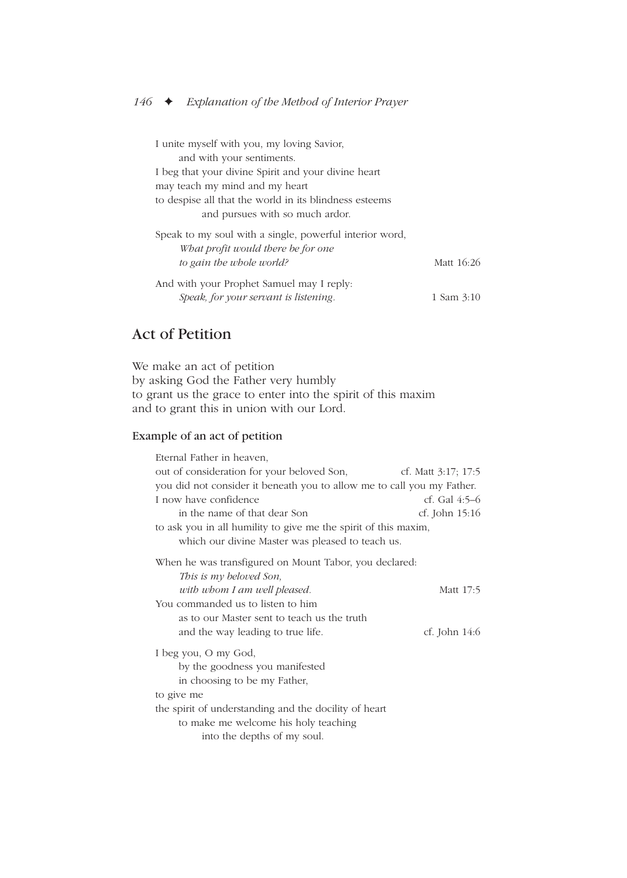I unite myself with you, my loving Savior,
and with your sentiments.
I beg that your divine Spirit and your divine heart
may teach my mind and my heart
to despise all that the world in its blindness esteems
and pursues with so much ardor.

Speak to my soul with a single, powerful interior word,
*What profit would there be for one*
*to gain the whole world?* Matt 16:26

And with your Prophet Samuel may I reply:
*Speak, for your servant is listening.* 1 Sam 3:10

## Act of Petition

We make an act of petition
by asking God the Father very humbly
to grant us the grace to enter into the spirit of this maxim
and to grant this in union with our Lord.

### Example of an act of petition

Eternal Father in heaven,
out of consideration for your beloved Son, cf. Matt 3:17; 17:5
you did not consider it beneath you to allow me to call you my Father.
I now have confidence cf. Gal 4:5–6
in the name of that dear Son cf. John 15:16
to ask you in all humility to give me the spirit of this maxim,
which our divine Master was pleased to teach us.

When he was transfigured on Mount Tabor, you declared:
*This is my beloved Son,*
*with whom I am well pleased.* Matt 17:5
You commanded us to listen to him
as to our Master sent to teach us the truth
and the way leading to true life. cf. John 14:6

I beg you, O my God,
by the goodness you manifested
in choosing to be my Father,
to give me
the spirit of understanding and the docility of heart
to make me welcome his holy teaching
into the depths of my soul.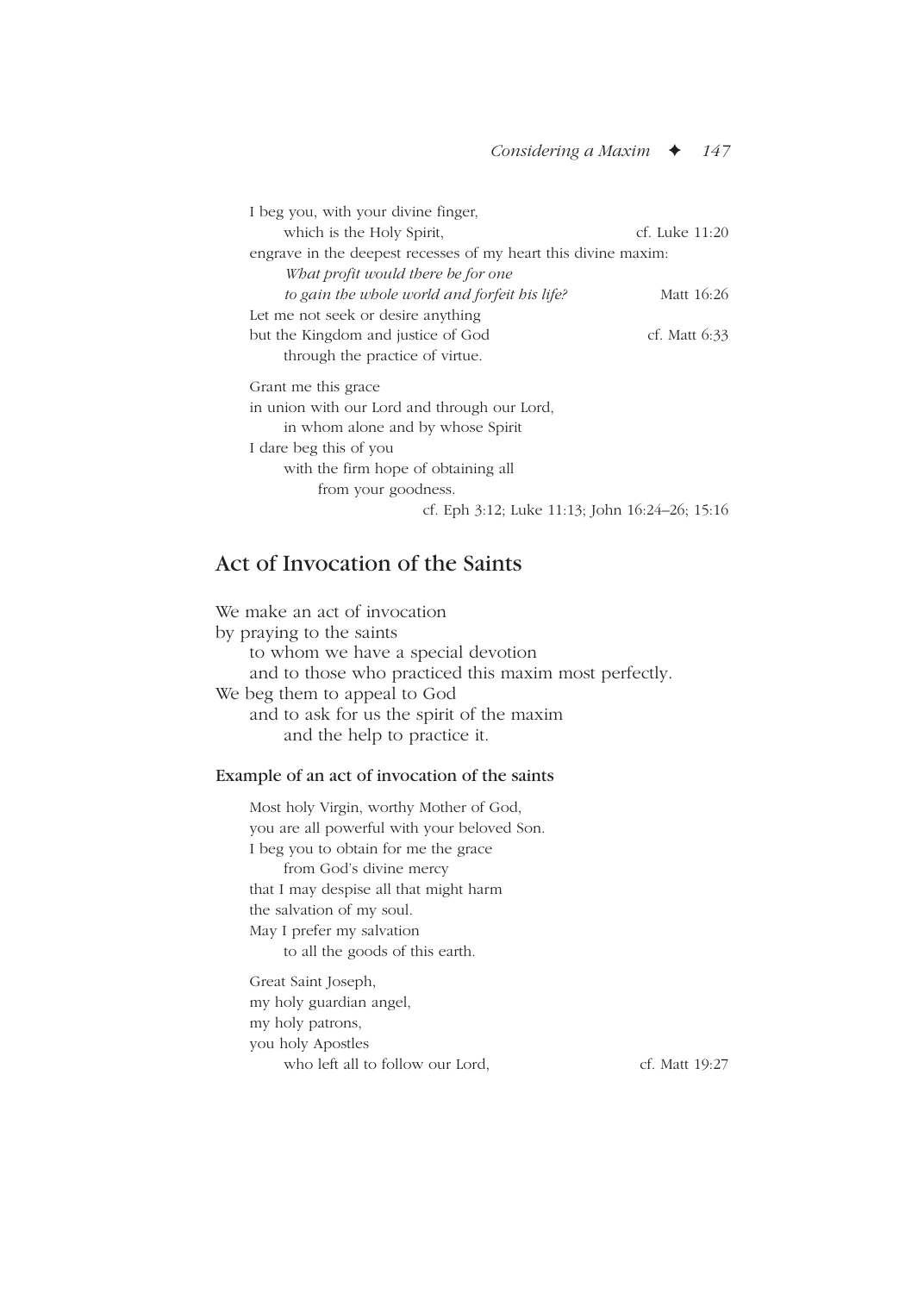I beg you, with your divine finger,
which is the Holy Spirit, cf. Luke 11:20
engrave in the deepest recesses of my heart this divine maxim:
*What profit would there be for one*
*to gain the whole world and forfeit his life?* Matt 16:26
Let me not seek or desire anything
but the Kingdom and justice of God cf. Matt 6:33
through the practice of virtue.

Grant me this grace
in union with our Lord and through our Lord,
in whom alone and by whose Spirit
I dare beg this of you
with the firm hope of obtaining all
from your goodness.
cf. Eph 3:12; Luke 11:13; John 16:24–26; 15:16

## Act of Invocation of the Saints

We make an act of invocation
by praying to the saints
to whom we have a special devotion
and to those who practiced this maxim most perfectly.
We beg them to appeal to God
and to ask for us the spirit of the maxim
and the help to practice it.

### Example of an act of invocation of the saints

Most holy Virgin, worthy Mother of God,
you are all powerful with your beloved Son.
I beg you to obtain for me the grace
from God's divine mercy
that I may despise all that might harm
the salvation of my soul.
May I prefer my salvation
to all the goods of this earth.

Great Saint Joseph,
my holy guardian angel,
my holy patrons,
you holy Apostles
who left all to follow our Lord, cf. Matt 19:27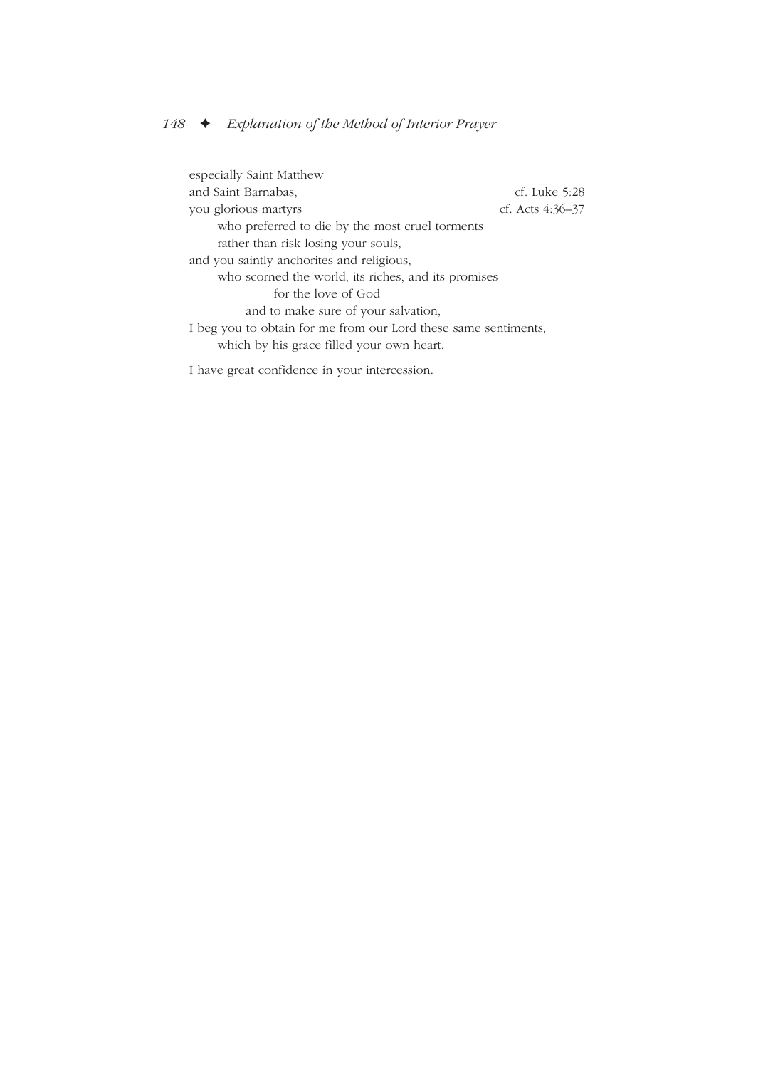especially Saint Matthew  
and Saint Barnabas, cf. Luke 5:28  
you glorious martyrs cf. Acts 4:36–37  
  who preferred to die by the most cruel torments  
  rather than risk losing your souls,  
and you saintly anchorites and religious,  
  who scorned the world, its riches, and its promises  
      for the love of God  
    and to make sure of your salvation,  
I beg you to obtain for me from our Lord these same sentiments,  
  which by his grace filled your own heart.

I have great confidence in your intercession.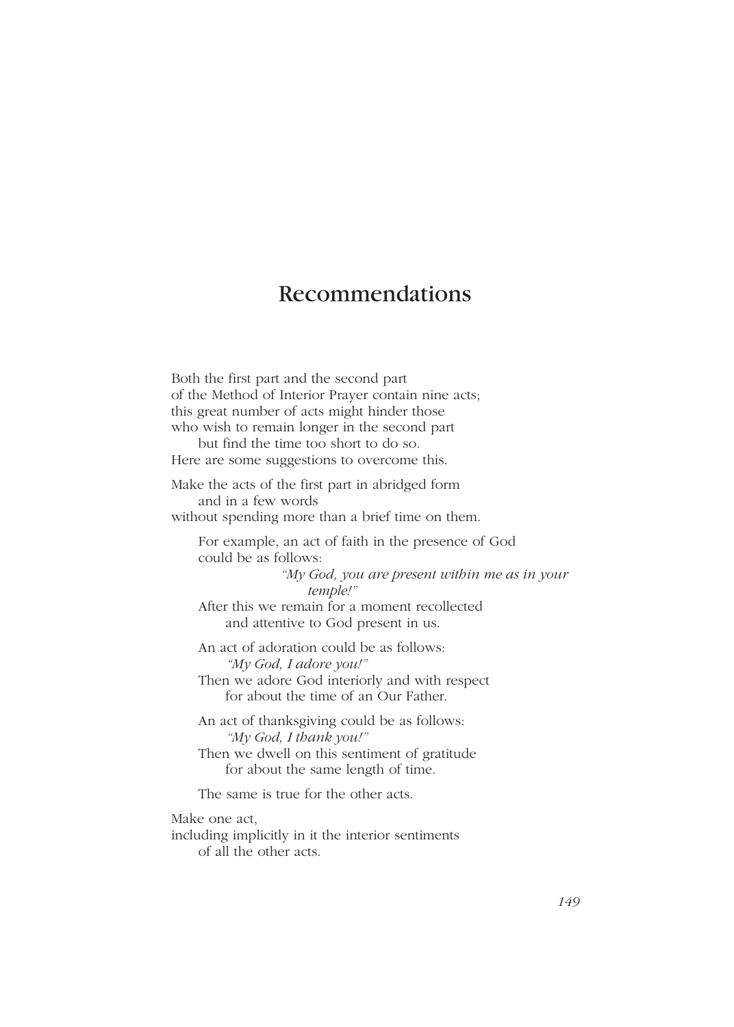# Recommendations

Both the first part and the second part
of the Method of Interior Prayer contain nine acts;
this great number of acts might hinder those
who wish to remain longer in the second part
but find the time too short to do so.
Here are some suggestions to overcome this.

Make the acts of the first part in abridged form
and in a few words
without spending more than a brief time on them.

For example, an act of faith in the presence of God
could be as follows:

*"My God, you are present within me as in your temple!"*

After this we remain for a moment recollected
and attentive to God present in us.

An act of adoration could be as follows:

*"My God, I adore you!"*

Then we adore God interiorly and with respect
for about the time of an Our Father.

An act of thanksgiving could be as follows:

*"My God, I thank you!"*

Then we dwell on this sentiment of gratitude
for about the same length of time.

The same is true for the other acts.

Make one act,
including implicitly in it the interior sentiments
of all the other acts.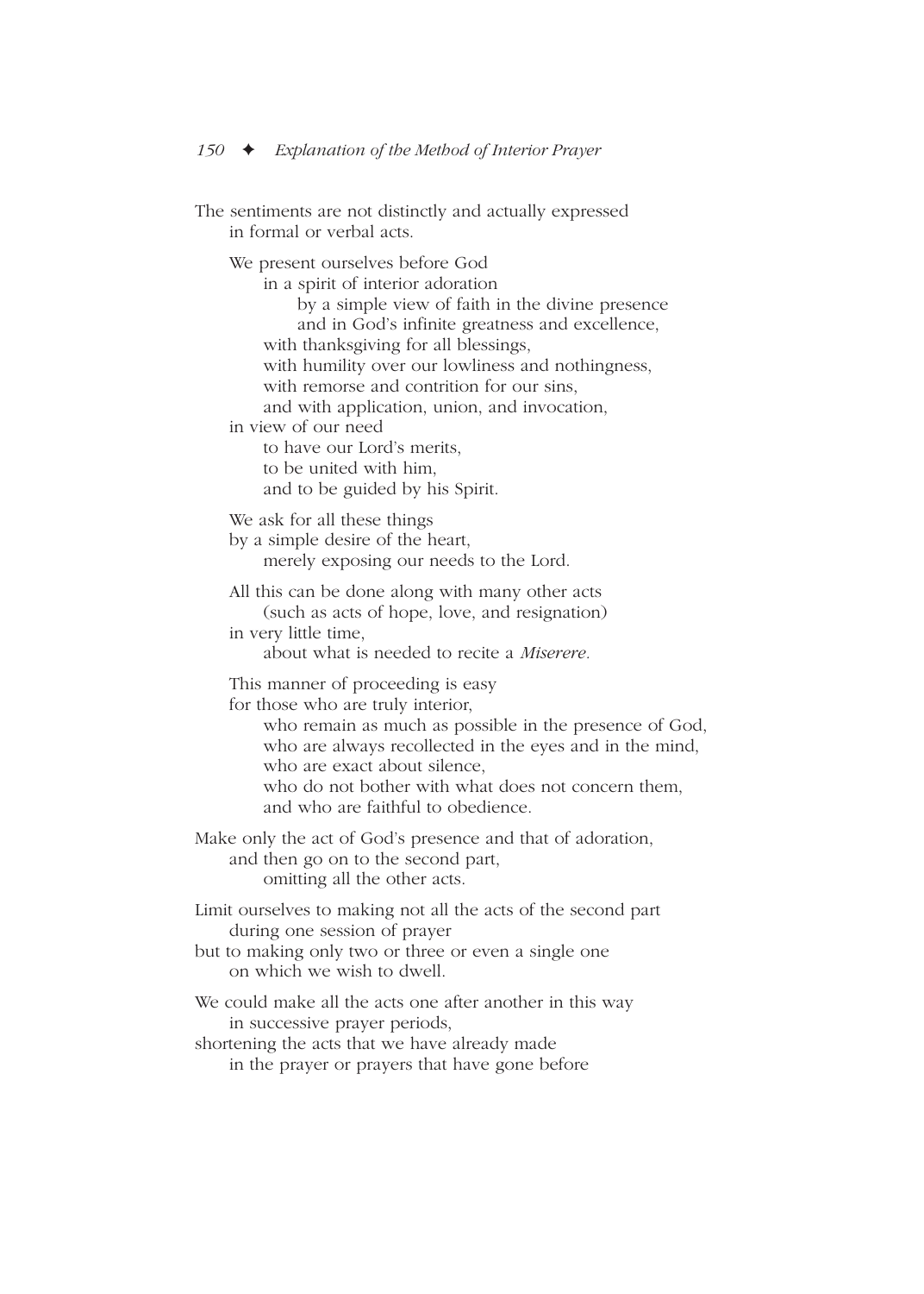The sentiments are not distinctly and actually expressed
in formal or verbal acts.

We present ourselves before God
in a spirit of interior adoration
by a simple view of faith in the divine presence
and in God's infinite greatness and excellence,
with thanksgiving for all blessings,
with humility over our lowliness and nothingness,
with remorse and contrition for our sins,
and with application, union, and invocation,
in view of our need
to have our Lord's merits,
to be united with him,
and to be guided by his Spirit.

We ask for all these things
by a simple desire of the heart,
merely exposing our needs to the Lord.

All this can be done along with many other acts
(such as acts of hope, love, and resignation)
in very little time,
about what is needed to recite a *Miserere*.

This manner of proceeding is easy
for those who are truly interior,
who remain as much as possible in the presence of God,
who are always recollected in the eyes and in the mind,
who are exact about silence,
who do not bother with what does not concern them,
and who are faithful to obedience.

Make only the act of God's presence and that of adoration,
and then go on to the second part,
omitting all the other acts.

Limit ourselves to making not all the acts of the second part
during one session of prayer
but to making only two or three or even a single one
on which we wish to dwell.

We could make all the acts one after another in this way
in successive prayer periods,
shortening the acts that we have already made
in the prayer or prayers that have gone before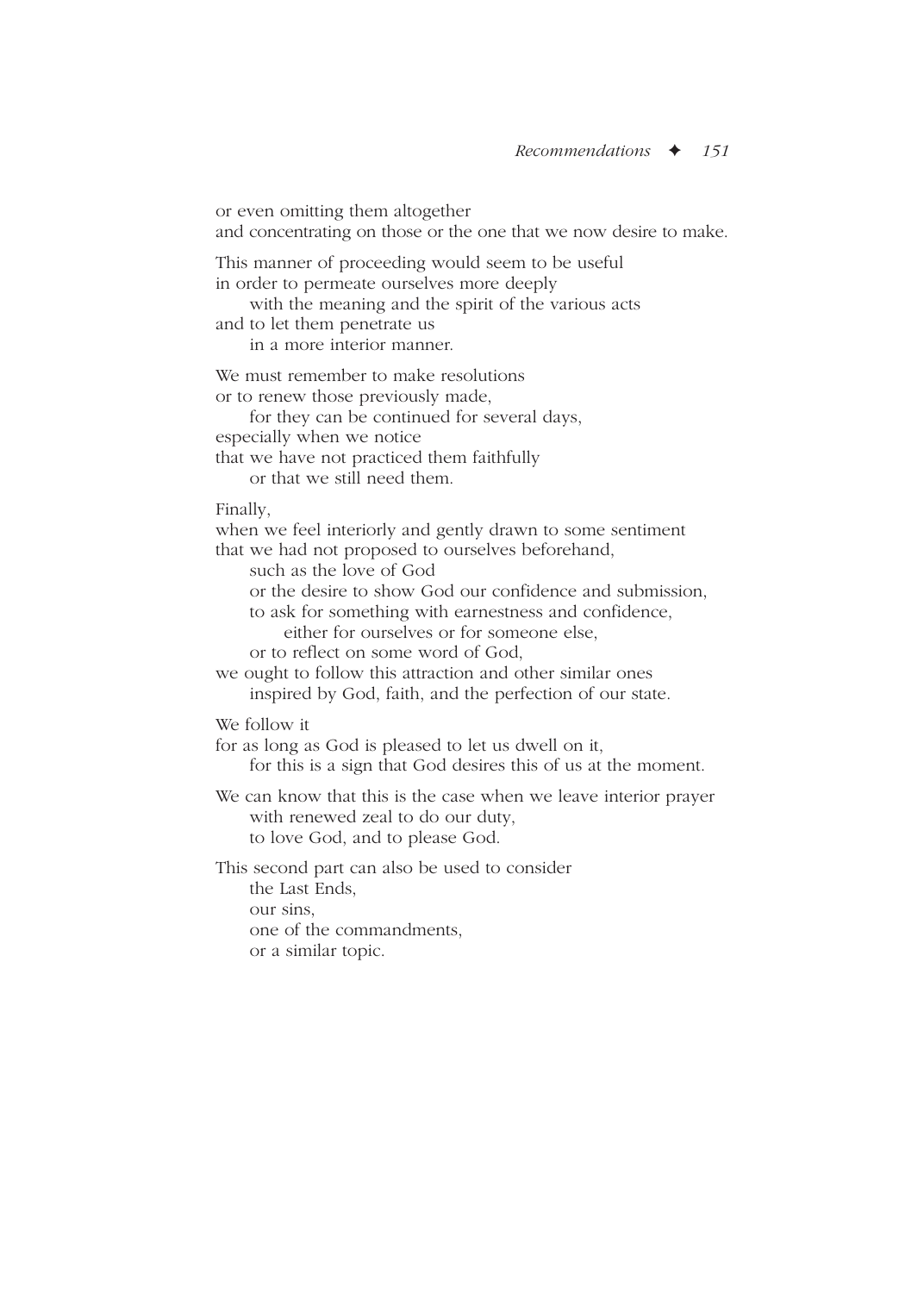or even omitting them altogether
and concentrating on those or the one that we now desire to make.

This manner of proceeding would seem to be useful
in order to permeate ourselves more deeply
  with the meaning and the spirit of the various acts
and to let them penetrate us
  in a more interior manner.

We must remember to make resolutions
or to renew those previously made,
  for they can be continued for several days,
especially when we notice
that we have not practiced them faithfully
  or that we still need them.

Finally,
when we feel interiorly and gently drawn to some sentiment
that we had not proposed to ourselves beforehand,
  such as the love of God
  or the desire to show God our confidence and submission,
  to ask for something with earnestness and confidence,
    either for ourselves or for someone else,
  or to reflect on some word of God,
we ought to follow this attraction and other similar ones
  inspired by God, faith, and the perfection of our state.

We follow it
for as long as God is pleased to let us dwell on it,
  for this is a sign that God desires this of us at the moment.

We can know that this is the case when we leave interior prayer
  with renewed zeal to do our duty,
  to love God, and to please God.

This second part can also be used to consider
  the Last Ends,
  our sins,
  one of the commandments,
  or a similar topic.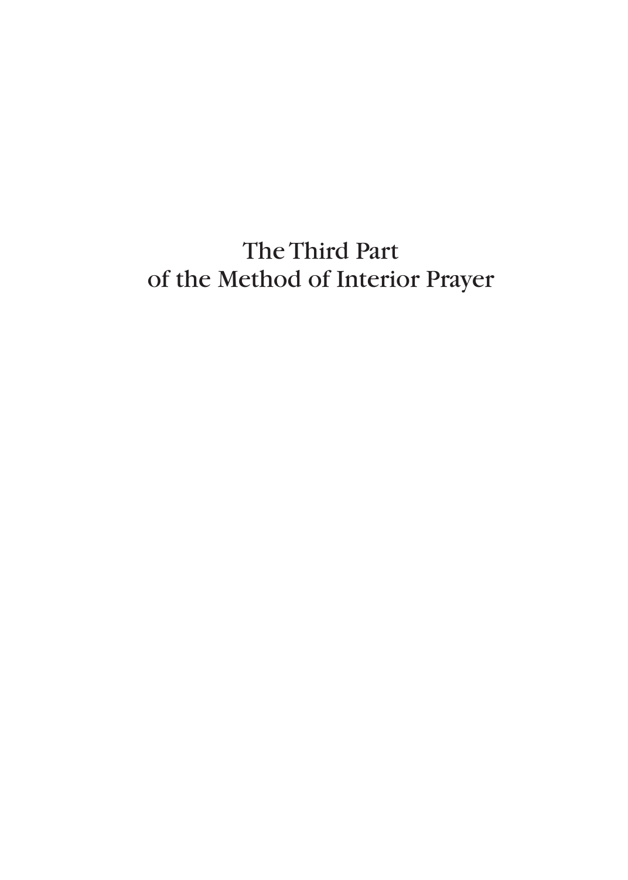# The Third Part of the Method of Interior Prayer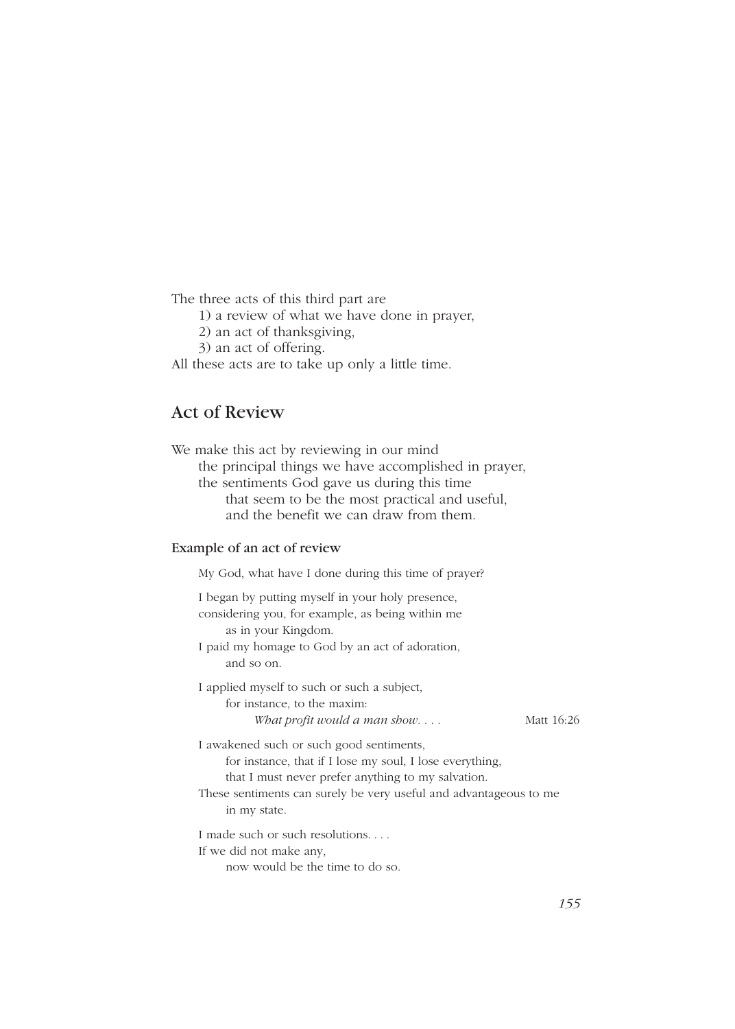The three acts of this third part are

1) a review of what we have done in prayer,
2) an act of thanksgiving,
3) an act of offering.

All these acts are to take up only a little time.

## Act of Review

We make this act by reviewing in our mind
the principal things we have accomplished in prayer,
the sentiments God gave us during this time
that seem to be the most practical and useful,
and the benefit we can draw from them.

### Example of an act of review

My God, what have I done during this time of prayer?

I began by putting myself in your holy presence,
considering you, for example, as being within me
as in your Kingdom.
I paid my homage to God by an act of adoration,
and so on.

I applied myself to such or such a subject,
for instance, to the maxim:
*What profit would a man show. . . .* Matt 16:26

I awakened such or such good sentiments,
for instance, that if I lose my soul, I lose everything,
that I must never prefer anything to my salvation.
These sentiments can surely be very useful and advantageous to me
in my state.

I made such or such resolutions. . . .
If we did not make any,
now would be the time to do so.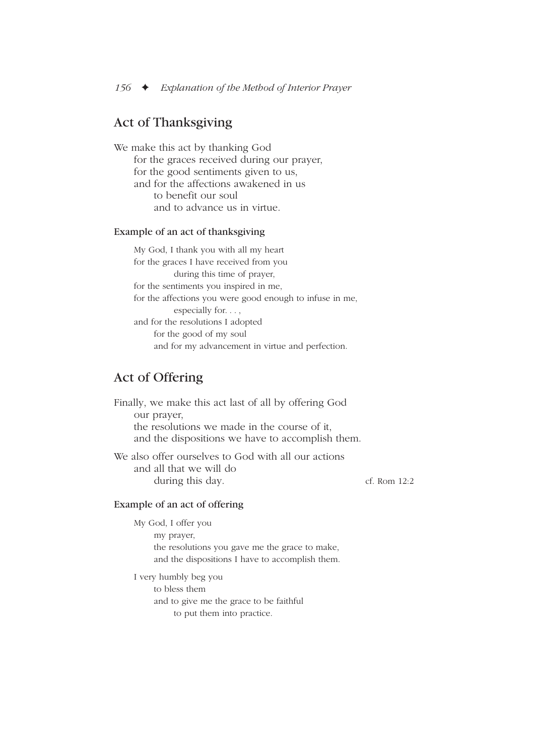## Act of Thanksgiving

We make this act by thanking God
for the graces received during our prayer,
for the good sentiments given to us,
and for the affections awakened in us
to benefit our soul
and to advance us in virtue.

### Example of an act of thanksgiving

My God, I thank you with all my heart
for the graces I have received from you
during this time of prayer,
for the sentiments you inspired in me,
for the affections you were good enough to infuse in me,
especially for. . . ,
and for the resolutions I adopted
for the good of my soul
and for my advancement in virtue and perfection.

## Act of Offering

Finally, we make this act last of all by offering God
our prayer,
the resolutions we made in the course of it,
and the dispositions we have to accomplish them.

We also offer ourselves to God with all our actions
and all that we will do
during this day. cf. Rom 12:2

### Example of an act of offering

My God, I offer you
my prayer,
the resolutions you gave me the grace to make,
and the dispositions I have to accomplish them.

I very humbly beg you
to bless them
and to give me the grace to be faithful
to put them into practice.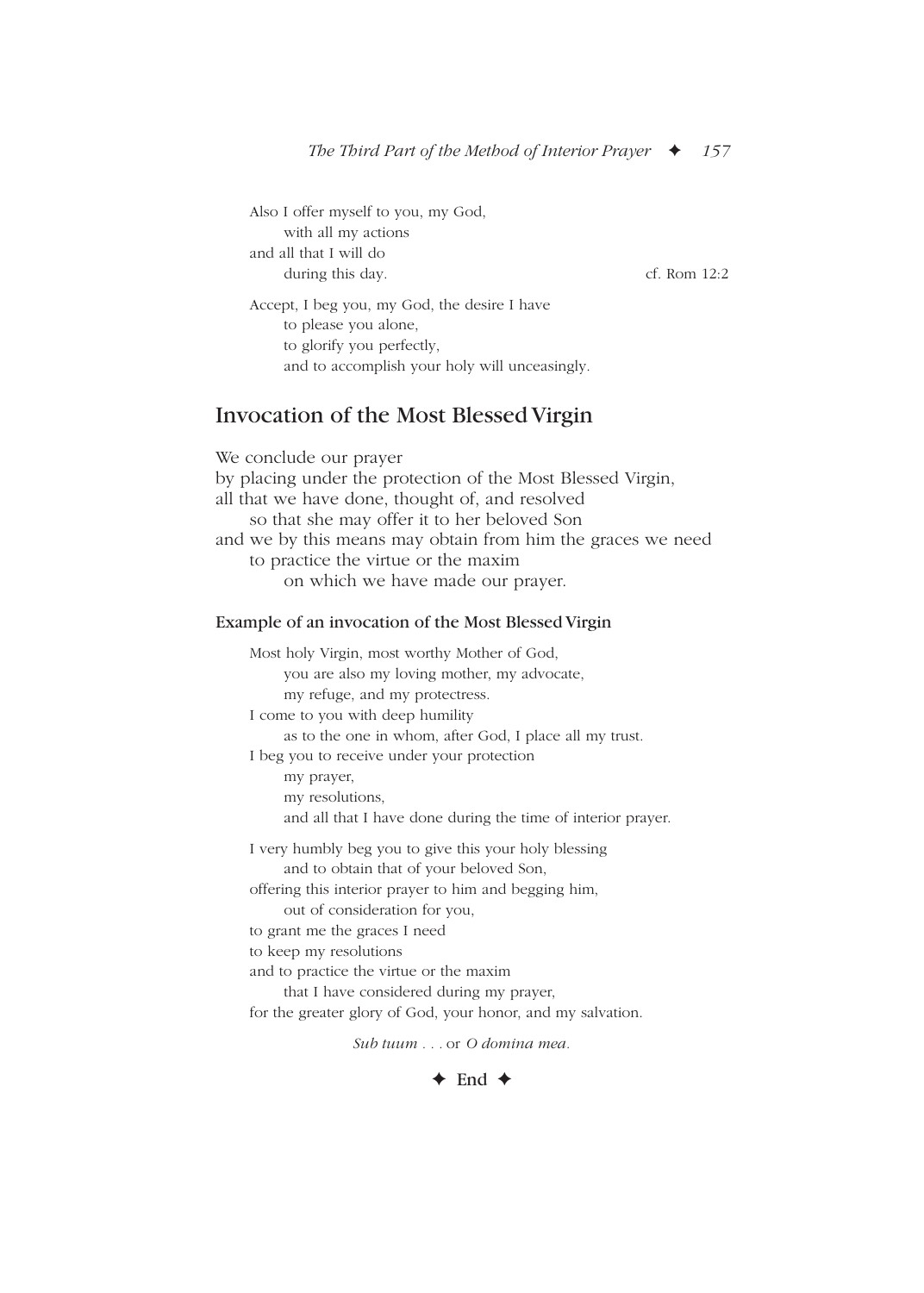Also I offer myself to you, my God,
with all my actions
and all that I will do
during this day. cf. Rom 12:2

Accept, I beg you, my God, the desire I have
to please you alone,
to glorify you perfectly,
and to accomplish your holy will unceasingly.

## Invocation of the Most Blessed Virgin

We conclude our prayer
by placing under the protection of the Most Blessed Virgin,
all that we have done, thought of, and resolved
so that she may offer it to her beloved Son
and we by this means may obtain from him the graces we need
to practice the virtue or the maxim
on which we have made our prayer.

### Example of an invocation of the Most Blessed Virgin

Most holy Virgin, most worthy Mother of God,
you are also my loving mother, my advocate,
my refuge, and my protectress.
I come to you with deep humility
as to the one in whom, after God, I place all my trust.
I beg you to receive under your protection
my prayer,
my resolutions,
and all that I have done during the time of interior prayer.

I very humbly beg you to give this your holy blessing
and to obtain that of your beloved Son,
offering this interior prayer to him and begging him,
out of consideration for you,
to grant me the graces I need
to keep my resolutions
and to practice the virtue or the maxim
that I have considered during my prayer,
for the greater glory of God, your honor, and my salvation.

*Sub tuum . . .* or *O domina mea.*

✦ End ✦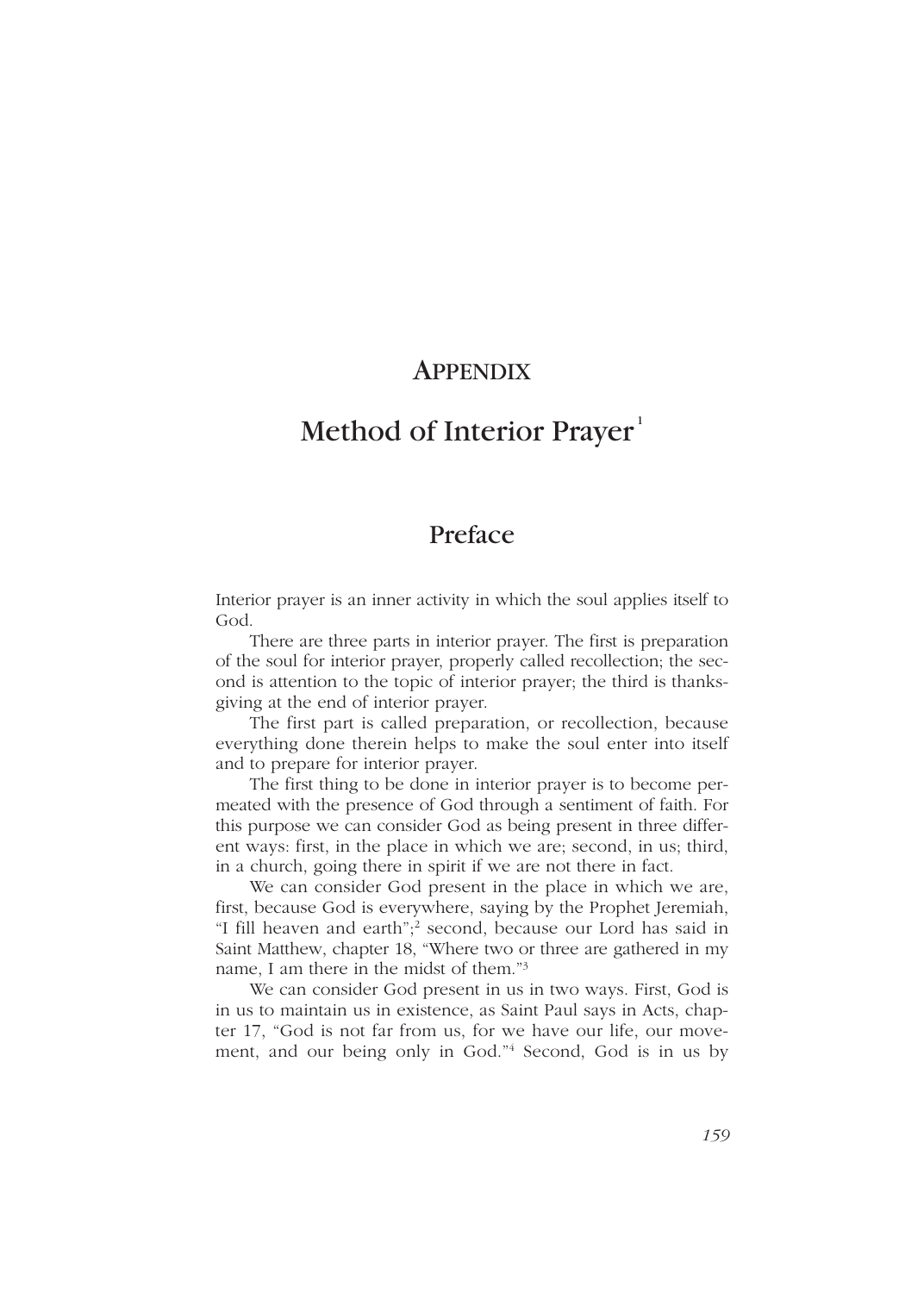# APPENDIX

## Method of Interior Prayer[1]

### Preface

Interior prayer is an inner activity in which the soul applies itself to God.

There are three parts in interior prayer. The first is preparation of the soul for interior prayer, properly called recollection; the second is attention to the topic of interior prayer; the third is thanksgiving at the end of interior prayer.

The first part is called preparation, or recollection, because everything done therein helps to make the soul enter into itself and to prepare for interior prayer.

The first thing to be done in interior prayer is to become permeated with the presence of God through a sentiment of faith. For this purpose we can consider God as being present in three different ways: first, in the place in which we are; second, in us; third, in a church, going there in spirit if we are not there in fact.

We can consider God present in the place in which we are, first, because God is everywhere, saying by the Prophet Jeremiah, "I fill heaven and earth";[2] second, because our Lord has said in Saint Matthew, chapter 18, "Where two or three are gathered in my name, I am there in the midst of them."[3]

We can consider God present in us in two ways. First, God is in us to maintain us in existence, as Saint Paul says in Acts, chapter 17, "God is not far from us, for we have our life, our movement, and our being only in God."[4] Second, God is in us by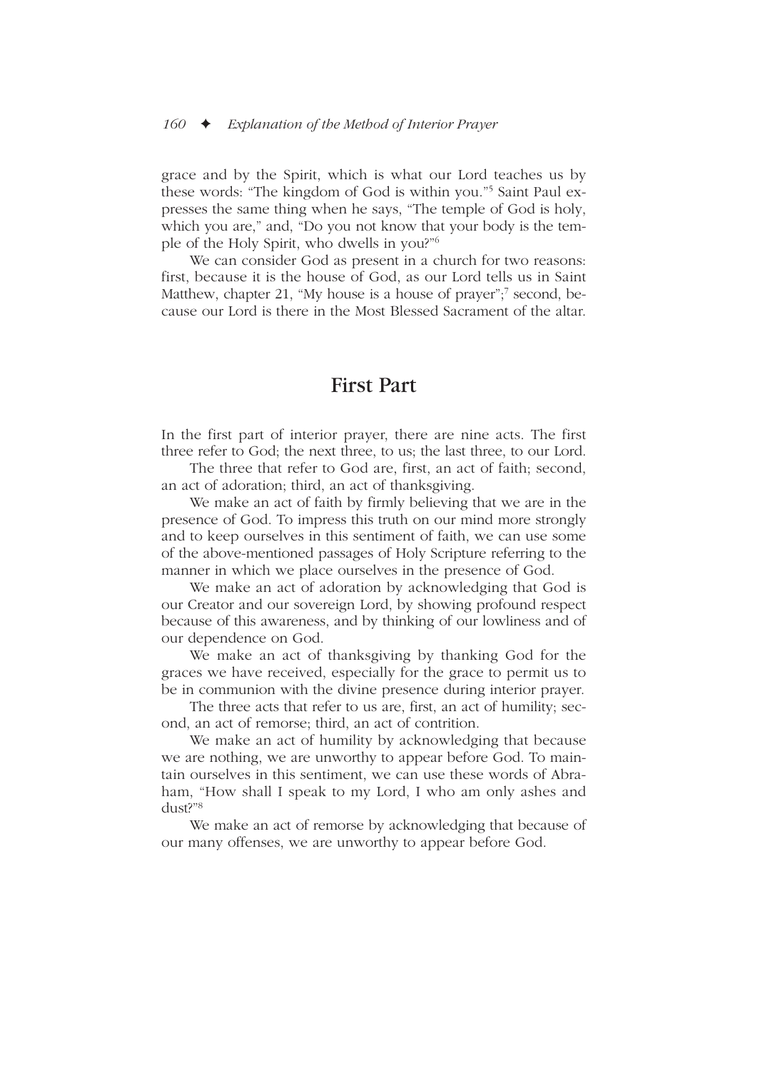grace and by the Spirit, which is what our Lord teaches us by these words: "The kingdom of God is within you."[5] Saint Paul expresses the same thing when he says, "The temple of God is holy, which you are," and, "Do you not know that your body is the temple of the Holy Spirit, who dwells in you?"[6]

We can consider God as present in a church for two reasons: first, because it is the house of God, as our Lord tells us in Saint Matthew, chapter 21, "My house is a house of prayer";[7] second, because our Lord is there in the Most Blessed Sacrament of the altar.

## First Part

In the first part of interior prayer, there are nine acts. The first three refer to God; the next three, to us; the last three, to our Lord.

The three that refer to God are, first, an act of faith; second, an act of adoration; third, an act of thanksgiving.

We make an act of faith by firmly believing that we are in the presence of God. To impress this truth on our mind more strongly and to keep ourselves in this sentiment of faith, we can use some of the above-mentioned passages of Holy Scripture referring to the manner in which we place ourselves in the presence of God.

We make an act of adoration by acknowledging that God is our Creator and our sovereign Lord, by showing profound respect because of this awareness, and by thinking of our lowliness and of our dependence on God.

We make an act of thanksgiving by thanking God for the graces we have received, especially for the grace to permit us to be in communion with the divine presence during interior prayer.

The three acts that refer to us are, first, an act of humility; second, an act of remorse; third, an act of contrition.

We make an act of humility by acknowledging that because we are nothing, we are unworthy to appear before God. To maintain ourselves in this sentiment, we can use these words of Abraham, "How shall I speak to my Lord, I who am only ashes and dust?"[8]

We make an act of remorse by acknowledging that because of our many offenses, we are unworthy to appear before God.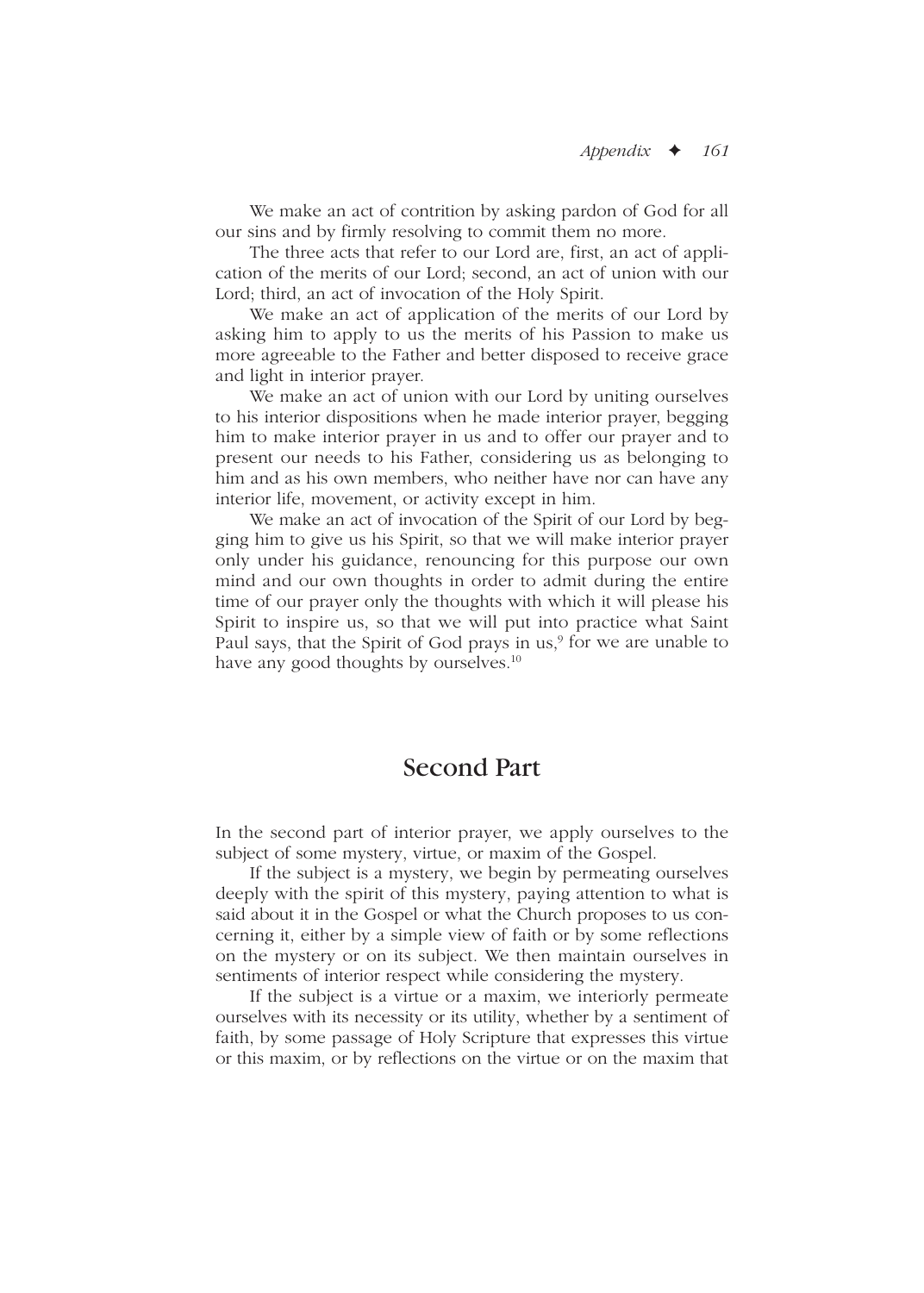We make an act of contrition by asking pardon of God for all our sins and by firmly resolving to commit them no more.

The three acts that refer to our Lord are, first, an act of application of the merits of our Lord; second, an act of union with our Lord; third, an act of invocation of the Holy Spirit.

We make an act of application of the merits of our Lord by asking him to apply to us the merits of his Passion to make us more agreeable to the Father and better disposed to receive grace and light in interior prayer.

We make an act of union with our Lord by uniting ourselves to his interior dispositions when he made interior prayer, begging him to make interior prayer in us and to offer our prayer and to present our needs to his Father, considering us as belonging to him and as his own members, who neither have nor can have any interior life, movement, or activity except in him.

We make an act of invocation of the Spirit of our Lord by begging him to give us his Spirit, so that we will make interior prayer only under his guidance, renouncing for this purpose our own mind and our own thoughts in order to admit during the entire time of our prayer only the thoughts with which it will please his Spirit to inspire us, so that we will put into practice what Saint Paul says, that the Spirit of God prays in us,[9] for we are unable to have any good thoughts by ourselves.[10]

## Second Part

In the second part of interior prayer, we apply ourselves to the subject of some mystery, virtue, or maxim of the Gospel.

If the subject is a mystery, we begin by permeating ourselves deeply with the spirit of this mystery, paying attention to what is said about it in the Gospel or what the Church proposes to us concerning it, either by a simple view of faith or by some reflections on the mystery or on its subject. We then maintain ourselves in sentiments of interior respect while considering the mystery.

If the subject is a virtue or a maxim, we interiorly permeate ourselves with its necessity or its utility, whether by a sentiment of faith, by some passage of Holy Scripture that expresses this virtue or this maxim, or by reflections on the virtue or on the maxim that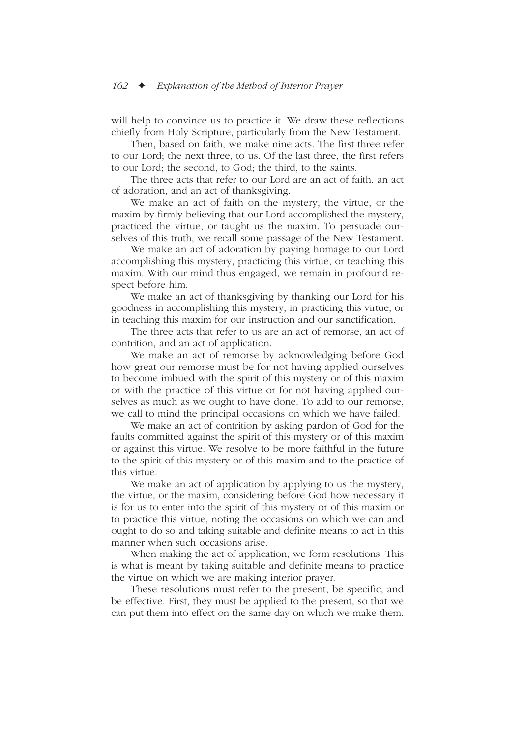will help to convince us to practice it. We draw these reflections chiefly from Holy Scripture, particularly from the New Testament.

Then, based on faith, we make nine acts. The first three refer to our Lord; the next three, to us. Of the last three, the first refers to our Lord; the second, to God; the third, to the saints.

The three acts that refer to our Lord are an act of faith, an act of adoration, and an act of thanksgiving.

We make an act of faith on the mystery, the virtue, or the maxim by firmly believing that our Lord accomplished the mystery, practiced the virtue, or taught us the maxim. To persuade ourselves of this truth, we recall some passage of the New Testament.

We make an act of adoration by paying homage to our Lord accomplishing this mystery, practicing this virtue, or teaching this maxim. With our mind thus engaged, we remain in profound respect before him.

We make an act of thanksgiving by thanking our Lord for his goodness in accomplishing this mystery, in practicing this virtue, or in teaching this maxim for our instruction and our sanctification.

The three acts that refer to us are an act of remorse, an act of contrition, and an act of application.

We make an act of remorse by acknowledging before God how great our remorse must be for not having applied ourselves to become imbued with the spirit of this mystery or of this maxim or with the practice of this virtue or for not having applied ourselves as much as we ought to have done. To add to our remorse, we call to mind the principal occasions on which we have failed.

We make an act of contrition by asking pardon of God for the faults committed against the spirit of this mystery or of this maxim or against this virtue. We resolve to be more faithful in the future to the spirit of this mystery or of this maxim and to the practice of this virtue.

We make an act of application by applying to us the mystery, the virtue, or the maxim, considering before God how necessary it is for us to enter into the spirit of this mystery or of this maxim or to practice this virtue, noting the occasions on which we can and ought to do so and taking suitable and definite means to act in this manner when such occasions arise.

When making the act of application, we form resolutions. This is what is meant by taking suitable and definite means to practice the virtue on which we are making interior prayer.

These resolutions must refer to the present, be specific, and be effective. First, they must be applied to the present, so that we can put them into effect on the same day on which we make them.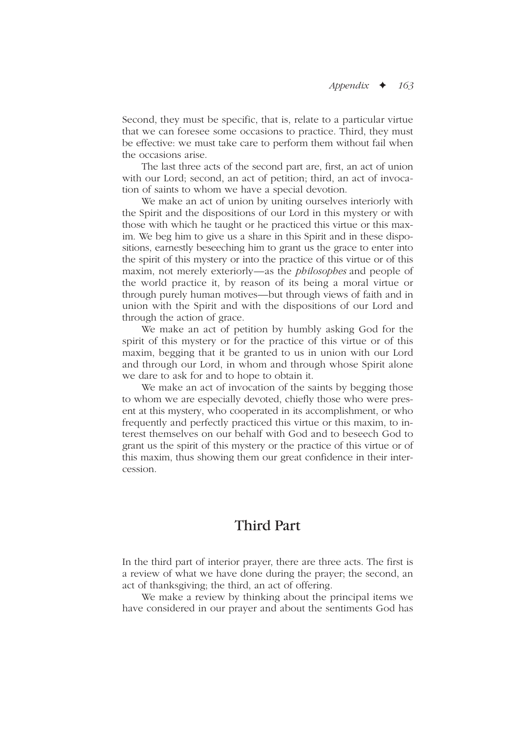Second, they must be specific, that is, relate to a particular virtue that we can foresee some occasions to practice. Third, they must be effective: we must take care to perform them without fail when the occasions arise.

The last three acts of the second part are, first, an act of union with our Lord; second, an act of petition; third, an act of invocation of saints to whom we have a special devotion.

We make an act of union by uniting ourselves interiorly with the Spirit and the dispositions of our Lord in this mystery or with those with which he taught or he practiced this virtue or this maxim. We beg him to give us a share in this Spirit and in these dispositions, earnestly beseeching him to grant us the grace to enter into the spirit of this mystery or into the practice of this virtue or of this maxim, not merely exteriorly—as the *philosophes* and people of the world practice it, by reason of its being a moral virtue or through purely human motives—but through views of faith and in union with the Spirit and with the dispositions of our Lord and through the action of grace.

We make an act of petition by humbly asking God for the spirit of this mystery or for the practice of this virtue or of this maxim, begging that it be granted to us in union with our Lord and through our Lord, in whom and through whose Spirit alone we dare to ask for and to hope to obtain it.

We make an act of invocation of the saints by begging those to whom we are especially devoted, chiefly those who were present at this mystery, who cooperated in its accomplishment, or who frequently and perfectly practiced this virtue or this maxim, to interest themselves on our behalf with God and to beseech God to grant us the spirit of this mystery or the practice of this virtue or of this maxim, thus showing them our great confidence in their intercession.

## Third Part

In the third part of interior prayer, there are three acts. The first is a review of what we have done during the prayer; the second, an act of thanksgiving; the third, an act of offering.

We make a review by thinking about the principal items we have considered in our prayer and about the sentiments God has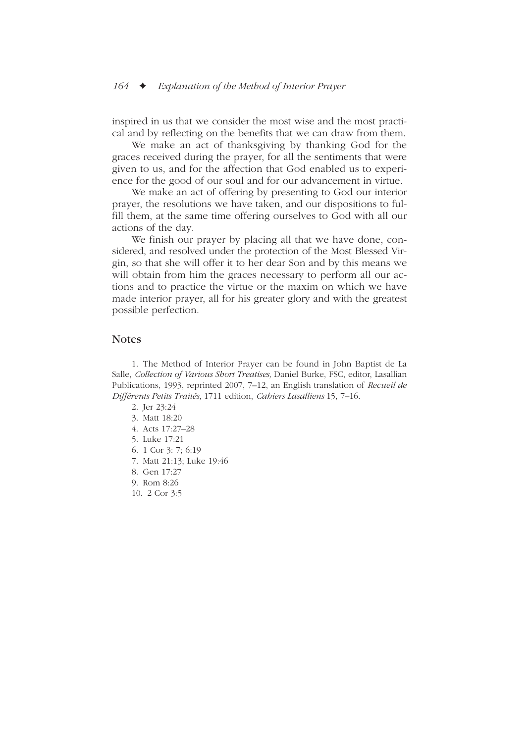inspired in us that we consider the most wise and the most practical and by reflecting on the benefits that we can draw from them.

We make an act of thanksgiving by thanking God for the graces received during the prayer, for all the sentiments that were given to us, and for the affection that God enabled us to experience for the good of our soul and for our advancement in virtue.

We make an act of offering by presenting to God our interior prayer, the resolutions we have taken, and our dispositions to fulfill them, at the same time offering ourselves to God with all our actions of the day.

We finish our prayer by placing all that we have done, considered, and resolved under the protection of the Most Blessed Virgin, so that she will offer it to her dear Son and by this means we will obtain from him the graces necessary to perform all our actions and to practice the virtue or the maxim on which we have made interior prayer, all for his greater glory and with the greatest possible perfection.

## Notes

1. The Method of Interior Prayer can be found in John Baptist de La Salle, *Collection of Various Short Treatises,* Daniel Burke, FSC, editor, Lasallian Publications, 1993, reprinted 2007, 7–12, an English translation of *Recueil de Différents Petits Traités,* 1711 edition, *Cahiers Lasalliens* 15, 7–16.
2. Jer 23:24
3. Matt 18:20
4. Acts 17:27–28
5. Luke 17:21
6. 1 Cor 3: 7; 6:19
7. Matt 21:13; Luke 19:46
8. Gen 17:27
9. Rom 8:26
10. 2 Cor 3:5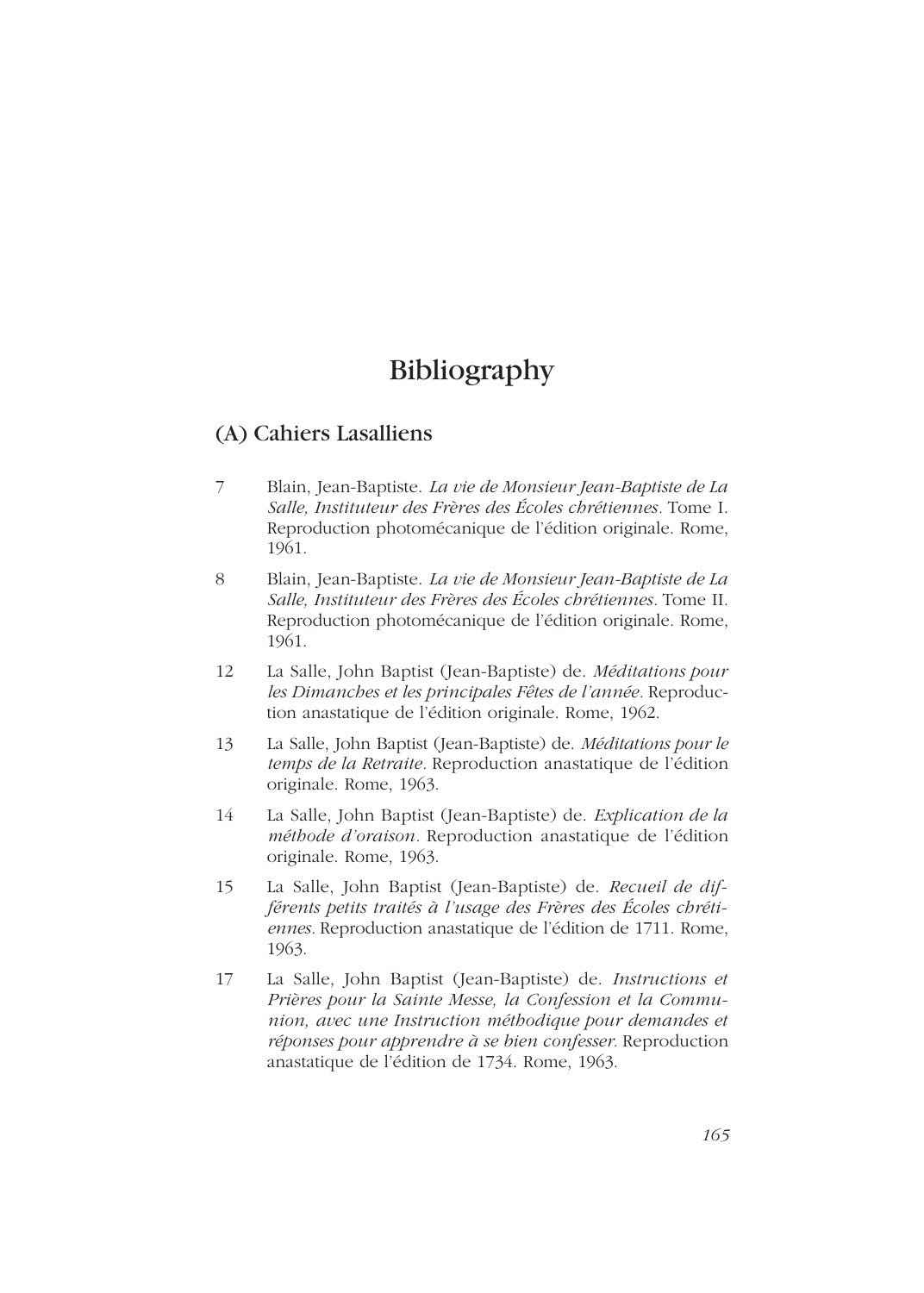# Bibliography

## (A) Cahiers Lasalliens

7 Blain, Jean-Baptiste. *La vie de Monsieur Jean-Baptiste de La Salle, Instituteur des Frères des Écoles chrétiennes.* Tome I. Reproduction photomécanique de l'édition originale. Rome, 1961.

8 Blain, Jean-Baptiste. *La vie de Monsieur Jean-Baptiste de La Salle, Instituteur des Frères des Écoles chrétiennes*. Tome II. Reproduction photomécanique de l'édition originale. Rome, 1961.

12 La Salle, John Baptist (Jean-Baptiste) de. *Méditations pour les Dimanches et les principales Fêtes de l'année.* Reproduction anastatique de l'édition originale. Rome, 1962.

13 La Salle, John Baptist (Jean-Baptiste) de. *Méditations pour le temps de la Retraite.* Reproduction anastatique de l'édition originale. Rome, 1963.

14 La Salle, John Baptist (Jean-Baptiste) de. *Explication de la méthode d'oraison*. Reproduction anastatique de l'édition originale. Rome, 1963.

15 La Salle, John Baptist (Jean-Baptiste) de. *Recueil de différents petits traités à l'usage des Frères des Écoles chrétiennes.* Reproduction anastatique de l'édition de 1711. Rome, 1963.

17 La Salle, John Baptist (Jean-Baptiste) de. *Instructions et Prières pour la Sainte Messe, la Confession et la Communion, avec une Instruction méthodique pour demandes et réponses pour apprendre à se bien confesser.* Reproduction anastatique de l'édition de 1734. Rome, 1963.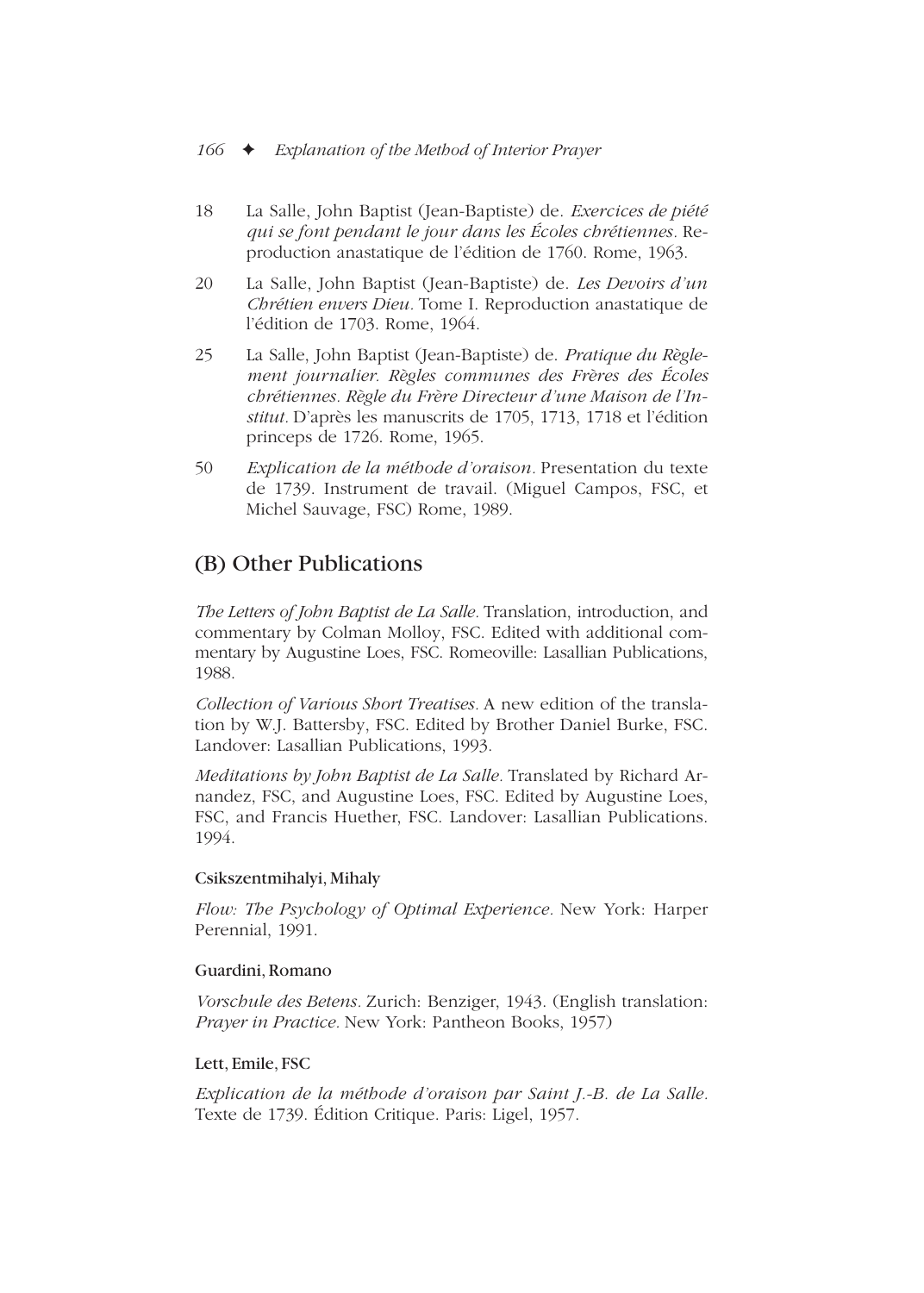18 La Salle, John Baptist (Jean-Baptiste) de. *Exercices de piété qui se font pendant le jour dans les Écoles chrétiennes*. Reproduction anastatique de l'édition de 1760. Rome, 1963.

20 La Salle, John Baptist (Jean-Baptiste) de. *Les Devoirs d'un Chrétien envers Dieu*. Tome I. Reproduction anastatique de l'édition de 1703. Rome, 1964.

25 La Salle, John Baptist (Jean-Baptiste) de. *Pratique du Règlement journalier. Règles communes des Frères des Écoles chrétiennes. Règle du Frère Directeur d'une Maison de l'Institut*. D'après les manuscrits de 1705, 1713, 1718 et l'édition princeps de 1726. Rome, 1965.

50 *Explication de la méthode d'oraison*. Presentation du texte de 1739. Instrument de travail. (Miguel Campos, FSC, et Michel Sauvage, FSC) Rome, 1989.

## (B) Other Publications

*The Letters of John Baptist de La Salle*. Translation, introduction, and commentary by Colman Molloy, FSC. Edited with additional commentary by Augustine Loes, FSC. Romeoville: Lasallian Publications, 1988.

*Collection of Various Short Treatises*. A new edition of the translation by W.J. Battersby, FSC. Edited by Brother Daniel Burke, FSC. Landover: Lasallian Publications, 1993.

*Meditations by John Baptist de La Salle*. Translated by Richard Arnandez, FSC, and Augustine Loes, FSC. Edited by Augustine Loes, FSC, and Francis Huether, FSC. Landover: Lasallian Publications. 1994.

#### Csikszentmihalyi, Mihaly

*Flow: The Psychology of Optimal Experience*. New York: Harper Perennial, 1991.

#### Guardini, Romano

*Vorschule des Betens*. Zurich: Benziger, 1943. (English translation: *Prayer in Practice*. New York: Pantheon Books, 1957)

#### Lett, Emile, FSC

*Explication de la méthode d'oraison par Saint J.-B. de La Salle*. Texte de 1739. Édition Critique. Paris: Ligel, 1957.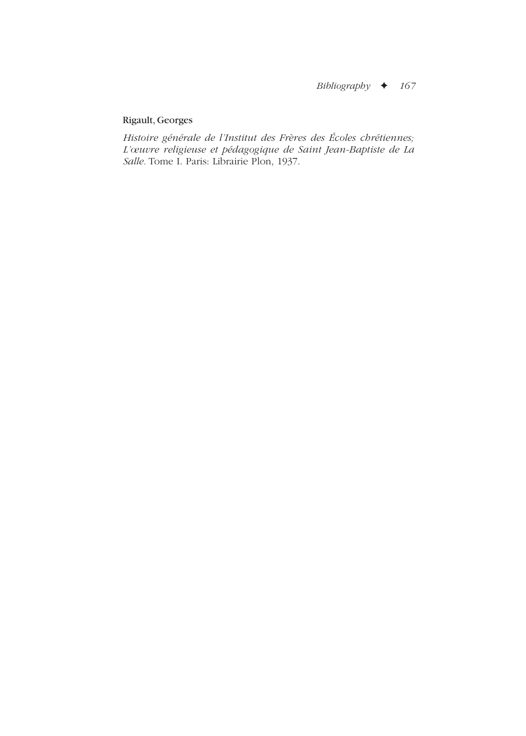Rigault, Georges

*Histoire générale de l'Institut des Frères des Écoles chrétiennes; L'œuvre religieuse et pédagogique de Saint Jean-Baptiste de La Salle.* Tome I. Paris: Librairie Plon, 1937.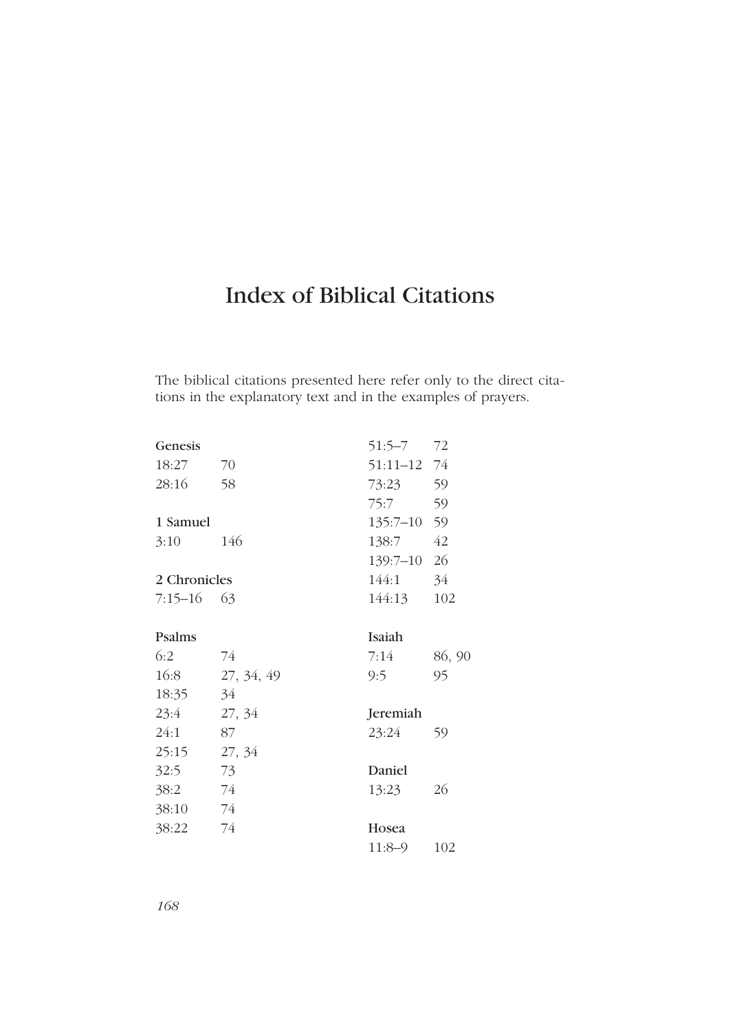# Index of Biblical Citations

The biblical citations presented here refer only to the direct citations in the explanatory text and in the examples of prayers.

**Genesis**

18:27 70
28:16 58

**1 Samuel**

3:10 146

**2 Chronicles**

7:15–16 63

**Psalms**

6:2 74
16:8 27, 34, 49
18:35 34
23:4 27, 34
24:1 87
25:15 27, 34
32:5 73
38:2 74
38:10 74
38:22 74
51:5–7 72
51:11–12 74
73:23 59
75:7 59
135:7–10 59
138:7 42
139:7–10 26
144:1 34
144:13 102

**Isaiah**

7:14 86, 90
9:5 95

**Jeremiah**

23:24 59

**Daniel**

13:23 26

**Hosea**

11:8–9 102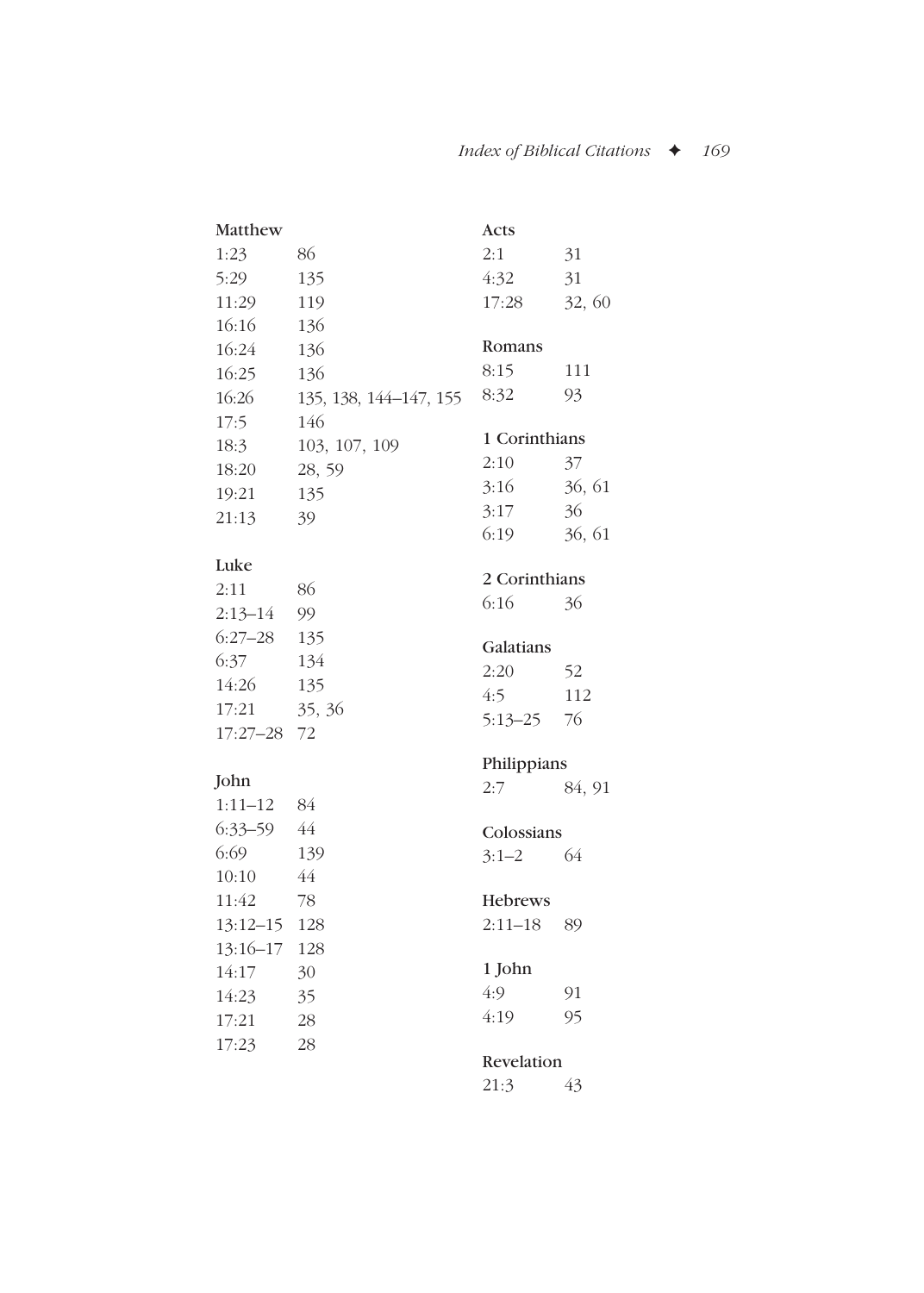**Matthew**

| | |
|---|---|
| 1:23 | 86 |
| 5:29 | 135 |
| 11:29 | 119 |
| 16:16 | 136 |
| 16:24 | 136 |
| 16:25 | 136 |
| 16:26 | 135, 138, 144–147, 155 |
| 17:5 | 146 |
| 18:3 | 103, 107, 109 |
| 18:20 | 28, 59 |
| 19:21 | 135 |
| 21:13 | 39 |

**Luke**

| | |
|---|---|
| 2:11 | 86 |
| 2:13–14 | 99 |
| 6:27–28 | 135 |
| 6:37 | 134 |
| 14:26 | 135 |
| 17:21 | 35, 36 |
| 17:27–28 | 72 |

**John**

| | |
|---|---|
| 1:11–12 | 84 |
| 6:33–59 | 44 |
| 6:69 | 139 |
| 10:10 | 44 |
| 11:42 | 78 |
| 13:12–15 | 128 |
| 13:16–17 | 128 |
| 14:17 | 30 |
| 14:23 | 35 |
| 17:21 | 28 |
| 17:23 | 28 |

**Acts**

| | |
|---|---|
| 2:1 | 31 |
| 4:32 | 31 |
| 17:28 | 32, 60 |

**Romans**

| | |
|---|---|
| 8:15 | 111 |
| 8:32 | 93 |

**1 Corinthians**

| | |
|---|---|
| 2:10 | 37 |
| 3:16 | 36, 61 |
| 3:17 | 36 |
| 6:19 | 36, 61 |

**2 Corinthians**

| | |
|---|---|
| 6:16 | 36 |

**Galatians**

| | |
|---|---|
| 2:20 | 52 |
| 4:5 | 112 |
| 5:13–25 | 76 |

**Philippians**

| | |
|---|---|
| 2:7 | 84, 91 |

**Colossians**

| | |
|---|---|
| 3:1–2 | 64 |

**Hebrews**

| | |
|---|---|
| 2:11–18 | 89 |

**1 John**

| | |
|---|---|
| 4:9 | 91 |
| 4:19 | 95 |

**Revelation**

| | |
|---|---|
| 21:3 | 43 |